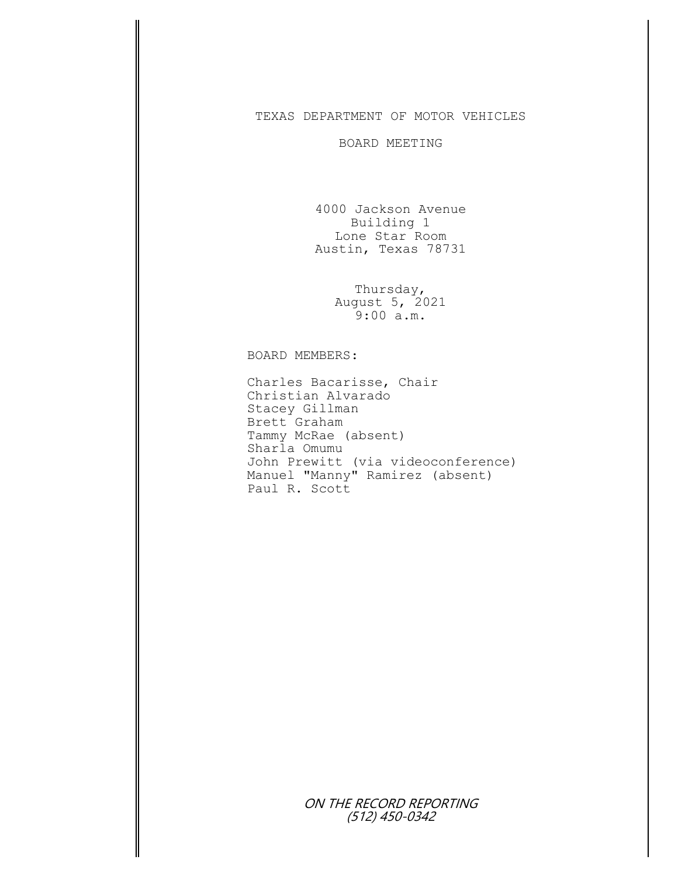# TEXAS DEPARTMENT OF MOTOR VEHICLES

## BOARD MEETING

4000 Jackson Avenue
Building 1
Lone Star Room
Austin, Texas 78731

Thursday,
August 5, 2021
9:00 a.m.

BOARD MEMBERS:

Charles Bacarisse, Chair
Christian Alvarado
Stacey Gillman
Brett Graham
Tammy McRae (absent)
Sharla Omumu
John Prewitt (via videoconference)
Manuel "Manny" Ramirez (absent)
Paul R. Scott

*ON THE RECORD REPORTING*
*(512) 450-0342*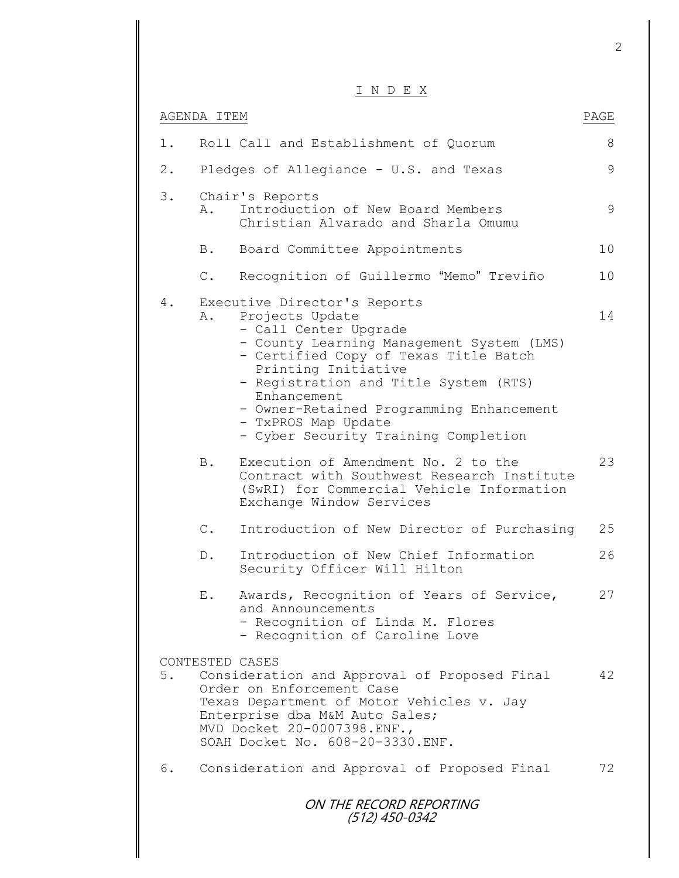I N D E X

| AGENDA ITEM | PAGE |
| --- | --- |
| 1. Roll Call and Establishment of Quorum | 8 |
| 2. Pledges of Allegiance - U.S. and Texas | 9 |
| 3. Chair's Reports | |
| A. Introduction of New Board Members Christian Alvarado and Sharla Omumu | 9 |
| B. Board Committee Appointments | 10 |
| C. Recognition of Guillermo “Memo” Treviño | 10 |
| 4. Executive Director's Reports | |
| A. Projects Update<br>- Call Center Upgrade<br>- County Learning Management System (LMS)<br>- Certified Copy of Texas Title Batch Printing Initiative<br>- Registration and Title System (RTS) Enhancement<br>- Owner-Retained Programming Enhancement<br>- TxPROS Map Update<br>- Cyber Security Training Completion | 14 |
| B. Execution of Amendment No. 2 to the Contract with Southwest Research Institute (SwRI) for Commercial Vehicle Information Exchange Window Services | 23 |
| C. Introduction of New Director of Purchasing | 25 |
| D. Introduction of New Chief Information Security Officer Will Hilton | 26 |
| E. Awards, Recognition of Years of Service, and Announcements<br>- Recognition of Linda M. Flores<br>- Recognition of Caroline Love | 27 |
| CONTESTED CASES | |
| 5. Consideration and Approval of Proposed Final Order on Enforcement Case<br>Texas Department of Motor Vehicles v. Jay Enterprise dba M&M Auto Sales;<br>MVD Docket 20-0007398.ENF.,<br>SOAH Docket No. 608-20-3330.ENF. | 42 |
| 6. Consideration and Approval of Proposed Final | 72 |

ON THE RECORD REPORTING
(512) 450-0342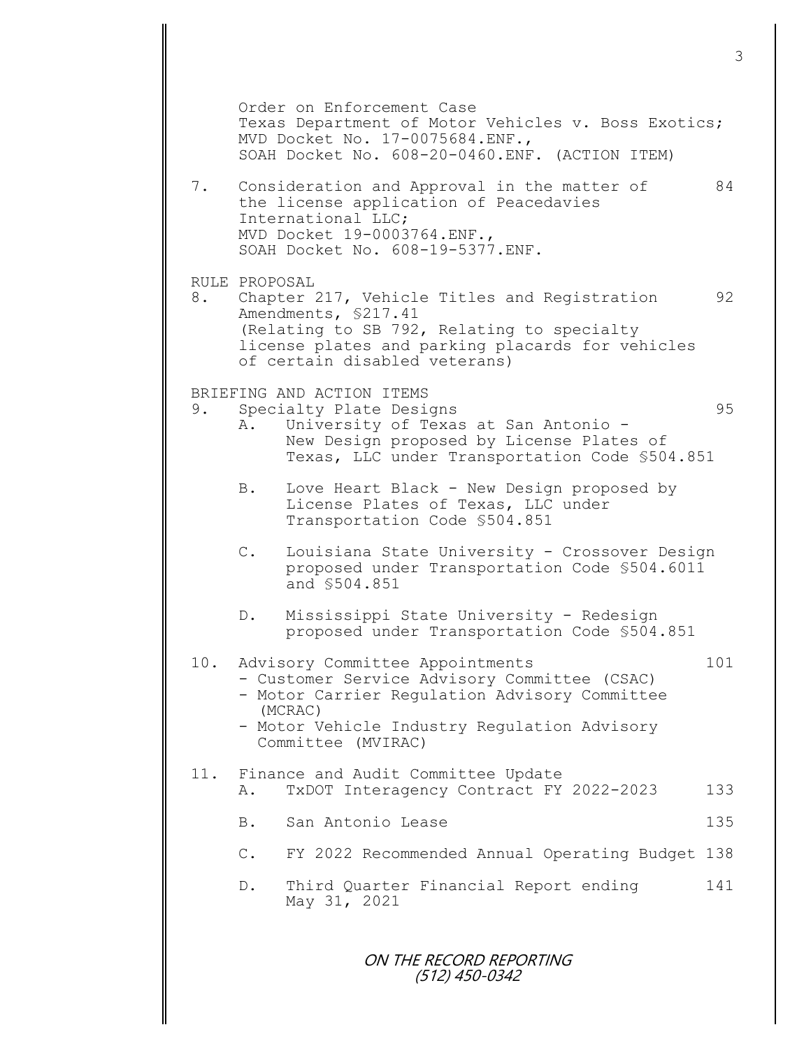Order on Enforcement Case
Texas Department of Motor Vehicles v. Boss Exotics;
MVD Docket No. 17-0075684.ENF.,
SOAH Docket No. 608-20-0460.ENF. (ACTION ITEM)

7. Consideration and Approval in the matter of the license application of Peacedavies International LLC; MVD Docket 19-0003764.ENF., SOAH Docket No. 608-19-5377.ENF. — 84

RULE PROPOSAL

8. Chapter 217, Vehicle Titles and Registration Amendments, §217.41 (Relating to SB 792, Relating to specialty license plates and parking placards for vehicles of certain disabled veterans) — 92

BRIEFING AND ACTION ITEMS

9. Specialty Plate Designs — 95
   - A. University of Texas at San Antonio - New Design proposed by License Plates of Texas, LLC under Transportation Code §504.851
   - B. Love Heart Black - New Design proposed by License Plates of Texas, LLC under Transportation Code §504.851
   - C. Louisiana State University - Crossover Design proposed under Transportation Code §504.6011 and §504.851
   - D. Mississippi State University - Redesign proposed under Transportation Code §504.851

10. Advisory Committee Appointments — 101
    - Customer Service Advisory Committee (CSAC)
    - Motor Carrier Regulation Advisory Committee (MCRAC)
    - Motor Vehicle Industry Regulation Advisory Committee (MVIRAC)

11. Finance and Audit Committee Update
    - A. TxDOT Interagency Contract FY 2022-2023 — 133
    - B. San Antonio Lease — 135
    - C. FY 2022 Recommended Annual Operating Budget — 138
    - D. Third Quarter Financial Report ending May 31, 2021 — 141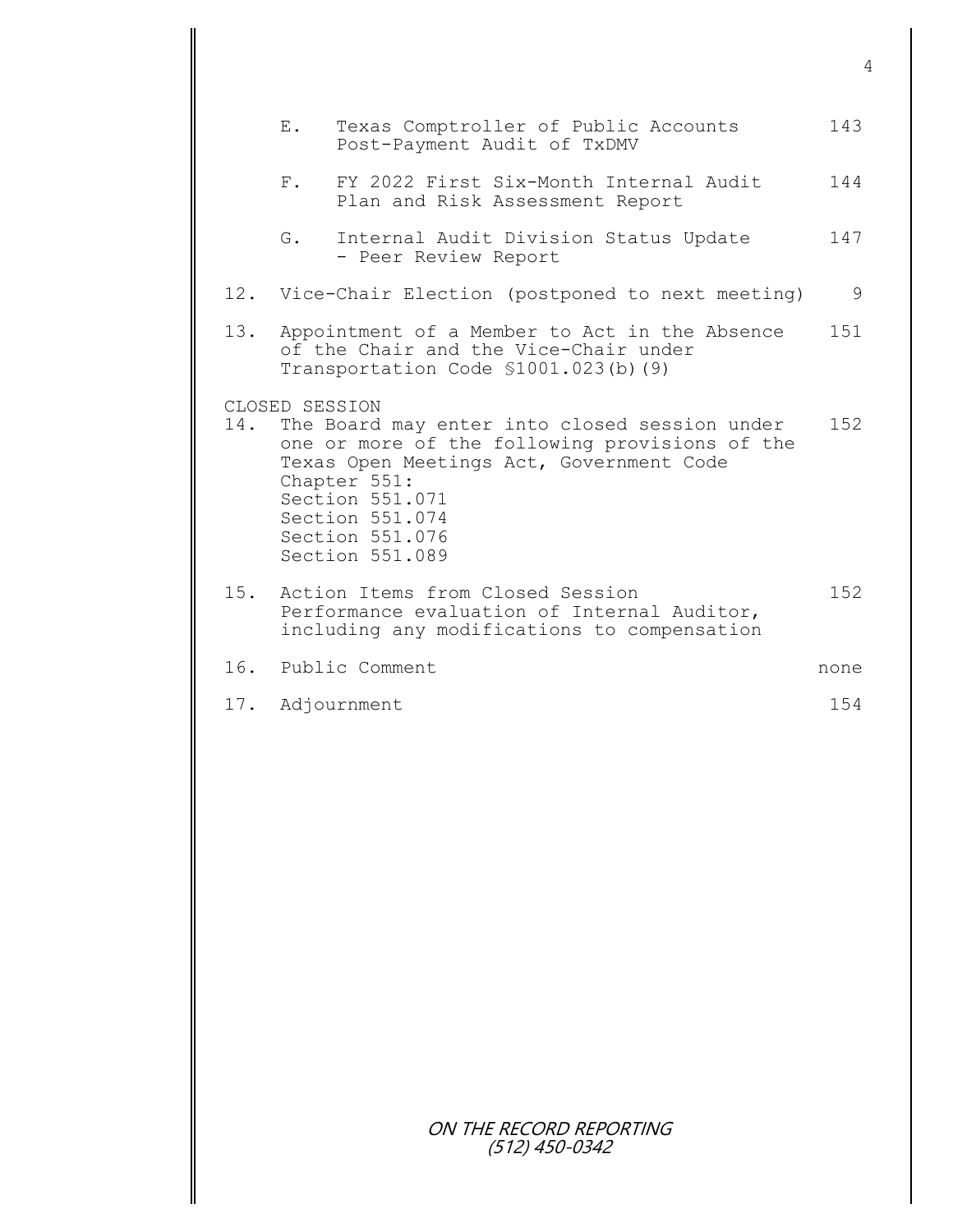| | | |
|---|---|---|
| E. | Texas Comptroller of Public Accounts Post-Payment Audit of TxDMV | 143 |
| F. | FY 2022 First Six-Month Internal Audit Plan and Risk Assessment Report | 144 |
| G. | Internal Audit Division Status Update - Peer Review Report | 147 |
| 12. | Vice-Chair Election (postponed to next meeting) | 9 |
| 13. | Appointment of a Member to Act in the Absence of the Chair and the Vice-Chair under Transportation Code §1001.023(b)(9) | 151 |

CLOSED SESSION

| | | |
|---|---|---|
| 14. | The Board may enter into closed session under one or more of the following provisions of the Texas Open Meetings Act, Government Code Chapter 551: Section 551.071 Section 551.074 Section 551.076 Section 551.089 | 152 |
| 15. | Action Items from Closed Session Performance evaluation of Internal Auditor, including any modifications to compensation | 152 |
| 16. | Public Comment | none |
| 17. | Adjournment | 154 |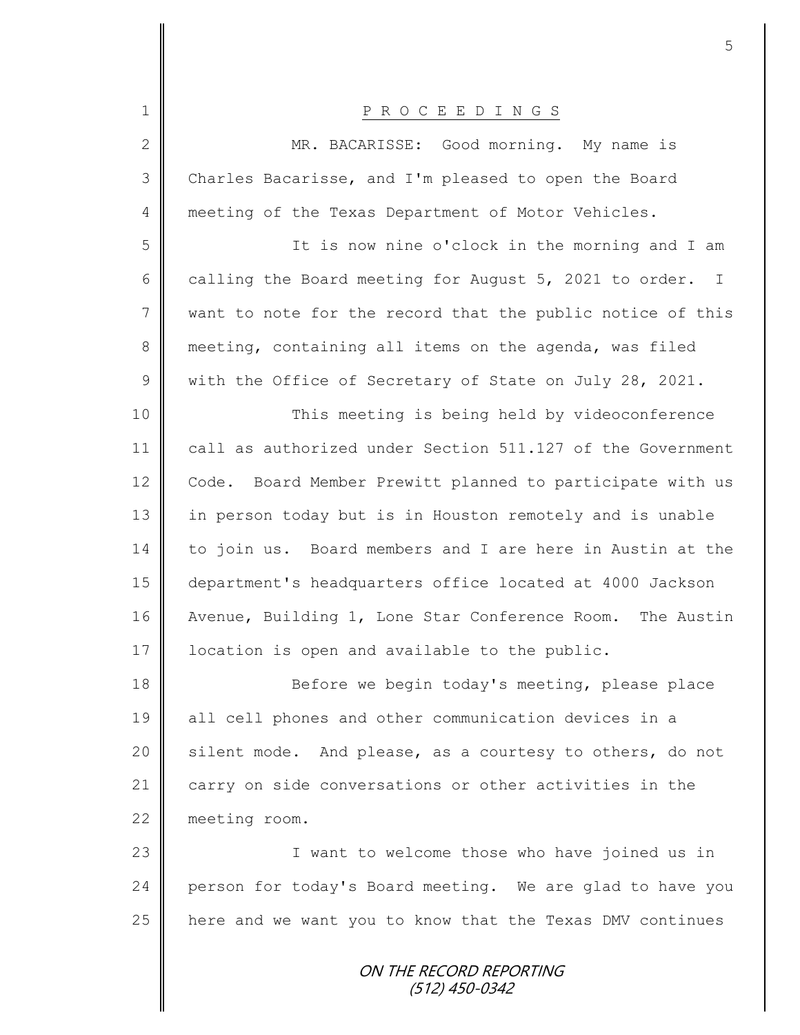P R O C E E D I N G S

MR. BACARISSE: Good morning. My name is Charles Bacarisse, and I'm pleased to open the Board meeting of the Texas Department of Motor Vehicles.

It is now nine o'clock in the morning and I am calling the Board meeting for August 5, 2021 to order. I want to note for the record that the public notice of this meeting, containing all items on the agenda, was filed with the Office of Secretary of State on July 28, 2021.

This meeting is being held by videoconference call as authorized under Section 511.127 of the Government Code. Board Member Prewitt planned to participate with us in person today but is in Houston remotely and is unable to join us. Board members and I are here in Austin at the department's headquarters office located at 4000 Jackson Avenue, Building 1, Lone Star Conference Room. The Austin location is open and available to the public.

Before we begin today's meeting, please place all cell phones and other communication devices in a silent mode. And please, as a courtesy to others, do not carry on side conversations or other activities in the meeting room.

I want to welcome those who have joined us in person for today's Board meeting. We are glad to have you here and we want you to know that the Texas DMV continues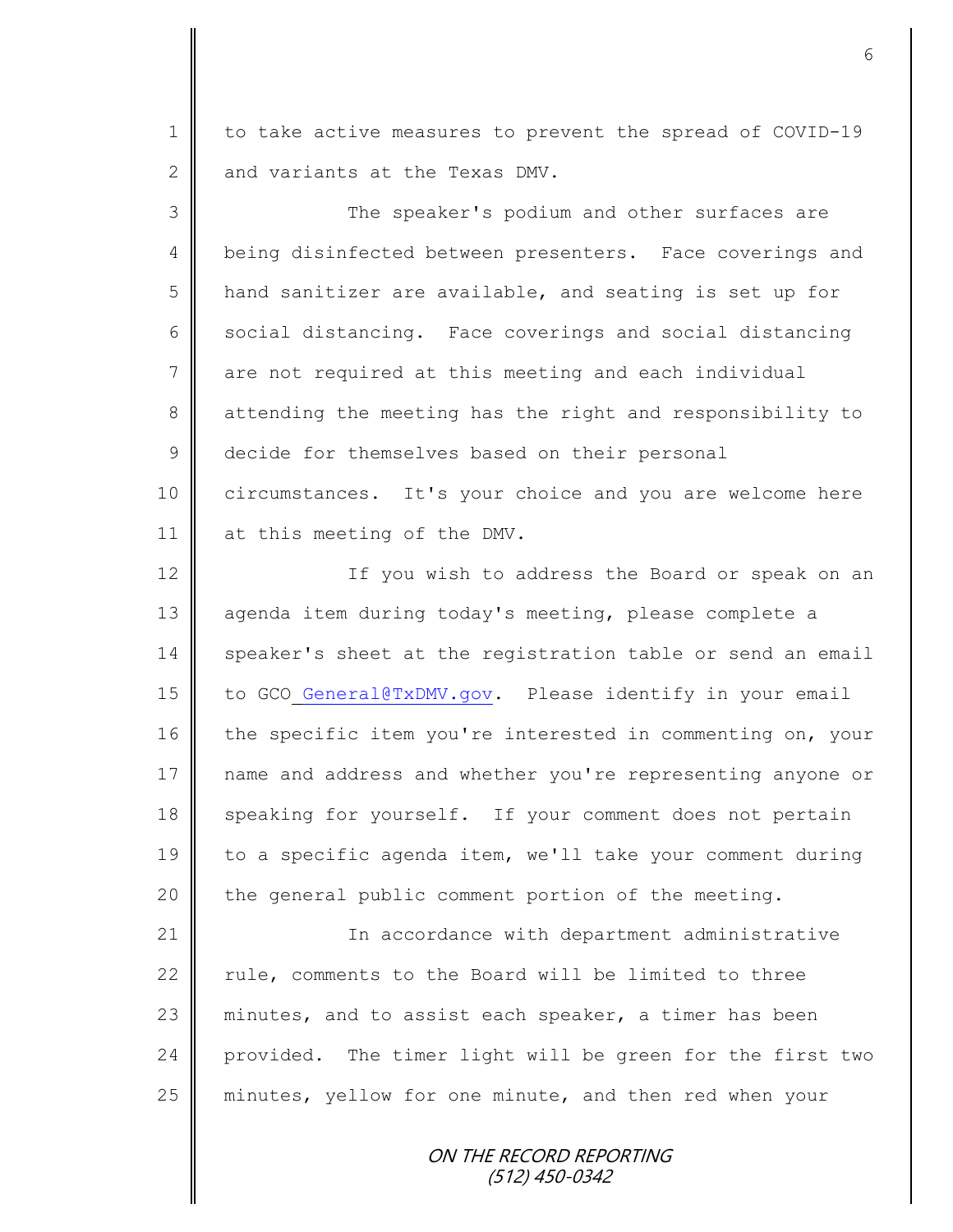to take active measures to prevent the spread of COVID-19 and variants at the Texas DMV.

The speaker's podium and other surfaces are being disinfected between presenters. Face coverings and hand sanitizer are available, and seating is set up for social distancing. Face coverings and social distancing are not required at this meeting and each individual attending the meeting has the right and responsibility to decide for themselves based on their personal circumstances. It's your choice and you are welcome here at this meeting of the DMV.

If you wish to address the Board or speak on an agenda item during today's meeting, please complete a speaker's sheet at the registration table or send an email to GCO General@TxDMV.gov. Please identify in your email the specific item you're interested in commenting on, your name and address and whether you're representing anyone or speaking for yourself. If your comment does not pertain to a specific agenda item, we'll take your comment during the general public comment portion of the meeting.

In accordance with department administrative rule, comments to the Board will be limited to three minutes, and to assist each speaker, a timer has been provided. The timer light will be green for the first two minutes, yellow for one minute, and then red when your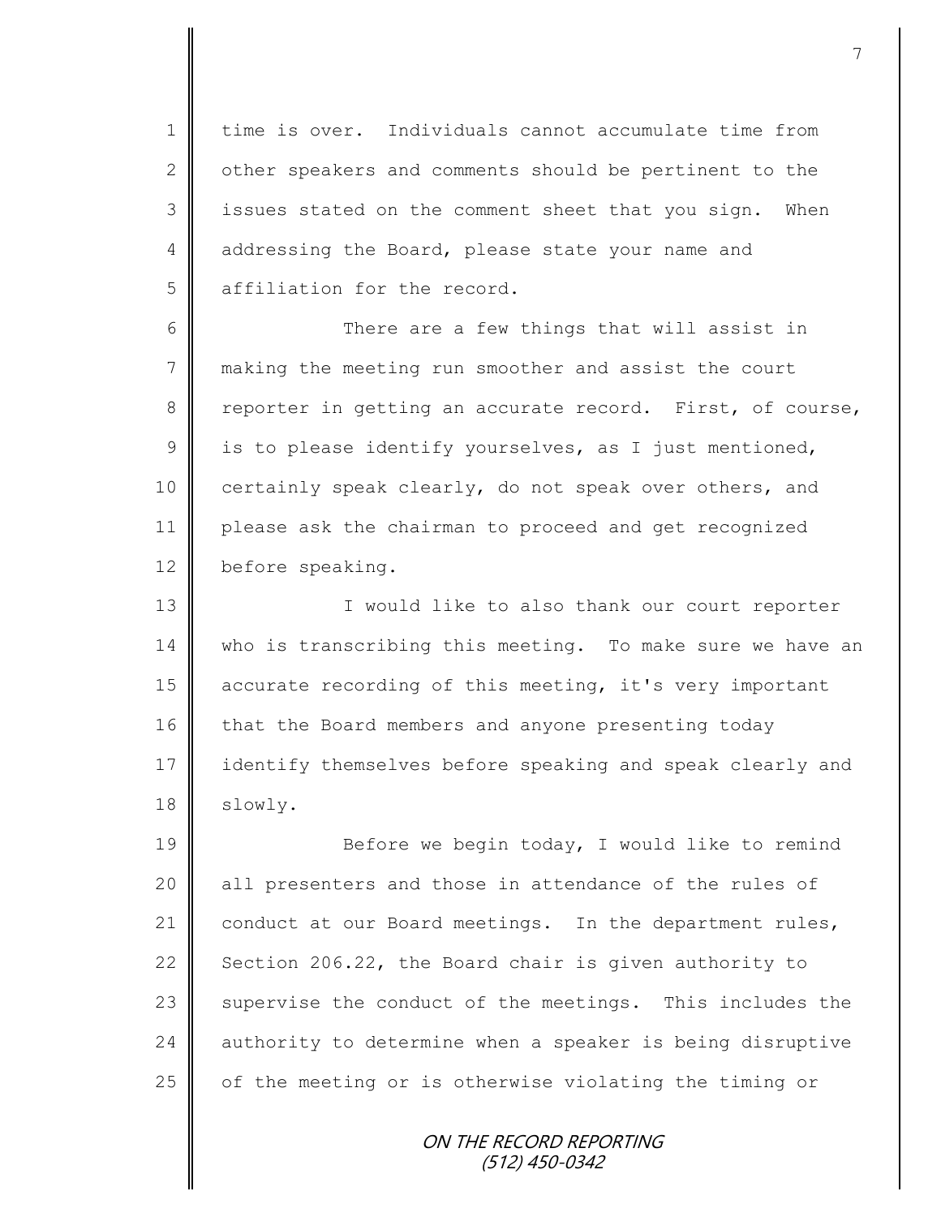time is over. Individuals cannot accumulate time from other speakers and comments should be pertinent to the issues stated on the comment sheet that you sign. When addressing the Board, please state your name and affiliation for the record.

There are a few things that will assist in making the meeting run smoother and assist the court reporter in getting an accurate record. First, of course, is to please identify yourselves, as I just mentioned, certainly speak clearly, do not speak over others, and please ask the chairman to proceed and get recognized before speaking.

I would like to also thank our court reporter who is transcribing this meeting. To make sure we have an accurate recording of this meeting, it's very important that the Board members and anyone presenting today identify themselves before speaking and speak clearly and slowly.

Before we begin today, I would like to remind all presenters and those in attendance of the rules of conduct at our Board meetings. In the department rules, Section 206.22, the Board chair is given authority to supervise the conduct of the meetings. This includes the authority to determine when a speaker is being disruptive of the meeting or is otherwise violating the timing or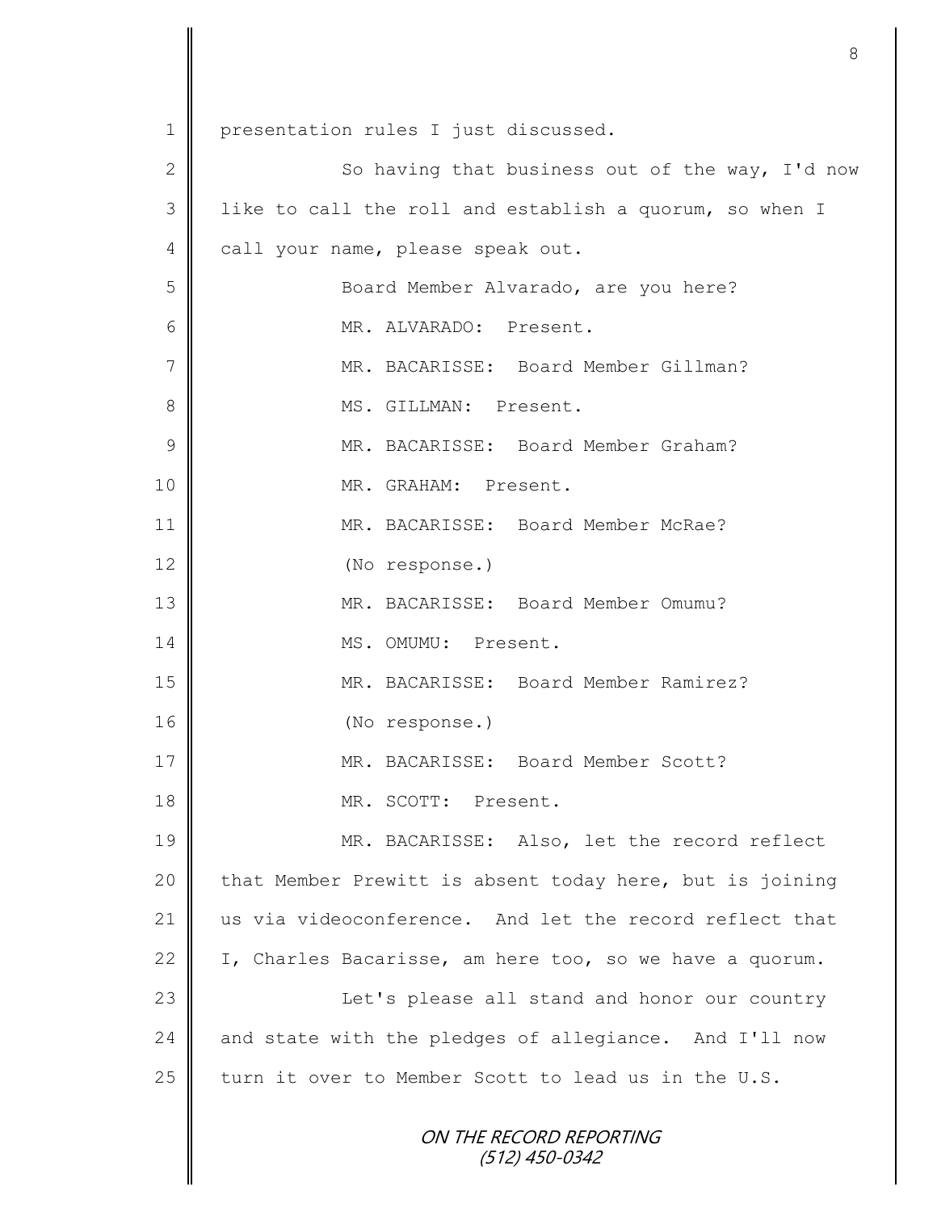presentation rules I just discussed.

So having that business out of the way, I'd now like to call the roll and establish a quorum, so when I call your name, please speak out.

Board Member Alvarado, are you here?

MR. ALVARADO: Present.

MR. BACARISSE: Board Member Gillman?

MS. GILLMAN: Present.

MR. BACARISSE: Board Member Graham?

MR. GRAHAM: Present.

MR. BACARISSE: Board Member McRae?

(No response.)

MR. BACARISSE: Board Member Omumu?

MS. OMUMU: Present.

MR. BACARISSE: Board Member Ramirez?

(No response.)

MR. BACARISSE: Board Member Scott?

MR. SCOTT: Present.

MR. BACARISSE: Also, let the record reflect that Member Prewitt is absent today here, but is joining us via videoconference. And let the record reflect that I, Charles Bacarisse, am here too, so we have a quorum.

Let's please all stand and honor our country and state with the pledges of allegiance. And I'll now turn it over to Member Scott to lead us in the U.S.

ON THE RECORD REPORTING
(512) 450-0342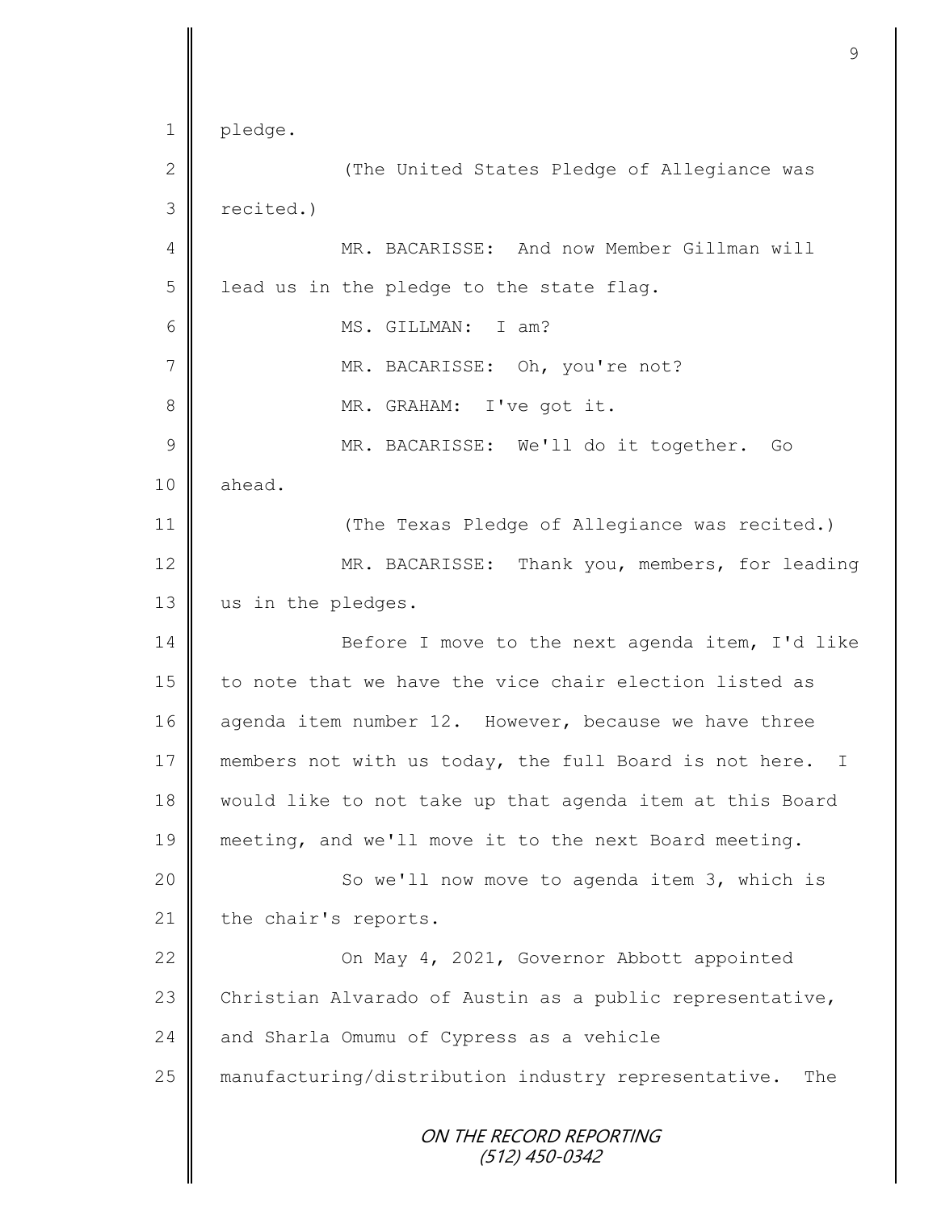1 pledge.

2 (The United States Pledge of Allegiance was

3 recited.)

4 MR. BACARISSE: And now Member Gillman will

5 lead us in the pledge to the state flag.

6 MS. GILLMAN: I am?

7 MR. BACARISSE: Oh, you're not?

8 MR. GRAHAM: I've got it.

9 MR. BACARISSE: We'll do it together. Go

10 ahead.

11 (The Texas Pledge of Allegiance was recited.)

12 MR. BACARISSE: Thank you, members, for leading

13 us in the pledges.

14 Before I move to the next agenda item, I'd like

15 to note that we have the vice chair election listed as

16 agenda item number 12. However, because we have three

17 members not with us today, the full Board is not here. I

18 would like to not take up that agenda item at this Board

19 meeting, and we'll move it to the next Board meeting.

20 So we'll now move to agenda item 3, which is

21 the chair's reports.

22 On May 4, 2021, Governor Abbott appointed

23 Christian Alvarado of Austin as a public representative,

24 and Sharla Omumu of Cypress as a vehicle

25 manufacturing/distribution industry representative. The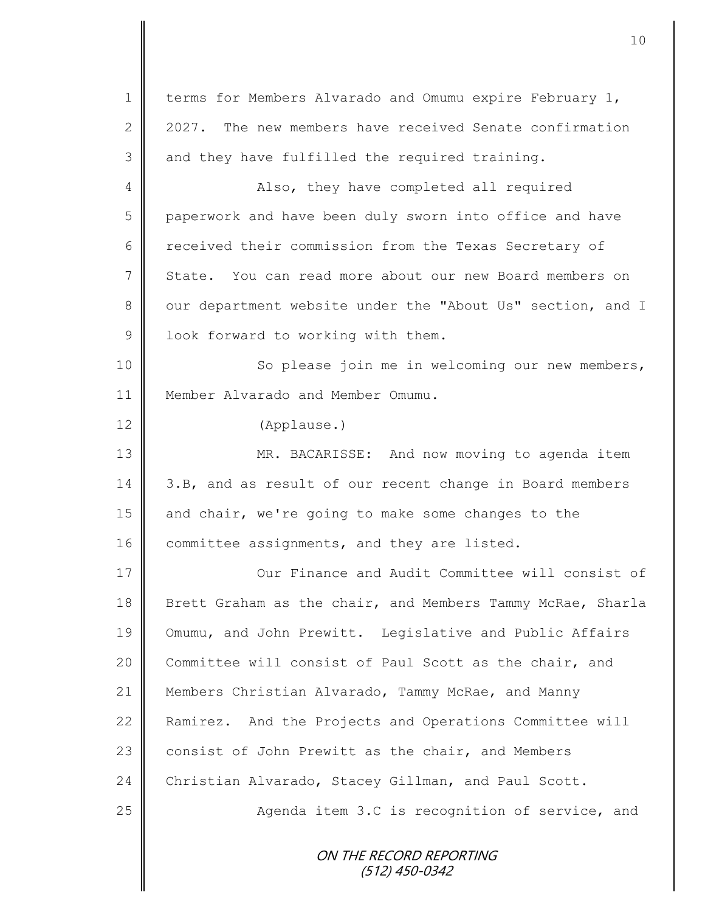terms for Members Alvarado and Omumu expire February 1, 2027. The new members have received Senate confirmation and they have fulfilled the required training.

Also, they have completed all required paperwork and have been duly sworn into office and have received their commission from the Texas Secretary of State. You can read more about our new Board members on our department website under the "About Us" section, and I look forward to working with them.

So please join me in welcoming our new members, Member Alvarado and Member Omumu.

(Applause.)

MR. BACARISSE: And now moving to agenda item 3.B, and as result of our recent change in Board members and chair, we're going to make some changes to the committee assignments, and they are listed.

Our Finance and Audit Committee will consist of Brett Graham as the chair, and Members Tammy McRae, Sharla Omumu, and John Prewitt. Legislative and Public Affairs Committee will consist of Paul Scott as the chair, and Members Christian Alvarado, Tammy McRae, and Manny Ramirez. And the Projects and Operations Committee will consist of John Prewitt as the chair, and Members Christian Alvarado, Stacey Gillman, and Paul Scott.

Agenda item 3.C is recognition of service, and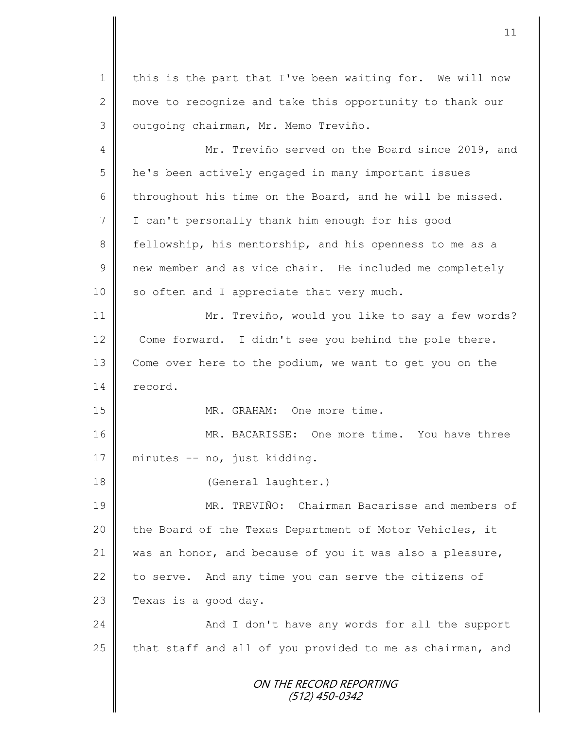this is the part that I've been waiting for. We will now move to recognize and take this opportunity to thank our outgoing chairman, Mr. Memo Treviño.

Mr. Treviño served on the Board since 2019, and he's been actively engaged in many important issues throughout his time on the Board, and he will be missed. I can't personally thank him enough for his good fellowship, his mentorship, and his openness to me as a new member and as vice chair. He included me completely so often and I appreciate that very much.

Mr. Treviño, would you like to say a few words? Come forward. I didn't see you behind the pole there. Come over here to the podium, we want to get you on the record.

MR. GRAHAM: One more time.

MR. BACARISSE: One more time. You have three minutes -- no, just kidding.

(General laughter.)

MR. TREVIÑO: Chairman Bacarisse and members of the Board of the Texas Department of Motor Vehicles, it was an honor, and because of you it was also a pleasure, to serve. And any time you can serve the citizens of Texas is a good day.

And I don't have any words for all the support that staff and all of you provided to me as chairman, and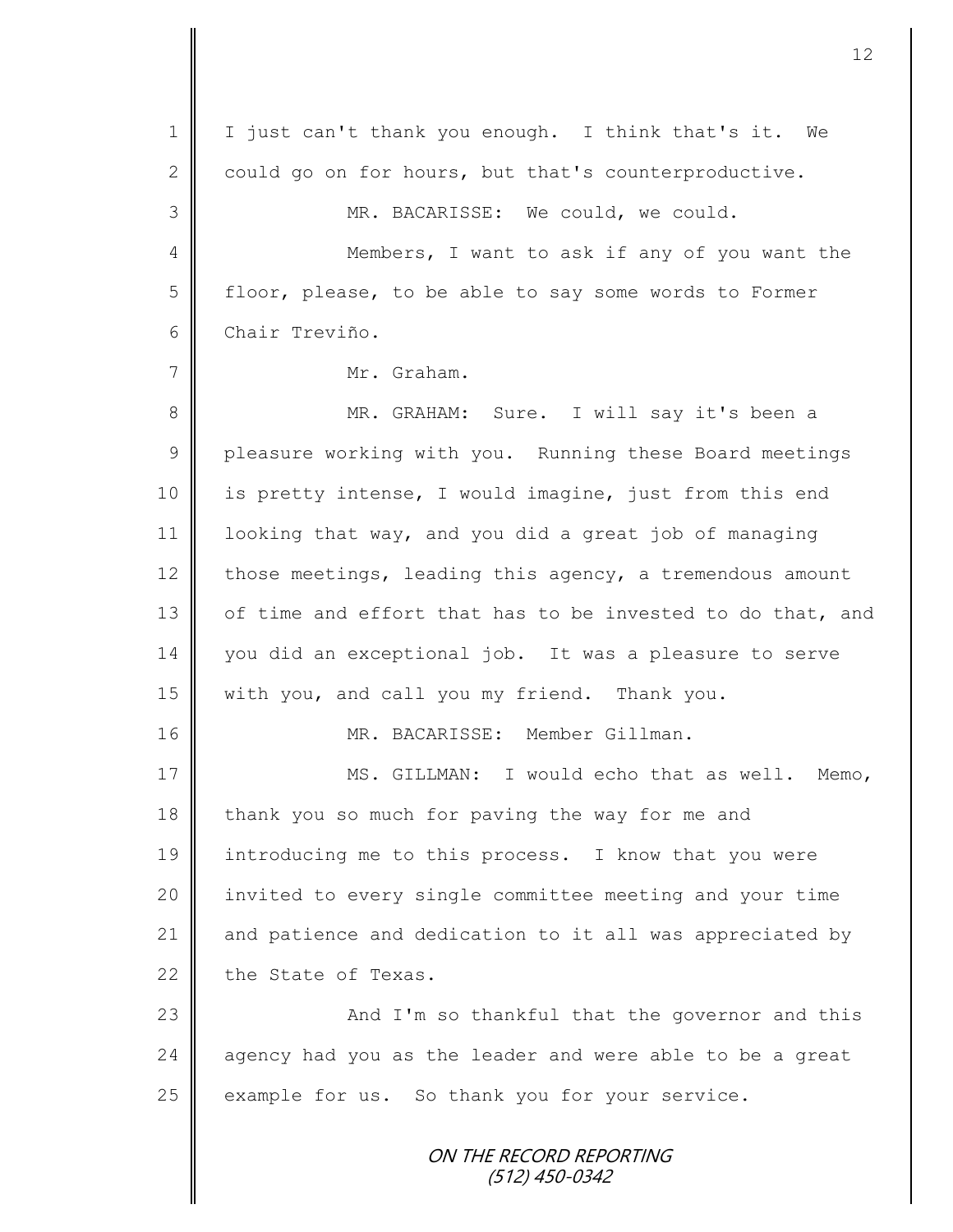I just can't thank you enough. I think that's it. We could go on for hours, but that's counterproductive.

MR. BACARISSE: We could, we could.

Members, I want to ask if any of you want the floor, please, to be able to say some words to Former Chair Treviño.

Mr. Graham.

MR. GRAHAM: Sure. I will say it's been a pleasure working with you. Running these Board meetings is pretty intense, I would imagine, just from this end looking that way, and you did a great job of managing those meetings, leading this agency, a tremendous amount of time and effort that has to be invested to do that, and you did an exceptional job. It was a pleasure to serve with you, and call you my friend. Thank you.

MR. BACARISSE: Member Gillman.

MS. GILLMAN: I would echo that as well. Memo, thank you so much for paving the way for me and introducing me to this process. I know that you were invited to every single committee meeting and your time and patience and dedication to it all was appreciated by the State of Texas.

And I'm so thankful that the governor and this agency had you as the leader and were able to be a great example for us. So thank you for your service.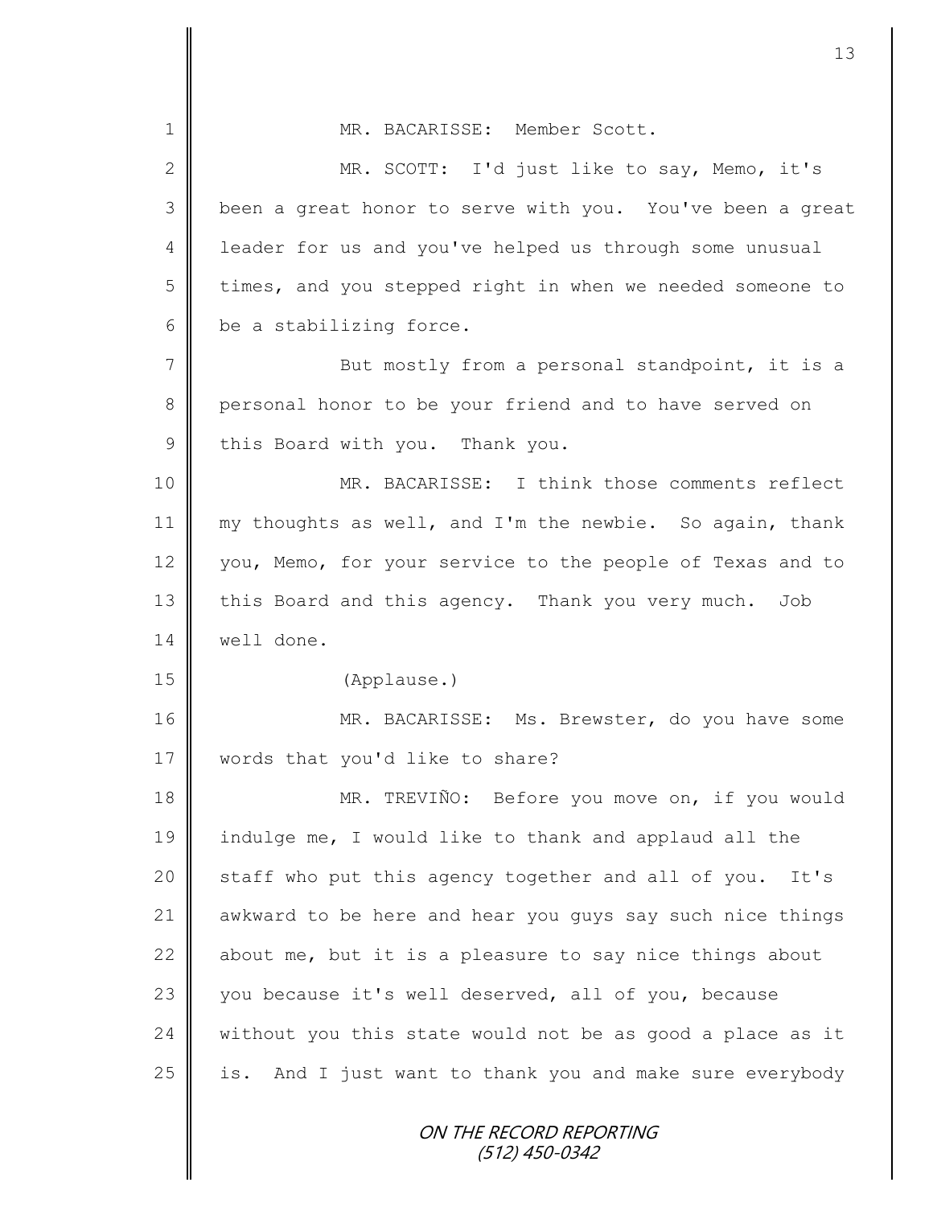MR. BACARISSE: Member Scott.

MR. SCOTT: I'd just like to say, Memo, it's been a great honor to serve with you. You've been a great leader for us and you've helped us through some unusual times, and you stepped right in when we needed someone to be a stabilizing force.

But mostly from a personal standpoint, it is a personal honor to be your friend and to have served on this Board with you. Thank you.

MR. BACARISSE: I think those comments reflect my thoughts as well, and I'm the newbie. So again, thank you, Memo, for your service to the people of Texas and to this Board and this agency. Thank you very much. Job well done.

(Applause.)

MR. BACARISSE: Ms. Brewster, do you have some words that you'd like to share?

MR. TREVIÑO: Before you move on, if you would indulge me, I would like to thank and applaud all the staff who put this agency together and all of you. It's awkward to be here and hear you guys say such nice things about me, but it is a pleasure to say nice things about you because it's well deserved, all of you, because without you this state would not be as good a place as it is. And I just want to thank you and make sure everybody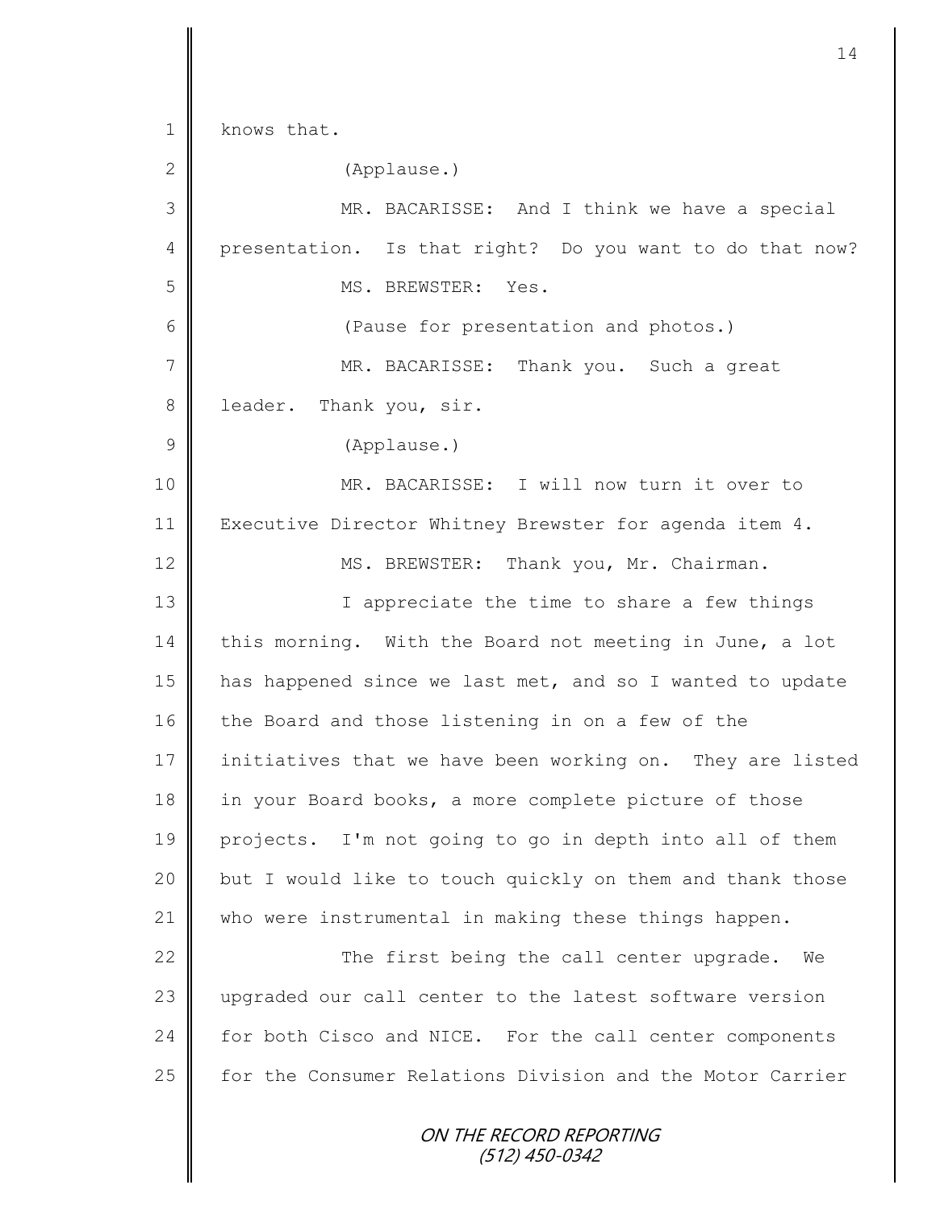knows that.

(Applause.)

MR. BACARISSE: And I think we have a special presentation. Is that right? Do you want to do that now?

MS. BREWSTER: Yes.

(Pause for presentation and photos.)

MR. BACARISSE: Thank you. Such a great leader. Thank you, sir.

(Applause.)

MR. BACARISSE: I will now turn it over to Executive Director Whitney Brewster for agenda item 4.

MS. BREWSTER: Thank you, Mr. Chairman.

I appreciate the time to share a few things this morning. With the Board not meeting in June, a lot has happened since we last met, and so I wanted to update the Board and those listening in on a few of the initiatives that we have been working on. They are listed in your Board books, a more complete picture of those projects. I'm not going to go in depth into all of them but I would like to touch quickly on them and thank those who were instrumental in making these things happen.

The first being the call center upgrade. We upgraded our call center to the latest software version for both Cisco and NICE. For the call center components for the Consumer Relations Division and the Motor Carrier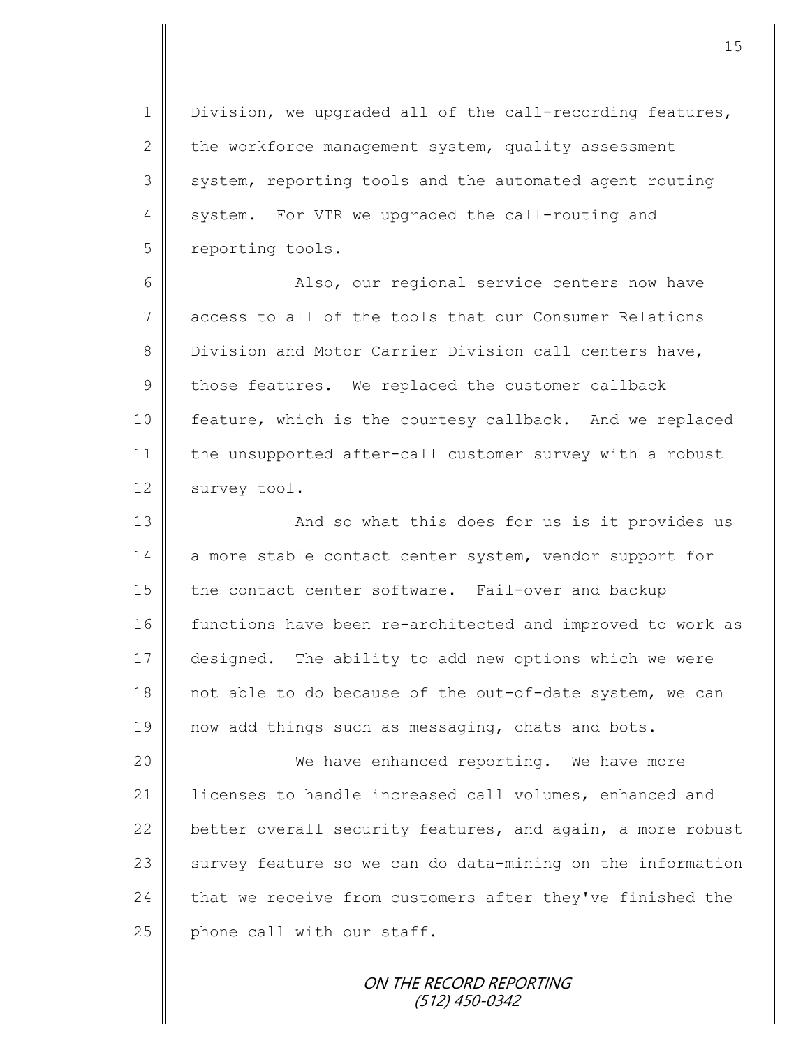Division, we upgraded all of the call-recording features, the workforce management system, quality assessment system, reporting tools and the automated agent routing system. For VTR we upgraded the call-routing and reporting tools.

Also, our regional service centers now have access to all of the tools that our Consumer Relations Division and Motor Carrier Division call centers have, those features. We replaced the customer callback feature, which is the courtesy callback. And we replaced the unsupported after-call customer survey with a robust survey tool.

And so what this does for us is it provides us a more stable contact center system, vendor support for the contact center software. Fail-over and backup functions have been re-architected and improved to work as designed. The ability to add new options which we were not able to do because of the out-of-date system, we can now add things such as messaging, chats and bots.

We have enhanced reporting. We have more licenses to handle increased call volumes, enhanced and better overall security features, and again, a more robust survey feature so we can do data-mining on the information that we receive from customers after they've finished the phone call with our staff.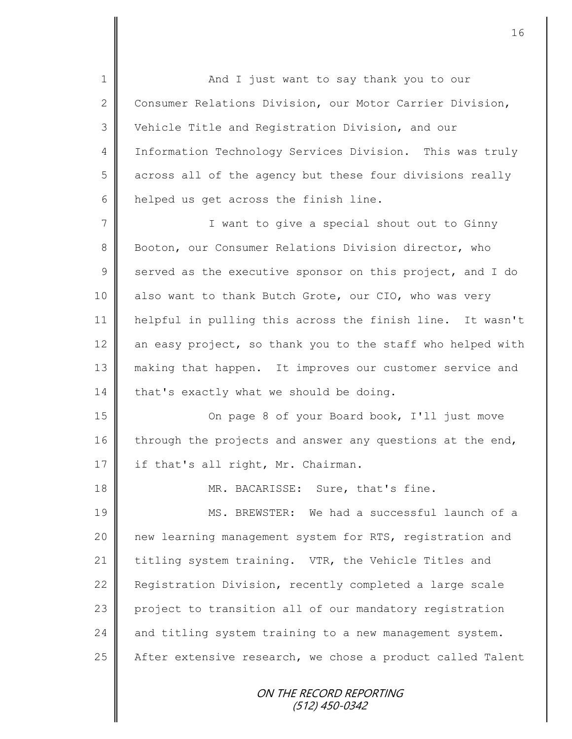And I just want to say thank you to our Consumer Relations Division, our Motor Carrier Division, Vehicle Title and Registration Division, and our Information Technology Services Division. This was truly across all of the agency but these four divisions really helped us get across the finish line.

I want to give a special shout out to Ginny Booton, our Consumer Relations Division director, who served as the executive sponsor on this project, and I do also want to thank Butch Grote, our CIO, who was very helpful in pulling this across the finish line. It wasn't an easy project, so thank you to the staff who helped with making that happen. It improves our customer service and that's exactly what we should be doing.

On page 8 of your Board book, I'll just move through the projects and answer any questions at the end, if that's all right, Mr. Chairman.

MR. BACARISSE: Sure, that's fine.

MS. BREWSTER: We had a successful launch of a new learning management system for RTS, registration and titling system training. VTR, the Vehicle Titles and Registration Division, recently completed a large scale project to transition all of our mandatory registration and titling system training to a new management system. After extensive research, we chose a product called Talent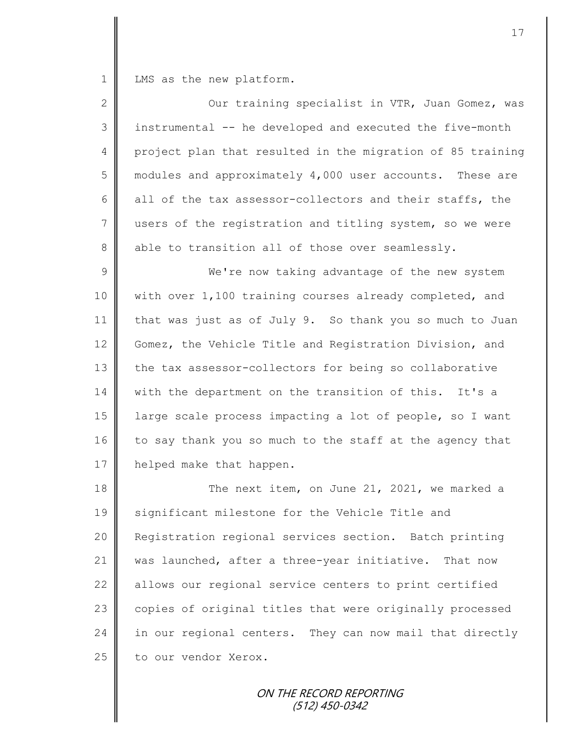LMS as the new platform.

Our training specialist in VTR, Juan Gomez, was instrumental -- he developed and executed the five-month project plan that resulted in the migration of 85 training modules and approximately 4,000 user accounts. These are all of the tax assessor-collectors and their staffs, the users of the registration and titling system, so we were able to transition all of those over seamlessly.

We're now taking advantage of the new system with over 1,100 training courses already completed, and that was just as of July 9. So thank you so much to Juan Gomez, the Vehicle Title and Registration Division, and the tax assessor-collectors for being so collaborative with the department on the transition of this. It's a large scale process impacting a lot of people, so I want to say thank you so much to the staff at the agency that helped make that happen.

The next item, on June 21, 2021, we marked a significant milestone for the Vehicle Title and Registration regional services section. Batch printing was launched, after a three-year initiative. That now allows our regional service centers to print certified copies of original titles that were originally processed in our regional centers. They can now mail that directly to our vendor Xerox.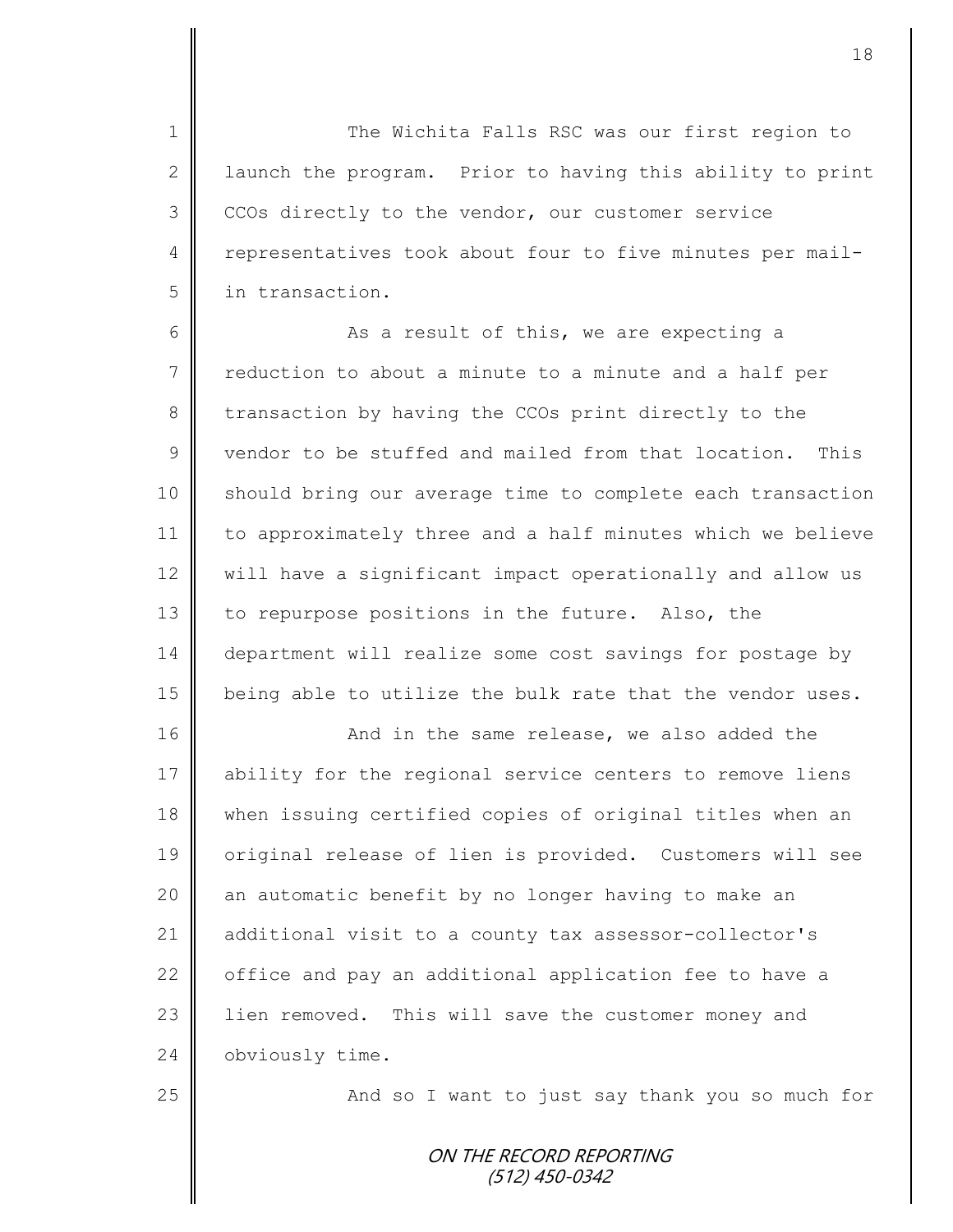The Wichita Falls RSC was our first region to launch the program. Prior to having this ability to print CCOs directly to the vendor, our customer service representatives took about four to five minutes per mail-in transaction.

As a result of this, we are expecting a reduction to about a minute to a minute and a half per transaction by having the CCOs print directly to the vendor to be stuffed and mailed from that location. This should bring our average time to complete each transaction to approximately three and a half minutes which we believe will have a significant impact operationally and allow us to repurpose positions in the future. Also, the department will realize some cost savings for postage by being able to utilize the bulk rate that the vendor uses.

And in the same release, we also added the ability for the regional service centers to remove liens when issuing certified copies of original titles when an original release of lien is provided. Customers will see an automatic benefit by no longer having to make an additional visit to a county tax assessor-collector's office and pay an additional application fee to have a lien removed. This will save the customer money and obviously time.

And so I want to just say thank you so much for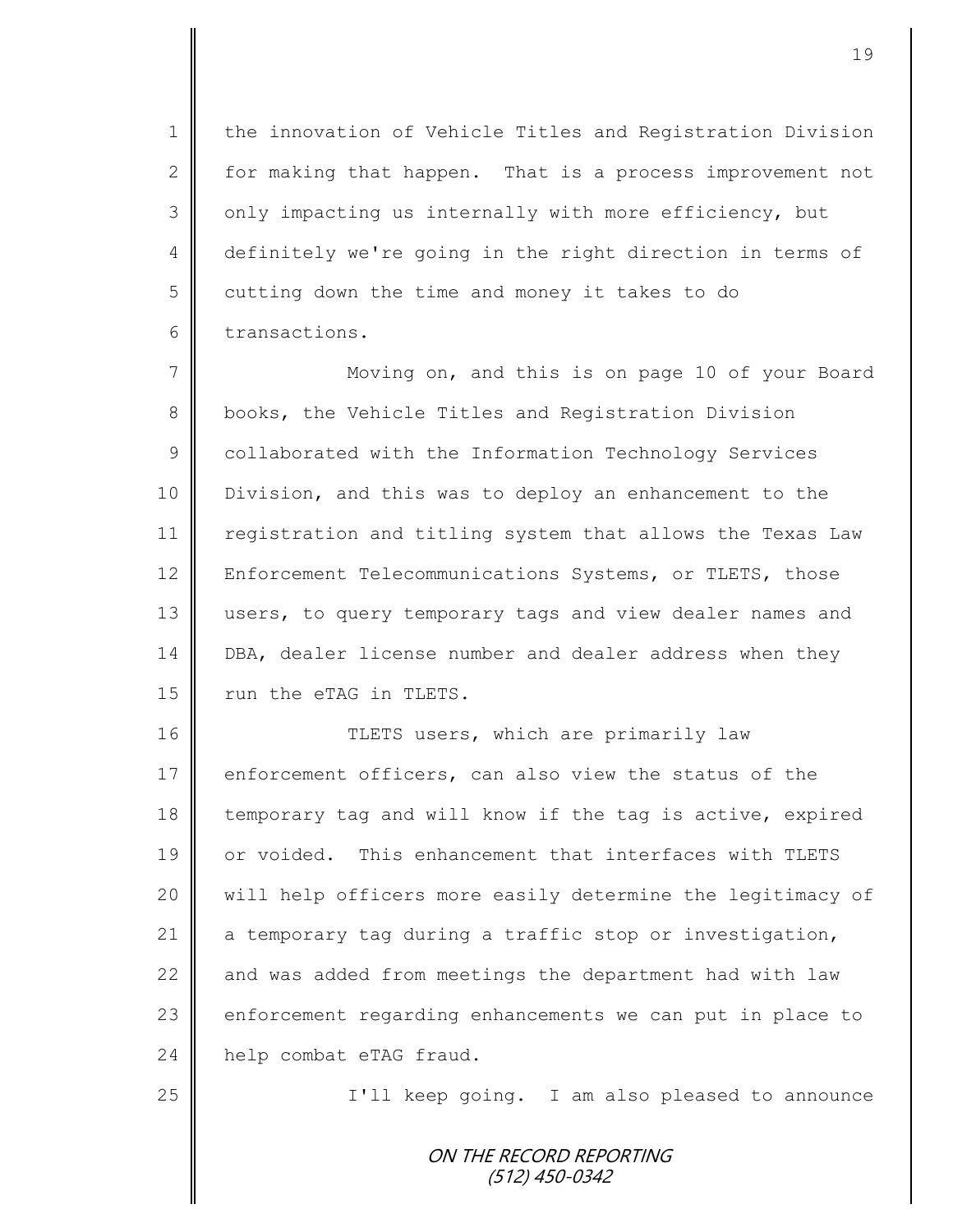the innovation of Vehicle Titles and Registration Division for making that happen. That is a process improvement not only impacting us internally with more efficiency, but definitely we're going in the right direction in terms of cutting down the time and money it takes to do transactions.

Moving on, and this is on page 10 of your Board books, the Vehicle Titles and Registration Division collaborated with the Information Technology Services Division, and this was to deploy an enhancement to the registration and titling system that allows the Texas Law Enforcement Telecommunications Systems, or TLETS, those users, to query temporary tags and view dealer names and DBA, dealer license number and dealer address when they run the eTAG in TLETS.

TLETS users, which are primarily law enforcement officers, can also view the status of the temporary tag and will know if the tag is active, expired or voided. This enhancement that interfaces with TLETS will help officers more easily determine the legitimacy of a temporary tag during a traffic stop or investigation, and was added from meetings the department had with law enforcement regarding enhancements we can put in place to help combat eTAG fraud.

I'll keep going. I am also pleased to announce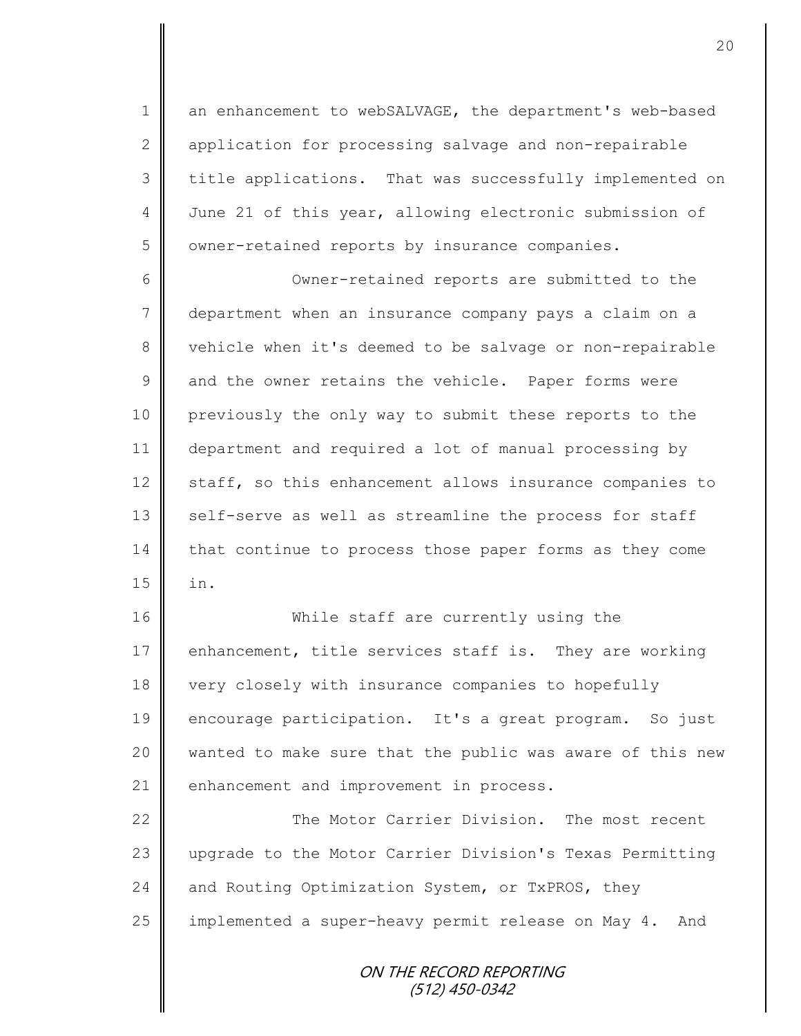an enhancement to webSALVAGE, the department's web-based application for processing salvage and non-repairable title applications. That was successfully implemented on June 21 of this year, allowing electronic submission of owner-retained reports by insurance companies.

Owner-retained reports are submitted to the department when an insurance company pays a claim on a vehicle when it's deemed to be salvage or non-repairable and the owner retains the vehicle. Paper forms were previously the only way to submit these reports to the department and required a lot of manual processing by staff, so this enhancement allows insurance companies to self-serve as well as streamline the process for staff that continue to process those paper forms as they come in.

While staff are currently using the enhancement, title services staff is. They are working very closely with insurance companies to hopefully encourage participation. It's a great program. So just wanted to make sure that the public was aware of this new enhancement and improvement in process.

The Motor Carrier Division. The most recent upgrade to the Motor Carrier Division's Texas Permitting and Routing Optimization System, or TxPROS, they implemented a super-heavy permit release on May 4. And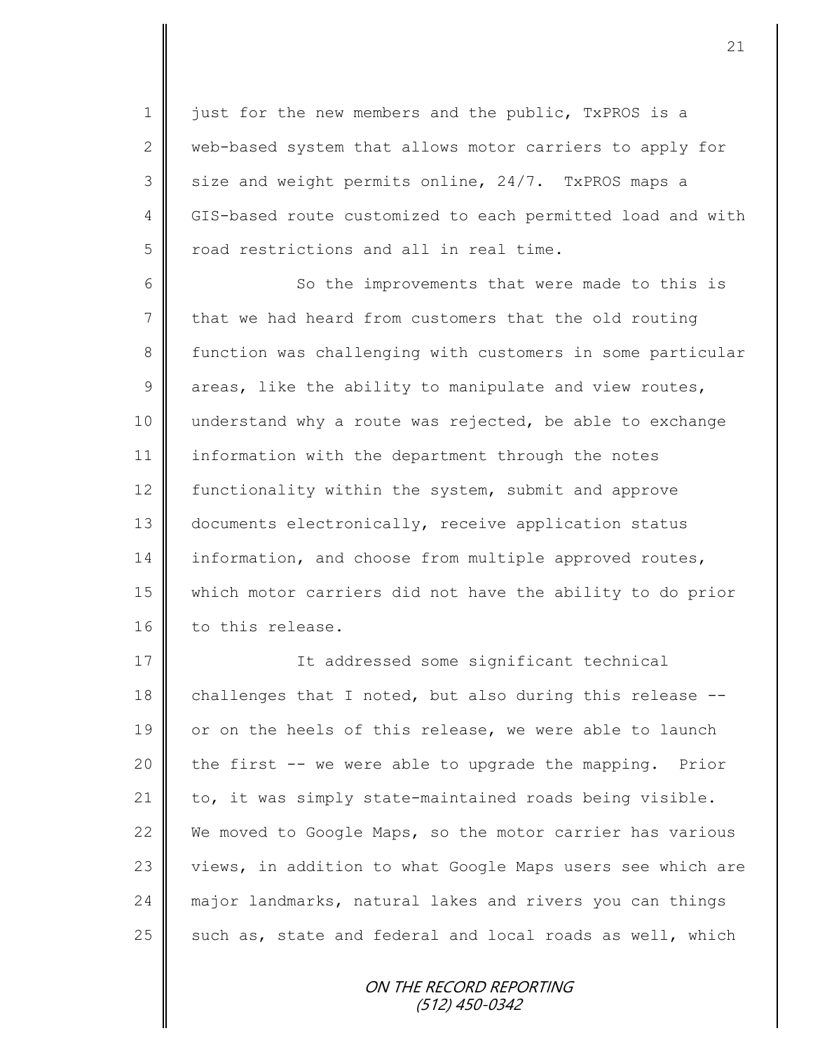just for the new members and the public, TxPROS is a web-based system that allows motor carriers to apply for size and weight permits online, 24/7. TxPROS maps a GIS-based route customized to each permitted load and with road restrictions and all in real time.

So the improvements that were made to this is that we had heard from customers that the old routing function was challenging with customers in some particular areas, like the ability to manipulate and view routes, understand why a route was rejected, be able to exchange information with the department through the notes functionality within the system, submit and approve documents electronically, receive application status information, and choose from multiple approved routes, which motor carriers did not have the ability to do prior to this release.

It addressed some significant technical challenges that I noted, but also during this release -- or on the heels of this release, we were able to launch the first -- we were able to upgrade the mapping. Prior to, it was simply state-maintained roads being visible. We moved to Google Maps, so the motor carrier has various views, in addition to what Google Maps users see which are major landmarks, natural lakes and rivers you can things such as, state and federal and local roads as well, which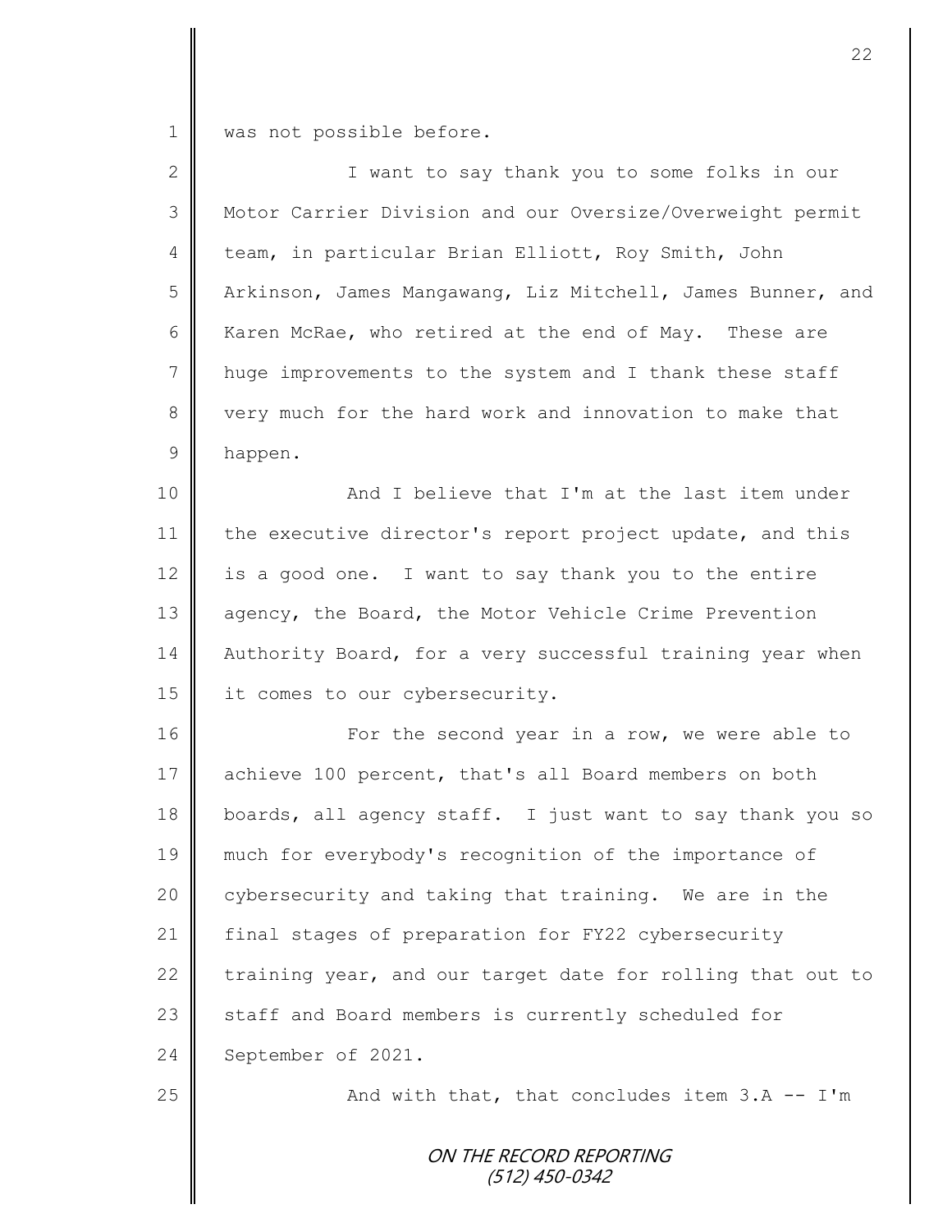was not possible before.

I want to say thank you to some folks in our Motor Carrier Division and our Oversize/Overweight permit team, in particular Brian Elliott, Roy Smith, John Arkinson, James Mangawang, Liz Mitchell, James Bunner, and Karen McRae, who retired at the end of May. These are huge improvements to the system and I thank these staff very much for the hard work and innovation to make that happen.

And I believe that I'm at the last item under the executive director's report project update, and this is a good one. I want to say thank you to the entire agency, the Board, the Motor Vehicle Crime Prevention Authority Board, for a very successful training year when it comes to our cybersecurity.

For the second year in a row, we were able to achieve 100 percent, that's all Board members on both boards, all agency staff. I just want to say thank you so much for everybody's recognition of the importance of cybersecurity and taking that training. We are in the final stages of preparation for FY22 cybersecurity training year, and our target date for rolling that out to staff and Board members is currently scheduled for September of 2021.

And with that, that concludes item 3.A -- I'm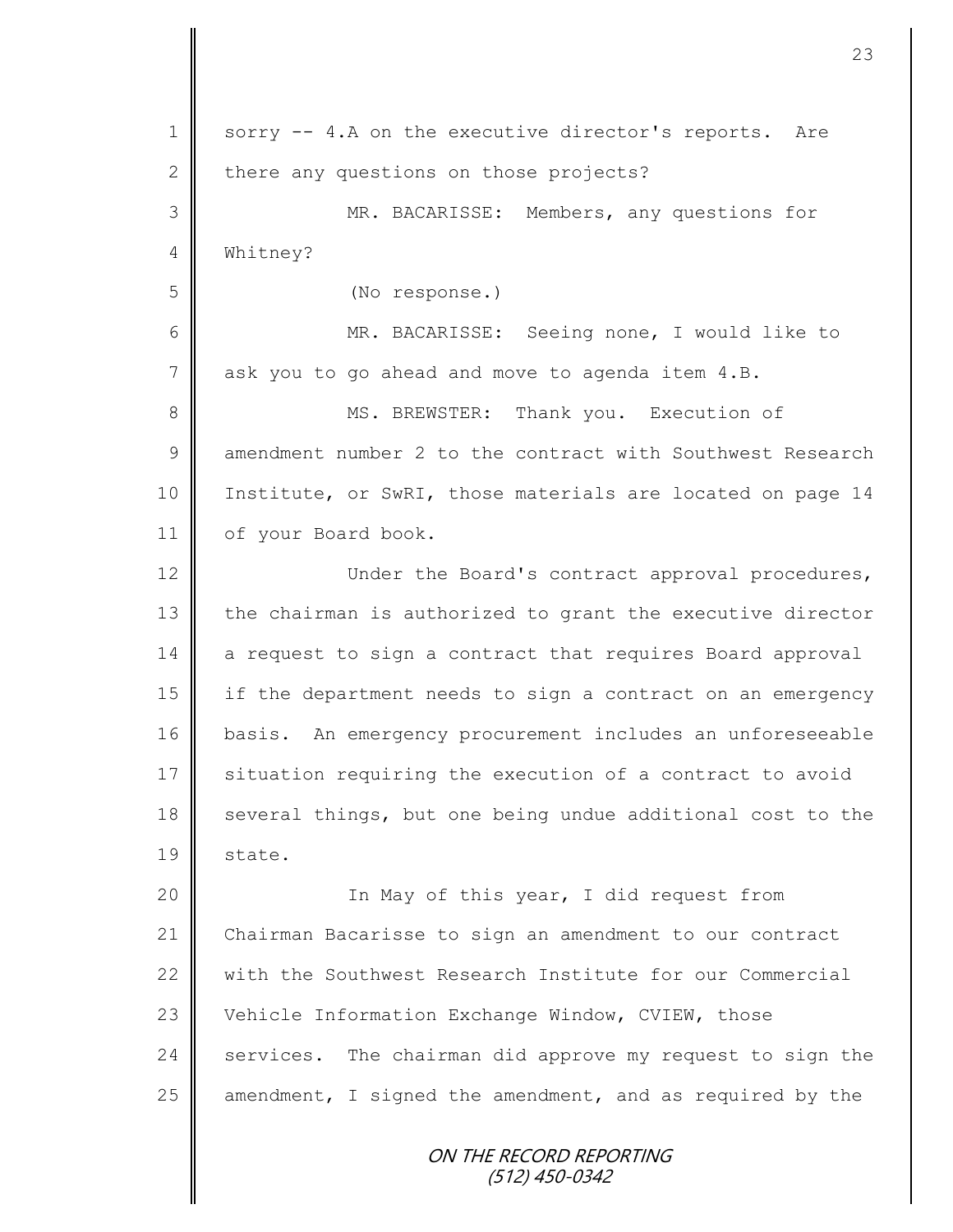1 sorry -- 4.A on the executive director's reports. Are
2 there any questions on those projects?

3 MR. BACARISSE: Members, any questions for
4 Whitney?

5 (No response.)

6 MR. BACARISSE: Seeing none, I would like to
7 ask you to go ahead and move to agenda item 4.B.

8 MS. BREWSTER: Thank you. Execution of
9 amendment number 2 to the contract with Southwest Research
10 Institute, or SwRI, those materials are located on page 14
11 of your Board book.

12 Under the Board's contract approval procedures,
13 the chairman is authorized to grant the executive director
14 a request to sign a contract that requires Board approval
15 if the department needs to sign a contract on an emergency
16 basis. An emergency procurement includes an unforeseeable
17 situation requiring the execution of a contract to avoid
18 several things, but one being undue additional cost to the
19 state.

20 In May of this year, I did request from
21 Chairman Bacarisse to sign an amendment to our contract
22 with the Southwest Research Institute for our Commercial
23 Vehicle Information Exchange Window, CVIEW, those
24 services. The chairman did approve my request to sign the
25 amendment, I signed the amendment, and as required by the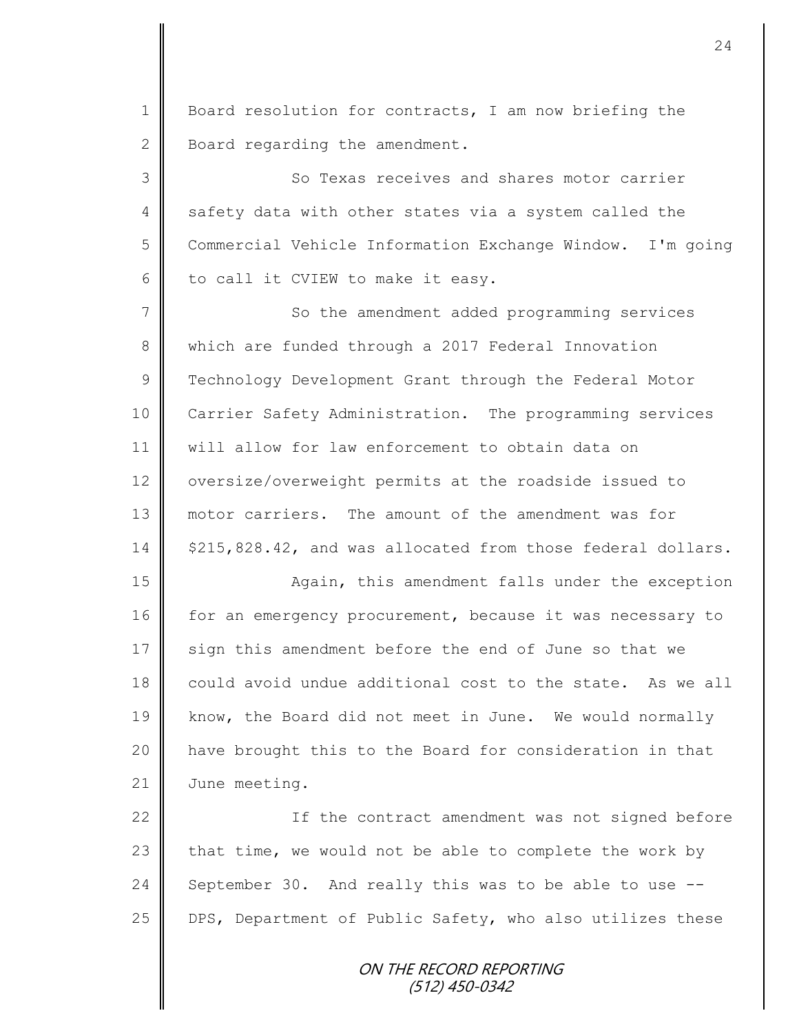Board resolution for contracts, I am now briefing the Board regarding the amendment.

So Texas receives and shares motor carrier safety data with other states via a system called the Commercial Vehicle Information Exchange Window. I'm going to call it CVIEW to make it easy.

So the amendment added programming services which are funded through a 2017 Federal Innovation Technology Development Grant through the Federal Motor Carrier Safety Administration. The programming services will allow for law enforcement to obtain data on oversize/overweight permits at the roadside issued to motor carriers. The amount of the amendment was for $215,828.42, and was allocated from those federal dollars.

Again, this amendment falls under the exception for an emergency procurement, because it was necessary to sign this amendment before the end of June so that we could avoid undue additional cost to the state. As we all know, the Board did not meet in June. We would normally have brought this to the Board for consideration in that June meeting.

If the contract amendment was not signed before that time, we would not be able to complete the work by September 30. And really this was to be able to use -- DPS, Department of Public Safety, who also utilizes these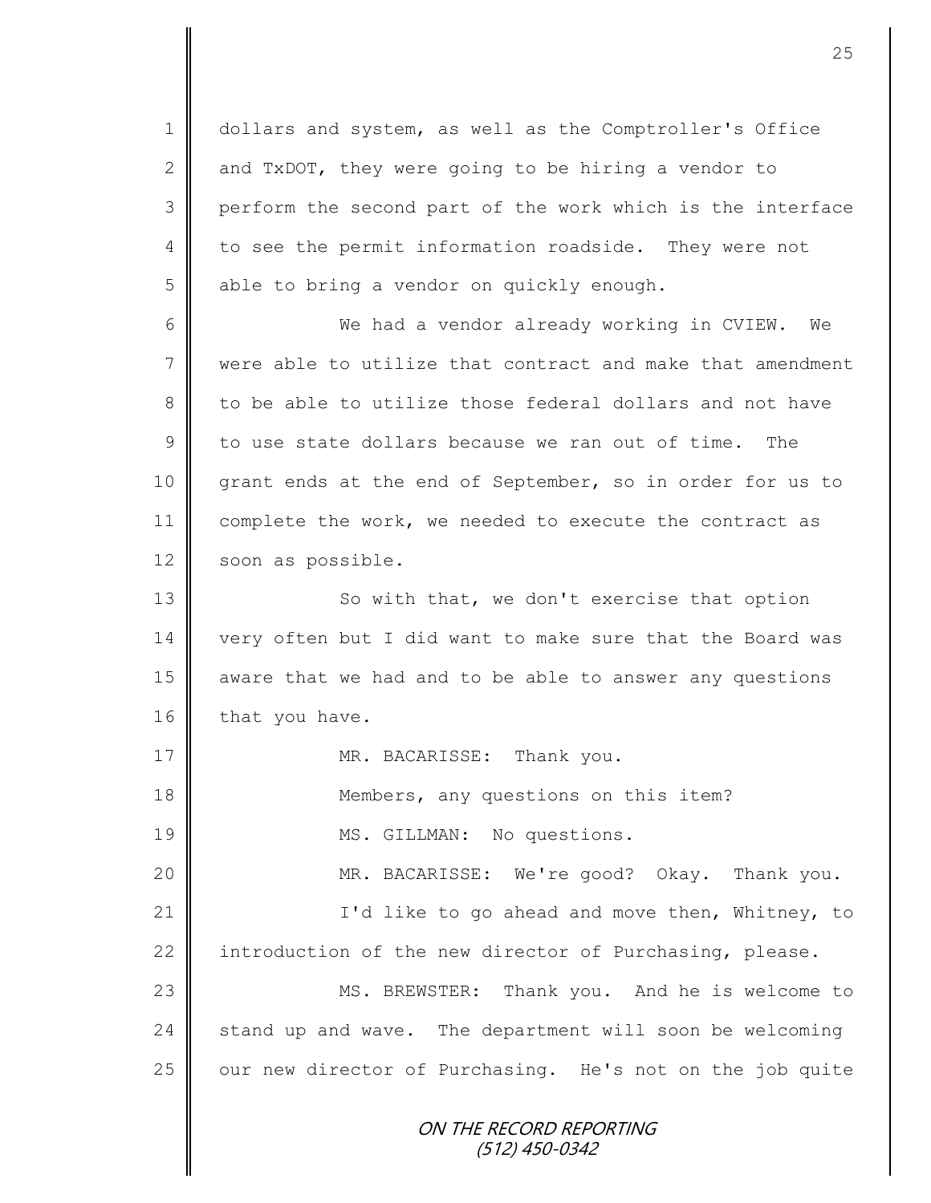dollars and system, as well as the Comptroller's Office and TxDOT, they were going to be hiring a vendor to perform the second part of the work which is the interface to see the permit information roadside. They were not able to bring a vendor on quickly enough.

We had a vendor already working in CVIEW. We were able to utilize that contract and make that amendment to be able to utilize those federal dollars and not have to use state dollars because we ran out of time. The grant ends at the end of September, so in order for us to complete the work, we needed to execute the contract as soon as possible.

So with that, we don't exercise that option very often but I did want to make sure that the Board was aware that we had and to be able to answer any questions that you have.

MR. BACARISSE: Thank you.

Members, any questions on this item?

MS. GILLMAN: No questions.

MR. BACARISSE: We're good? Okay. Thank you.

I'd like to go ahead and move then, Whitney, to introduction of the new director of Purchasing, please.

MS. BREWSTER: Thank you. And he is welcome to stand up and wave. The department will soon be welcoming our new director of Purchasing. He's not on the job quite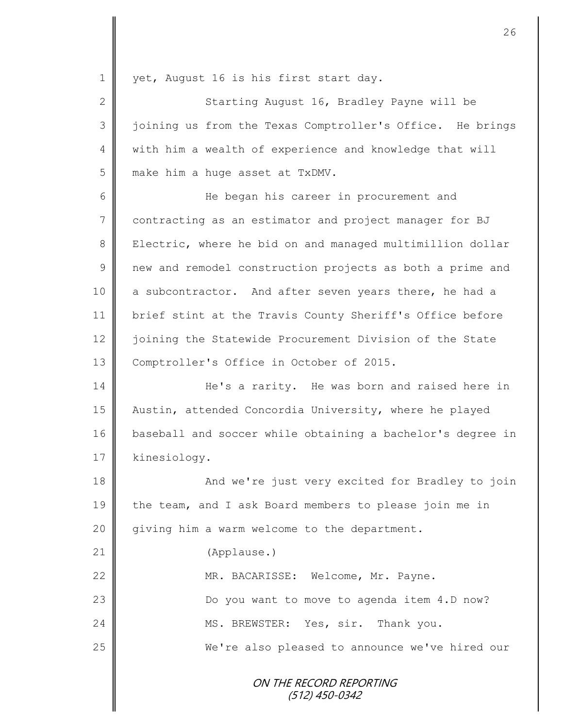yet, August 16 is his first start day.

Starting August 16, Bradley Payne will be joining us from the Texas Comptroller's Office. He brings with him a wealth of experience and knowledge that will make him a huge asset at TxDMV.

He began his career in procurement and contracting as an estimator and project manager for BJ Electric, where he bid on and managed multimillion dollar new and remodel construction projects as both a prime and a subcontractor. And after seven years there, he had a brief stint at the Travis County Sheriff's Office before joining the Statewide Procurement Division of the State Comptroller's Office in October of 2015.

He's a rarity. He was born and raised here in Austin, attended Concordia University, where he played baseball and soccer while obtaining a bachelor's degree in kinesiology.

And we're just very excited for Bradley to join the team, and I ask Board members to please join me in giving him a warm welcome to the department.

(Applause.)

MR. BACARISSE: Welcome, Mr. Payne.

Do you want to move to agenda item 4.D now?

MS. BREWSTER: Yes, sir. Thank you.

We're also pleased to announce we've hired our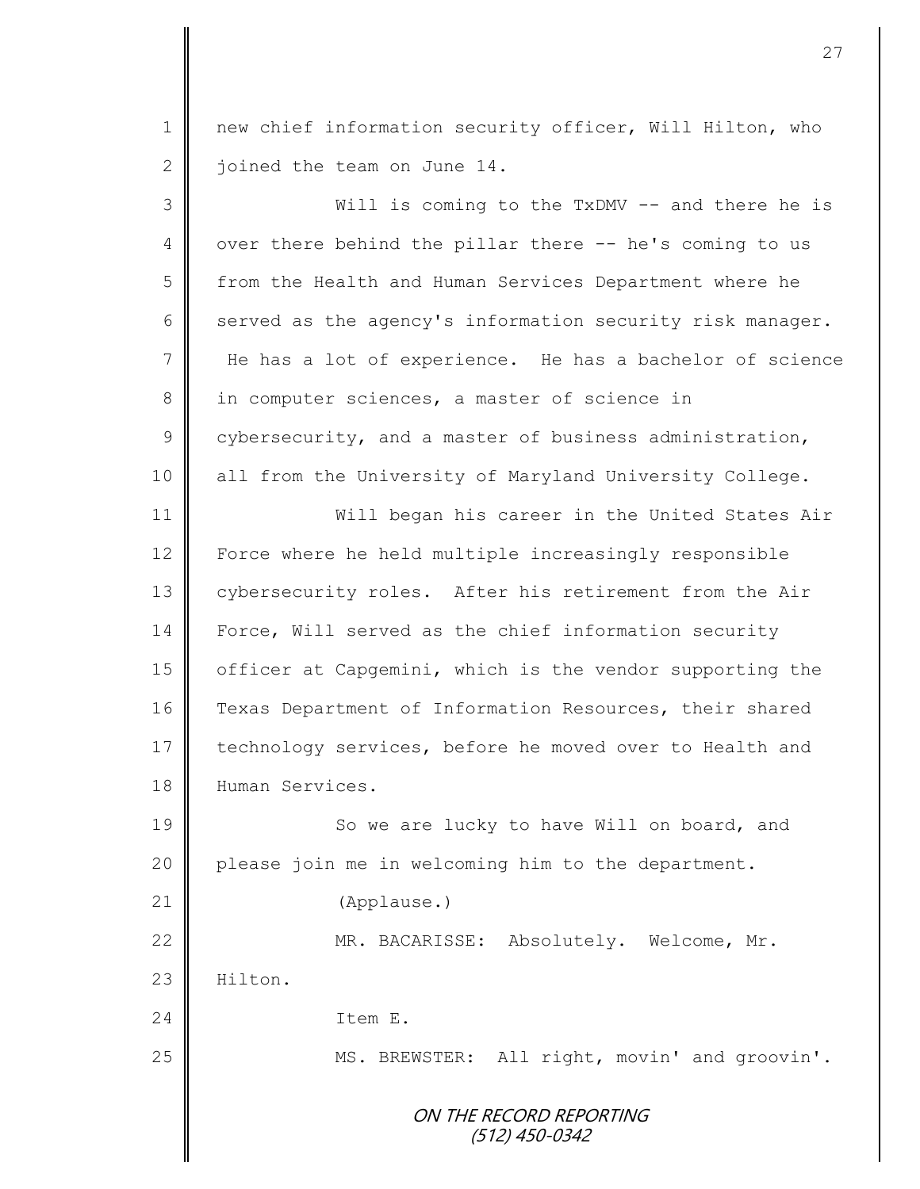new chief information security officer, Will Hilton, who joined the team on June 14.

Will is coming to the TxDMV -- and there he is over there behind the pillar there -- he's coming to us from the Health and Human Services Department where he served as the agency's information security risk manager. He has a lot of experience. He has a bachelor of science in computer sciences, a master of science in cybersecurity, and a master of business administration, all from the University of Maryland University College.

Will began his career in the United States Air Force where he held multiple increasingly responsible cybersecurity roles. After his retirement from the Air Force, Will served as the chief information security officer at Capgemini, which is the vendor supporting the Texas Department of Information Resources, their shared technology services, before he moved over to Health and Human Services.

So we are lucky to have Will on board, and please join me in welcoming him to the department.

(Applause.)

MR. BACARISSE: Absolutely. Welcome, Mr. Hilton.

Item E.

MS. BREWSTER: All right, movin' and groovin'.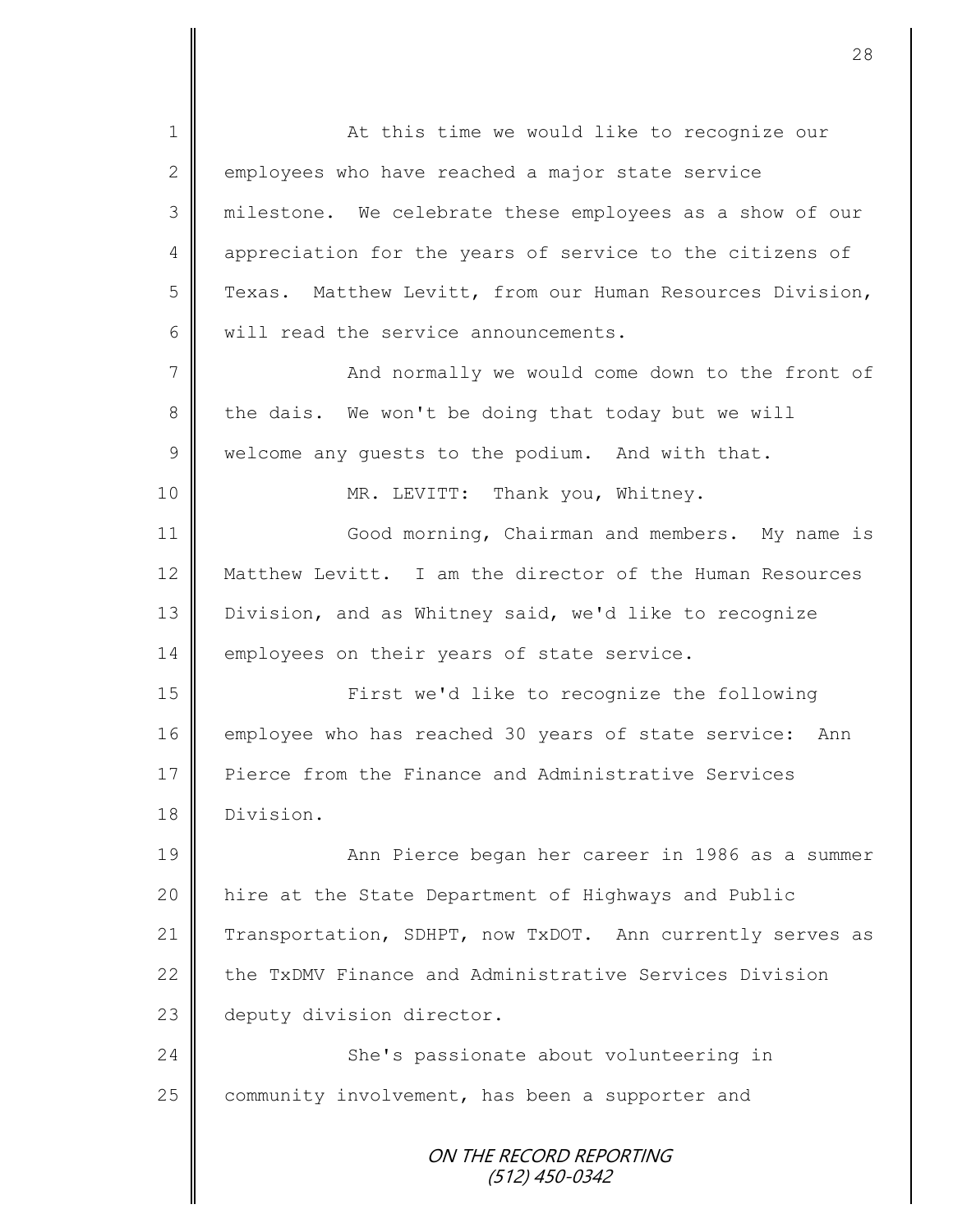At this time we would like to recognize our employees who have reached a major state service milestone. We celebrate these employees as a show of our appreciation for the years of service to the citizens of Texas. Matthew Levitt, from our Human Resources Division, will read the service announcements.

And normally we would come down to the front of the dais. We won't be doing that today but we will welcome any guests to the podium. And with that.

MR. LEVITT: Thank you, Whitney.

Good morning, Chairman and members. My name is Matthew Levitt. I am the director of the Human Resources Division, and as Whitney said, we'd like to recognize employees on their years of state service.

First we'd like to recognize the following employee who has reached 30 years of state service: Ann Pierce from the Finance and Administrative Services Division.

Ann Pierce began her career in 1986 as a summer hire at the State Department of Highways and Public Transportation, SDHPT, now TxDOT. Ann currently serves as the TxDMV Finance and Administrative Services Division deputy division director.

She's passionate about volunteering in community involvement, has been a supporter and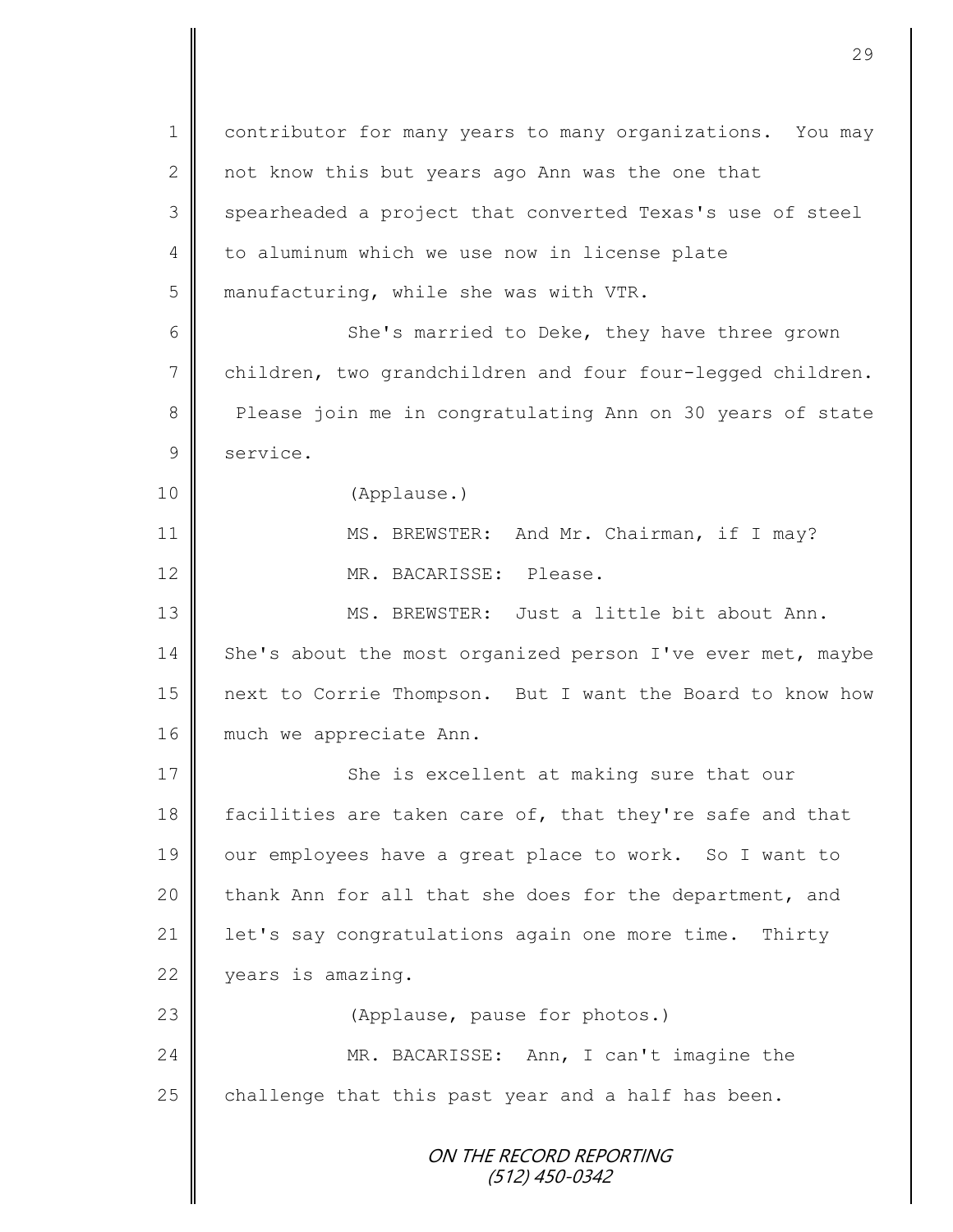contributor for many years to many organizations. You may not know this but years ago Ann was the one that spearheaded a project that converted Texas's use of steel to aluminum which we use now in license plate manufacturing, while she was with VTR.

She's married to Deke, they have three grown children, two grandchildren and four four-legged children. Please join me in congratulating Ann on 30 years of state service.

(Applause.)

MS. BREWSTER: And Mr. Chairman, if I may?

MR. BACARISSE: Please.

MS. BREWSTER: Just a little bit about Ann. She's about the most organized person I've ever met, maybe next to Corrie Thompson. But I want the Board to know how much we appreciate Ann.

She is excellent at making sure that our facilities are taken care of, that they're safe and that our employees have a great place to work. So I want to thank Ann for all that she does for the department, and let's say congratulations again one more time. Thirty years is amazing.

(Applause, pause for photos.)

MR. BACARISSE: Ann, I can't imagine the challenge that this past year and a half has been.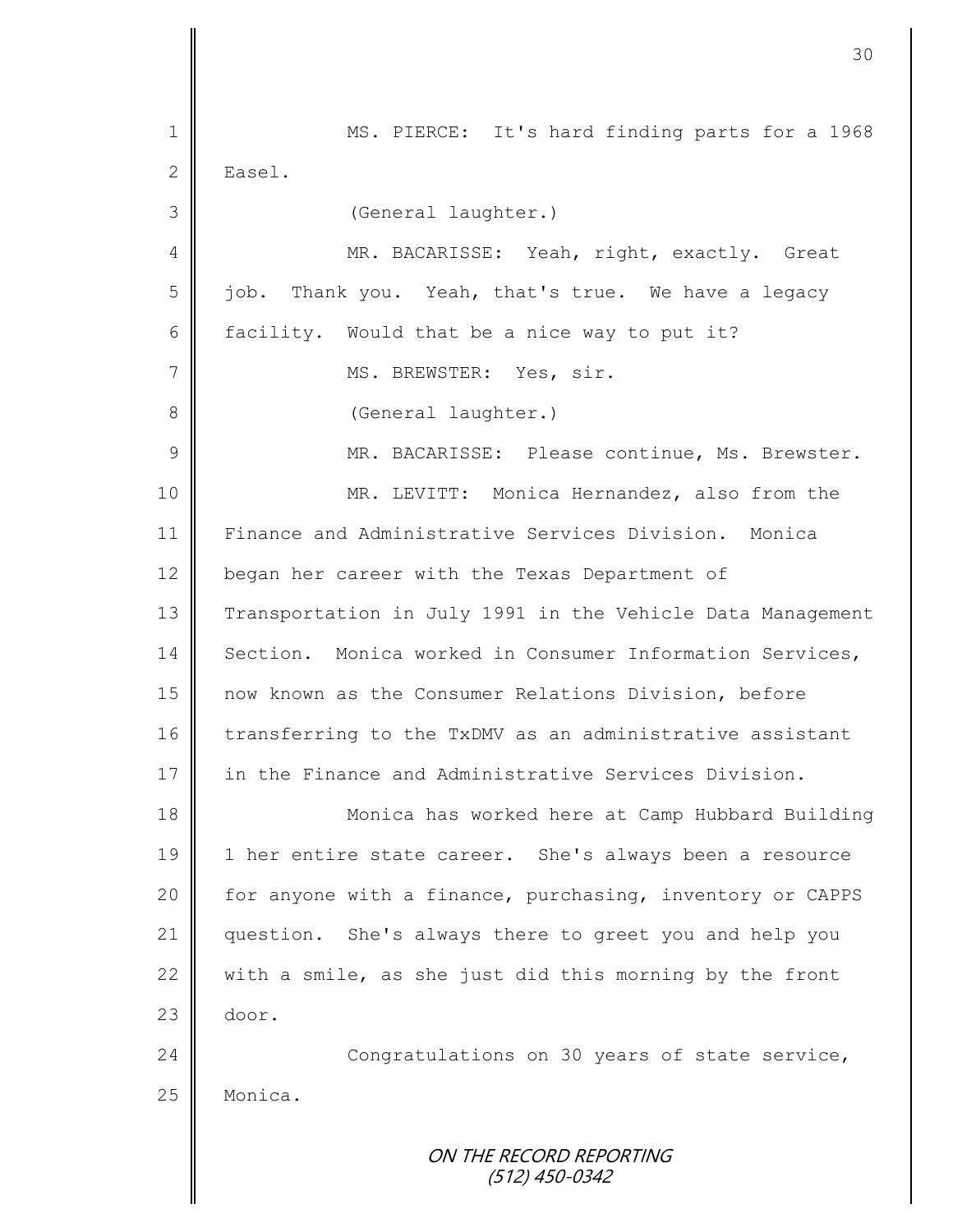MS. PIERCE: It's hard finding parts for a 1968 Easel.

(General laughter.)

MR. BACARISSE: Yeah, right, exactly. Great job. Thank you. Yeah, that's true. We have a legacy facility. Would that be a nice way to put it?

MS. BREWSTER: Yes, sir.

(General laughter.)

MR. BACARISSE: Please continue, Ms. Brewster.

MR. LEVITT: Monica Hernandez, also from the Finance and Administrative Services Division. Monica began her career with the Texas Department of Transportation in July 1991 in the Vehicle Data Management Section. Monica worked in Consumer Information Services, now known as the Consumer Relations Division, before transferring to the TxDMV as an administrative assistant in the Finance and Administrative Services Division.

Monica has worked here at Camp Hubbard Building 1 her entire state career. She's always been a resource for anyone with a finance, purchasing, inventory or CAPPS question. She's always there to greet you and help you with a smile, as she just did this morning by the front door.

Congratulations on 30 years of state service, Monica.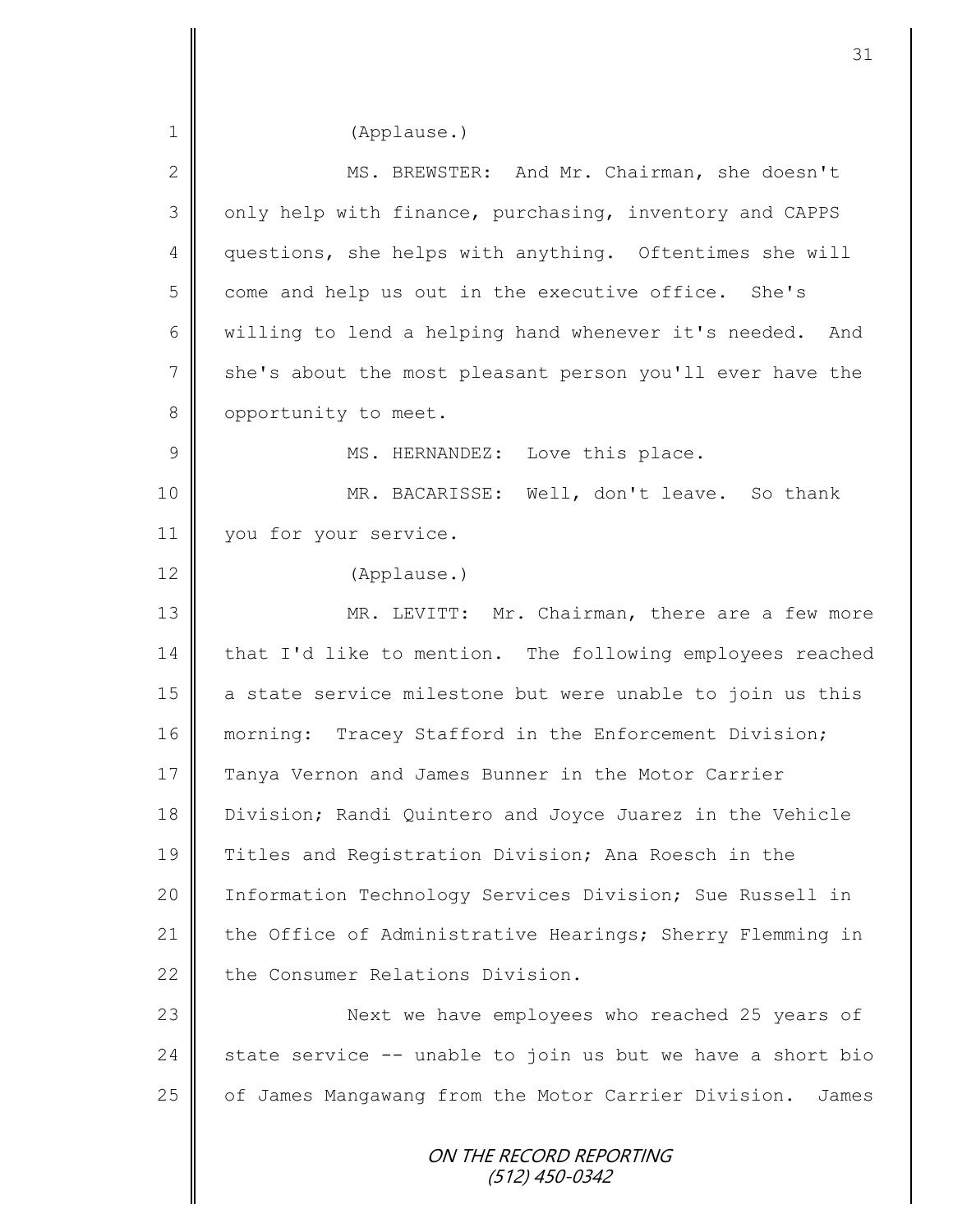(Applause.)

MS. BREWSTER: And Mr. Chairman, she doesn't only help with finance, purchasing, inventory and CAPPS questions, she helps with anything. Oftentimes she will come and help us out in the executive office. She's willing to lend a helping hand whenever it's needed. And she's about the most pleasant person you'll ever have the opportunity to meet.

MS. HERNANDEZ: Love this place.

MR. BACARISSE: Well, don't leave. So thank you for your service.

(Applause.)

MR. LEVITT: Mr. Chairman, there are a few more that I'd like to mention. The following employees reached a state service milestone but were unable to join us this morning: Tracey Stafford in the Enforcement Division; Tanya Vernon and James Bunner in the Motor Carrier Division; Randi Quintero and Joyce Juarez in the Vehicle Titles and Registration Division; Ana Roesch in the Information Technology Services Division; Sue Russell in the Office of Administrative Hearings; Sherry Flemming in the Consumer Relations Division.

Next we have employees who reached 25 years of state service -- unable to join us but we have a short bio of James Mangawang from the Motor Carrier Division. James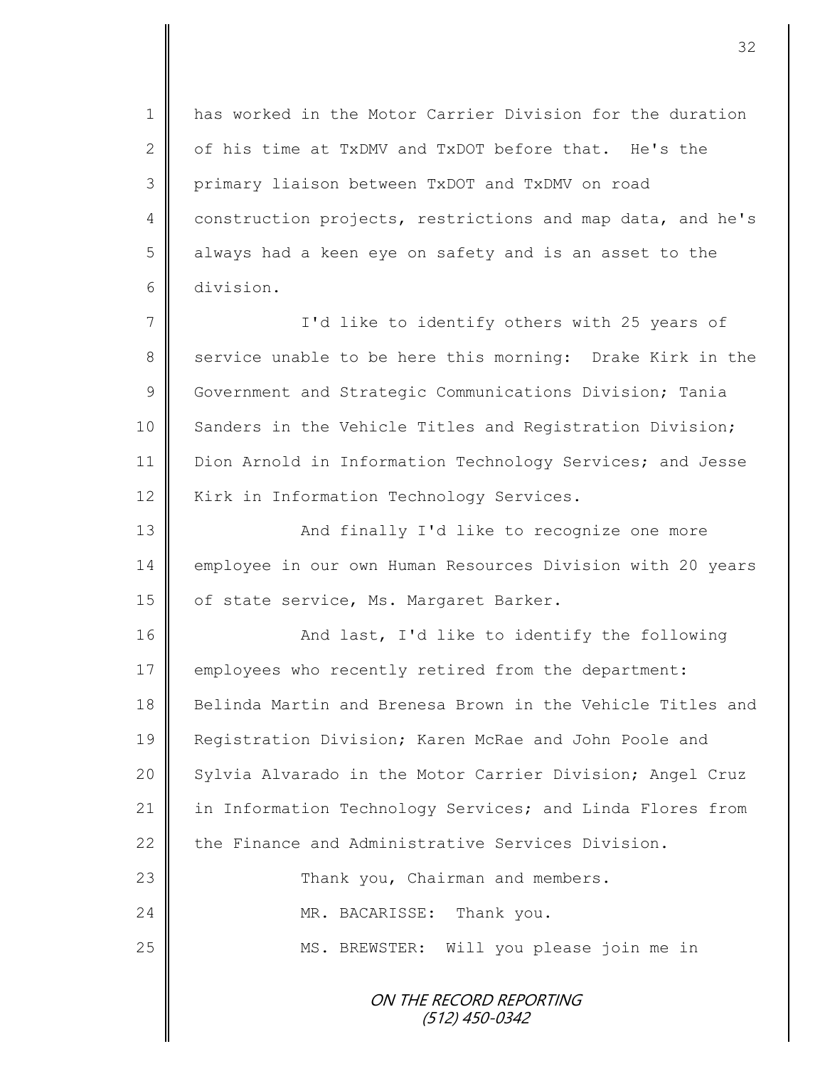has worked in the Motor Carrier Division for the duration of his time at TxDMV and TxDOT before that. He's the primary liaison between TxDOT and TxDMV on road construction projects, restrictions and map data, and he's always had a keen eye on safety and is an asset to the division.

I'd like to identify others with 25 years of service unable to be here this morning: Drake Kirk in the Government and Strategic Communications Division; Tania Sanders in the Vehicle Titles and Registration Division; Dion Arnold in Information Technology Services; and Jesse Kirk in Information Technology Services.

And finally I'd like to recognize one more employee in our own Human Resources Division with 20 years of state service, Ms. Margaret Barker.

And last, I'd like to identify the following employees who recently retired from the department: Belinda Martin and Brenesa Brown in the Vehicle Titles and Registration Division; Karen McRae and John Poole and Sylvia Alvarado in the Motor Carrier Division; Angel Cruz in Information Technology Services; and Linda Flores from the Finance and Administrative Services Division.

Thank you, Chairman and members.

MR. BACARISSE: Thank you.

MS. BREWSTER: Will you please join me in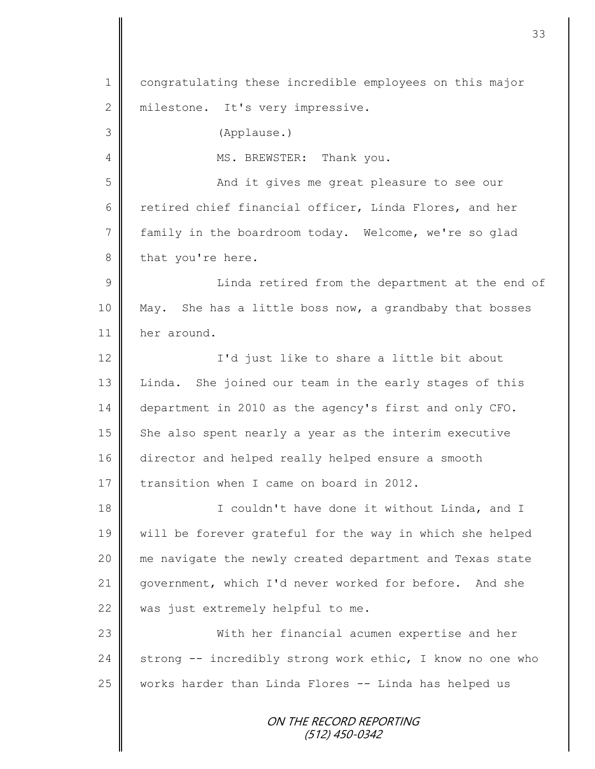congratulating these incredible employees on this major milestone. It's very impressive.

(Applause.)

MS. BREWSTER: Thank you.

And it gives me great pleasure to see our retired chief financial officer, Linda Flores, and her family in the boardroom today. Welcome, we're so glad that you're here.

Linda retired from the department at the end of May. She has a little boss now, a grandbaby that bosses her around.

I'd just like to share a little bit about Linda. She joined our team in the early stages of this department in 2010 as the agency's first and only CFO. She also spent nearly a year as the interim executive director and helped really helped ensure a smooth transition when I came on board in 2012.

I couldn't have done it without Linda, and I will be forever grateful for the way in which she helped me navigate the newly created department and Texas state government, which I'd never worked for before. And she was just extremely helpful to me.

With her financial acumen expertise and her strong -- incredibly strong work ethic, I know no one who works harder than Linda Flores -- Linda has helped us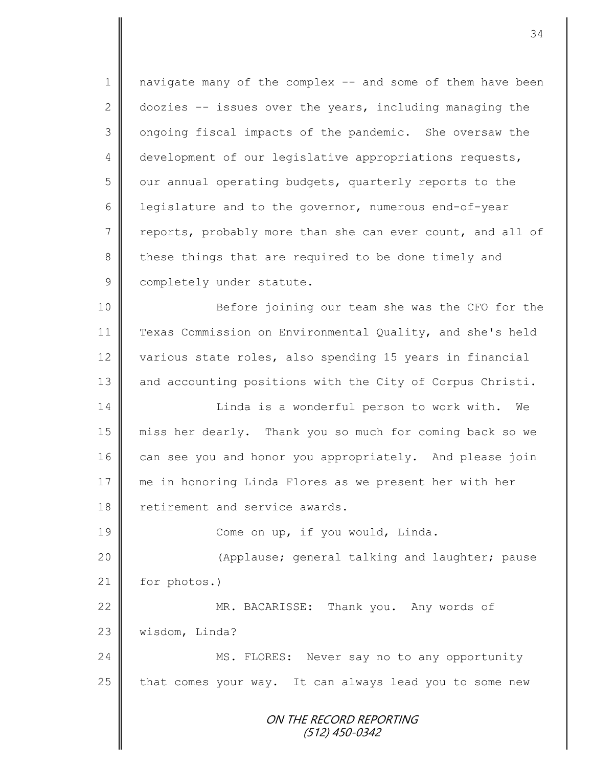navigate many of the complex -- and some of them have been doozies -- issues over the years, including managing the ongoing fiscal impacts of the pandemic. She oversaw the development of our legislative appropriations requests, our annual operating budgets, quarterly reports to the legislature and to the governor, numerous end-of-year reports, probably more than she can ever count, and all of these things that are required to be done timely and completely under statute.

Before joining our team she was the CFO for the Texas Commission on Environmental Quality, and she's held various state roles, also spending 15 years in financial and accounting positions with the City of Corpus Christi.

Linda is a wonderful person to work with. We miss her dearly. Thank you so much for coming back so we can see you and honor you appropriately. And please join me in honoring Linda Flores as we present her with her retirement and service awards.

Come on up, if you would, Linda.

(Applause; general talking and laughter; pause for photos.)

MR. BACARISSE: Thank you. Any words of wisdom, Linda?

MS. FLORES: Never say no to any opportunity that comes your way. It can always lead you to some new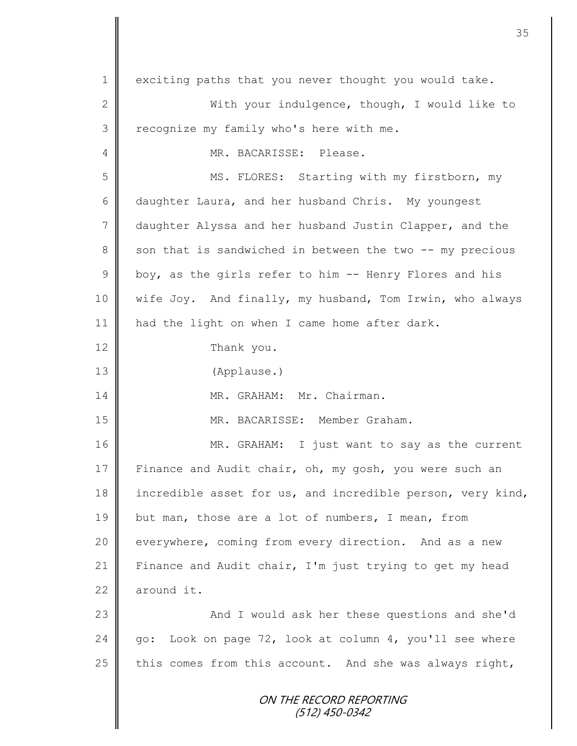exciting paths that you never thought you would take.

With your indulgence, though, I would like to recognize my family who's here with me.

MR. BACARISSE: Please.

MS. FLORES: Starting with my firstborn, my daughter Laura, and her husband Chris. My youngest daughter Alyssa and her husband Justin Clapper, and the son that is sandwiched in between the two -- my precious boy, as the girls refer to him -- Henry Flores and his wife Joy. And finally, my husband, Tom Irwin, who always had the light on when I came home after dark.

Thank you.

(Applause.)

MR. GRAHAM: Mr. Chairman.

MR. BACARISSE: Member Graham.

MR. GRAHAM: I just want to say as the current Finance and Audit chair, oh, my gosh, you were such an incredible asset for us, and incredible person, very kind, but man, those are a lot of numbers, I mean, from everywhere, coming from every direction. And as a new Finance and Audit chair, I'm just trying to get my head around it.

And I would ask her these questions and she'd go: Look on page 72, look at column 4, you'll see where this comes from this account. And she was always right,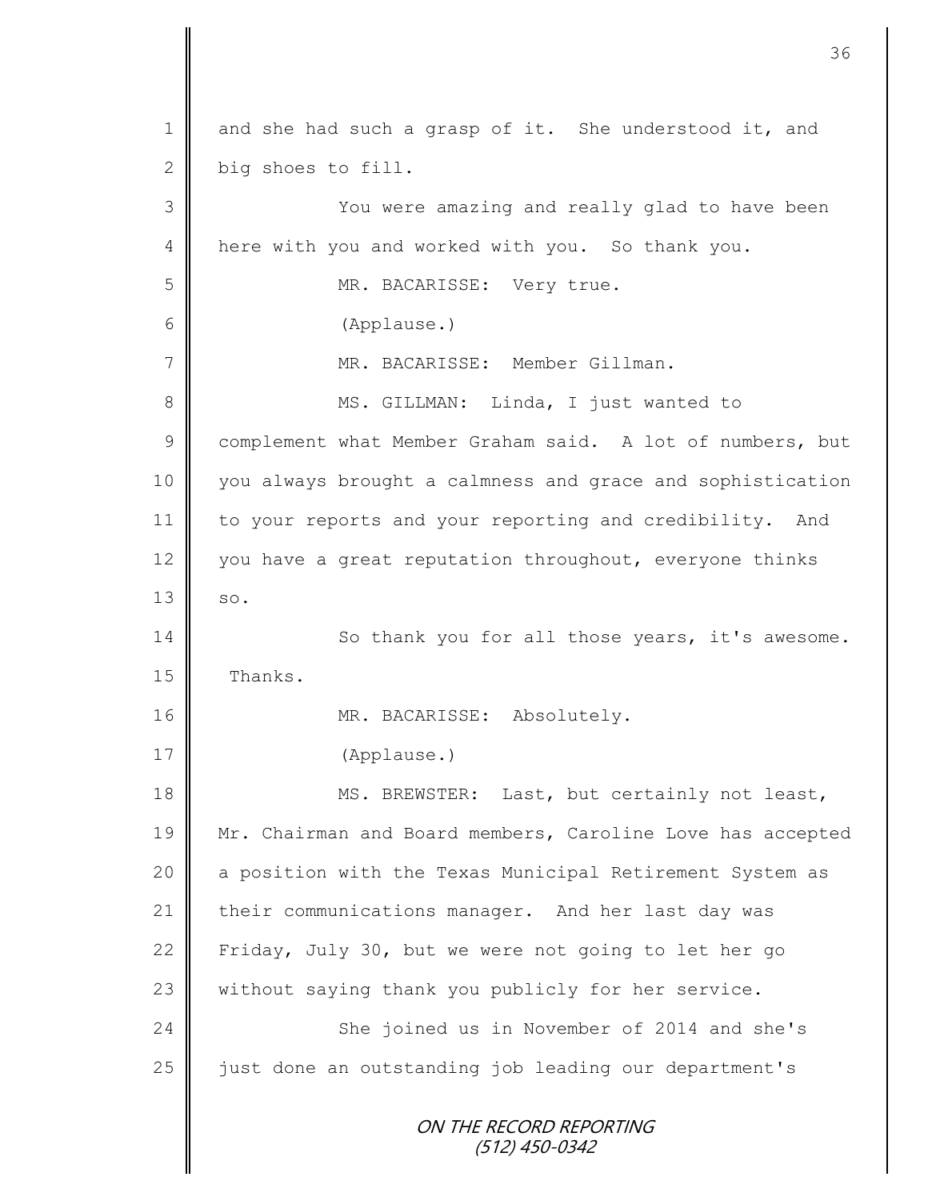and she had such a grasp of it. She understood it, and big shoes to fill.

You were amazing and really glad to have been here with you and worked with you. So thank you.

MR. BACARISSE: Very true.

(Applause.)

MR. BACARISSE: Member Gillman.

MS. GILLMAN: Linda, I just wanted to complement what Member Graham said. A lot of numbers, but you always brought a calmness and grace and sophistication to your reports and your reporting and credibility. And you have a great reputation throughout, everyone thinks so.

So thank you for all those years, it's awesome. Thanks.

MR. BACARISSE: Absolutely.

(Applause.)

MS. BREWSTER: Last, but certainly not least, Mr. Chairman and Board members, Caroline Love has accepted a position with the Texas Municipal Retirement System as their communications manager. And her last day was Friday, July 30, but we were not going to let her go without saying thank you publicly for her service.

She joined us in November of 2014 and she's just done an outstanding job leading our department's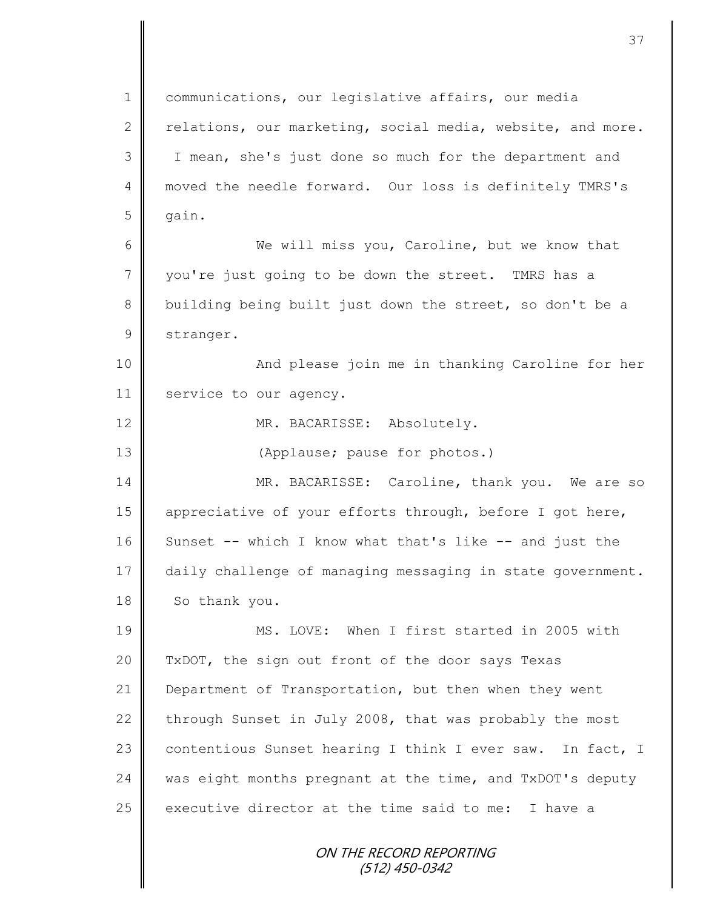communications, our legislative affairs, our media relations, our marketing, social media, website, and more. I mean, she's just done so much for the department and moved the needle forward. Our loss is definitely TMRS's gain.

We will miss you, Caroline, but we know that you're just going to be down the street. TMRS has a building being built just down the street, so don't be a stranger.

And please join me in thanking Caroline for her service to our agency.

MR. BACARISSE: Absolutely.

(Applause; pause for photos.)

MR. BACARISSE: Caroline, thank you. We are so appreciative of your efforts through, before I got here, Sunset -- which I know what that's like -- and just the daily challenge of managing messaging in state government. So thank you.

MS. LOVE: When I first started in 2005 with TxDOT, the sign out front of the door says Texas Department of Transportation, but then when they went through Sunset in July 2008, that was probably the most contentious Sunset hearing I think I ever saw. In fact, I was eight months pregnant at the time, and TxDOT's deputy executive director at the time said to me: I have a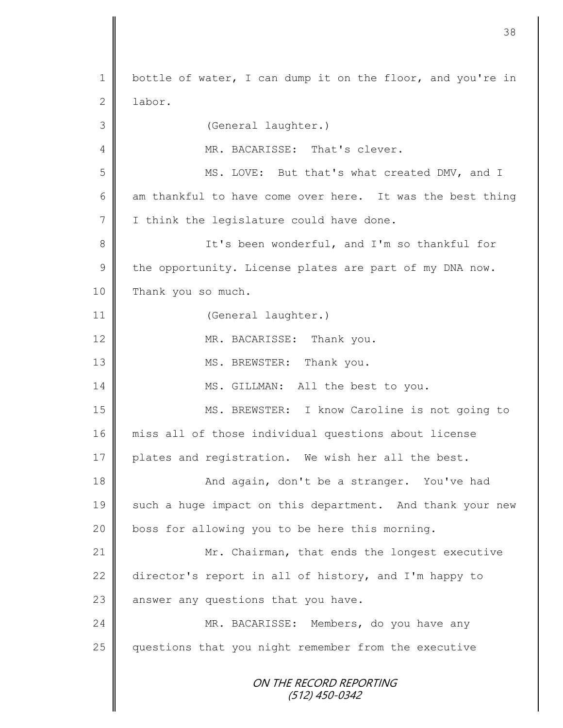bottle of water, I can dump it on the floor, and you're in labor.

(General laughter.)

MR. BACARISSE: That's clever.

MS. LOVE: But that's what created DMV, and I am thankful to have come over here. It was the best thing I think the legislature could have done.

It's been wonderful, and I'm so thankful for the opportunity. License plates are part of my DNA now. Thank you so much.

(General laughter.)

MR. BACARISSE: Thank you.

MS. BREWSTER: Thank you.

MS. GILLMAN: All the best to you.

MS. BREWSTER: I know Caroline is not going to miss all of those individual questions about license plates and registration. We wish her all the best.

And again, don't be a stranger. You've had such a huge impact on this department. And thank your new boss for allowing you to be here this morning.

Mr. Chairman, that ends the longest executive director's report in all of history, and I'm happy to answer any questions that you have.

MR. BACARISSE: Members, do you have any questions that you night remember from the executive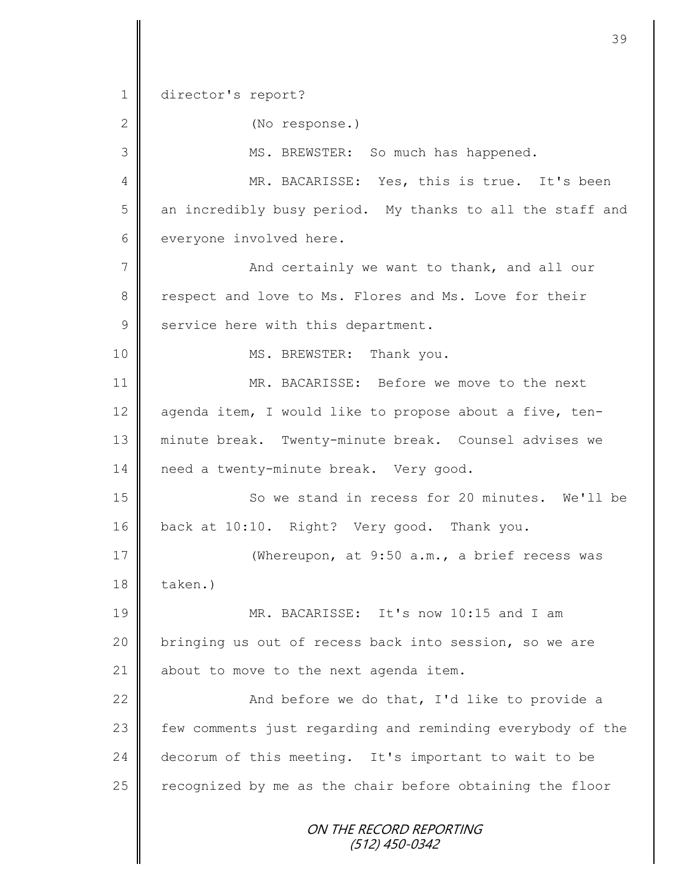director's report?

(No response.)

MS. BREWSTER: So much has happened.

MR. BACARISSE: Yes, this is true. It's been an incredibly busy period. My thanks to all the staff and everyone involved here.

And certainly we want to thank, and all our respect and love to Ms. Flores and Ms. Love for their service here with this department.

MS. BREWSTER: Thank you.

MR. BACARISSE: Before we move to the next agenda item, I would like to propose about a five, ten-minute break. Twenty-minute break. Counsel advises we need a twenty-minute break. Very good.

So we stand in recess for 20 minutes. We'll be back at 10:10. Right? Very good. Thank you.

(Whereupon, at 9:50 a.m., a brief recess was taken.)

MR. BACARISSE: It's now 10:15 and I am bringing us out of recess back into session, so we are about to move to the next agenda item.

And before we do that, I'd like to provide a few comments just regarding and reminding everybody of the decorum of this meeting. It's important to wait to be recognized by me as the chair before obtaining the floor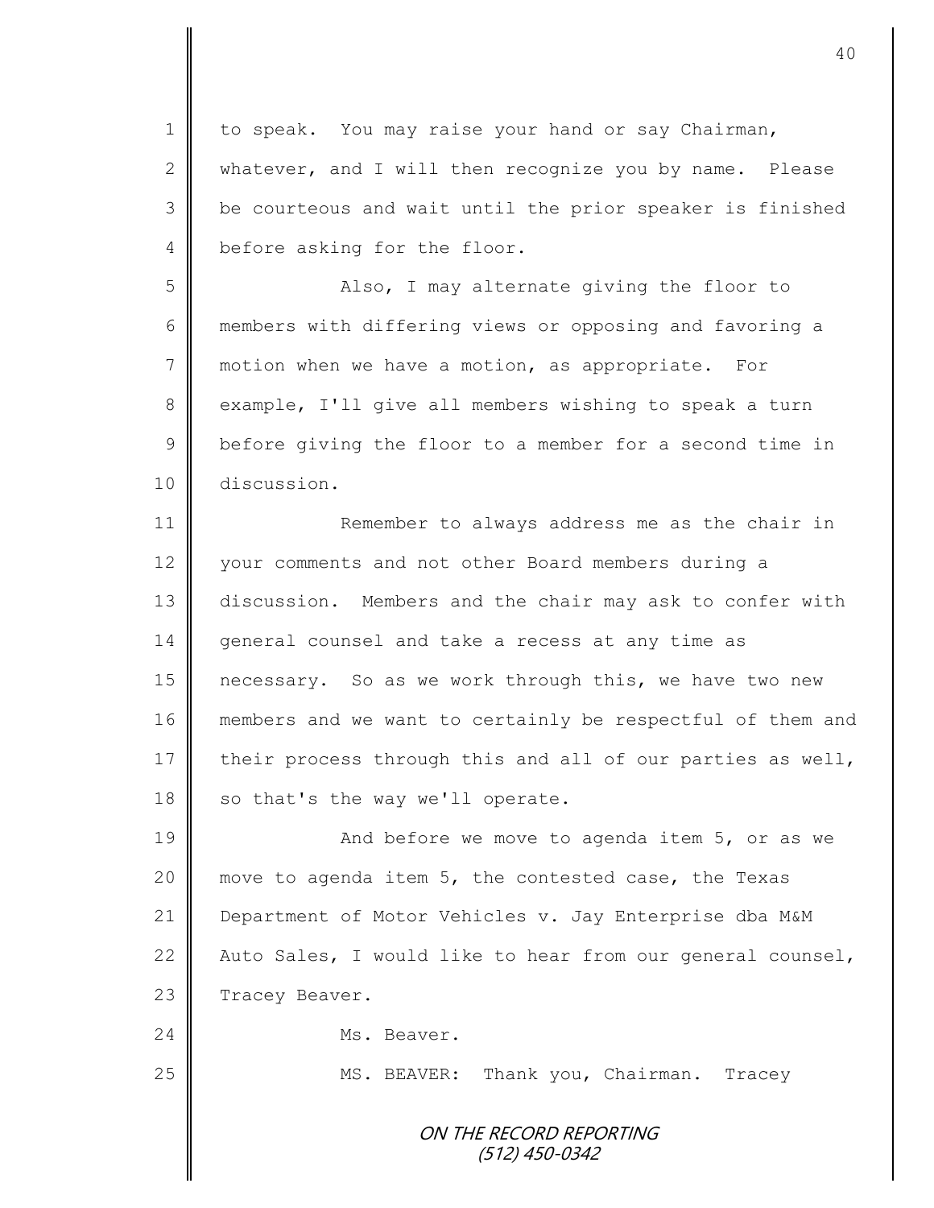1 to speak. You may raise your hand or say Chairman,
2 whatever, and I will then recognize you by name. Please
3 be courteous and wait until the prior speaker is finished
4 before asking for the floor.

5 Also, I may alternate giving the floor to
6 members with differing views or opposing and favoring a
7 motion when we have a motion, as appropriate. For
8 example, I'll give all members wishing to speak a turn
9 before giving the floor to a member for a second time in
10 discussion.

11 Remember to always address me as the chair in
12 your comments and not other Board members during a
13 discussion. Members and the chair may ask to confer with
14 general counsel and take a recess at any time as
15 necessary. So as we work through this, we have two new
16 members and we want to certainly be respectful of them and
17 their process through this and all of our parties as well,
18 so that's the way we'll operate.

19 And before we move to agenda item 5, or as we
20 move to agenda item 5, the contested case, the Texas
21 Department of Motor Vehicles v. Jay Enterprise dba M&M
22 Auto Sales, I would like to hear from our general counsel,
23 Tracey Beaver.

24 Ms. Beaver.

25 MS. BEAVER: Thank you, Chairman. Tracey

ON THE RECORD REPORTING
(512) 450-0342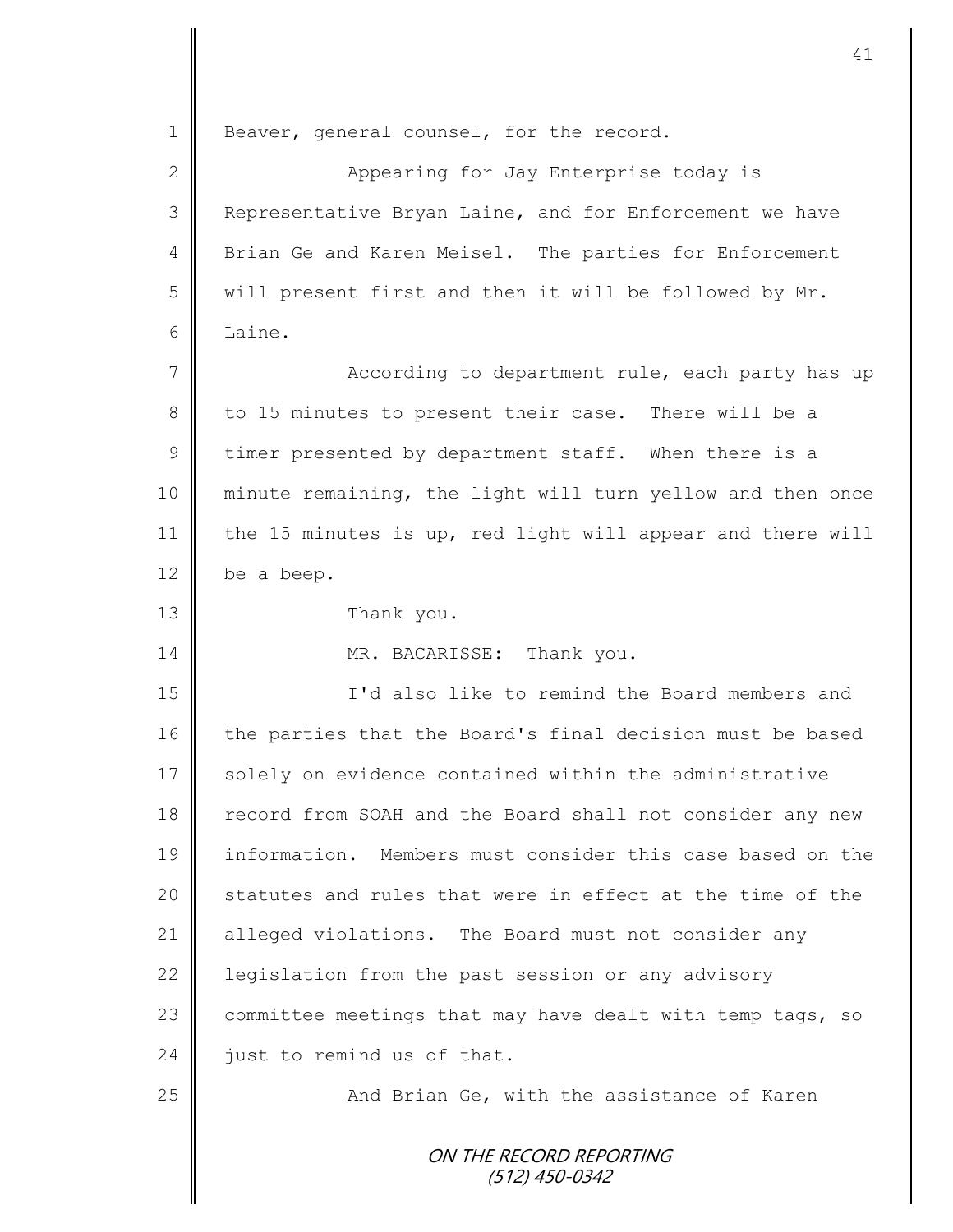Beaver, general counsel, for the record.

Appearing for Jay Enterprise today is Representative Bryan Laine, and for Enforcement we have Brian Ge and Karen Meisel. The parties for Enforcement will present first and then it will be followed by Mr. Laine.

According to department rule, each party has up to 15 minutes to present their case. There will be a timer presented by department staff. When there is a minute remaining, the light will turn yellow and then once the 15 minutes is up, red light will appear and there will be a beep.

Thank you.

MR. BACARISSE: Thank you.

I'd also like to remind the Board members and the parties that the Board's final decision must be based solely on evidence contained within the administrative record from SOAH and the Board shall not consider any new information. Members must consider this case based on the statutes and rules that were in effect at the time of the alleged violations. The Board must not consider any legislation from the past session or any advisory committee meetings that may have dealt with temp tags, so just to remind us of that.

And Brian Ge, with the assistance of Karen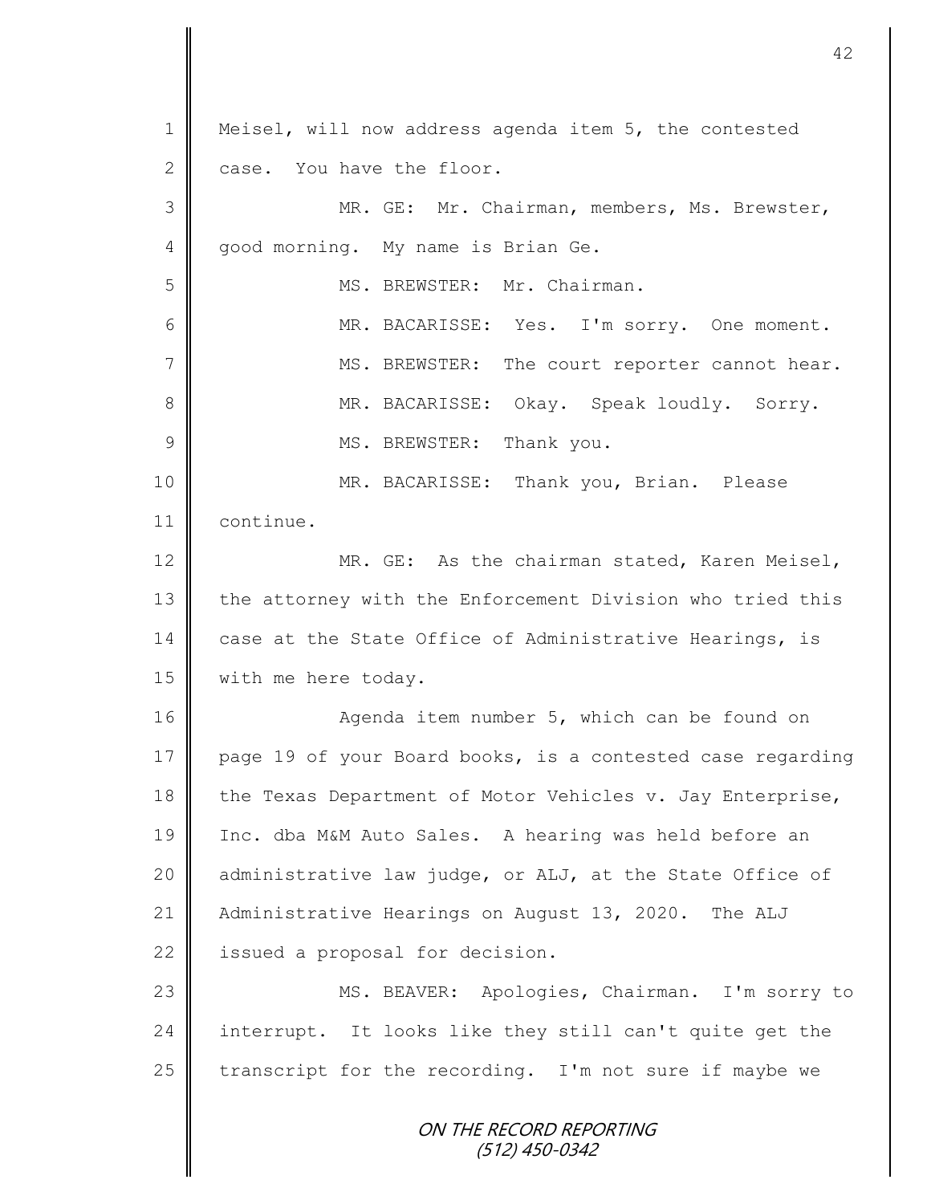1 Meisel, will now address agenda item 5, the contested
2 case. You have the floor.

3 MR. GE: Mr. Chairman, members, Ms. Brewster,
4 good morning. My name is Brian Ge.

5 MS. BREWSTER: Mr. Chairman.

6 MR. BACARISSE: Yes. I'm sorry. One moment.

7 MS. BREWSTER: The court reporter cannot hear.

8 MR. BACARISSE: Okay. Speak loudly. Sorry.

9 MS. BREWSTER: Thank you.

10 MR. BACARISSE: Thank you, Brian. Please
11 continue.

12 MR. GE: As the chairman stated, Karen Meisel,
13 the attorney with the Enforcement Division who tried this
14 case at the State Office of Administrative Hearings, is
15 with me here today.

16 Agenda item number 5, which can be found on
17 page 19 of your Board books, is a contested case regarding
18 the Texas Department of Motor Vehicles v. Jay Enterprise,
19 Inc. dba M&M Auto Sales. A hearing was held before an
20 administrative law judge, or ALJ, at the State Office of
21 Administrative Hearings on August 13, 2020. The ALJ
22 issued a proposal for decision.

23 MS. BEAVER: Apologies, Chairman. I'm sorry to
24 interrupt. It looks like they still can't quite get the
25 transcript for the recording. I'm not sure if maybe we

ON THE RECORD REPORTING
(512) 450-0342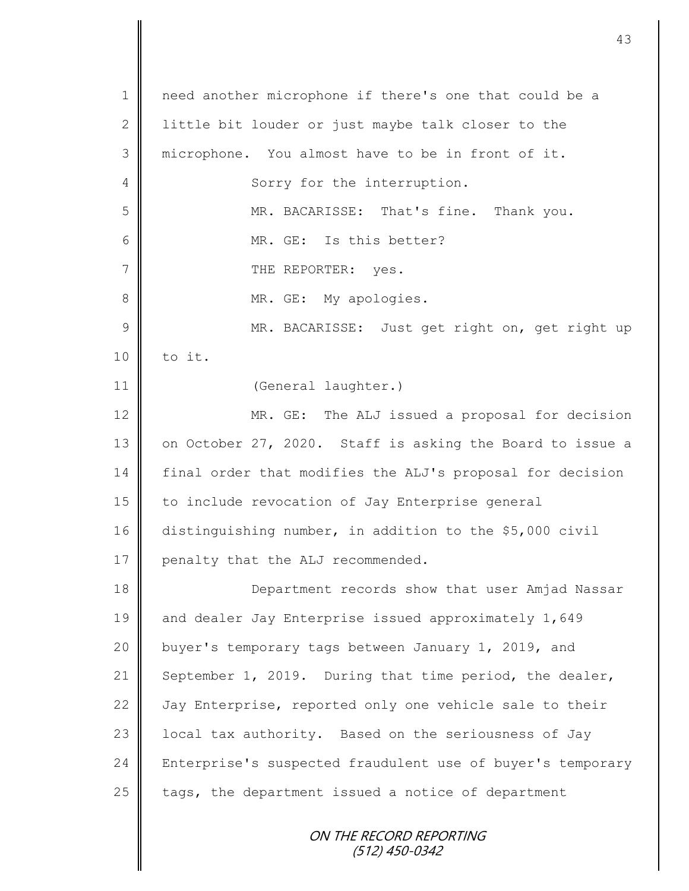need another microphone if there's one that could be a little bit louder or just maybe talk closer to the microphone. You almost have to be in front of it.

Sorry for the interruption.

MR. BACARISSE: That's fine. Thank you.

MR. GE: Is this better?

THE REPORTER: yes.

MR. GE: My apologies.

MR. BACARISSE: Just get right on, get right up to it.

(General laughter.)

MR. GE: The ALJ issued a proposal for decision on October 27, 2020. Staff is asking the Board to issue a final order that modifies the ALJ's proposal for decision to include revocation of Jay Enterprise general distinguishing number, in addition to the $5,000 civil penalty that the ALJ recommended.

Department records show that user Amjad Nassar and dealer Jay Enterprise issued approximately 1,649 buyer's temporary tags between January 1, 2019, and September 1, 2019. During that time period, the dealer, Jay Enterprise, reported only one vehicle sale to their local tax authority. Based on the seriousness of Jay Enterprise's suspected fraudulent use of buyer's temporary tags, the department issued a notice of department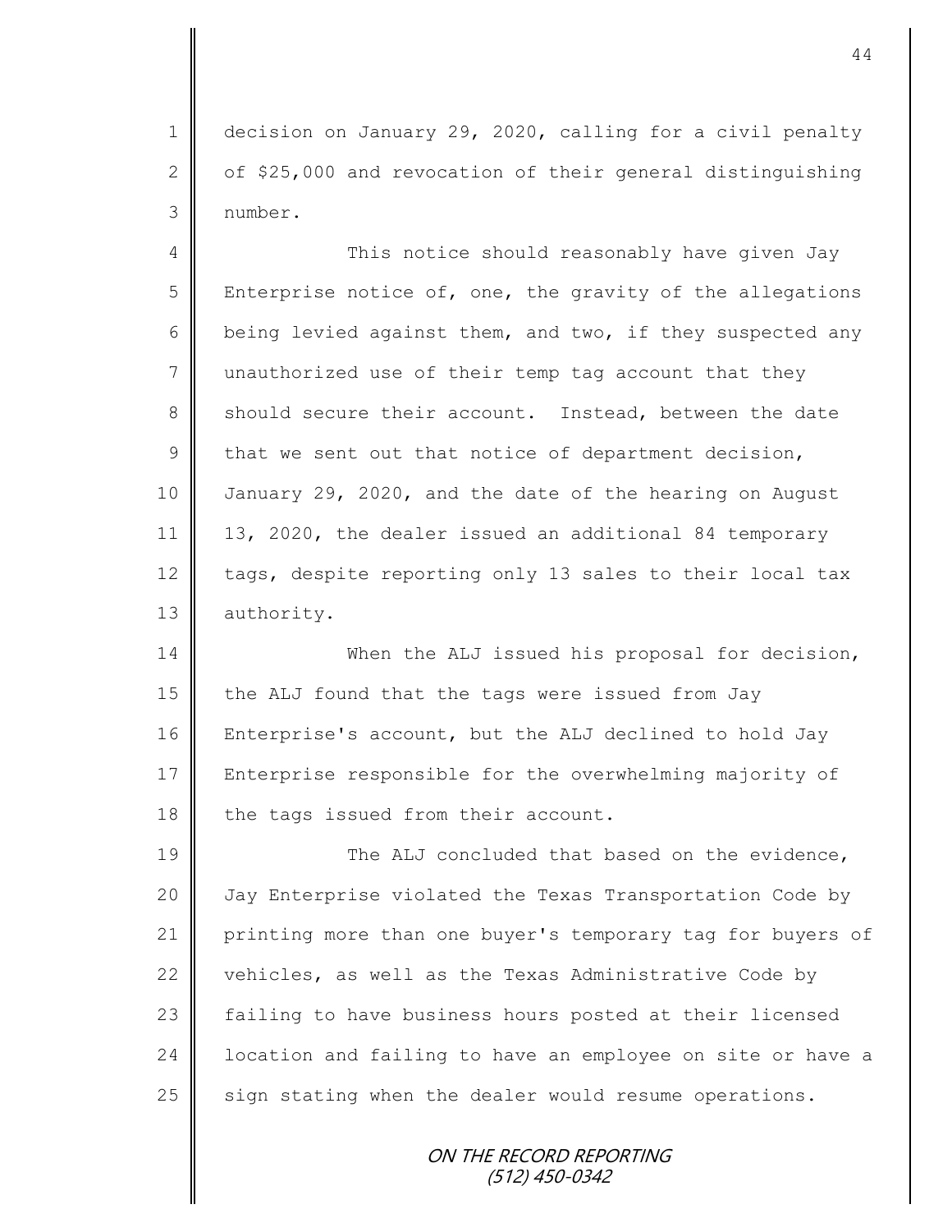decision on January 29, 2020, calling for a civil penalty of $25,000 and revocation of their general distinguishing number.

This notice should reasonably have given Jay Enterprise notice of, one, the gravity of the allegations being levied against them, and two, if they suspected any unauthorized use of their temp tag account that they should secure their account. Instead, between the date that we sent out that notice of department decision, January 29, 2020, and the date of the hearing on August 13, 2020, the dealer issued an additional 84 temporary tags, despite reporting only 13 sales to their local tax authority.

When the ALJ issued his proposal for decision, the ALJ found that the tags were issued from Jay Enterprise's account, but the ALJ declined to hold Jay Enterprise responsible for the overwhelming majority of the tags issued from their account.

The ALJ concluded that based on the evidence, Jay Enterprise violated the Texas Transportation Code by printing more than one buyer's temporary tag for buyers of vehicles, as well as the Texas Administrative Code by failing to have business hours posted at their licensed location and failing to have an employee on site or have a sign stating when the dealer would resume operations.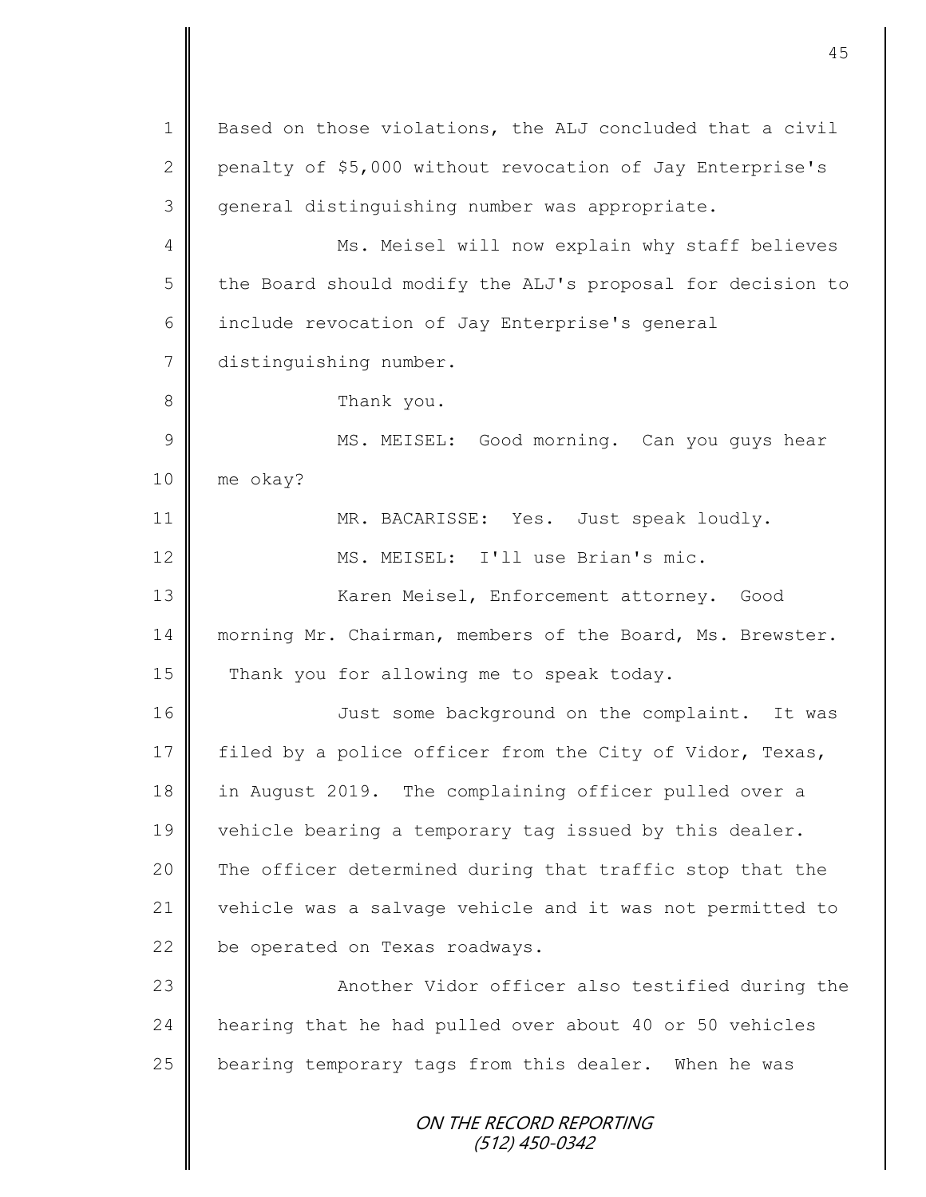Based on those violations, the ALJ concluded that a civil penalty of $5,000 without revocation of Jay Enterprise's general distinguishing number was appropriate.

Ms. Meisel will now explain why staff believes the Board should modify the ALJ's proposal for decision to include revocation of Jay Enterprise's general distinguishing number.

Thank you.

MS. MEISEL: Good morning. Can you guys hear me okay?

MR. BACARISSE: Yes. Just speak loudly.

MS. MEISEL: I'll use Brian's mic.

Karen Meisel, Enforcement attorney. Good morning Mr. Chairman, members of the Board, Ms. Brewster. Thank you for allowing me to speak today.

Just some background on the complaint. It was filed by a police officer from the City of Vidor, Texas, in August 2019. The complaining officer pulled over a vehicle bearing a temporary tag issued by this dealer. The officer determined during that traffic stop that the vehicle was a salvage vehicle and it was not permitted to be operated on Texas roadways.

Another Vidor officer also testified during the hearing that he had pulled over about 40 or 50 vehicles bearing temporary tags from this dealer. When he was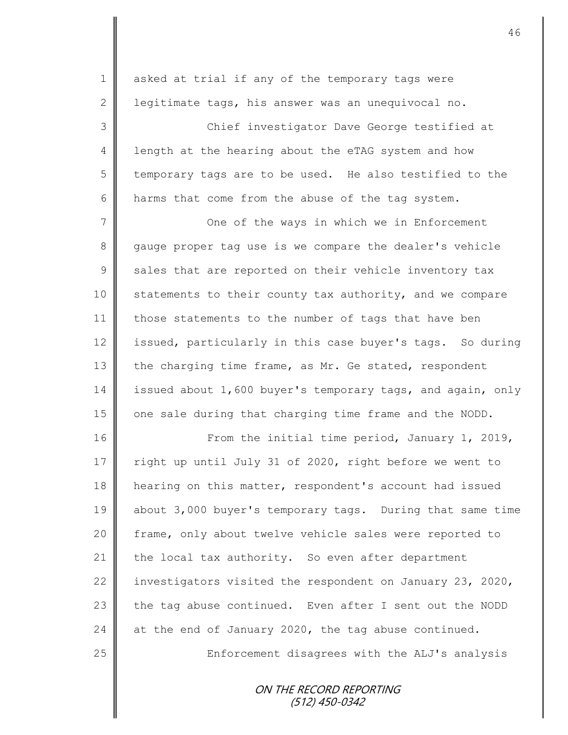asked at trial if any of the temporary tags were legitimate tags, his answer was an unequivocal no.

Chief investigator Dave George testified at length at the hearing about the eTAG system and how temporary tags are to be used. He also testified to the harms that come from the abuse of the tag system.

One of the ways in which we in Enforcement gauge proper tag use is we compare the dealer's vehicle sales that are reported on their vehicle inventory tax statements to their county tax authority, and we compare those statements to the number of tags that have ben issued, particularly in this case buyer's tags. So during the charging time frame, as Mr. Ge stated, respondent issued about 1,600 buyer's temporary tags, and again, only one sale during that charging time frame and the NODD.

From the initial time period, January 1, 2019, right up until July 31 of 2020, right before we went to hearing on this matter, respondent's account had issued about 3,000 buyer's temporary tags. During that same time frame, only about twelve vehicle sales were reported to the local tax authority. So even after department investigators visited the respondent on January 23, 2020, the tag abuse continued. Even after I sent out the NODD at the end of January 2020, the tag abuse continued.

Enforcement disagrees with the ALJ's analysis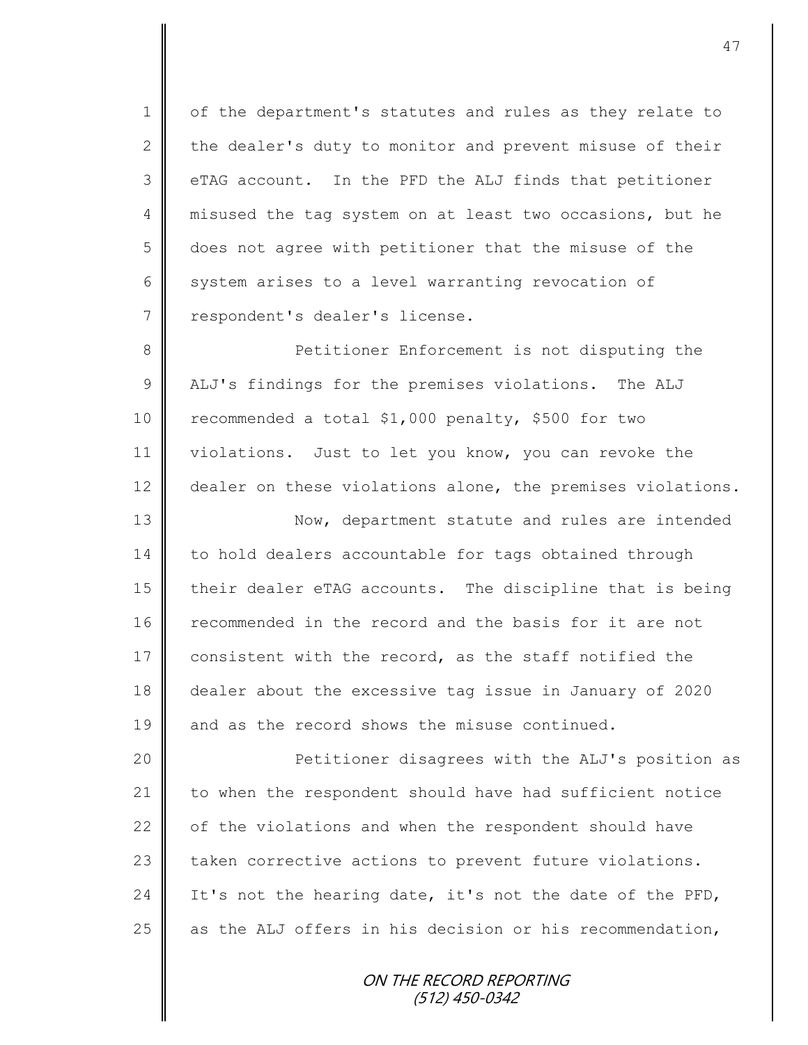of the department's statutes and rules as they relate to the dealer's duty to monitor and prevent misuse of their eTAG account. In the PFD the ALJ finds that petitioner misused the tag system on at least two occasions, but he does not agree with petitioner that the misuse of the system arises to a level warranting revocation of respondent's dealer's license.

Petitioner Enforcement is not disputing the ALJ's findings for the premises violations. The ALJ recommended a total $1,000 penalty, $500 for two violations. Just to let you know, you can revoke the dealer on these violations alone, the premises violations.

Now, department statute and rules are intended to hold dealers accountable for tags obtained through their dealer eTAG accounts. The discipline that is being recommended in the record and the basis for it are not consistent with the record, as the staff notified the dealer about the excessive tag issue in January of 2020 and as the record shows the misuse continued.

Petitioner disagrees with the ALJ's position as to when the respondent should have had sufficient notice of the violations and when the respondent should have taken corrective actions to prevent future violations. It's not the hearing date, it's not the date of the PFD, as the ALJ offers in his decision or his recommendation,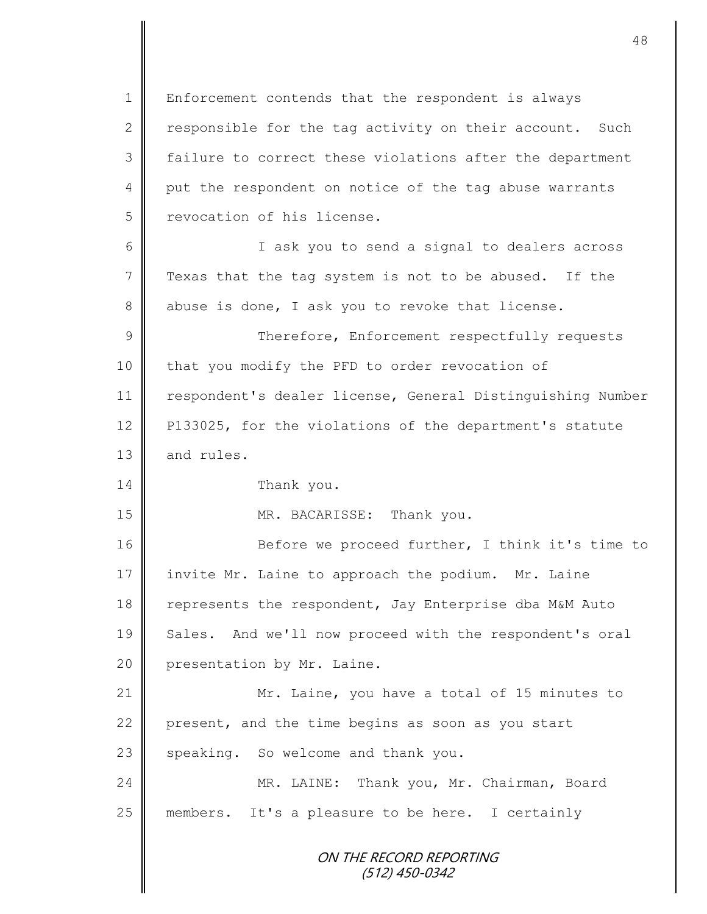1 Enforcement contends that the respondent is always
2 responsible for the tag activity on their account. Such
3 failure to correct these violations after the department
4 put the respondent on notice of the tag abuse warrants
5 revocation of his license.

6 I ask you to send a signal to dealers across
7 Texas that the tag system is not to be abused. If the
8 abuse is done, I ask you to revoke that license.

9 Therefore, Enforcement respectfully requests
10 that you modify the PFD to order revocation of
11 respondent's dealer license, General Distinguishing Number
12 P133025, for the violations of the department's statute
13 and rules.

14 Thank you.

15 MR. BACARISSE: Thank you.

16 Before we proceed further, I think it's time to
17 invite Mr. Laine to approach the podium. Mr. Laine
18 represents the respondent, Jay Enterprise dba M&M Auto
19 Sales. And we'll now proceed with the respondent's oral
20 presentation by Mr. Laine.

21 Mr. Laine, you have a total of 15 minutes to
22 present, and the time begins as soon as you start
23 speaking. So welcome and thank you.

24 MR. LAINE: Thank you, Mr. Chairman, Board
25 members. It's a pleasure to be here. I certainly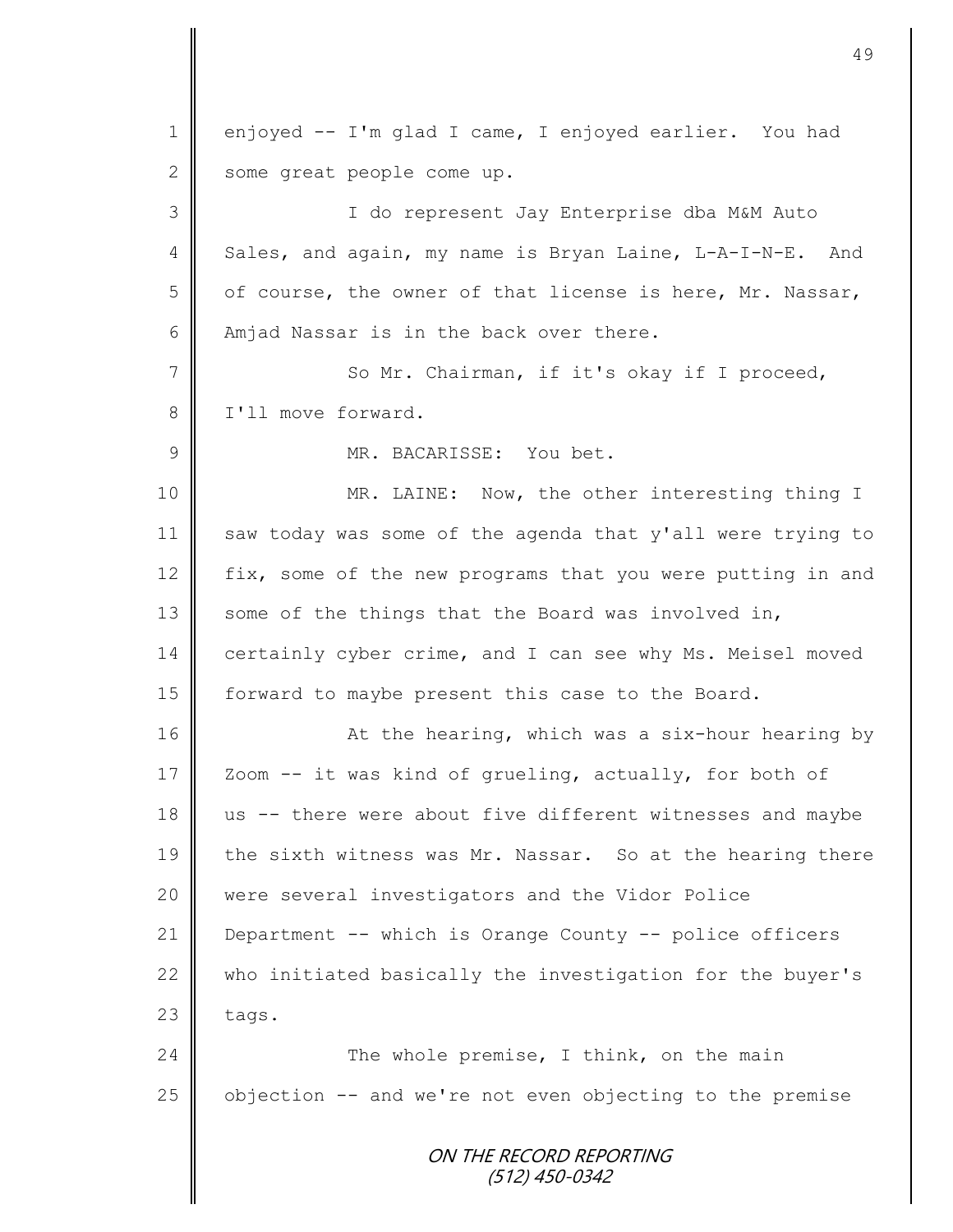enjoyed -- I'm glad I came, I enjoyed earlier. You had some great people come up.

I do represent Jay Enterprise dba M&M Auto Sales, and again, my name is Bryan Laine, L-A-I-N-E. And of course, the owner of that license is here, Mr. Nassar, Amjad Nassar is in the back over there.

So Mr. Chairman, if it's okay if I proceed, I'll move forward.

MR. BACARISSE: You bet.

MR. LAINE: Now, the other interesting thing I saw today was some of the agenda that y'all were trying to fix, some of the new programs that you were putting in and some of the things that the Board was involved in, certainly cyber crime, and I can see why Ms. Meisel moved forward to maybe present this case to the Board.

At the hearing, which was a six-hour hearing by Zoom -- it was kind of grueling, actually, for both of us -- there were about five different witnesses and maybe the sixth witness was Mr. Nassar. So at the hearing there were several investigators and the Vidor Police Department -- which is Orange County -- police officers who initiated basically the investigation for the buyer's tags.

The whole premise, I think, on the main objection -- and we're not even objecting to the premise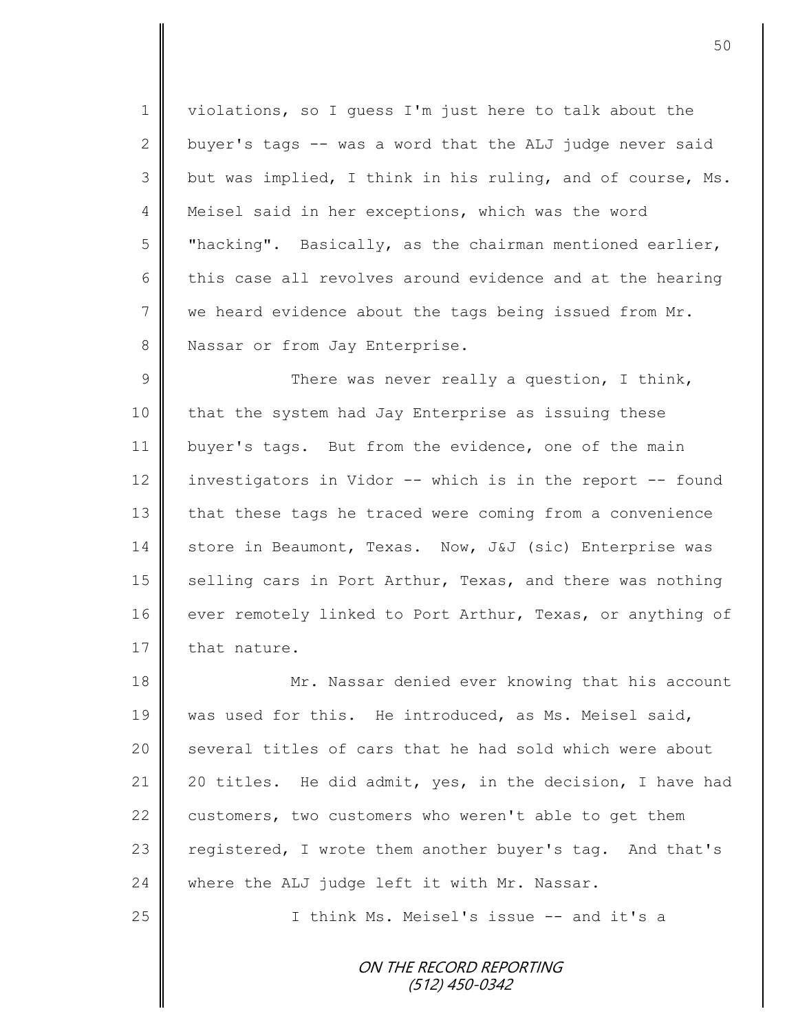violations, so I guess I'm just here to talk about the buyer's tags -- was a word that the ALJ judge never said but was implied, I think in his ruling, and of course, Ms. Meisel said in her exceptions, which was the word "hacking". Basically, as the chairman mentioned earlier, this case all revolves around evidence and at the hearing we heard evidence about the tags being issued from Mr. Nassar or from Jay Enterprise.

There was never really a question, I think, that the system had Jay Enterprise as issuing these buyer's tags. But from the evidence, one of the main investigators in Vidor -- which is in the report -- found that these tags he traced were coming from a convenience store in Beaumont, Texas. Now, J&J (sic) Enterprise was selling cars in Port Arthur, Texas, and there was nothing ever remotely linked to Port Arthur, Texas, or anything of that nature.

Mr. Nassar denied ever knowing that his account was used for this. He introduced, as Ms. Meisel said, several titles of cars that he had sold which were about 20 titles. He did admit, yes, in the decision, I have had customers, two customers who weren't able to get them registered, I wrote them another buyer's tag. And that's where the ALJ judge left it with Mr. Nassar.

I think Ms. Meisel's issue -- and it's a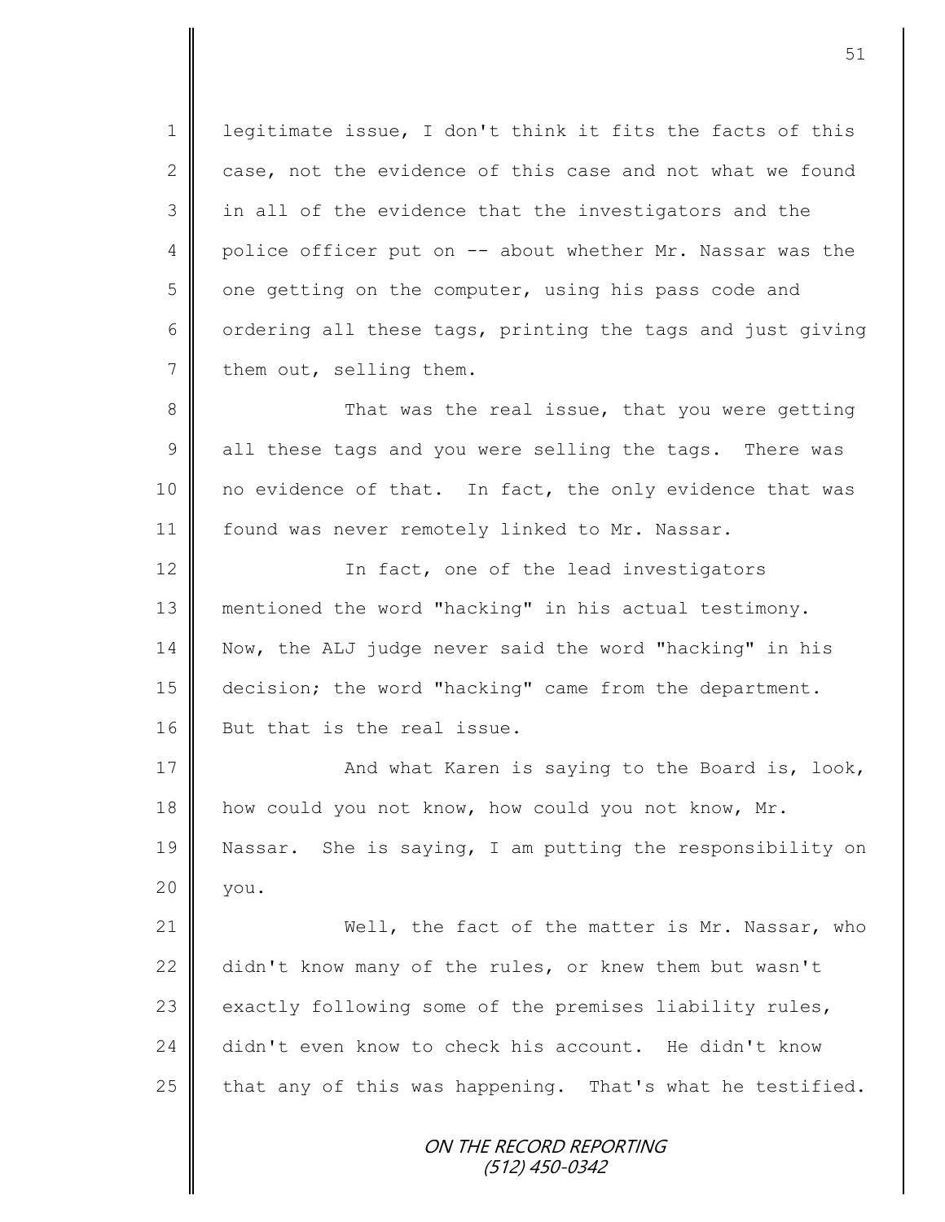legitimate issue, I don't think it fits the facts of this case, not the evidence of this case and not what we found in all of the evidence that the investigators and the police officer put on -- about whether Mr. Nassar was the one getting on the computer, using his pass code and ordering all these tags, printing the tags and just giving them out, selling them.

That was the real issue, that you were getting all these tags and you were selling the tags. There was no evidence of that. In fact, the only evidence that was found was never remotely linked to Mr. Nassar.

In fact, one of the lead investigators mentioned the word "hacking" in his actual testimony. Now, the ALJ judge never said the word "hacking" in his decision; the word "hacking" came from the department. But that is the real issue.

And what Karen is saying to the Board is, look, how could you not know, how could you not know, Mr. Nassar. She is saying, I am putting the responsibility on you.

Well, the fact of the matter is Mr. Nassar, who didn't know many of the rules, or knew them but wasn't exactly following some of the premises liability rules, didn't even know to check his account. He didn't know that any of this was happening. That's what he testified.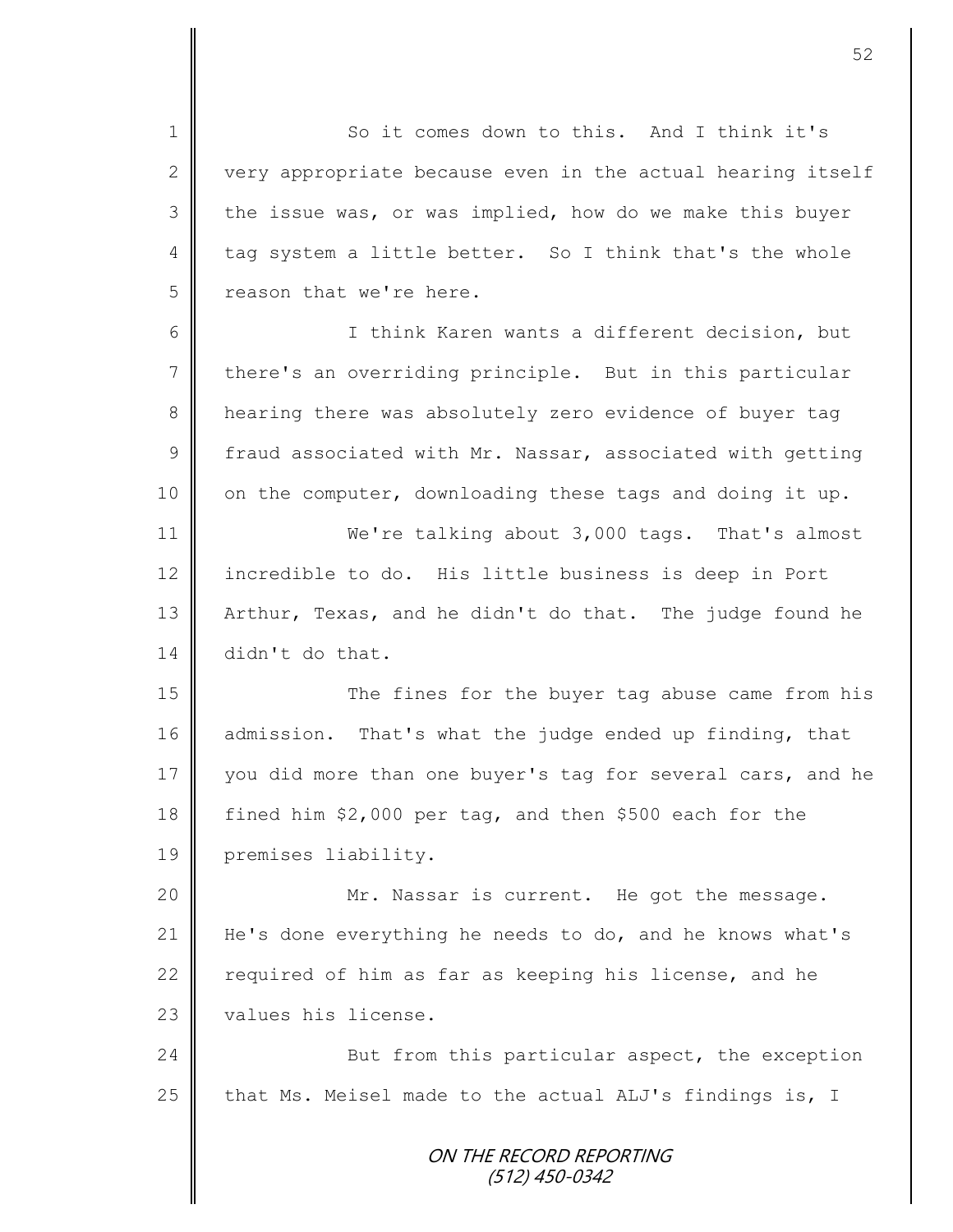1 So it comes down to this. And I think it's
2 very appropriate because even in the actual hearing itself
3 the issue was, or was implied, how do we make this buyer
4 tag system a little better. So I think that's the whole
5 reason that we're here.
6 I think Karen wants a different decision, but
7 there's an overriding principle. But in this particular
8 hearing there was absolutely zero evidence of buyer tag
9 fraud associated with Mr. Nassar, associated with getting
10 on the computer, downloading these tags and doing it up.
11 We're talking about 3,000 tags. That's almost
12 incredible to do. His little business is deep in Port
13 Arthur, Texas, and he didn't do that. The judge found he
14 didn't do that.
15 The fines for the buyer tag abuse came from his
16 admission. That's what the judge ended up finding, that
17 you did more than one buyer's tag for several cars, and he
18 fined him $2,000 per tag, and then $500 each for the
19 premises liability.
20 Mr. Nassar is current. He got the message.
21 He's done everything he needs to do, and he knows what's
22 required of him as far as keeping his license, and he
23 values his license.
24 But from this particular aspect, the exception
25 that Ms. Meisel made to the actual ALJ's findings is, I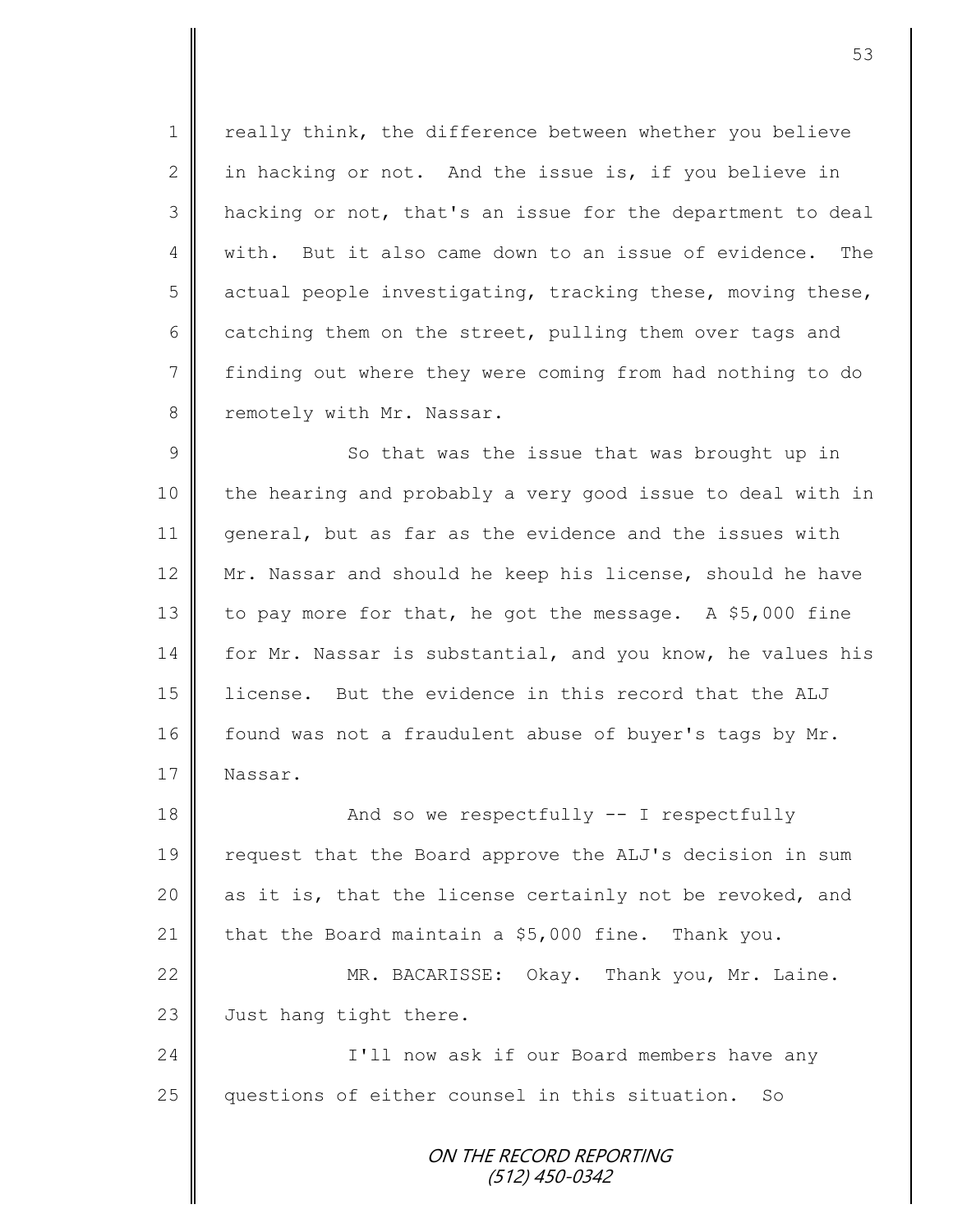really think, the difference between whether you believe in hacking or not. And the issue is, if you believe in hacking or not, that's an issue for the department to deal with. But it also came down to an issue of evidence. The actual people investigating, tracking these, moving these, catching them on the street, pulling them over tags and finding out where they were coming from had nothing to do remotely with Mr. Nassar.

So that was the issue that was brought up in the hearing and probably a very good issue to deal with in general, but as far as the evidence and the issues with Mr. Nassar and should he keep his license, should he have to pay more for that, he got the message. A $5,000 fine for Mr. Nassar is substantial, and you know, he values his license. But the evidence in this record that the ALJ found was not a fraudulent abuse of buyer's tags by Mr. Nassar.

And so we respectfully -- I respectfully request that the Board approve the ALJ's decision in sum as it is, that the license certainly not be revoked, and that the Board maintain a $5,000 fine. Thank you.

MR. BACARISSE: Okay. Thank you, Mr. Laine. Just hang tight there.

I'll now ask if our Board members have any questions of either counsel in this situation. So

ON THE RECORD REPORTING
(512) 450-0342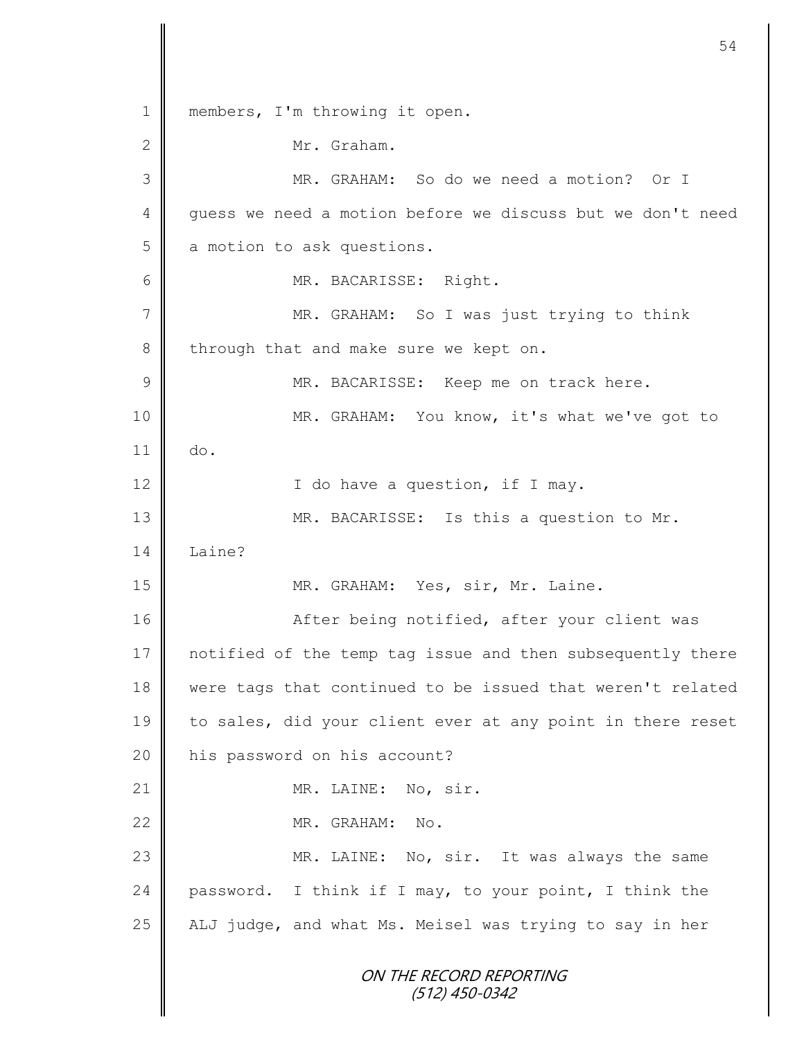members, I'm throwing it open.

Mr. Graham.

MR. GRAHAM: So do we need a motion? Or I guess we need a motion before we discuss but we don't need a motion to ask questions.

MR. BACARISSE: Right.

MR. GRAHAM: So I was just trying to think through that and make sure we kept on.

MR. BACARISSE: Keep me on track here.

MR. GRAHAM: You know, it's what we've got to do.

I do have a question, if I may.

MR. BACARISSE: Is this a question to Mr. Laine?

MR. GRAHAM: Yes, sir, Mr. Laine.

After being notified, after your client was notified of the temp tag issue and then subsequently there were tags that continued to be issued that weren't related to sales, did your client ever at any point in there reset his password on his account?

MR. LAINE: No, sir.

MR. GRAHAM: No.

MR. LAINE: No, sir. It was always the same password. I think if I may, to your point, I think the ALJ judge, and what Ms. Meisel was trying to say in her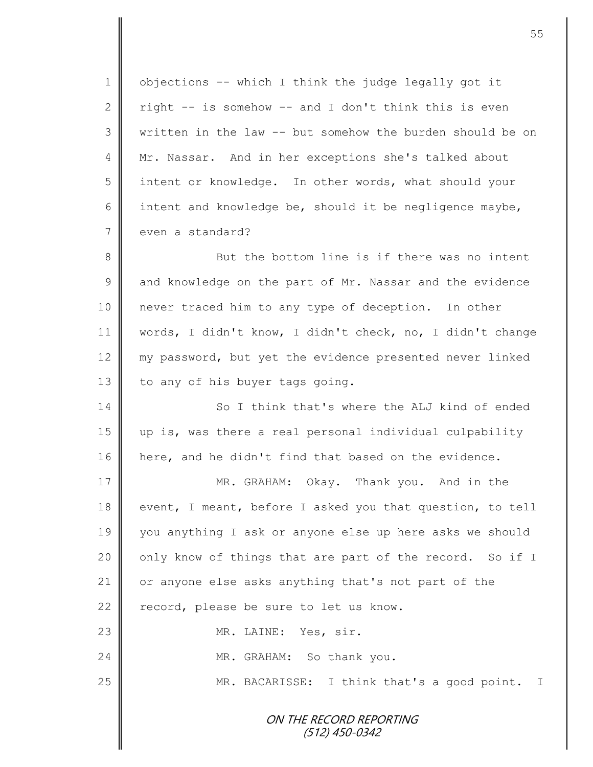objections -- which I think the judge legally got it right -- is somehow -- and I don't think this is even written in the law -- but somehow the burden should be on Mr. Nassar. And in her exceptions she's talked about intent or knowledge. In other words, what should your intent and knowledge be, should it be negligence maybe, even a standard?

But the bottom line is if there was no intent and knowledge on the part of Mr. Nassar and the evidence never traced him to any type of deception. In other words, I didn't know, I didn't check, no, I didn't change my password, but yet the evidence presented never linked to any of his buyer tags going.

So I think that's where the ALJ kind of ended up is, was there a real personal individual culpability here, and he didn't find that based on the evidence.

MR. GRAHAM: Okay. Thank you. And in the event, I meant, before I asked you that question, to tell you anything I ask or anyone else up here asks we should only know of things that are part of the record. So if I or anyone else asks anything that's not part of the record, please be sure to let us know.

MR. LAINE: Yes, sir.

MR. GRAHAM: So thank you.

MR. BACARISSE: I think that's a good point. I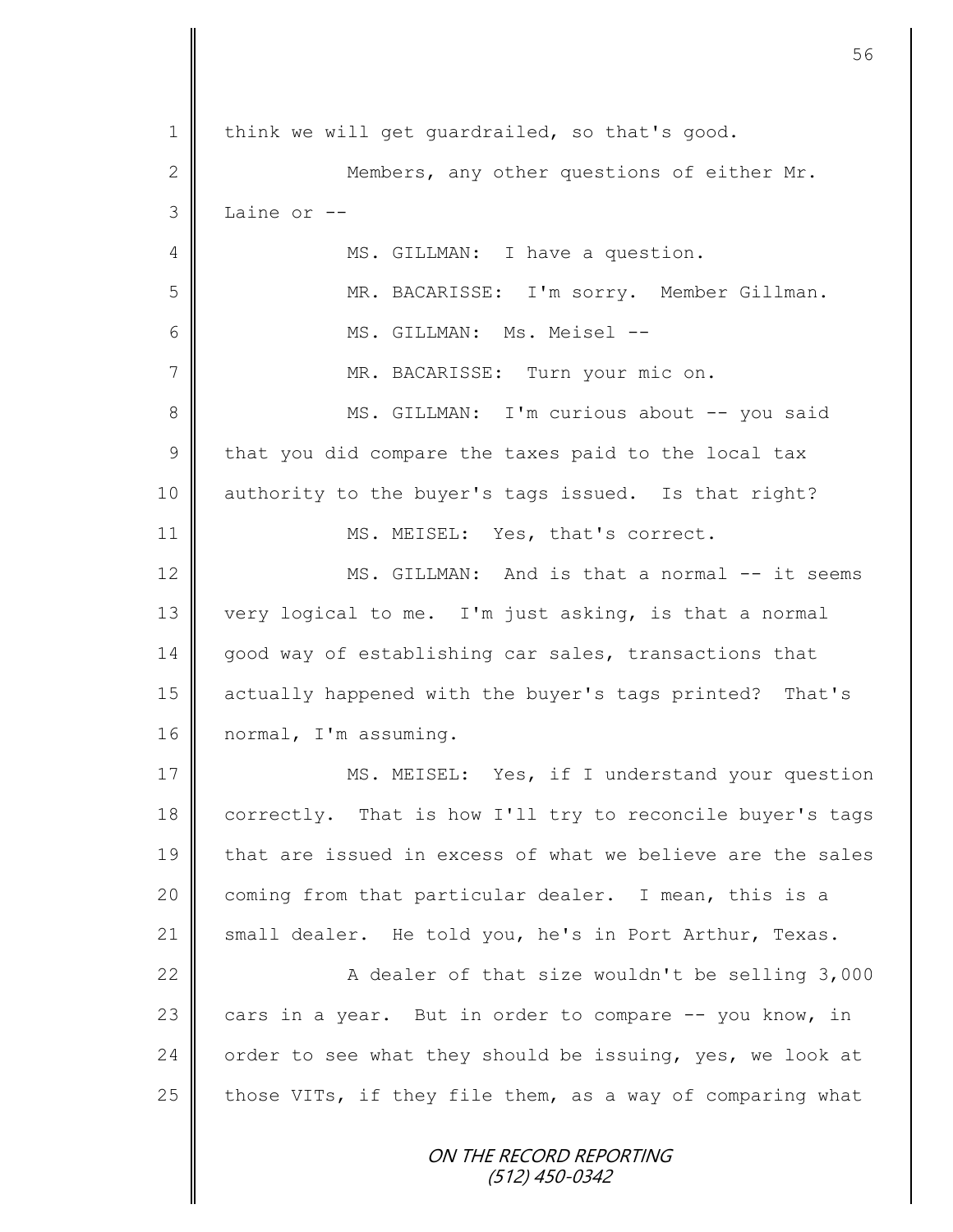think we will get guardrailed, so that's good.

Members, any other questions of either Mr. Laine or --

MS. GILLMAN: I have a question.

MR. BACARISSE: I'm sorry. Member Gillman.

MS. GILLMAN: Ms. Meisel --

MR. BACARISSE: Turn your mic on.

MS. GILLMAN: I'm curious about -- you said that you did compare the taxes paid to the local tax authority to the buyer's tags issued. Is that right?

MS. MEISEL: Yes, that's correct.

MS. GILLMAN: And is that a normal -- it seems very logical to me. I'm just asking, is that a normal good way of establishing car sales, transactions that actually happened with the buyer's tags printed? That's normal, I'm assuming.

MS. MEISEL: Yes, if I understand your question correctly. That is how I'll try to reconcile buyer's tags that are issued in excess of what we believe are the sales coming from that particular dealer. I mean, this is a small dealer. He told you, he's in Port Arthur, Texas.

A dealer of that size wouldn't be selling 3,000 cars in a year. But in order to compare -- you know, in order to see what they should be issuing, yes, we look at those VITs, if they file them, as a way of comparing what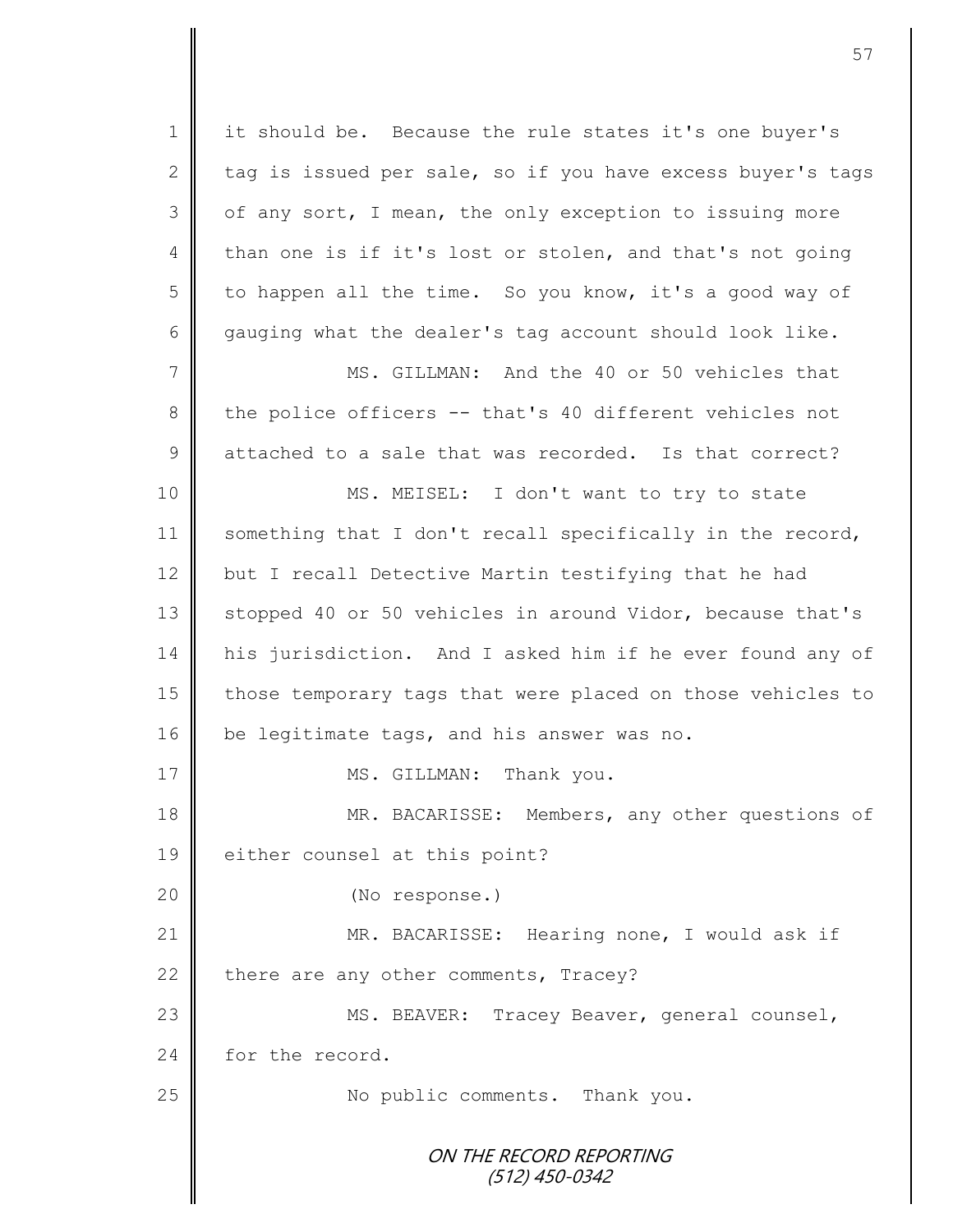it should be. Because the rule states it's one buyer's tag is issued per sale, so if you have excess buyer's tags of any sort, I mean, the only exception to issuing more than one is if it's lost or stolen, and that's not going to happen all the time. So you know, it's a good way of gauging what the dealer's tag account should look like.

MS. GILLMAN: And the 40 or 50 vehicles that the police officers -- that's 40 different vehicles not attached to a sale that was recorded. Is that correct?

MS. MEISEL: I don't want to try to state something that I don't recall specifically in the record, but I recall Detective Martin testifying that he had stopped 40 or 50 vehicles in around Vidor, because that's his jurisdiction. And I asked him if he ever found any of those temporary tags that were placed on those vehicles to be legitimate tags, and his answer was no.

MS. GILLMAN: Thank you.

MR. BACARISSE: Members, any other questions of either counsel at this point?

(No response.)

MR. BACARISSE: Hearing none, I would ask if there are any other comments, Tracey?

MS. BEAVER: Tracey Beaver, general counsel, for the record.

No public comments. Thank you.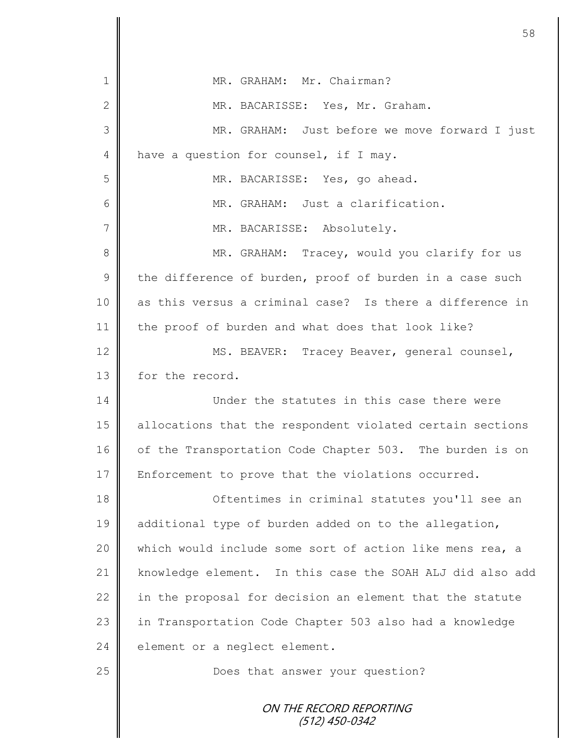MR. GRAHAM: Mr. Chairman?

MR. BACARISSE: Yes, Mr. Graham.

MR. GRAHAM: Just before we move forward I just have a question for counsel, if I may.

MR. BACARISSE: Yes, go ahead.

MR. GRAHAM: Just a clarification.

MR. BACARISSE: Absolutely.

MR. GRAHAM: Tracey, would you clarify for us the difference of burden, proof of burden in a case such as this versus a criminal case? Is there a difference in the proof of burden and what does that look like?

MS. BEAVER: Tracey Beaver, general counsel, for the record.

Under the statutes in this case there were allocations that the respondent violated certain sections of the Transportation Code Chapter 503. The burden is on Enforcement to prove that the violations occurred.

Oftentimes in criminal statutes you'll see an additional type of burden added on to the allegation, which would include some sort of action like mens rea, a knowledge element. In this case the SOAH ALJ did also add in the proposal for decision an element that the statute in Transportation Code Chapter 503 also had a knowledge element or a neglect element.

Does that answer your question?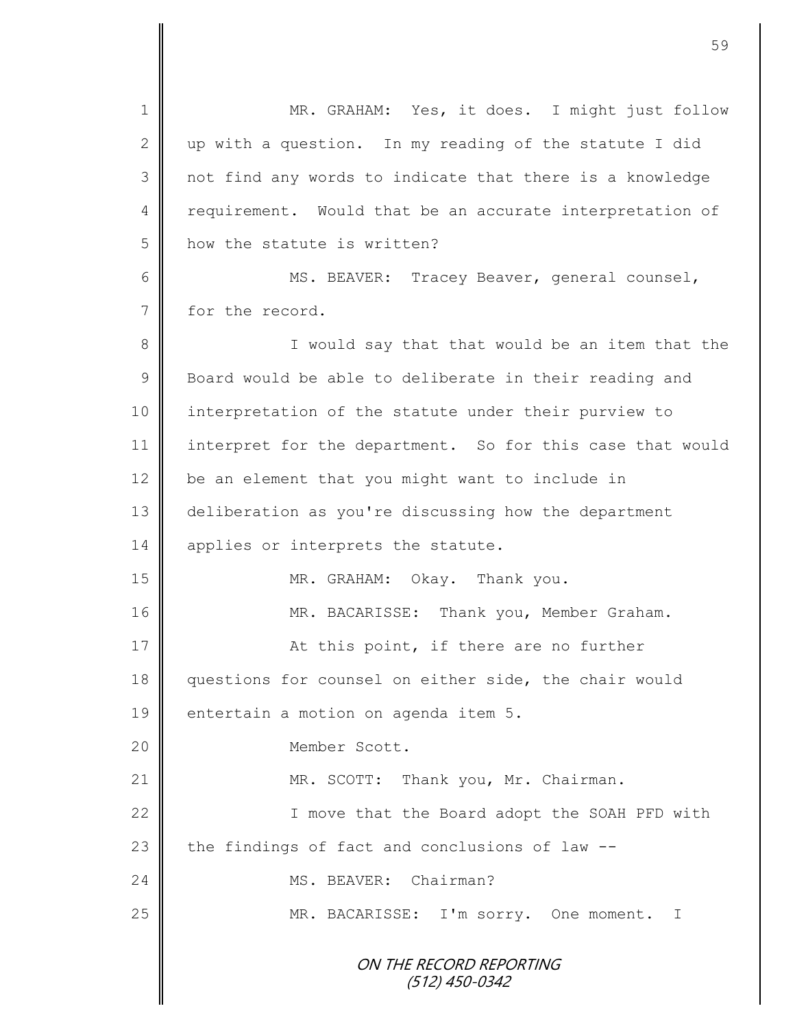MR. GRAHAM: Yes, it does. I might just follow up with a question. In my reading of the statute I did not find any words to indicate that there is a knowledge requirement. Would that be an accurate interpretation of how the statute is written?

MS. BEAVER: Tracey Beaver, general counsel, for the record.

I would say that that would be an item that the Board would be able to deliberate in their reading and interpretation of the statute under their purview to interpret for the department. So for this case that would be an element that you might want to include in deliberation as you're discussing how the department applies or interprets the statute.

MR. GRAHAM: Okay. Thank you.

MR. BACARISSE: Thank you, Member Graham.

At this point, if there are no further questions for counsel on either side, the chair would entertain a motion on agenda item 5.

Member Scott.

MR. SCOTT: Thank you, Mr. Chairman.

I move that the Board adopt the SOAH PFD with the findings of fact and conclusions of law --

MS. BEAVER: Chairman?

MR. BACARISSE: I'm sorry. One moment. I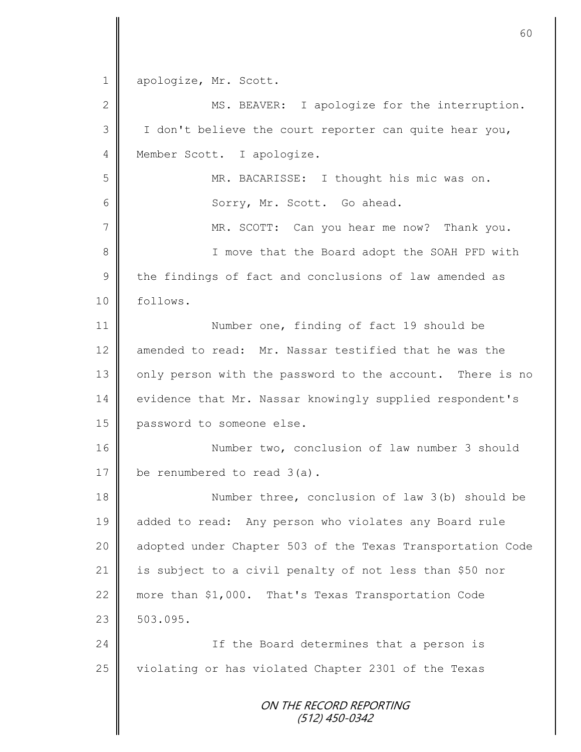apologize, Mr. Scott.

MS. BEAVER: I apologize for the interruption. I don't believe the court reporter can quite hear you, Member Scott. I apologize.

MR. BACARISSE: I thought his mic was on. Sorry, Mr. Scott. Go ahead.

MR. SCOTT: Can you hear me now? Thank you.

I move that the Board adopt the SOAH PFD with the findings of fact and conclusions of law amended as follows.

Number one, finding of fact 19 should be amended to read: Mr. Nassar testified that he was the only person with the password to the account. There is no evidence that Mr. Nassar knowingly supplied respondent's password to someone else.

Number two, conclusion of law number 3 should be renumbered to read 3(a).

Number three, conclusion of law 3(b) should be added to read: Any person who violates any Board rule adopted under Chapter 503 of the Texas Transportation Code is subject to a civil penalty of not less than $50 nor more than $1,000. That's Texas Transportation Code 503.095.

If the Board determines that a person is violating or has violated Chapter 2301 of the Texas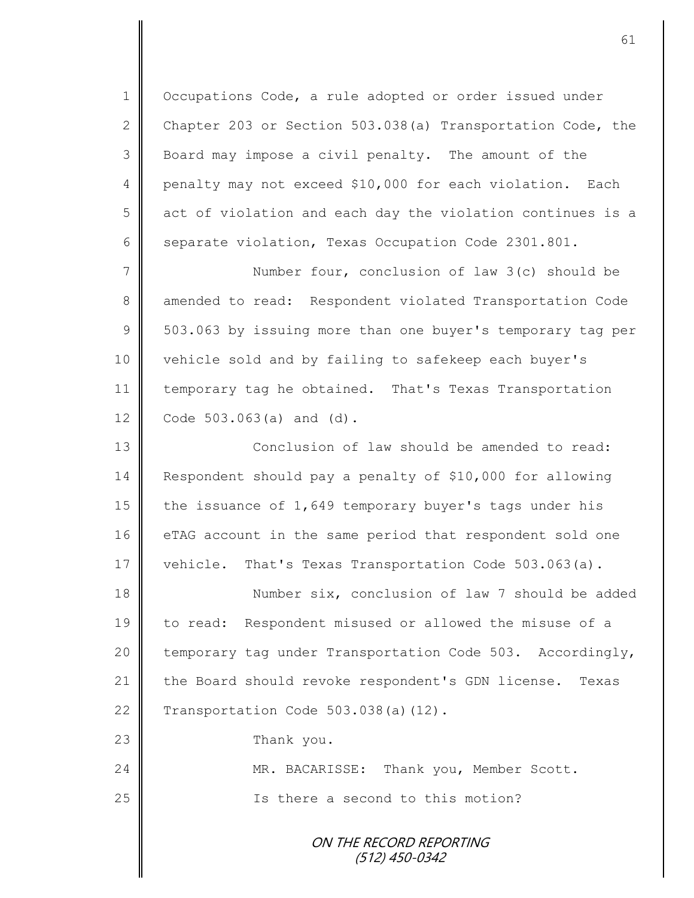Occupations Code, a rule adopted or order issued under Chapter 203 or Section 503.038(a) Transportation Code, the Board may impose a civil penalty. The amount of the penalty may not exceed $10,000 for each violation. Each act of violation and each day the violation continues is a separate violation, Texas Occupation Code 2301.801.

Number four, conclusion of law 3(c) should be amended to read: Respondent violated Transportation Code 503.063 by issuing more than one buyer's temporary tag per vehicle sold and by failing to safekeep each buyer's temporary tag he obtained. That's Texas Transportation Code 503.063(a) and (d).

Conclusion of law should be amended to read: Respondent should pay a penalty of $10,000 for allowing the issuance of 1,649 temporary buyer's tags under his eTAG account in the same period that respondent sold one vehicle. That's Texas Transportation Code 503.063(a).

Number six, conclusion of law 7 should be added to read: Respondent misused or allowed the misuse of a temporary tag under Transportation Code 503. Accordingly, the Board should revoke respondent's GDN license. Texas Transportation Code 503.038(a)(12).

Thank you.

MR. BACARISSE: Thank you, Member Scott.

Is there a second to this motion?

ON THE RECORD REPORTING
(512) 450-0342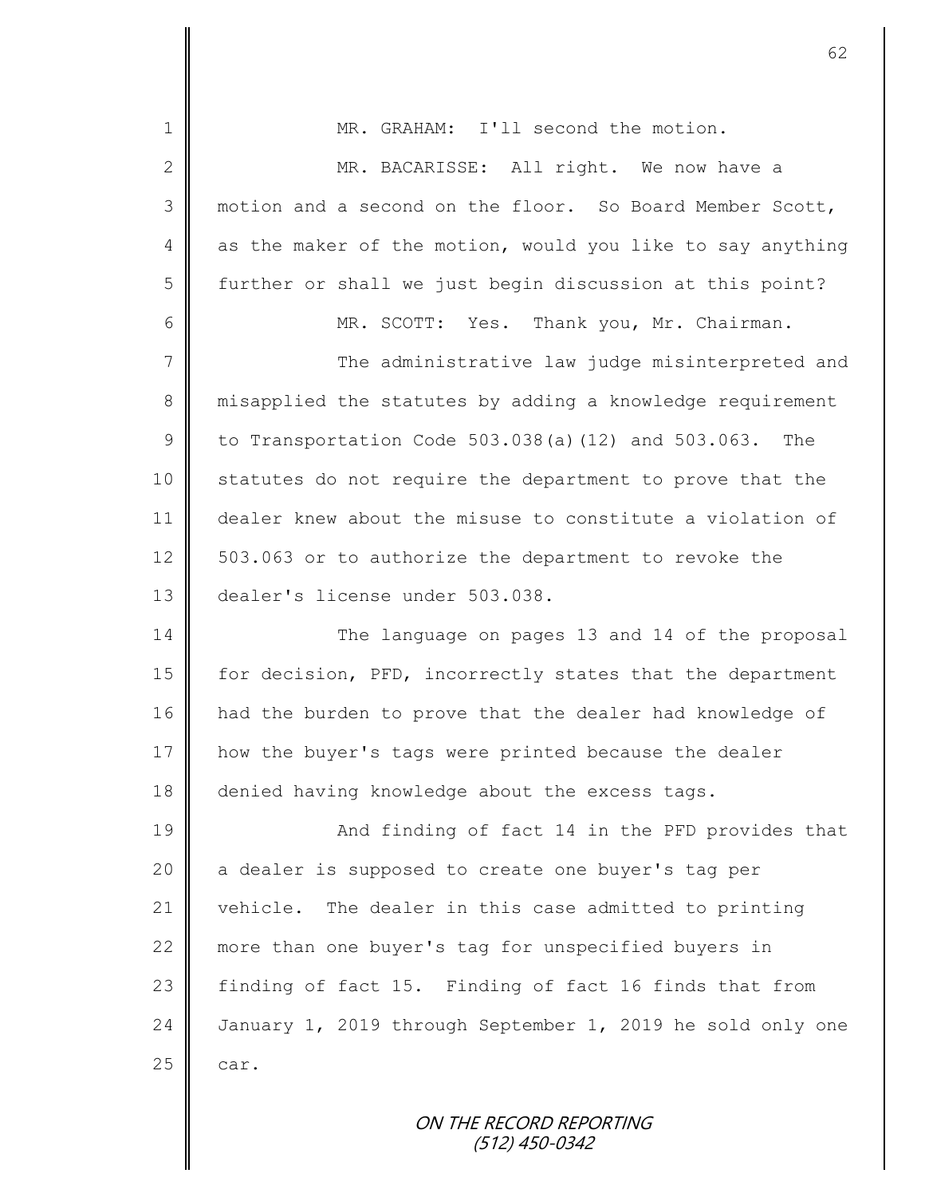MR. GRAHAM: I'll second the motion.

MR. BACARISSE: All right. We now have a motion and a second on the floor. So Board Member Scott, as the maker of the motion, would you like to say anything further or shall we just begin discussion at this point?

MR. SCOTT: Yes. Thank you, Mr. Chairman.

The administrative law judge misinterpreted and misapplied the statutes by adding a knowledge requirement to Transportation Code 503.038(a)(12) and 503.063. The statutes do not require the department to prove that the dealer knew about the misuse to constitute a violation of 503.063 or to authorize the department to revoke the dealer's license under 503.038.

The language on pages 13 and 14 of the proposal for decision, PFD, incorrectly states that the department had the burden to prove that the dealer had knowledge of how the buyer's tags were printed because the dealer denied having knowledge about the excess tags.

And finding of fact 14 in the PFD provides that a dealer is supposed to create one buyer's tag per vehicle. The dealer in this case admitted to printing more than one buyer's tag for unspecified buyers in finding of fact 15. Finding of fact 16 finds that from January 1, 2019 through September 1, 2019 he sold only one car.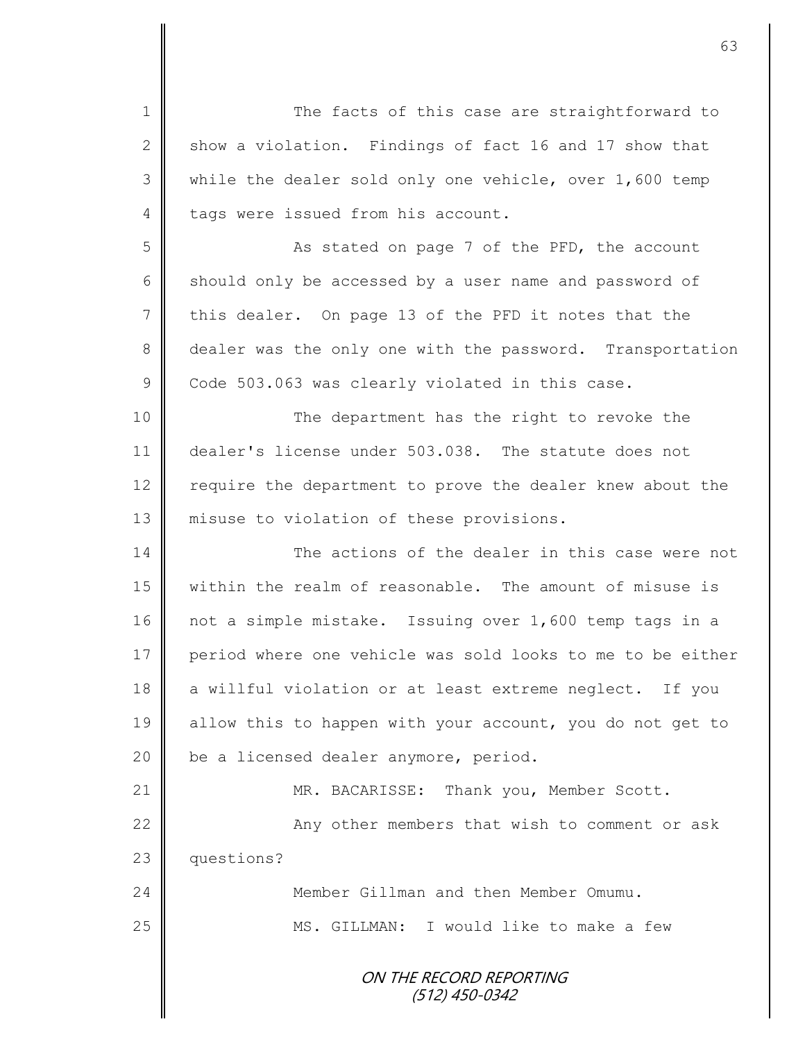The facts of this case are straightforward to show a violation. Findings of fact 16 and 17 show that while the dealer sold only one vehicle, over 1,600 temp tags were issued from his account.

As stated on page 7 of the PFD, the account should only be accessed by a user name and password of this dealer. On page 13 of the PFD it notes that the dealer was the only one with the password. Transportation Code 503.063 was clearly violated in this case.

The department has the right to revoke the dealer's license under 503.038. The statute does not require the department to prove the dealer knew about the misuse to violation of these provisions.

The actions of the dealer in this case were not within the realm of reasonable. The amount of misuse is not a simple mistake. Issuing over 1,600 temp tags in a period where one vehicle was sold looks to me to be either a willful violation or at least extreme neglect. If you allow this to happen with your account, you do not get to be a licensed dealer anymore, period.

MR. BACARISSE: Thank you, Member Scott.

Any other members that wish to comment or ask questions?

Member Gillman and then Member Omumu.

MS. GILLMAN: I would like to make a few

ON THE RECORD REPORTING
(512) 450-0342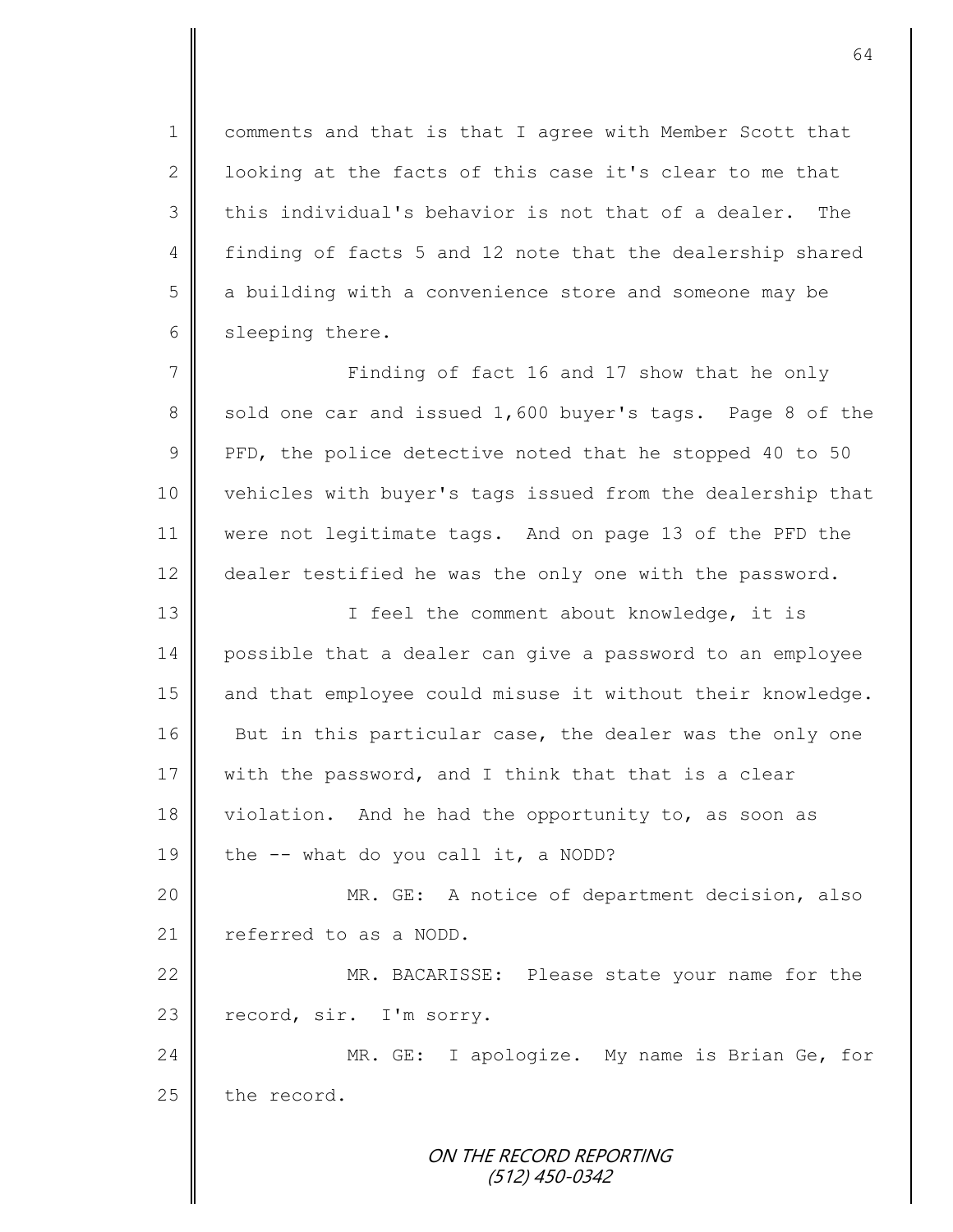comments and that is that I agree with Member Scott that looking at the facts of this case it's clear to me that this individual's behavior is not that of a dealer. The finding of facts 5 and 12 note that the dealership shared a building with a convenience store and someone may be sleeping there.

Finding of fact 16 and 17 show that he only sold one car and issued 1,600 buyer's tags. Page 8 of the PFD, the police detective noted that he stopped 40 to 50 vehicles with buyer's tags issued from the dealership that were not legitimate tags. And on page 13 of the PFD the dealer testified he was the only one with the password.

I feel the comment about knowledge, it is possible that a dealer can give a password to an employee and that employee could misuse it without their knowledge. But in this particular case, the dealer was the only one with the password, and I think that that is a clear violation. And he had the opportunity to, as soon as the -- what do you call it, a NODD?

MR. GE: A notice of department decision, also referred to as a NODD.

MR. BACARISSE: Please state your name for the record, sir. I'm sorry.

MR. GE: I apologize. My name is Brian Ge, for the record.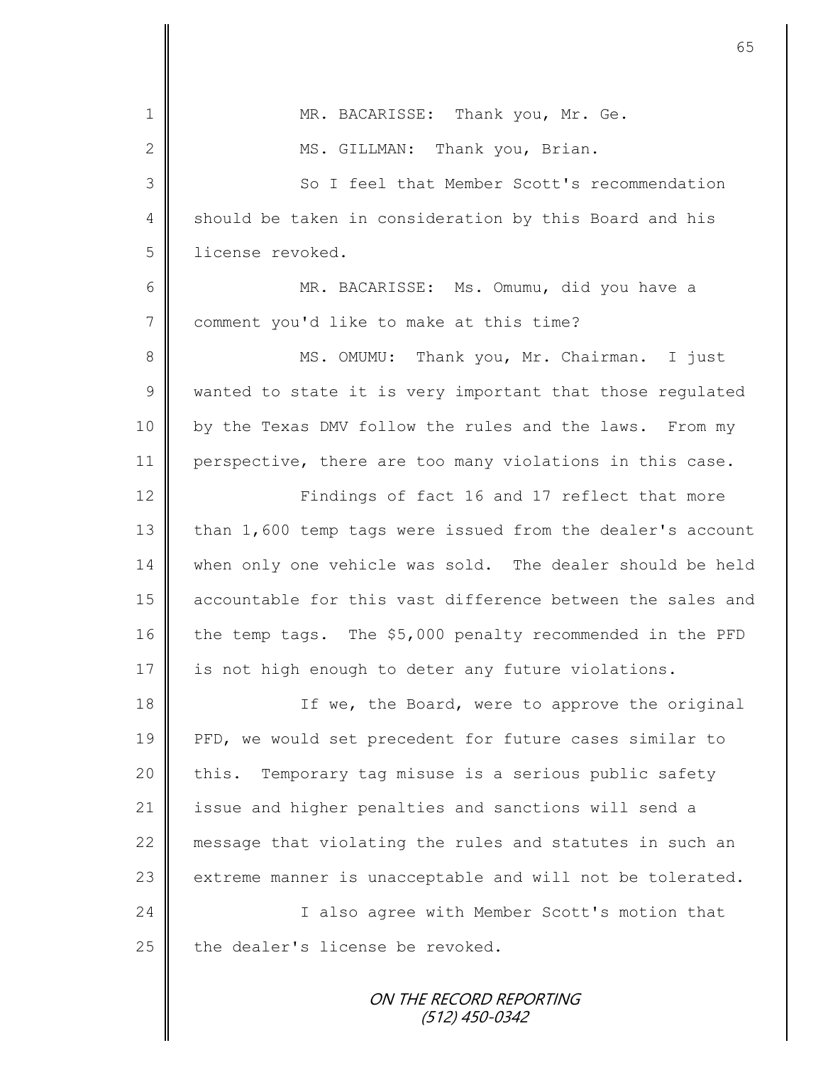MR. BACARISSE: Thank you, Mr. Ge.

MS. GILLMAN: Thank you, Brian.

So I feel that Member Scott's recommendation should be taken in consideration by this Board and his license revoked.

MR. BACARISSE: Ms. Omumu, did you have a comment you'd like to make at this time?

MS. OMUMU: Thank you, Mr. Chairman. I just wanted to state it is very important that those regulated by the Texas DMV follow the rules and the laws. From my perspective, there are too many violations in this case.

Findings of fact 16 and 17 reflect that more than 1,600 temp tags were issued from the dealer's account when only one vehicle was sold. The dealer should be held accountable for this vast difference between the sales and the temp tags. The $5,000 penalty recommended in the PFD is not high enough to deter any future violations.

If we, the Board, were to approve the original PFD, we would set precedent for future cases similar to this. Temporary tag misuse is a serious public safety issue and higher penalties and sanctions will send a message that violating the rules and statutes in such an extreme manner is unacceptable and will not be tolerated.

I also agree with Member Scott's motion that the dealer's license be revoked.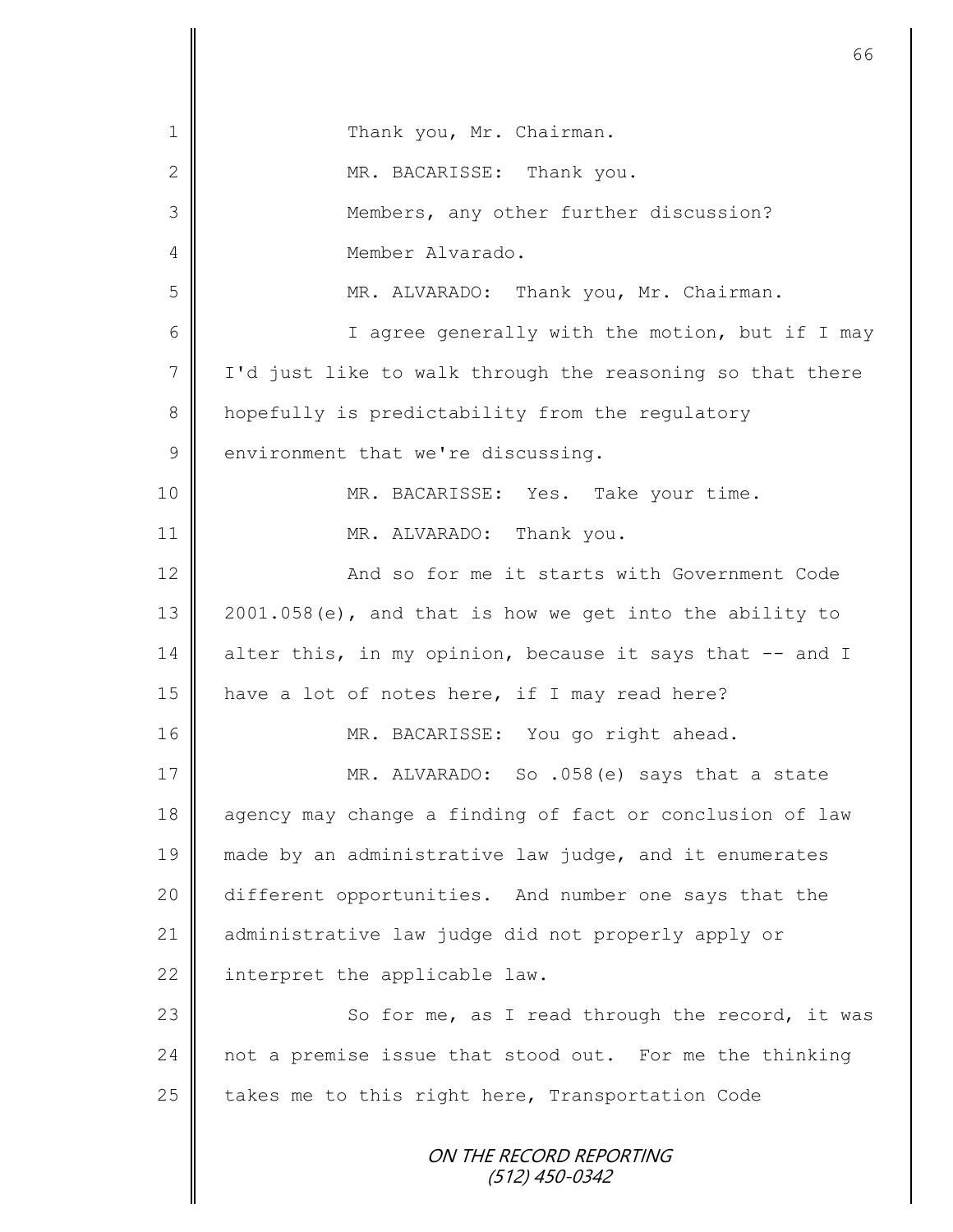Thank you, Mr. Chairman.

MR. BACARISSE: Thank you.

Members, any other further discussion?

Member Alvarado.

MR. ALVARADO: Thank you, Mr. Chairman.

I agree generally with the motion, but if I may I'd just like to walk through the reasoning so that there hopefully is predictability from the regulatory environment that we're discussing.

MR. BACARISSE: Yes. Take your time.

MR. ALVARADO: Thank you.

And so for me it starts with Government Code 2001.058(e), and that is how we get into the ability to alter this, in my opinion, because it says that -- and I have a lot of notes here, if I may read here?

MR. BACARISSE: You go right ahead.

MR. ALVARADO: So .058(e) says that a state agency may change a finding of fact or conclusion of law made by an administrative law judge, and it enumerates different opportunities. And number one says that the administrative law judge did not properly apply or interpret the applicable law.

So for me, as I read through the record, it was not a premise issue that stood out. For me the thinking takes me to this right here, Transportation Code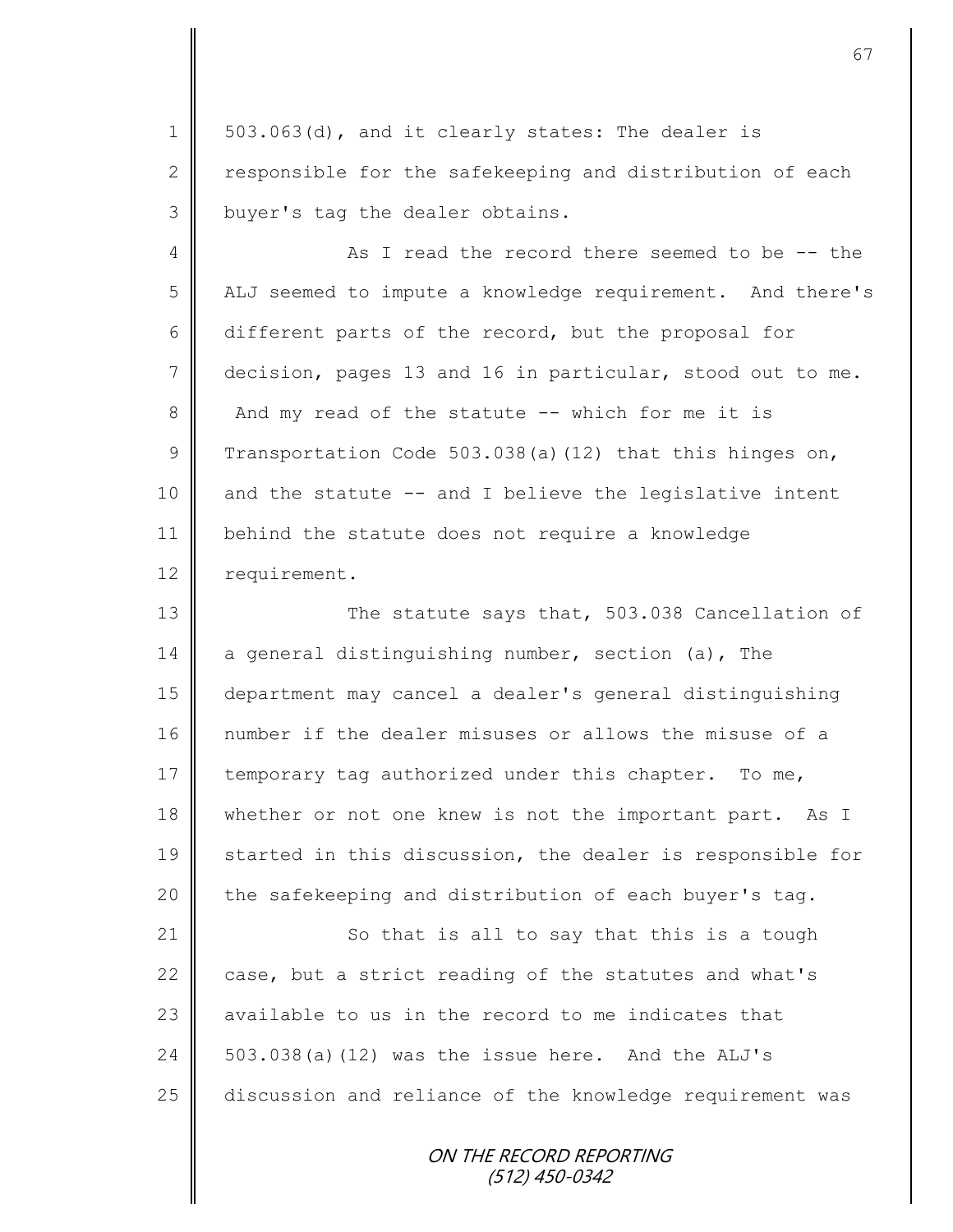503.063(d), and it clearly states: The dealer is responsible for the safekeeping and distribution of each buyer's tag the dealer obtains.

As I read the record there seemed to be -- the ALJ seemed to impute a knowledge requirement. And there's different parts of the record, but the proposal for decision, pages 13 and 16 in particular, stood out to me. And my read of the statute -- which for me it is Transportation Code 503.038(a)(12) that this hinges on, and the statute -- and I believe the legislative intent behind the statute does not require a knowledge requirement.

The statute says that, 503.038 Cancellation of a general distinguishing number, section (a), The department may cancel a dealer's general distinguishing number if the dealer misuses or allows the misuse of a temporary tag authorized under this chapter. To me, whether or not one knew is not the important part. As I started in this discussion, the dealer is responsible for the safekeeping and distribution of each buyer's tag.

So that is all to say that this is a tough case, but a strict reading of the statutes and what's available to us in the record to me indicates that 503.038(a)(12) was the issue here. And the ALJ's discussion and reliance of the knowledge requirement was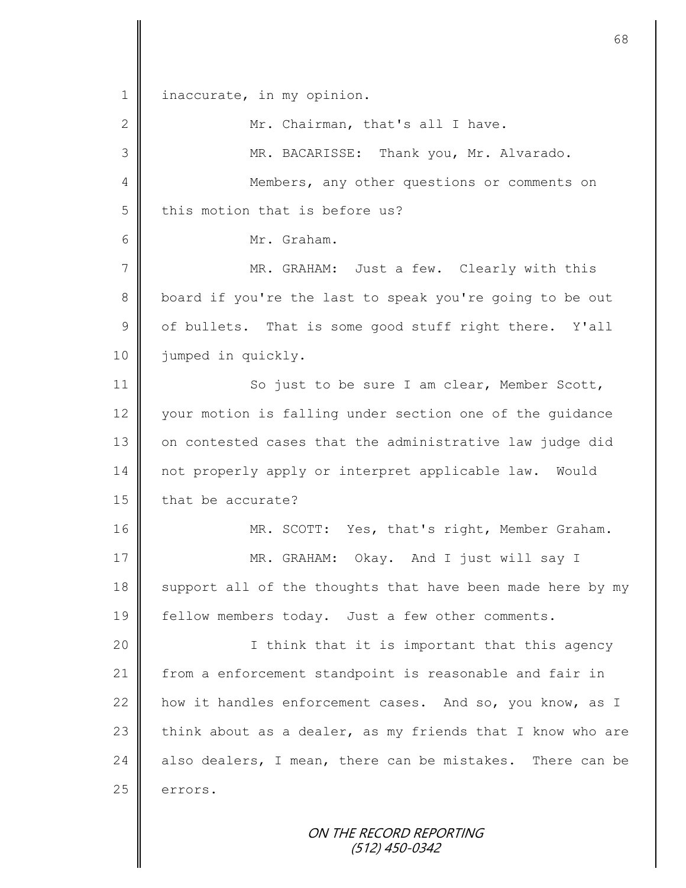1 inaccurate, in my opinion.

2 Mr. Chairman, that's all I have.

3 MR. BACARISSE: Thank you, Mr. Alvarado.

4 Members, any other questions or comments on

5 this motion that is before us?

6 Mr. Graham.

7 MR. GRAHAM: Just a few. Clearly with this

8 board if you're the last to speak you're going to be out

9 of bullets. That is some good stuff right there. Y'all

10 jumped in quickly.

11 So just to be sure I am clear, Member Scott,

12 your motion is falling under section one of the guidance

13 on contested cases that the administrative law judge did

14 not properly apply or interpret applicable law. Would

15 that be accurate?

16 MR. SCOTT: Yes, that's right, Member Graham.

17 MR. GRAHAM: Okay. And I just will say I

18 support all of the thoughts that have been made here by my

19 fellow members today. Just a few other comments.

20 I think that it is important that this agency

21 from a enforcement standpoint is reasonable and fair in

22 how it handles enforcement cases. And so, you know, as I

23 think about as a dealer, as my friends that I know who are

24 also dealers, I mean, there can be mistakes. There can be

25 errors.

ON THE RECORD REPORTING
(512) 450-0342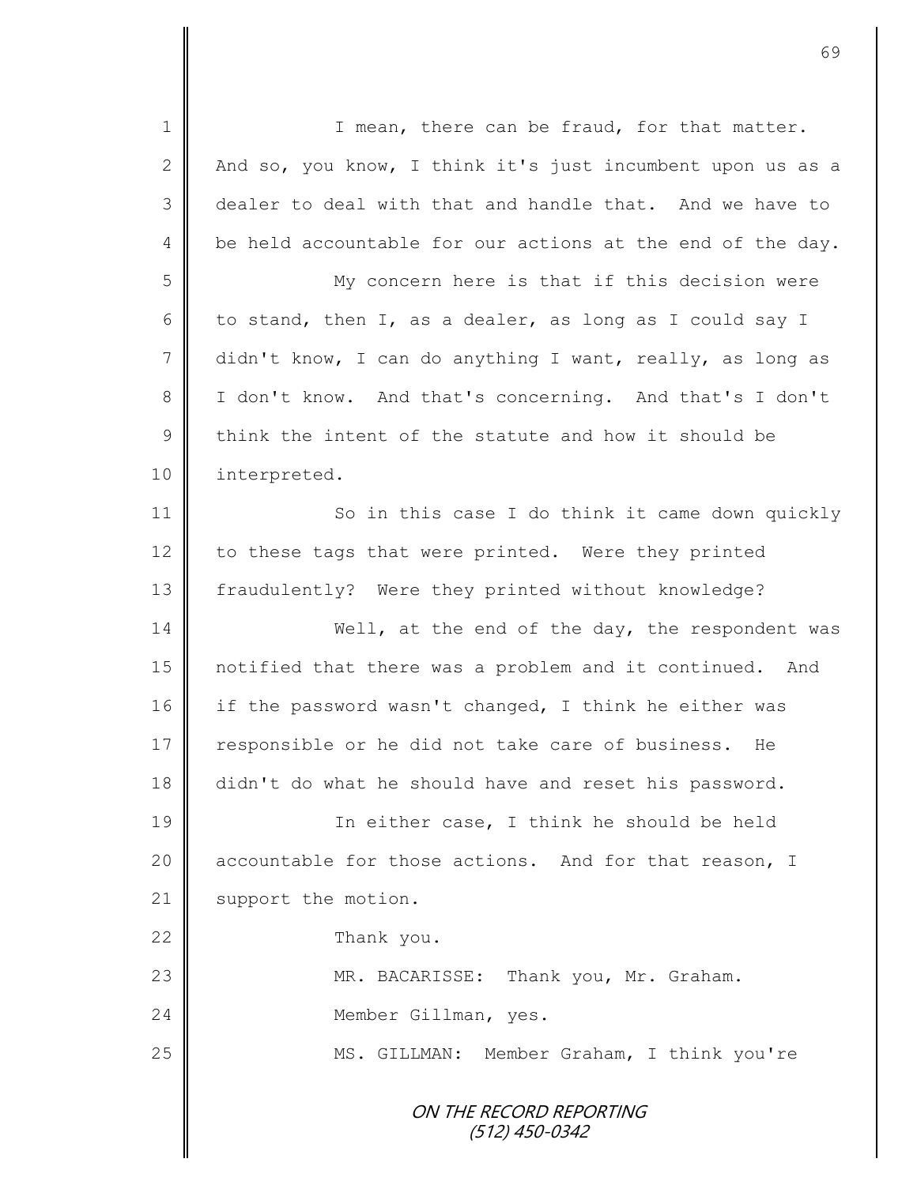I mean, there can be fraud, for that matter. And so, you know, I think it's just incumbent upon us as a dealer to deal with that and handle that. And we have to be held accountable for our actions at the end of the day.

My concern here is that if this decision were to stand, then I, as a dealer, as long as I could say I didn't know, I can do anything I want, really, as long as I don't know. And that's concerning. And that's I don't think the intent of the statute and how it should be interpreted.

So in this case I do think it came down quickly to these tags that were printed. Were they printed fraudulently? Were they printed without knowledge?

Well, at the end of the day, the respondent was notified that there was a problem and it continued. And if the password wasn't changed, I think he either was responsible or he did not take care of business. He didn't do what he should have and reset his password.

In either case, I think he should be held accountable for those actions. And for that reason, I support the motion.

Thank you.

MR. BACARISSE: Thank you, Mr. Graham.

Member Gillman, yes.

MS. GILLMAN: Member Graham, I think you're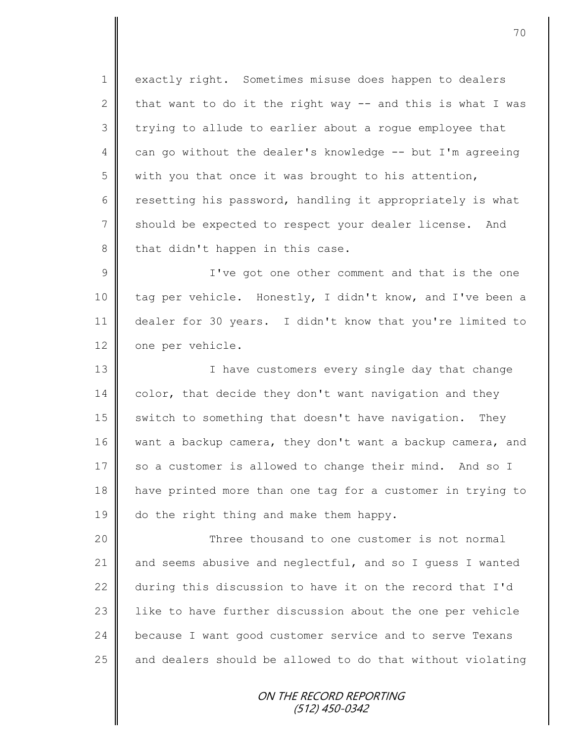exactly right. Sometimes misuse does happen to dealers that want to do it the right way -- and this is what I was trying to allude to earlier about a rogue employee that can go without the dealer's knowledge -- but I'm agreeing with you that once it was brought to his attention, resetting his password, handling it appropriately is what should be expected to respect your dealer license. And that didn't happen in this case.

I've got one other comment and that is the one tag per vehicle. Honestly, I didn't know, and I've been a dealer for 30 years. I didn't know that you're limited to one per vehicle.

I have customers every single day that change color, that decide they don't want navigation and they switch to something that doesn't have navigation. They want a backup camera, they don't want a backup camera, and so a customer is allowed to change their mind. And so I have printed more than one tag for a customer in trying to do the right thing and make them happy.

Three thousand to one customer is not normal and seems abusive and neglectful, and so I guess I wanted during this discussion to have it on the record that I'd like to have further discussion about the one per vehicle because I want good customer service and to serve Texans and dealers should be allowed to do that without violating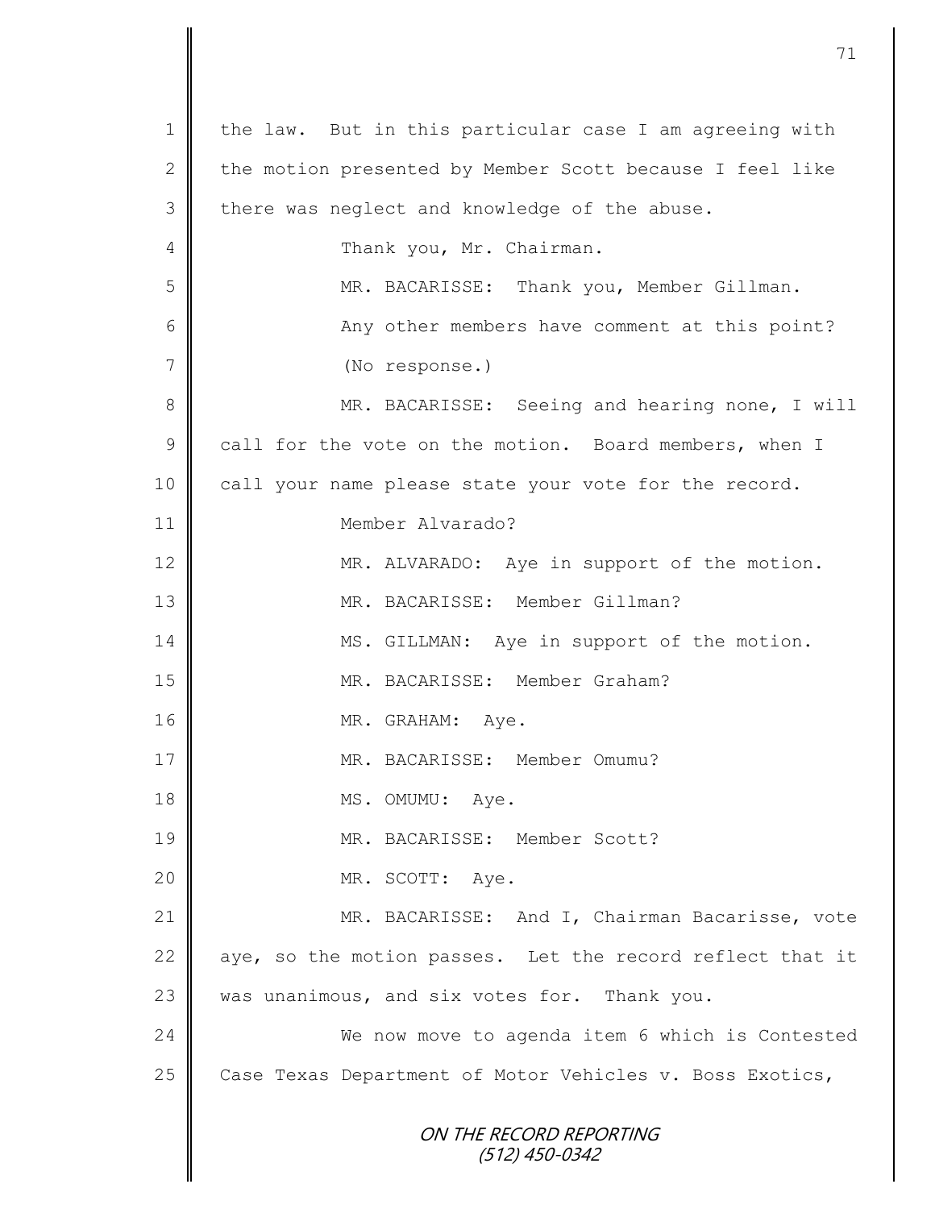the law. But in this particular case I am agreeing with the motion presented by Member Scott because I feel like there was neglect and knowledge of the abuse.

Thank you, Mr. Chairman.

MR. BACARISSE: Thank you, Member Gillman.

Any other members have comment at this point?

(No response.)

MR. BACARISSE: Seeing and hearing none, I will call for the vote on the motion. Board members, when I call your name please state your vote for the record.

Member Alvarado?

MR. ALVARADO: Aye in support of the motion.

MR. BACARISSE: Member Gillman?

MS. GILLMAN: Aye in support of the motion.

MR. BACARISSE: Member Graham?

MR. GRAHAM: Aye.

MR. BACARISSE: Member Omumu?

MS. OMUMU: Aye.

MR. BACARISSE: Member Scott?

MR. SCOTT: Aye.

MR. BACARISSE: And I, Chairman Bacarisse, vote aye, so the motion passes. Let the record reflect that it was unanimous, and six votes for. Thank you.

We now move to agenda item 6 which is Contested Case Texas Department of Motor Vehicles v. Boss Exotics,

ON THE RECORD REPORTING
(512) 450-0342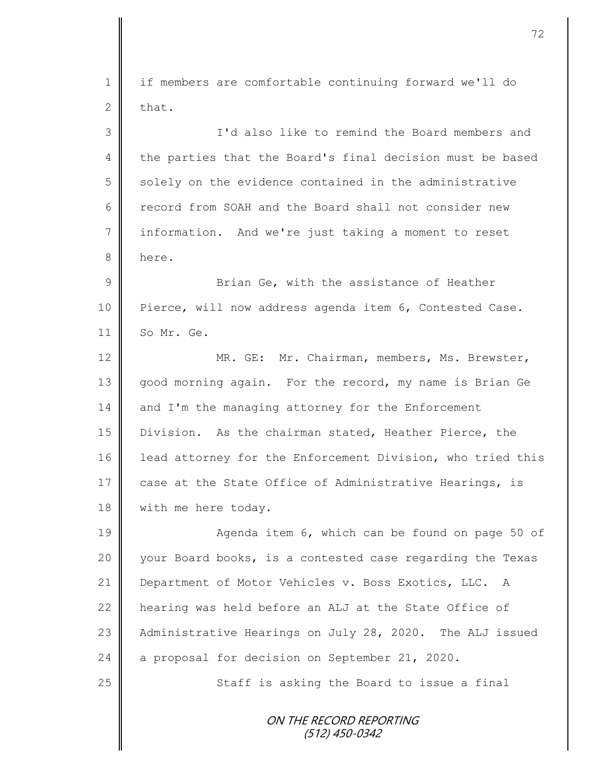if members are comfortable continuing forward we'll do that.

I'd also like to remind the Board members and the parties that the Board's final decision must be based solely on the evidence contained in the administrative record from SOAH and the Board shall not consider new information. And we're just taking a moment to reset here.

Brian Ge, with the assistance of Heather Pierce, will now address agenda item 6, Contested Case. So Mr. Ge.

MR. GE: Mr. Chairman, members, Ms. Brewster, good morning again. For the record, my name is Brian Ge and I'm the managing attorney for the Enforcement Division. As the chairman stated, Heather Pierce, the lead attorney for the Enforcement Division, who tried this case at the State Office of Administrative Hearings, is with me here today.

Agenda item 6, which can be found on page 50 of your Board books, is a contested case regarding the Texas Department of Motor Vehicles v. Boss Exotics, LLC. A hearing was held before an ALJ at the State Office of Administrative Hearings on July 28, 2020. The ALJ issued a proposal for decision on September 21, 2020.

Staff is asking the Board to issue a final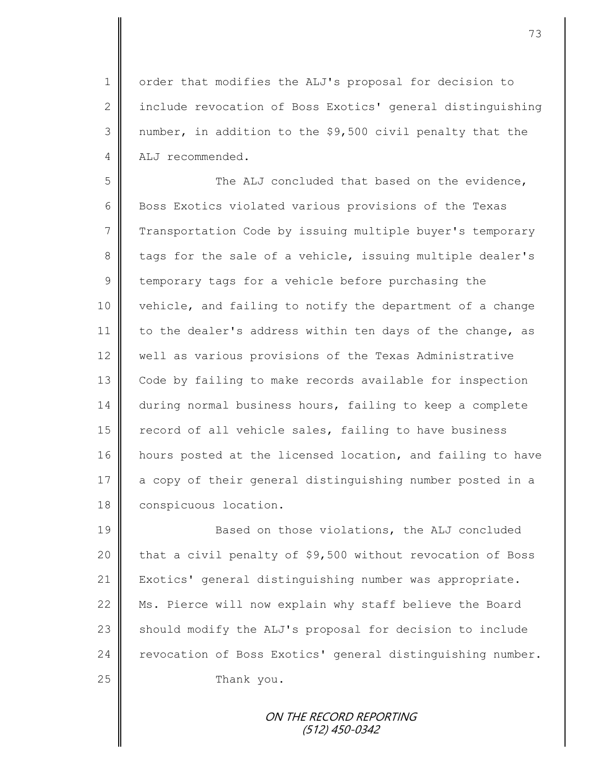order that modifies the ALJ's proposal for decision to include revocation of Boss Exotics' general distinguishing number, in addition to the $9,500 civil penalty that the ALJ recommended.

The ALJ concluded that based on the evidence, Boss Exotics violated various provisions of the Texas Transportation Code by issuing multiple buyer's temporary tags for the sale of a vehicle, issuing multiple dealer's temporary tags for a vehicle before purchasing the vehicle, and failing to notify the department of a change to the dealer's address within ten days of the change, as well as various provisions of the Texas Administrative Code by failing to make records available for inspection during normal business hours, failing to keep a complete record of all vehicle sales, failing to have business hours posted at the licensed location, and failing to have a copy of their general distinguishing number posted in a conspicuous location.

Based on those violations, the ALJ concluded that a civil penalty of $9,500 without revocation of Boss Exotics' general distinguishing number was appropriate. Ms. Pierce will now explain why staff believe the Board should modify the ALJ's proposal for decision to include revocation of Boss Exotics' general distinguishing number.

Thank you.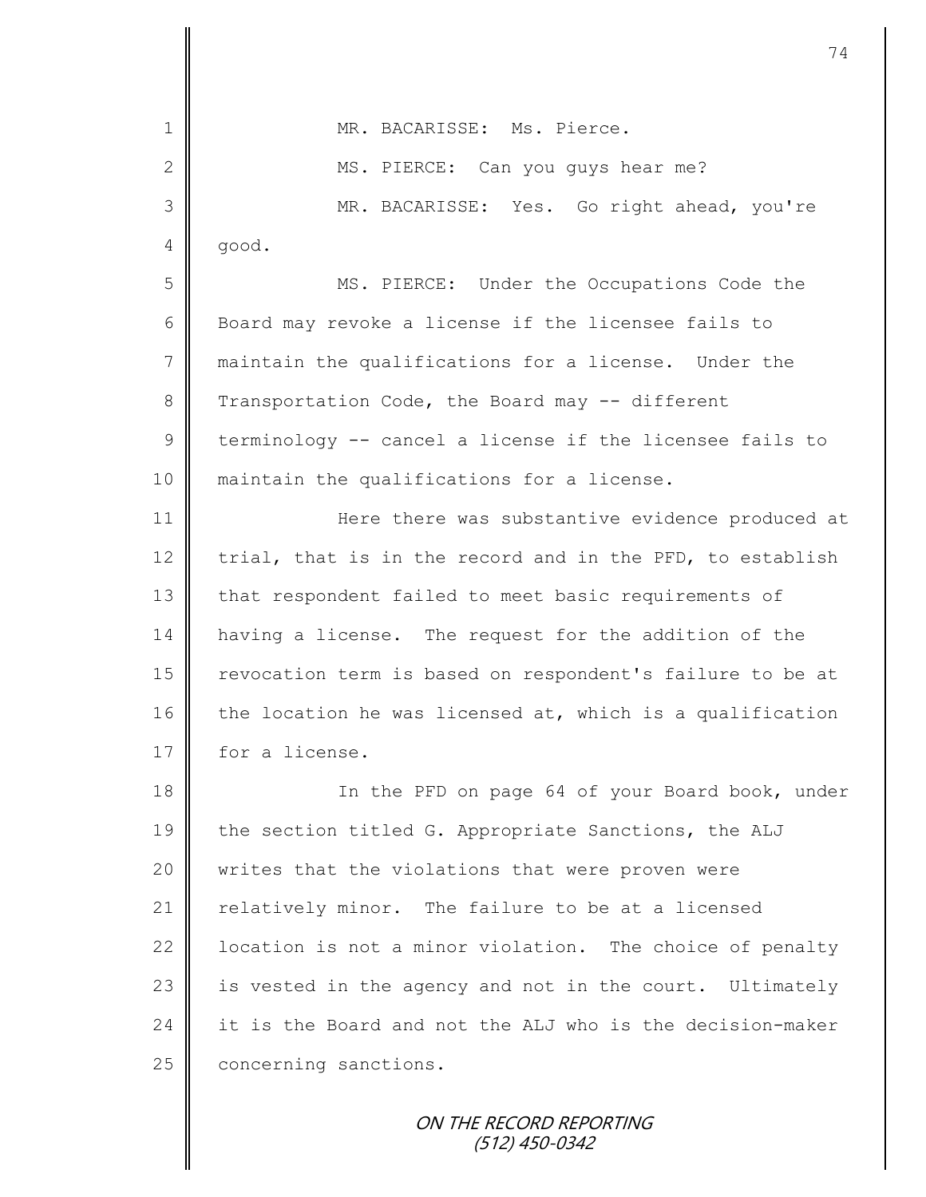MR. BACARISSE: Ms. Pierce.

MS. PIERCE: Can you guys hear me?

MR. BACARISSE: Yes. Go right ahead, you're good.

MS. PIERCE: Under the Occupations Code the Board may revoke a license if the licensee fails to maintain the qualifications for a license. Under the Transportation Code, the Board may -- different terminology -- cancel a license if the licensee fails to maintain the qualifications for a license.

Here there was substantive evidence produced at trial, that is in the record and in the PFD, to establish that respondent failed to meet basic requirements of having a license. The request for the addition of the revocation term is based on respondent's failure to be at the location he was licensed at, which is a qualification for a license.

In the PFD on page 64 of your Board book, under the section titled G. Appropriate Sanctions, the ALJ writes that the violations that were proven were relatively minor. The failure to be at a licensed location is not a minor violation. The choice of penalty is vested in the agency and not in the court. Ultimately it is the Board and not the ALJ who is the decision-maker concerning sanctions.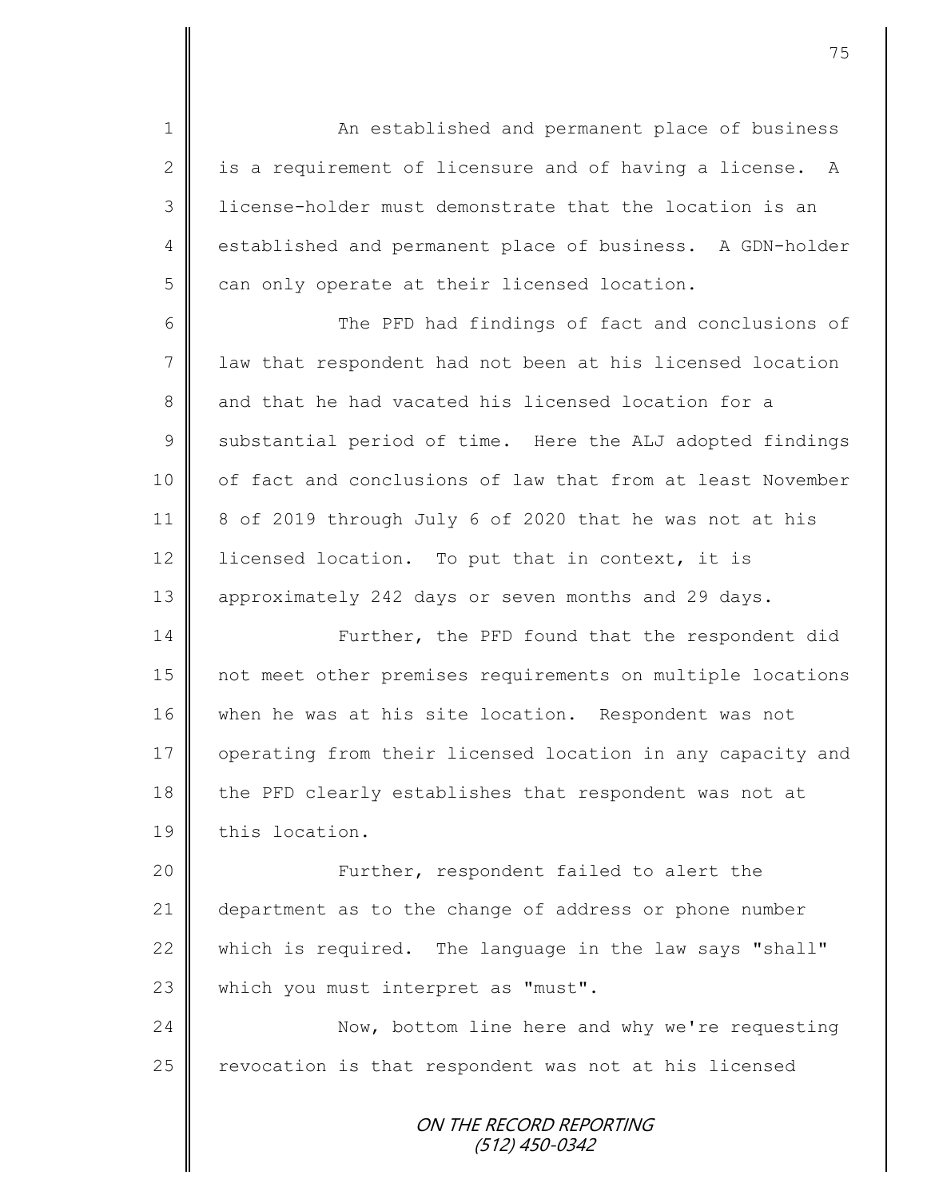An established and permanent place of business is a requirement of licensure and of having a license. A license-holder must demonstrate that the location is an established and permanent place of business. A GDN-holder can only operate at their licensed location.

The PFD had findings of fact and conclusions of law that respondent had not been at his licensed location and that he had vacated his licensed location for a substantial period of time. Here the ALJ adopted findings of fact and conclusions of law that from at least November 8 of 2019 through July 6 of 2020 that he was not at his licensed location. To put that in context, it is approximately 242 days or seven months and 29 days.

Further, the PFD found that the respondent did not meet other premises requirements on multiple locations when he was at his site location. Respondent was not operating from their licensed location in any capacity and the PFD clearly establishes that respondent was not at this location.

Further, respondent failed to alert the department as to the change of address or phone number which is required. The language in the law says "shall" which you must interpret as "must".

Now, bottom line here and why we're requesting revocation is that respondent was not at his licensed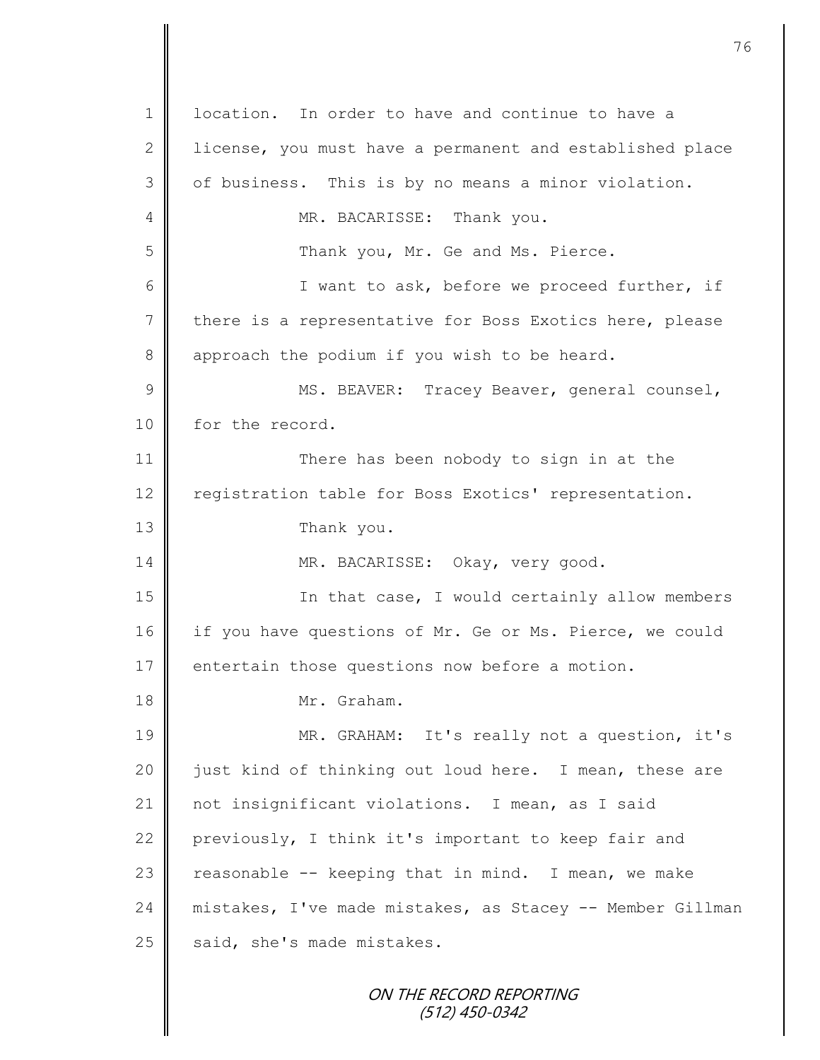location. In order to have and continue to have a license, you must have a permanent and established place of business. This is by no means minor violation.

MR. BACARISSE: Thank you.

Thank you, Mr. Ge and Ms. Pierce.

I want to ask, before we proceed further, if there is a representative for Boss Exotics here, please approach the podium if you wish to be heard.

MS. BEAVER: Tracey Beaver, general counsel, for the record.

There has been nobody to sign in at the registration table for Boss Exotics' representation.

Thank you.

MR. BACARISSE: Okay, very good.

In that case, I would certainly allow members if you have questions of Mr. Ge or Ms. Pierce, we could entertain those questions now before a motion.

Mr. Graham.

MR. GRAHAM: It's really not a question, it's just kind of thinking out loud here. I mean, these are not insignificant violations. I mean, as I said previously, I think it's important to keep fair and reasonable -- keeping that in mind. I mean, we make mistakes, I've made mistakes, as Stacey -- Member Gillman said, she's made mistakes.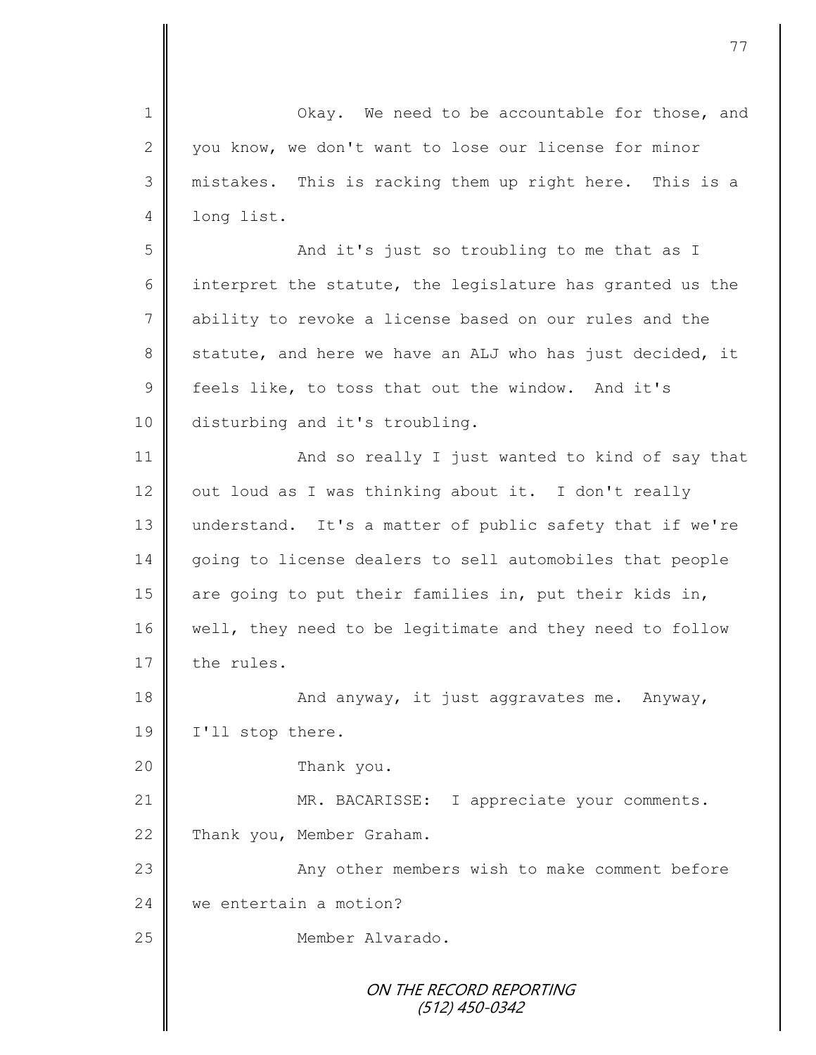Okay. We need to be accountable for those, and you know, we don't want to lose our license for minor mistakes. This is racking them up right here. This is a long list.

And it's just so troubling to me that as I interpret the statute, the legislature has granted us the ability to revoke a license based on our rules and the statute, and here we have an ALJ who has just decided, it feels like, to toss that out the window. And it's disturbing and it's troubling.

And so really I just wanted to kind of say that out loud as I was thinking about it. I don't really understand. It's a matter of public safety that if we're going to license dealers to sell automobiles that people are going to put their families in, put their kids in, well, they need to be legitimate and they need to follow the rules.

And anyway, it just aggravates me. Anyway, I'll stop there.

Thank you.

MR. BACARISSE: I appreciate your comments. Thank you, Member Graham.

Any other members wish to make comment before we entertain a motion?

Member Alvarado.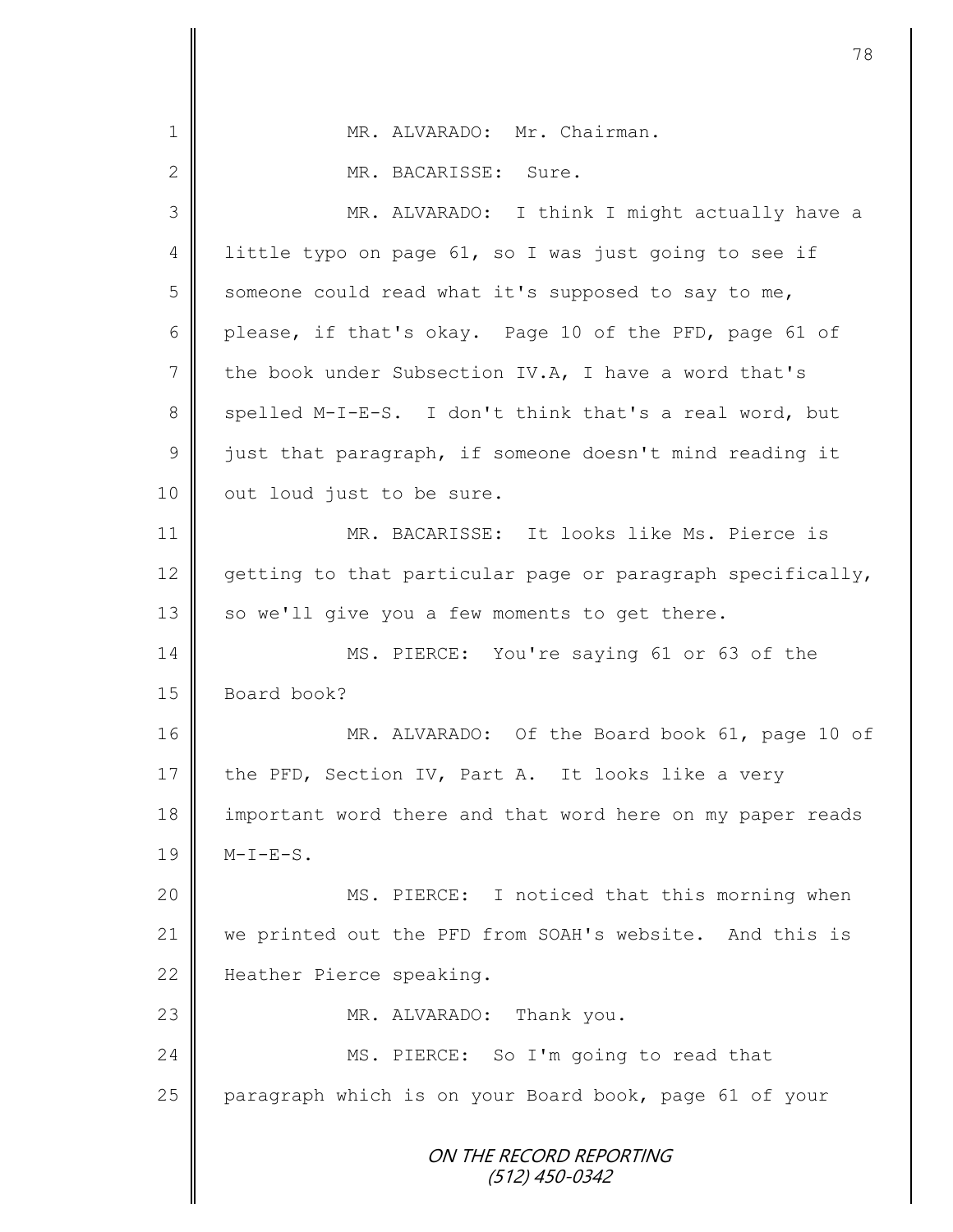MR. ALVARADO: Mr. Chairman.

MR. BACARISSE: Sure.

MR. ALVARADO: I think I might actually have a little typo on page 61, so I was just going to see if someone could read what it's supposed to say to me, please, if that's okay. Page 10 of the PFD, page 61 of the book under Subsection IV.A, I have a word that's spelled M-I-E-S. I don't think that's a real word, but just that paragraph, if someone doesn't mind reading it out loud just to be sure.

MR. BACARISSE: It looks like Ms. Pierce is getting to that particular page or paragraph specifically, so we'll give you a few moments to get there.

MS. PIERCE: You're saying 61 or 63 of the Board book?

MR. ALVARADO: Of the Board book 61, page 10 of the PFD, Section IV, Part A. It looks like a very important word there and that word here on my paper reads M-I-E-S.

MS. PIERCE: I noticed that this morning when we printed out the PFD from SOAH's website. And this is Heather Pierce speaking.

MR. ALVARADO: Thank you.

MS. PIERCE: So I'm going to read that paragraph which is on your Board book, page 61 of your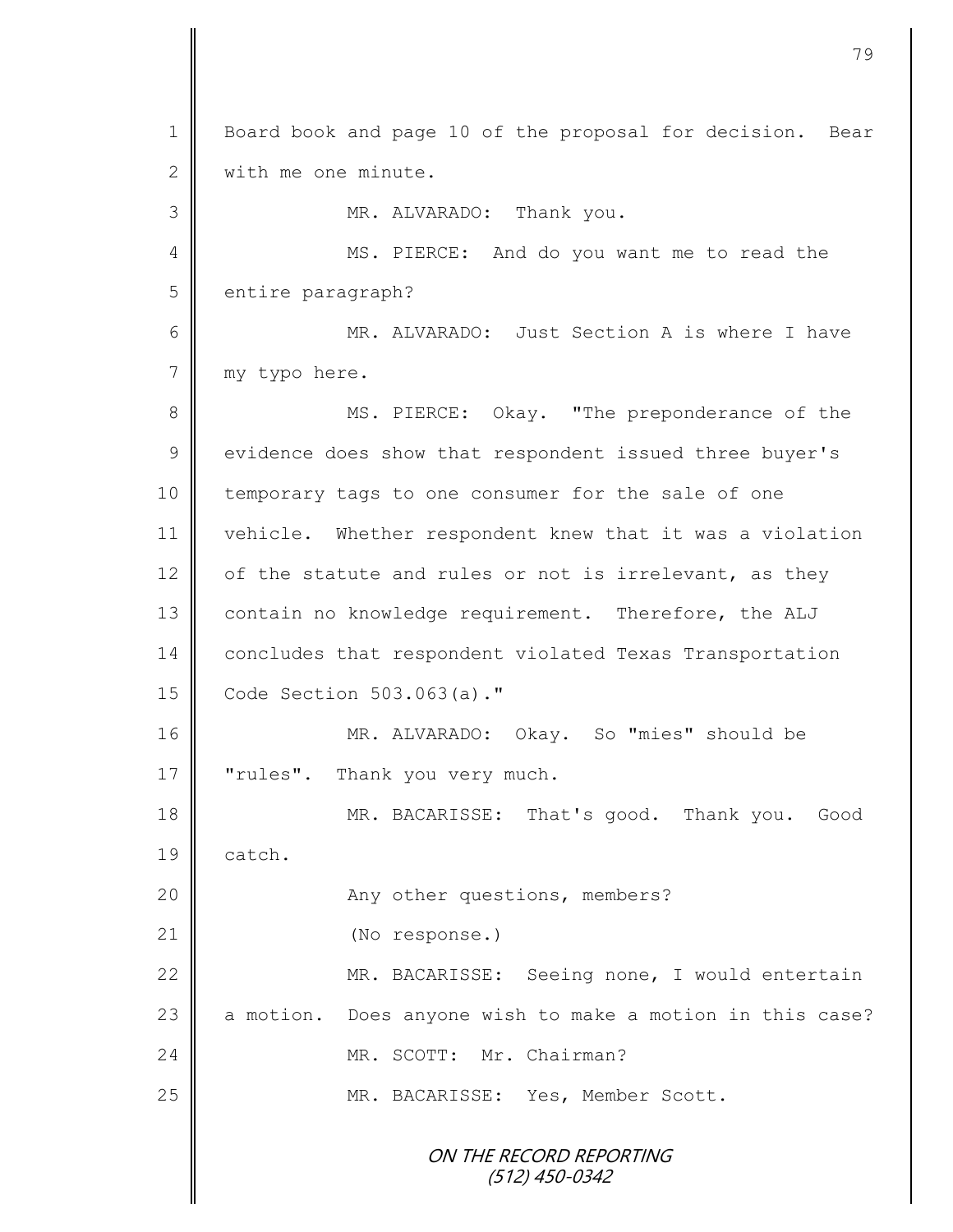1 Board book and page 10 of the proposal for decision. Bear
2 with me one minute.

3 MR. ALVARADO: Thank you.

4 MS. PIERCE: And do you want me to read the
5 entire paragraph?

6 MR. ALVARADO: Just Section A is where I have
7 my typo here.

8 MS. PIERCE: Okay. "The preponderance of the
9 evidence does show that respondent issued three buyer's
10 temporary tags to one consumer for the sale of one
11 vehicle. Whether respondent knew that it was a violation
12 of the statute and rules or not is irrelevant, as they
13 contain no knowledge requirement. Therefore, the ALJ
14 concludes that respondent violated Texas Transportation
15 Code Section 503.063(a)."

16 MR. ALVARADO: Okay. So "mies" should be
17 "rules". Thank you very much.

18 MR. BACARISSE: That's good. Thank you. Good
19 catch.

20 Any other questions, members?

21 (No response.)

22 MR. BACARISSE: Seeing none, I would entertain
23 a motion. Does anyone wish to make a motion in this case?

24 MR. SCOTT: Mr. Chairman?

25 MR. BACARISSE: Yes, Member Scott.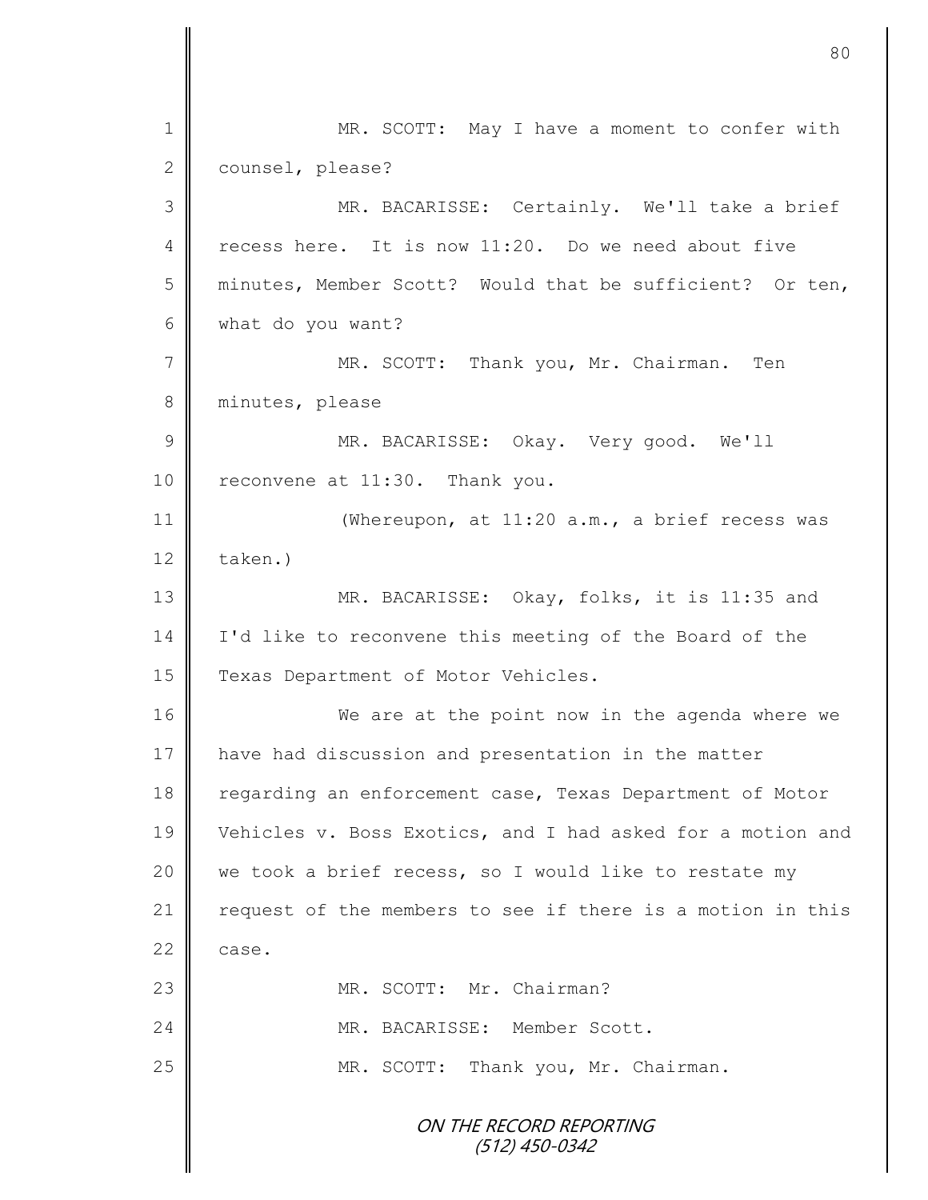1 MR. SCOTT: May I have a moment to confer with
2 counsel, please?
3 MR. BACARISSE: Certainly. We'll take a brief
4 recess here. It is now 11:20. Do we need about five
5 minutes, Member Scott? Would that be sufficient? Or ten,
6 what do you want?
7 MR. SCOTT: Thank you, Mr. Chairman. Ten
8 minutes, please
9 MR. BACARISSE: Okay. Very good. We'll
10 reconvene at 11:30. Thank you.
11 (Whereupon, at 11:20 a.m., a brief recess was
12 taken.)
13 MR. BACARISSE: Okay, folks, it is 11:35 and
14 I'd like to reconvene this meeting of the Board of the
15 Texas Department of Motor Vehicles.
16 We are at the point now in the agenda where we
17 have had discussion and presentation in the matter
18 regarding an enforcement case, Texas Department of Motor
19 Vehicles v. Boss Exotics, and I had asked for a motion and
20 we took a brief recess, so I would like to restate my
21 request of the members to see if there is a motion in this
22 case.
23 MR. SCOTT: Mr. Chairman?
24 MR. BACARISSE: Member Scott.
25 MR. SCOTT: Thank you, Mr. Chairman.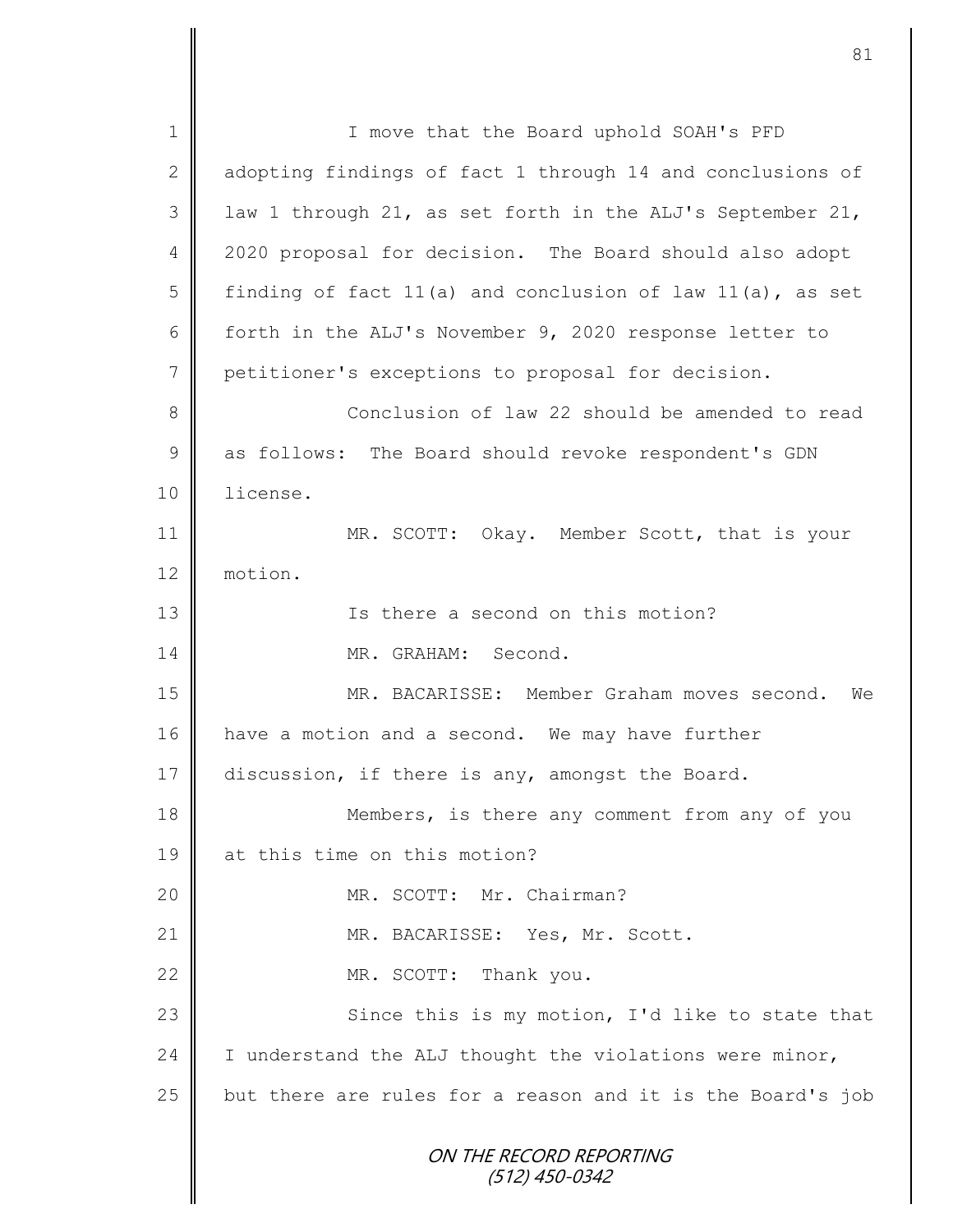I move that the Board uphold SOAH's PFD adopting findings of fact 1 through 14 and conclusions of law 1 through 21, as set forth in the ALJ's September 21, 2020 proposal for decision. The Board should also adopt finding of fact 11(a) and conclusion of law 11(a), as set forth in the ALJ's November 9, 2020 response letter to petitioner's exceptions to proposal for decision.

Conclusion of law 22 should be amended to read as follows: The Board should revoke respondent's GDN license.

MR. SCOTT: Okay. Member Scott, that is your motion.

Is there a second on this motion?

MR. GRAHAM: Second.

MR. BACARISSE: Member Graham moves second. We have a motion and a second. We may have further discussion, if there is any, amongst the Board.

Members, is there any comment from any of you at this time on this motion?

MR. SCOTT: Mr. Chairman?

MR. BACARISSE: Yes, Mr. Scott.

MR. SCOTT: Thank you.

Since this is my motion, I'd like to state that I understand the ALJ thought the violations were minor, but there are rules for a reason and it is the Board's job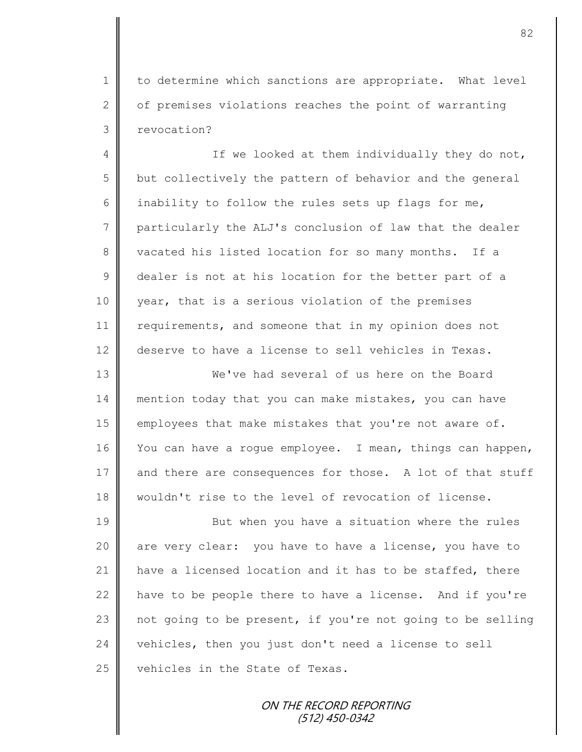to determine which sanctions are appropriate. What level of premises violations reaches the point of warranting revocation?

If we looked at them individually they do not, but collectively the pattern of behavior and the general inability to follow the rules sets up flags for me, particularly the ALJ's conclusion of law that the dealer vacated his listed location for so many months. If a dealer is not at his location for the better part of a year, that is a serious violation of the premises requirements, and someone that in my opinion does not deserve to have a license to sell vehicles in Texas.

We've had several of us here on the Board mention today that you can make mistakes, you can have employees that make mistakes that you're not aware of. You can have a rogue employee. I mean, things can happen, and there are consequences for those. A lot of that stuff wouldn't rise to the level of revocation of license.

But when you have a situation where the rules are very clear: you have to have a license, you have to have a licensed location and it has to be staffed, there have to be people there to have a license. And if you're not going to be present, if you're not going to be selling vehicles, then you just don't need a license to sell vehicles in the State of Texas.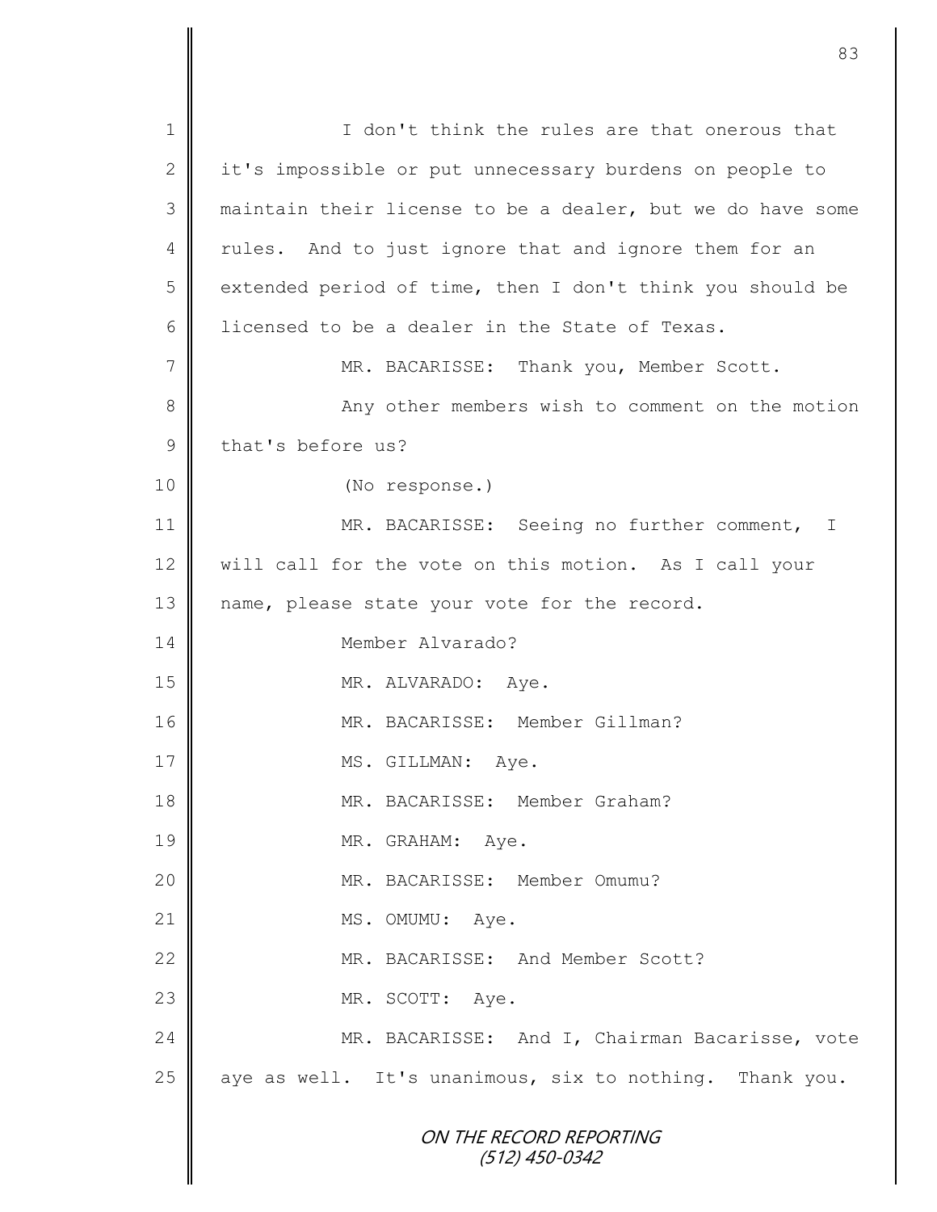I don't think the rules are that onerous that it's impossible or put unnecessary burdens on people to maintain their license to be a dealer, but we do have some rules. And to just ignore that and ignore them for an extended period of time, then I don't think you should be licensed to be a dealer in the State of Texas.

MR. BACARISSE: Thank you, Member Scott.

Any other members wish to comment on the motion that's before us?

(No response.)

MR. BACARISSE: Seeing no further comment, I will call for the vote on this motion. As I call your name, please state your vote for the record.

Member Alvarado?

MR. ALVARADO: Aye.

MR. BACARISSE: Member Gillman?

MS. GILLMAN: Aye.

MR. BACARISSE: Member Graham?

MR. GRAHAM: Aye.

MR. BACARISSE: Member Omumu?

MS. OMUMU: Aye.

MR. BACARISSE: And Member Scott?

MR. SCOTT: Aye.

MR. BACARISSE: And I, Chairman Bacarisse, vote aye as well. It's unanimous, six to nothing. Thank you.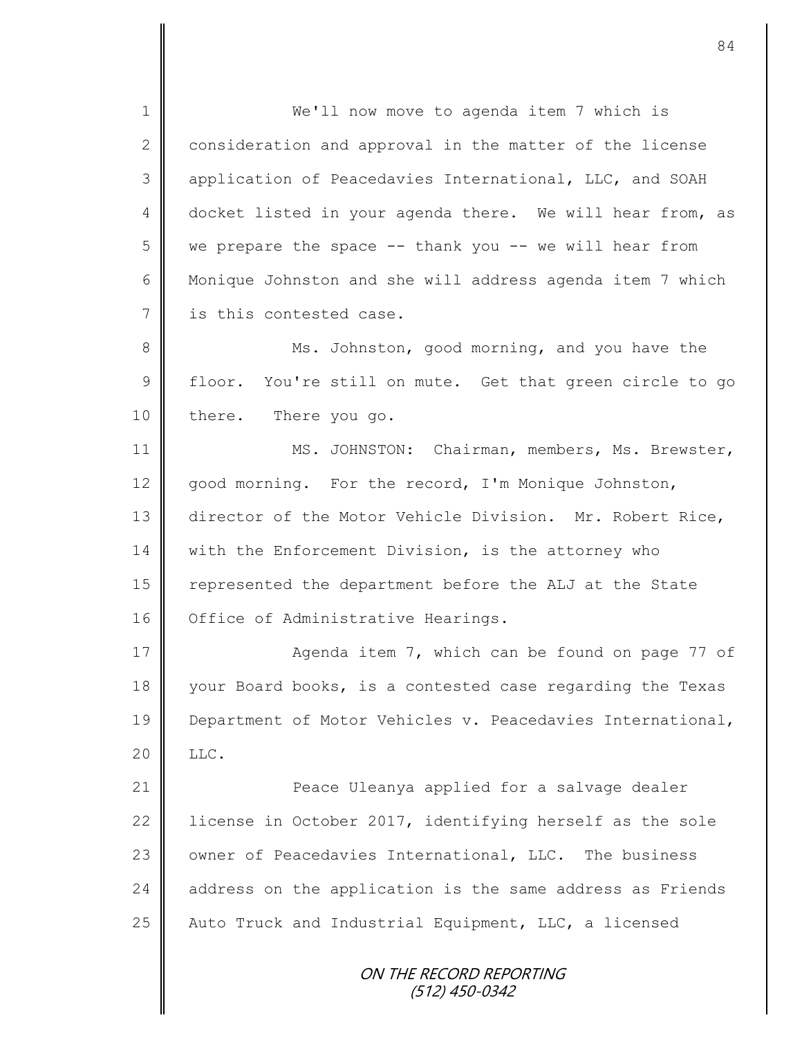We'll now move to agenda item 7 which is consideration and approval in the matter of the license application of Peacedavies International, LLC, and SOAH docket listed in your agenda there. We will hear from, as we prepare the space -- thank you -- we will hear from Monique Johnston and she will address agenda item 7 which is this contested case.

Ms. Johnston, good morning, and you have the floor. You're still on mute. Get that green circle to go there. There you go.

MS. JOHNSTON: Chairman, members, Ms. Brewster, good morning. For the record, I'm Monique Johnston, director of the Motor Vehicle Division. Mr. Robert Rice, with the Enforcement Division, is the attorney who represented the department before the ALJ at the State Office of Administrative Hearings.

Agenda item 7, which can be found on page 77 of your Board books, is a contested case regarding the Texas Department of Motor Vehicles v. Peacedavies International, LLC.

Peace Uleanya applied for a salvage dealer license in October 2017, identifying herself as the sole owner of Peacedavies International, LLC. The business address on the application is the same address as Friends Auto Truck and Industrial Equipment, LLC, a licensed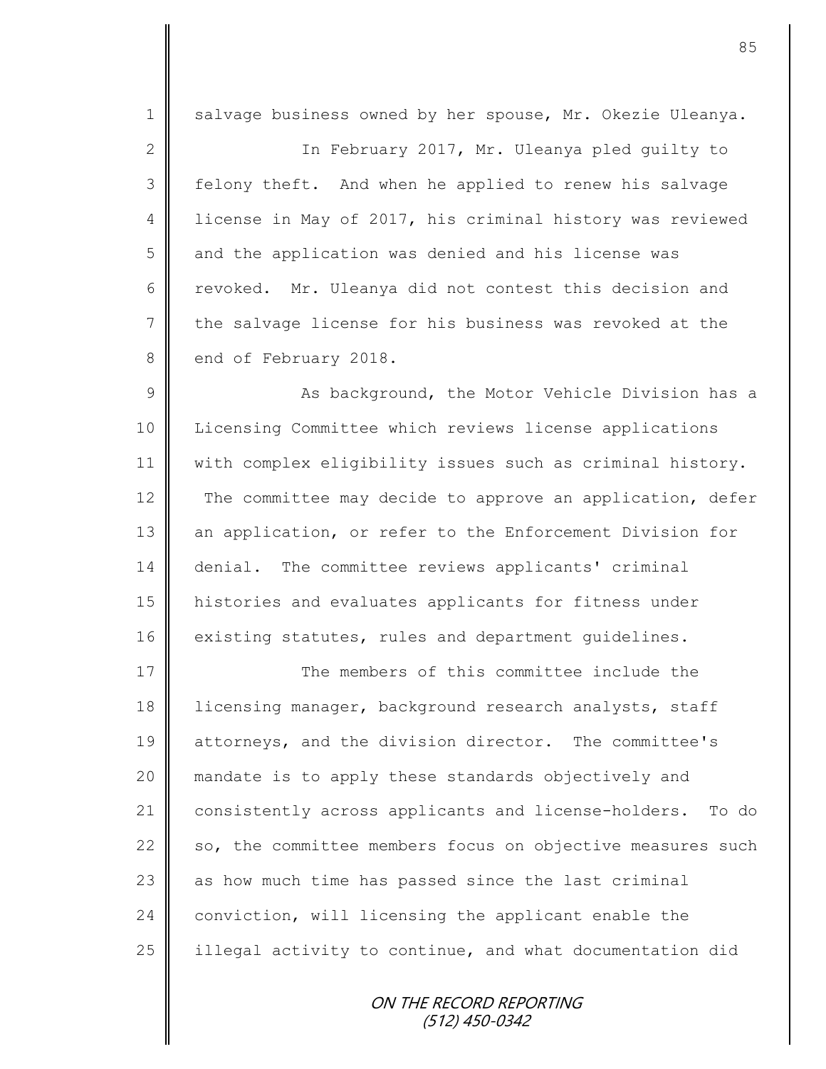salvage business owned by her spouse, Mr. Okezie Uleanya.

In February 2017, Mr. Uleanya pled guilty to felony theft. And when he applied to renew his salvage license in May of 2017, his criminal history was reviewed and the application was denied and his license was revoked. Mr. Uleanya did not contest this decision and the salvage license for his business was revoked at the end of February 2018.

As background, the Motor Vehicle Division has a Licensing Committee which reviews license applications with complex eligibility issues such as criminal history. The committee may decide to approve an application, defer an application, or refer to the Enforcement Division for denial. The committee reviews applicants' criminal histories and evaluates applicants for fitness under existing statutes, rules and department guidelines.

The members of this committee include the licensing manager, background research analysts, staff attorneys, and the division director. The committee's mandate is to apply these standards objectively and consistently across applicants and license-holders. To do so, the committee members focus on objective measures such as how much time has passed since the last criminal conviction, will licensing the applicant enable the illegal activity to continue, and what documentation did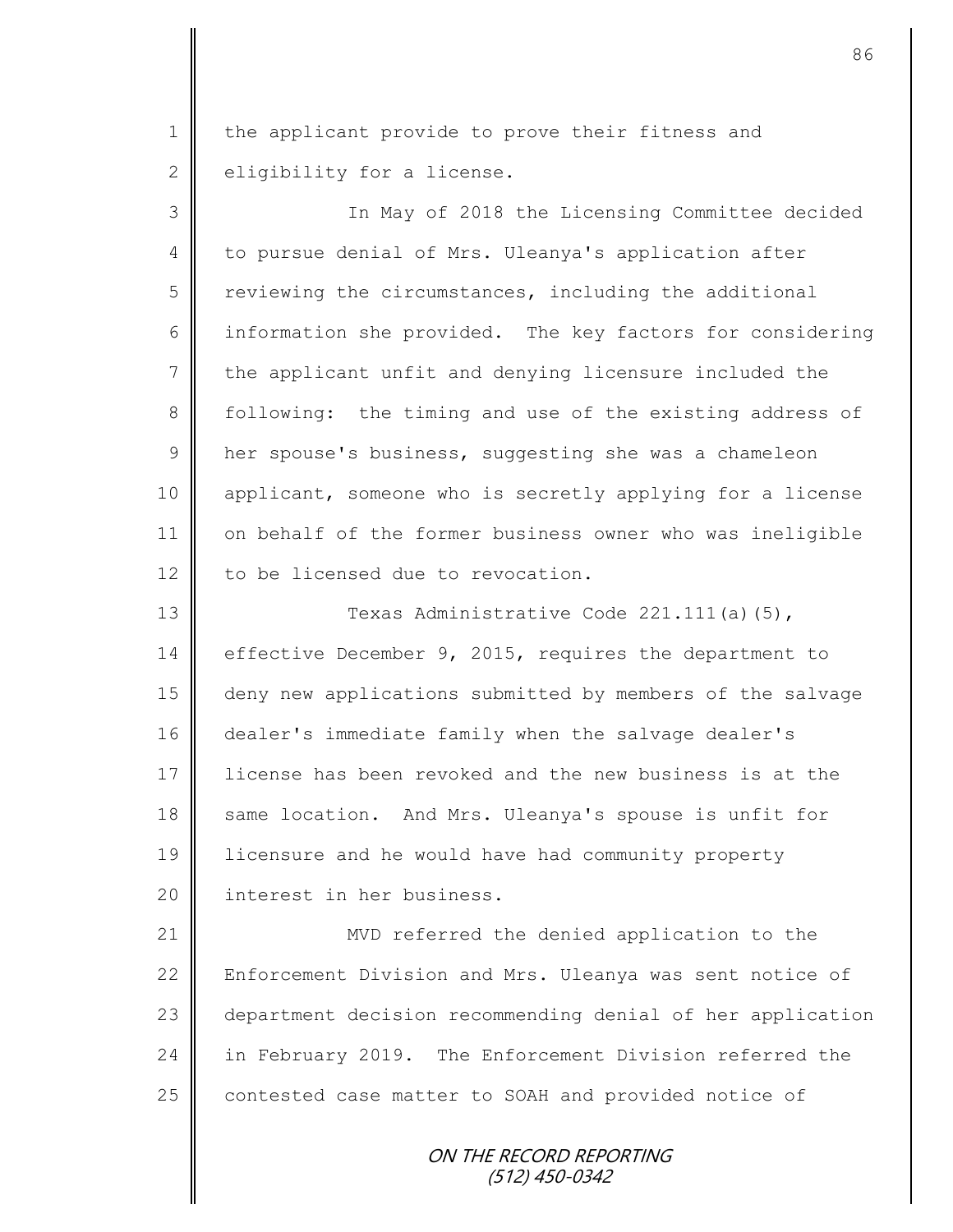the applicant provide to prove their fitness and eligibility for a license.

In May of 2018 the Licensing Committee decided to pursue denial of Mrs. Uleanya's application after reviewing the circumstances, including the additional information she provided. The key factors for considering the applicant unfit and denying licensure included the following: the timing and use of the existing address of her spouse's business, suggesting she was a chameleon applicant, someone who is secretly applying for a license on behalf of the former business owner who was ineligible to be licensed due to revocation.

Texas Administrative Code 221.111(a)(5), effective December 9, 2015, requires the department to deny new applications submitted by members of the salvage dealer's immediate family when the salvage dealer's license has been revoked and the new business is at the same location. And Mrs. Uleanya's spouse is unfit for licensure and he would have had community property interest in her business.

MVD referred the denied application to the Enforcement Division and Mrs. Uleanya was sent notice of department decision recommending denial of her application in February 2019. The Enforcement Division referred the contested case matter to SOAH and provided notice of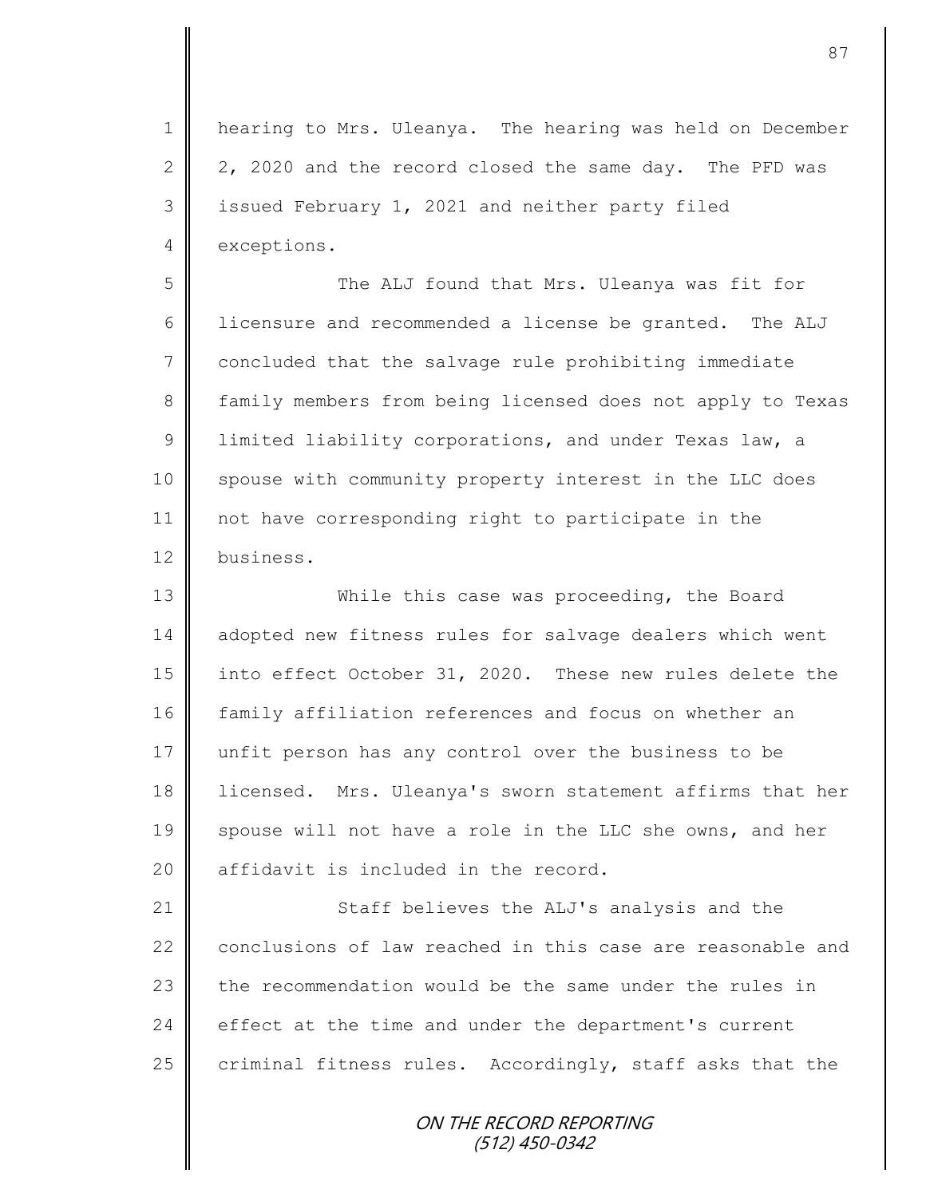hearing to Mrs. Uleanya. The hearing was held on December 2, 2020 and the record closed the same day. The PFD was issued February 1, 2021 and neither party filed exceptions.

The ALJ found that Mrs. Uleanya was fit for licensure and recommended a license be granted. The ALJ concluded that the salvage rule prohibiting immediate family members from being licensed does not apply to Texas limited liability corporations, and under Texas law, a spouse with community property interest in the LLC does not have corresponding right to participate in the business.

While this case was proceeding, the Board adopted new fitness rules for salvage dealers which went into effect October 31, 2020. These new rules delete the family affiliation references and focus on whether an unfit person has any control over the business to be licensed. Mrs. Uleanya's sworn statement affirms that her spouse will not have a role in the LLC she owns, and her affidavit is included in the record.

Staff believes the ALJ's analysis and the conclusions of law reached in this case are reasonable and the recommendation would be the same under the rules in effect at the time and under the department's current criminal fitness rules. Accordingly, staff asks that the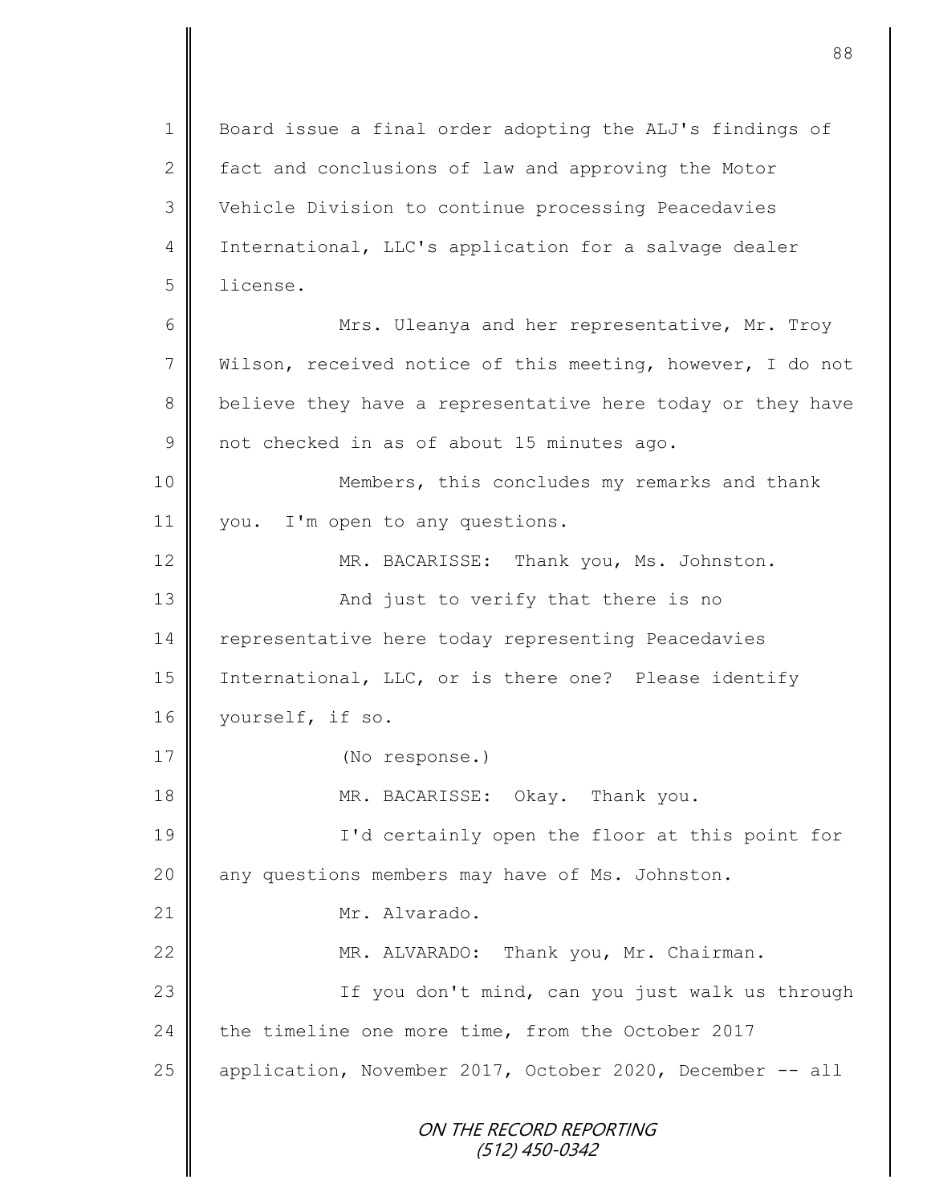Board issue a final order adopting the ALJ's findings of fact and conclusions of law and approving the Motor Vehicle Division to continue processing Peacedavies International, LLC's application for a salvage dealer license.

Mrs. Uleanya and her representative, Mr. Troy Wilson, received notice of this meeting, however, I do not believe they have a representative here today or they have not checked in as of about 15 minutes ago.

Members, this concludes my remarks and thank you. I'm open to any questions.

MR. BACARISSE: Thank you, Ms. Johnston.

And just to verify that there is no representative here today representing Peacedavies International, LLC, or is there one? Please identify yourself, if so.

(No response.)

MR. BACARISSE: Okay. Thank you.

I'd certainly open the floor at this point for any questions members may have of Ms. Johnston.

Mr. Alvarado.

MR. ALVARADO: Thank you, Mr. Chairman.

If you don't mind, can you just walk us through the timeline one more time, from the October 2017 application, November 2017, October 2020, December -- all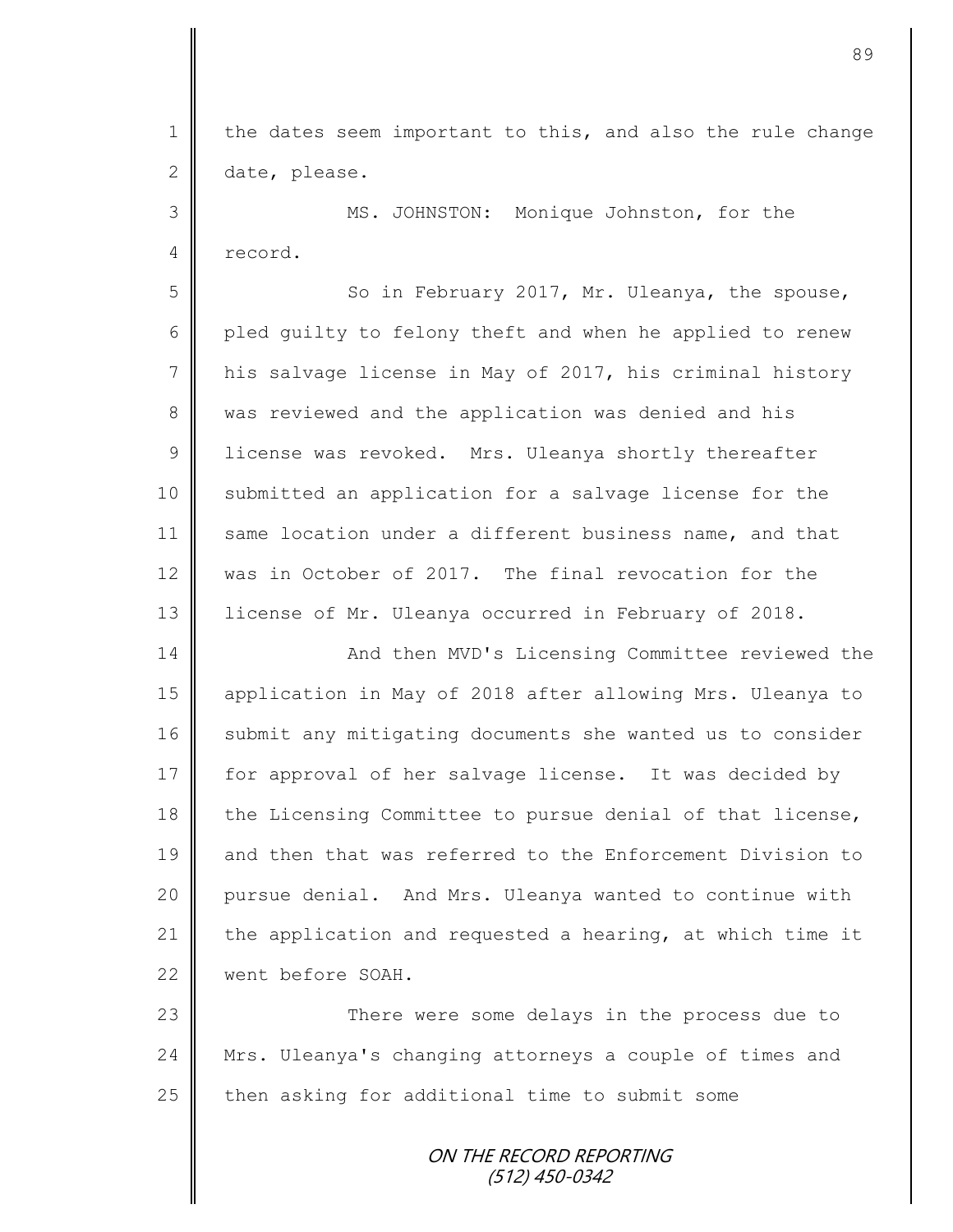the dates seem important to this, and also the rule change date, please.

MS. JOHNSTON: Monique Johnston, for the record.

So in February 2017, Mr. Uleanya, the spouse, pled guilty to felony theft and when he applied to renew his salvage license in May of 2017, his criminal history was reviewed and the application was denied and his license was revoked. Mrs. Uleanya shortly thereafter submitted an application for a salvage license for the same location under a different business name, and that was in October of 2017. The final revocation for the license of Mr. Uleanya occurred in February of 2018.

And then MVD's Licensing Committee reviewed the application in May of 2018 after allowing Mrs. Uleanya to submit any mitigating documents she wanted us to consider for approval of her salvage license. It was decided by the Licensing Committee to pursue denial of that license, and then that was referred to the Enforcement Division to pursue denial. And Mrs. Uleanya wanted to continue with the application and requested a hearing, at which time it went before SOAH.

There were some delays in the process due to Mrs. Uleanya's changing attorneys a couple of times and then asking for additional time to submit some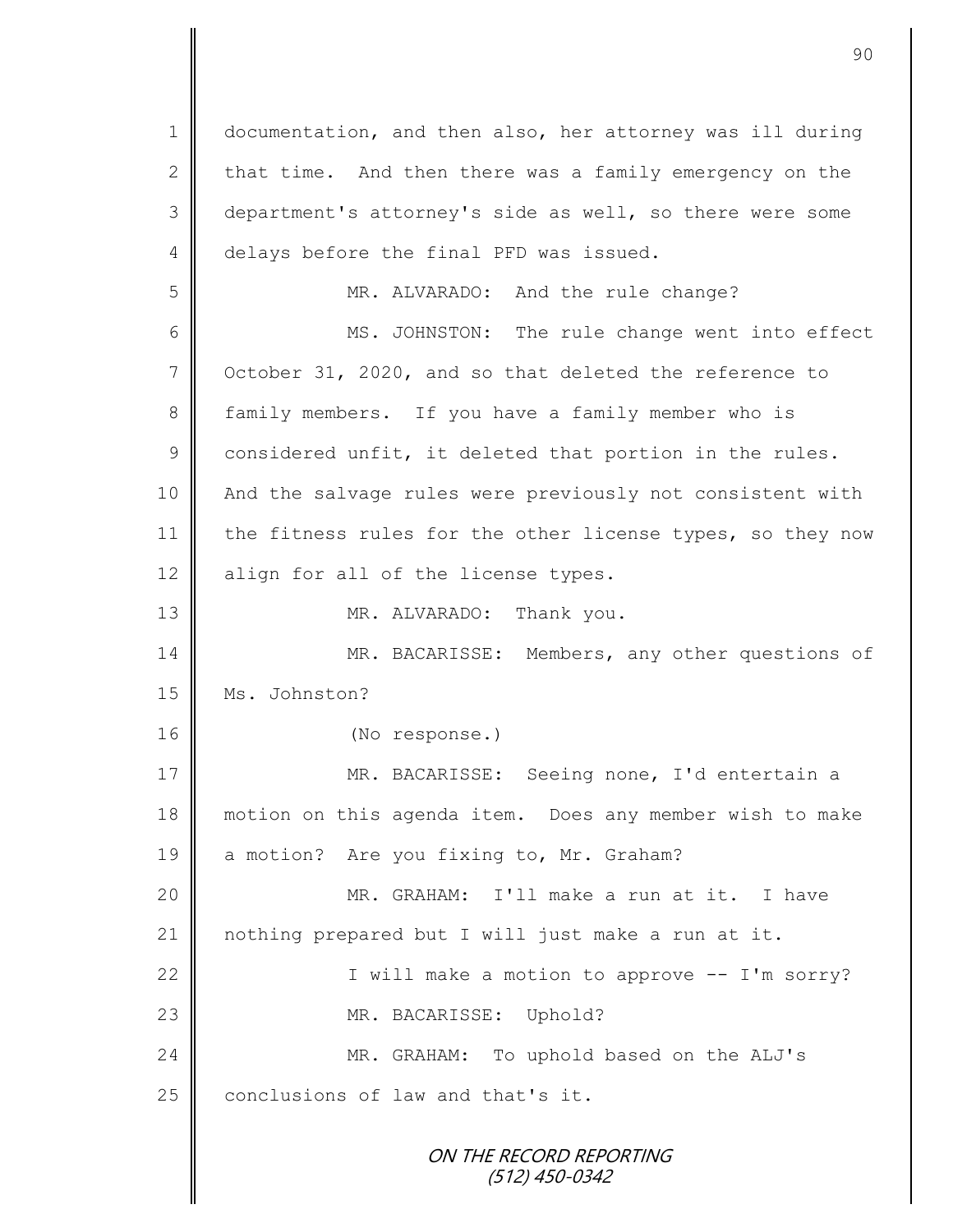documentation, and then also, her attorney was ill during that time. And then there was a family emergency on the department's attorney's side as well, so there were some delays before the final PFD was issued.

MR. ALVARADO: And the rule change?

MS. JOHNSTON: The rule change went into effect October 31, 2020, and so that deleted the reference to family members. If you have a family member who is considered unfit, it deleted that portion in the rules. And the salvage rules were previously not consistent with the fitness rules for the other license types, so they now align for all of the license types.

MR. ALVARADO: Thank you.

MR. BACARISSE: Members, any other questions of Ms. Johnston?

(No response.)

MR. BACARISSE: Seeing none, I'd entertain a motion on this agenda item. Does any member wish to make a motion? Are you fixing to, Mr. Graham?

MR. GRAHAM: I'll make a run at it. I have nothing prepared but I will just make a run at it.

I will make a motion to approve -- I'm sorry?

MR. BACARISSE: Uphold?

MR. GRAHAM: To uphold based on the ALJ's conclusions of law and that's it.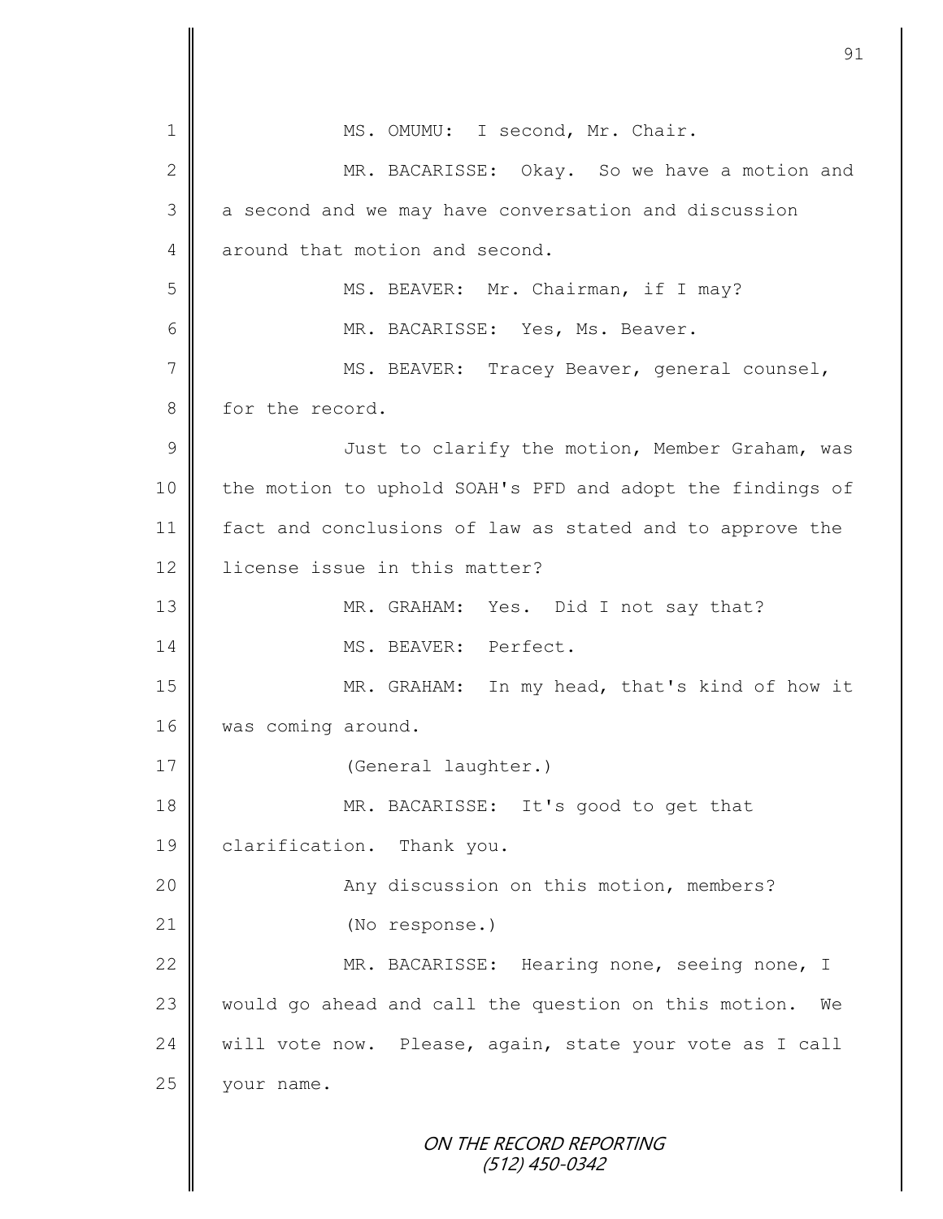MS. OMUMU: I second, Mr. Chair.

MR. BACARISSE: Okay. So we have a motion and a second and we may have conversation and discussion around that motion and second.

MS. BEAVER: Mr. Chairman, if I may?

MR. BACARISSE: Yes, Ms. Beaver.

MS. BEAVER: Tracey Beaver, general counsel, for the record.

Just to clarify the motion, Member Graham, was the motion to uphold SOAH's PFD and adopt the findings of fact and conclusions of law as stated and to approve the license issue in this matter?

MR. GRAHAM: Yes. Did I not say that?

MS. BEAVER: Perfect.

MR. GRAHAM: In my head, that's kind of how it was coming around.

(General laughter.)

MR. BACARISSE: It's good to get that clarification. Thank you.

Any discussion on this motion, members?

(No response.)

MR. BACARISSE: Hearing none, seeing none, I would go ahead and call the question on this motion. We will vote now. Please, again, state your vote as I call your name.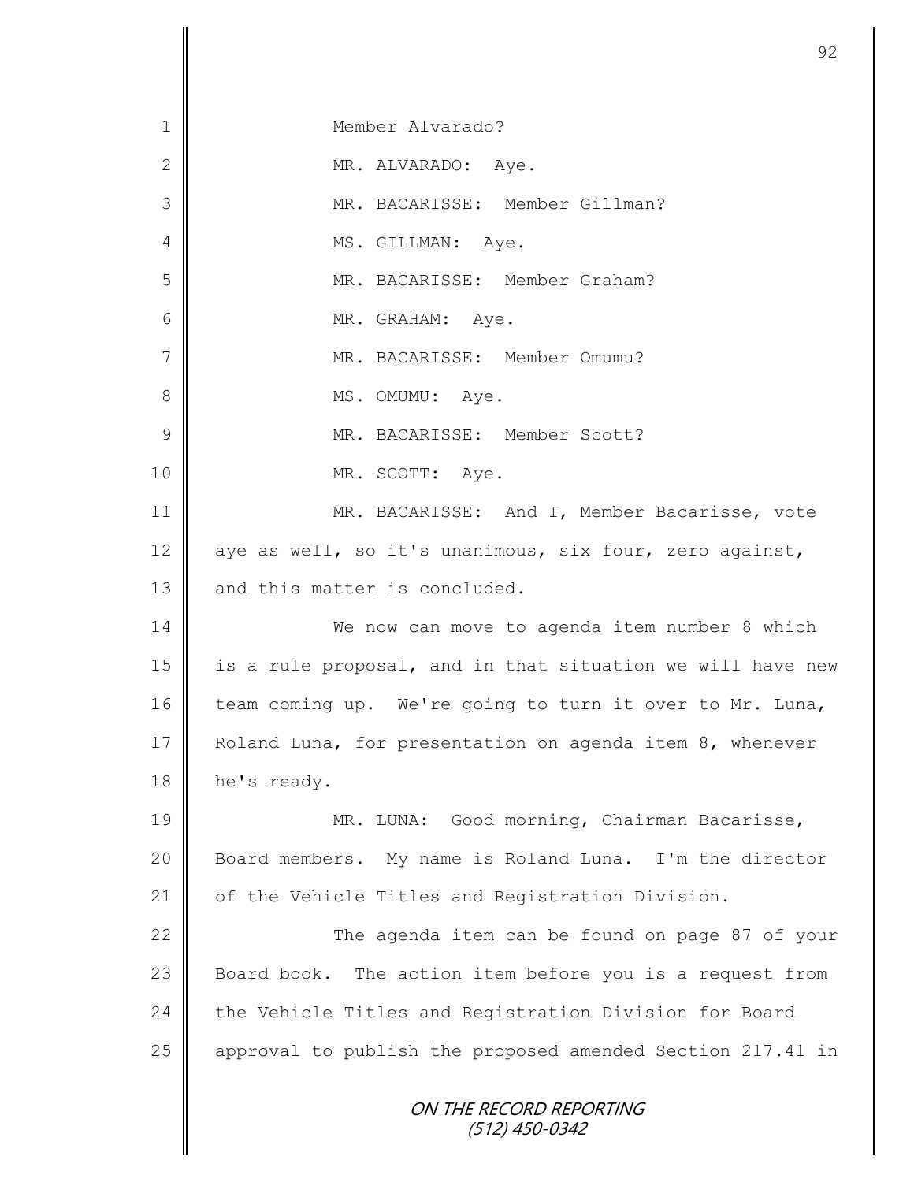Member Alvarado?

MR. ALVARADO: Aye.

MR. BACARISSE: Member Gillman?

MS. GILLMAN: Aye.

MR. BACARISSE: Member Graham?

MR. GRAHAM: Aye.

MR. BACARISSE: Member Omumu?

MS. OMUMU: Aye.

MR. BACARISSE: Member Scott?

MR. SCOTT: Aye.

MR. BACARISSE: And I, Member Bacarisse, vote aye as well, so it's unanimous, six four, zero against, and this matter is concluded.

We now can move to agenda item number 8 which is a rule proposal, and in that situation we will have new team coming up. We're going to turn it over to Mr. Luna, Roland Luna, for presentation on agenda item 8, whenever he's ready.

MR. LUNA: Good morning, Chairman Bacarisse, Board members. My name is Roland Luna. I'm the director of the Vehicle Titles and Registration Division.

The agenda item can be found on page 87 of your Board book. The action item before you is a request from the Vehicle Titles and Registration Division for Board approval to publish the proposed amended Section 217.41 in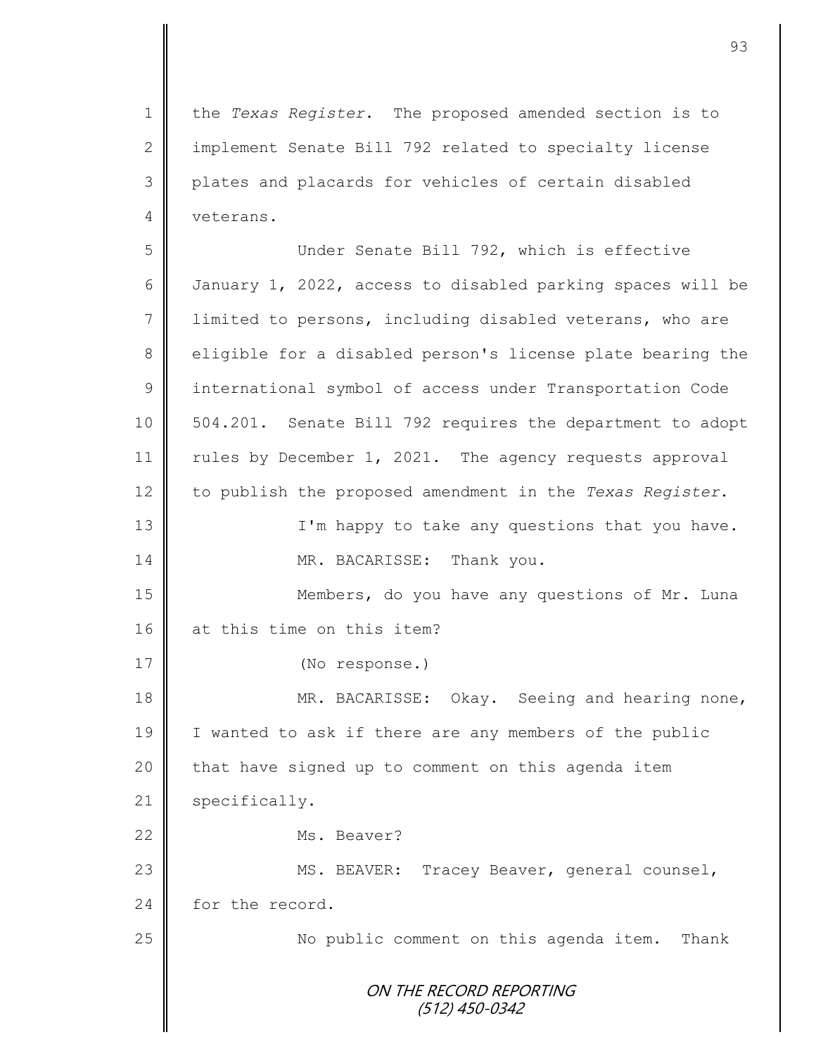the *Texas Register*. The proposed amended section is to implement Senate Bill 792 related to specialty license plates and placards for vehicles of certain disabled veterans.

Under Senate Bill 792, which is effective January 1, 2022, access to disabled parking spaces will be limited to persons, including disabled veterans, who are eligible for a disabled person's license plate bearing the international symbol of access under Transportation Code 504.201. Senate Bill 792 requires the department to adopt rules by December 1, 2021. The agency requests approval to publish the proposed amendment in the *Texas Register*.

I'm happy to take any questions that you have.

MR. BACARISSE: Thank you.

Members, do you have any questions of Mr. Luna at this time on this item?

(No response.)

MR. BACARISSE: Okay. Seeing and hearing none, I wanted to ask if there are any members of the public that have signed up to comment on this agenda item specifically.

Ms. Beaver?

MS. BEAVER: Tracey Beaver, general counsel, for the record.

No public comment on this agenda item. Thank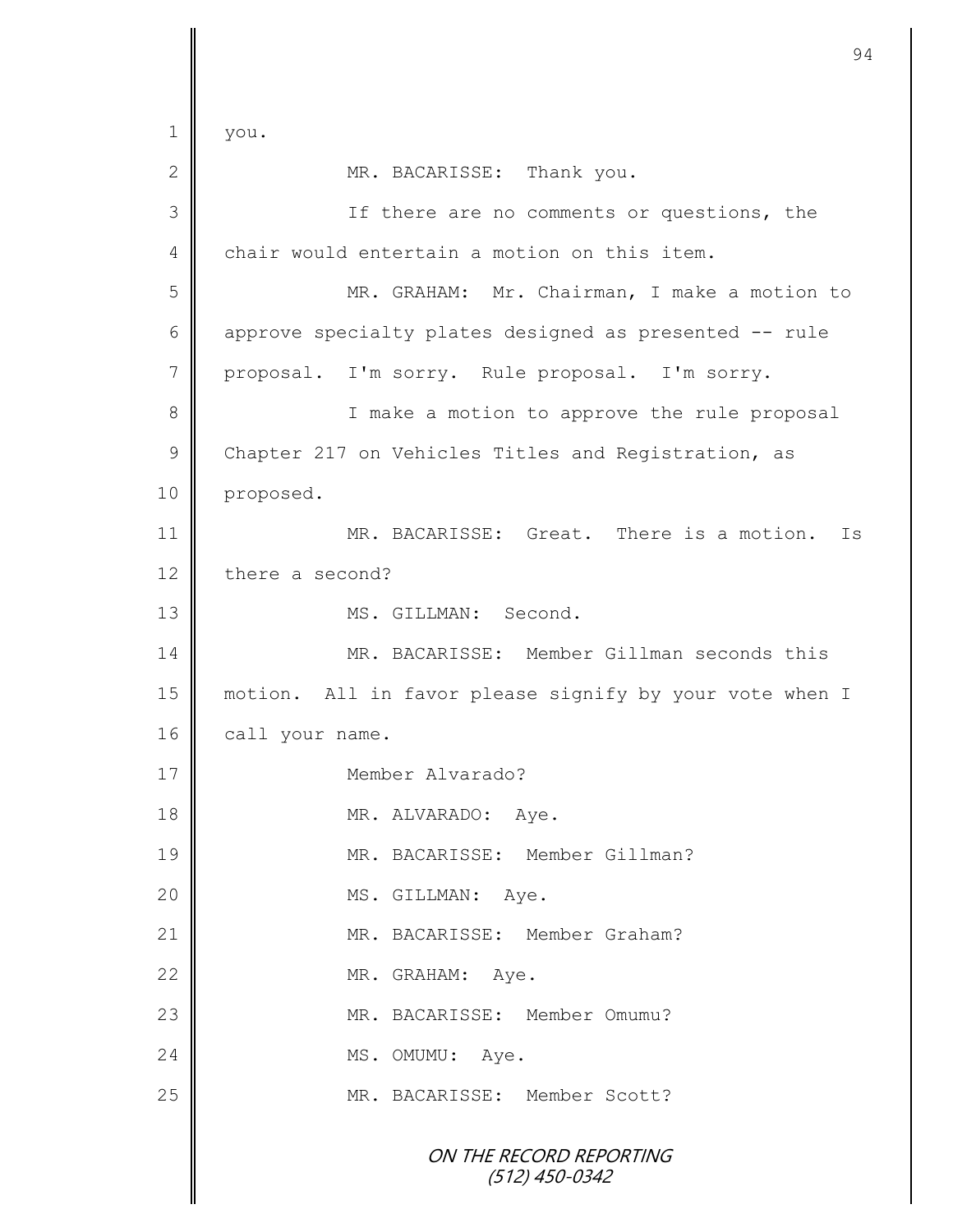1 you.

2 MR. BACARISSE: Thank you.

3 If there are no comments or questions, the

4 chair would entertain a motion on this item.

5 MR. GRAHAM: Mr. Chairman, I make a motion to

6 approve specialty plates designed as presented -- rule

7 proposal. I'm sorry. Rule proposal. I'm sorry.

8 I make a motion to approve the rule proposal

9 Chapter 217 on Vehicles Titles and Registration, as

10 proposed.

11 MR. BACARISSE: Great. There is a motion. Is

12 there a second?

13 MS. GILLMAN: Second.

14 MR. BACARISSE: Member Gillman seconds this

15 motion. All in favor please signify by your vote when I

16 call your name.

17 Member Alvarado?

18 MR. ALVARADO: Aye.

19 MR. BACARISSE: Member Gillman?

20 MS. GILLMAN: Aye.

21 MR. BACARISSE: Member Graham?

22 MR. GRAHAM: Aye.

23 MR. BACARISSE: Member Omumu?

24 MS. OMUMU: Aye.

25 MR. BACARISSE: Member Scott?

ON THE RECORD REPORTING
(512) 450-0342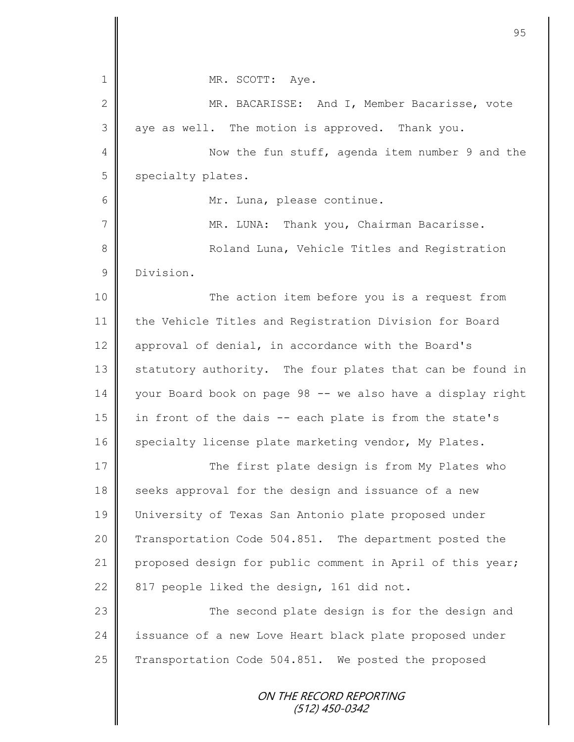MR. SCOTT: Aye.

MR. BACARISSE: And I, Member Bacarisse, vote aye as well. The motion is approved. Thank you.

Now the fun stuff, agenda item number 9 and the specialty plates.

Mr. Luna, please continue.

MR. LUNA: Thank you, Chairman Bacarisse.

Roland Luna, Vehicle Titles and Registration Division.

The action item before you is a request from the Vehicle Titles and Registration Division for Board approval of denial, in accordance with the Board's statutory authority. The four plates that can be found in your Board book on page 98 -- we also have a display right in front of the dais -- each plate is from the state's specialty license plate marketing vendor, My Plates.

The first plate design is from My Plates who seeks approval for the design and issuance of a new University of Texas San Antonio plate proposed under Transportation Code 504.851. The department posted the proposed design for public comment in April of this year; 817 people liked the design, 161 did not.

The second plate design is for the design and issuance of a new Love Heart black plate proposed under Transportation Code 504.851. We posted the proposed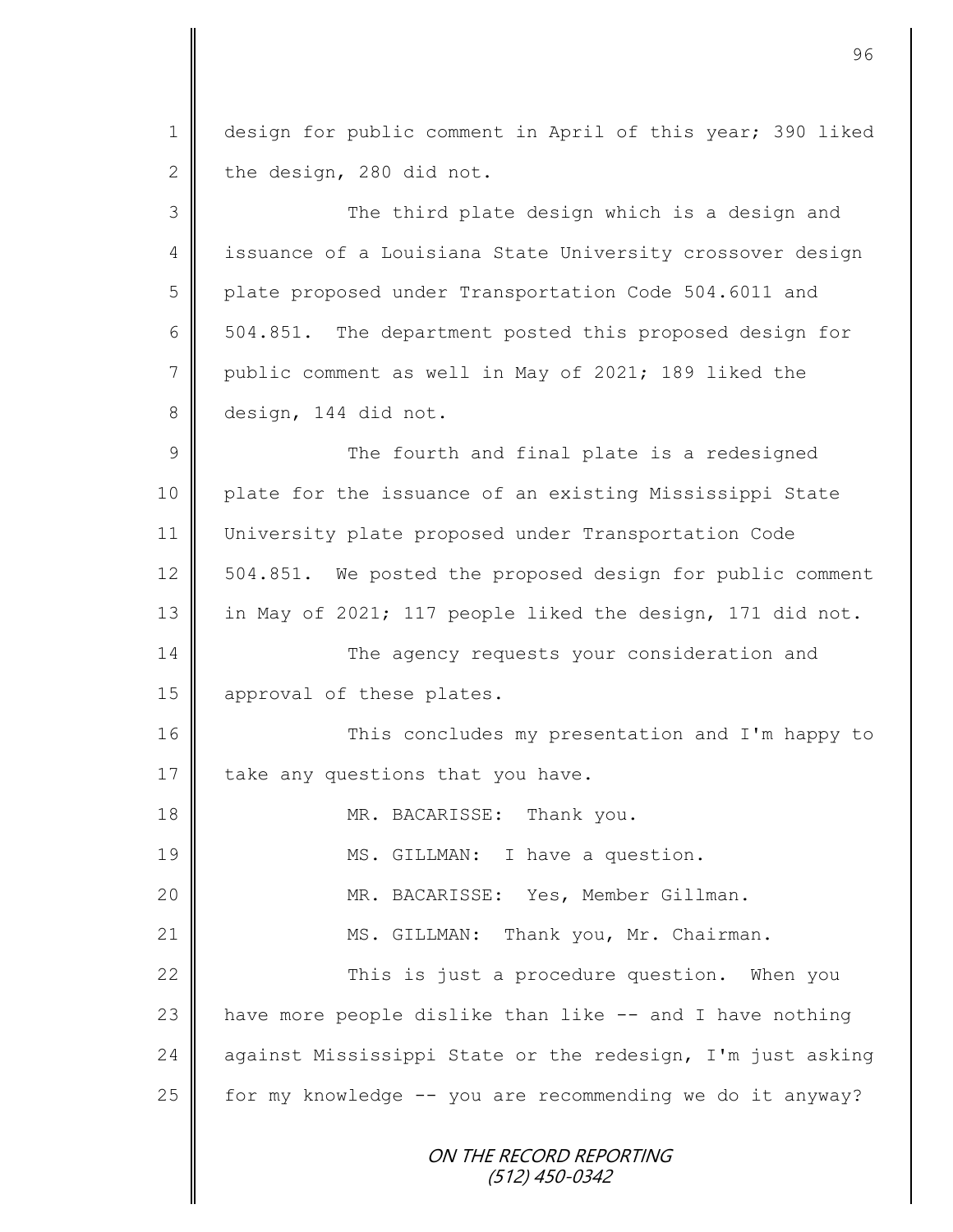design for public comment in April of this year; 390 liked the design, 280 did not.

The third plate design which is a design and issuance of a Louisiana State University crossover design plate proposed under Transportation Code 504.6011 and 504.851. The department posted this proposed design for public comment as well in May of 2021; 189 liked the design, 144 did not.

The fourth and final plate is a redesigned plate for the issuance of an existing Mississippi State University plate proposed under Transportation Code 504.851. We posted the proposed design for public comment in May of 2021; 117 people liked the design, 171 did not.

The agency requests your consideration and approval of these plates.

This concludes my presentation and I'm happy to take any questions that you have.

MR. BACARISSE: Thank you.

MS. GILLMAN: I have a question.

MR. BACARISSE: Yes, Member Gillman.

MS. GILLMAN: Thank you, Mr. Chairman.

This is just a procedure question. When you have more people dislike than like -- and I have nothing against Mississippi State or the redesign, I'm just asking for my knowledge -- you are recommending we do it anyway?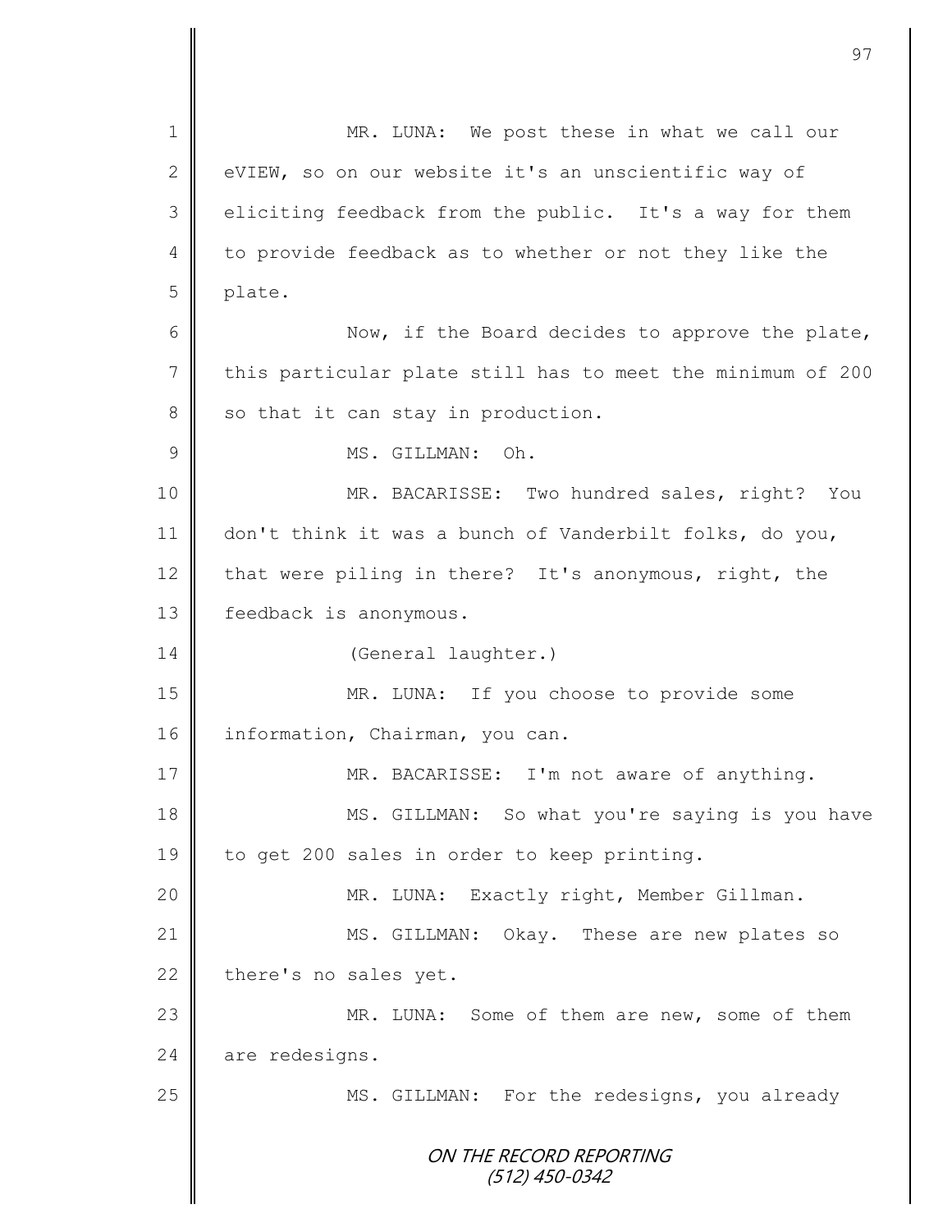MR. LUNA: We post these in what we call our eVIEW, so on our website it's an unscientific way of eliciting feedback from the public. It's a way for them to provide feedback as to whether or not they like the plate.

Now, if the Board decides to approve the plate, this particular plate still has to meet the minimum of 200 so that it can stay in production.

MS. GILLMAN: Oh.

MR. BACARISSE: Two hundred sales, right? You don't think it was a bunch of Vanderbilt folks, do you, that were piling in there? It's anonymous, right, the feedback is anonymous.

(General laughter.)

MR. LUNA: If you choose to provide some information, Chairman, you can.

MR. BACARISSE: I'm not aware of anything.

MS. GILLMAN: So what you're saying is you have to get 200 sales in order to keep printing.

MR. LUNA: Exactly right, Member Gillman.

MS. GILLMAN: Okay. These are new plates so there's no sales yet.

MR. LUNA: Some of them are new, some of them are redesigns.

MS. GILLMAN: For the redesigns, you already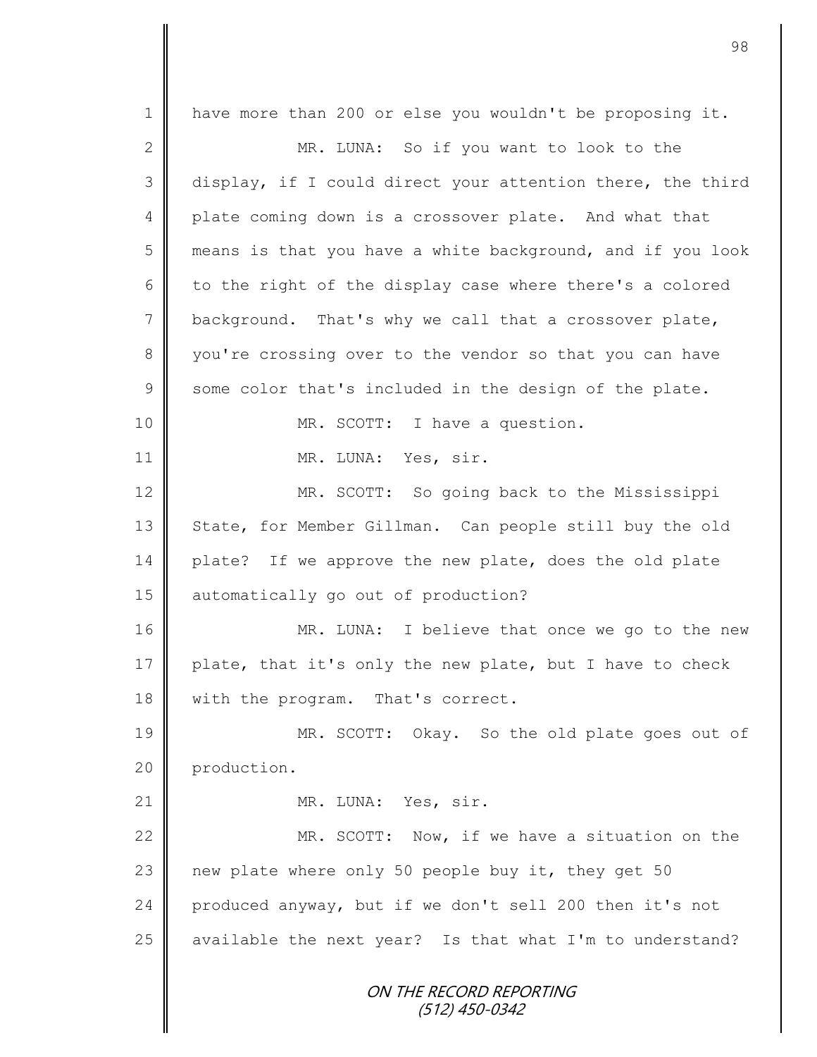have more than 200 or else you wouldn't be proposing it.

MR. LUNA: So if you want to look to the display, if I could direct your attention there, the third plate coming down is a crossover plate. And what that means is that you have a white background, and if you look to the right of the display case where there's a colored background. That's why we call that a crossover plate, you're crossing over to the vendor so that you can have some color that's included in the design of the plate.

MR. SCOTT: I have a question.

MR. LUNA: Yes, sir.

MR. SCOTT: So going back to the Mississippi State, for Member Gillman. Can people still buy the old plate? If we approve the new plate, does the old plate automatically go out of production?

MR. LUNA: I believe that once we go to the new plate, that it's only the new plate, but I have to check with the program. That's correct.

MR. SCOTT: Okay. So the old plate goes out of production.

MR. LUNA: Yes, sir.

MR. SCOTT: Now, if we have a situation on the new plate where only 50 people buy it, they get 50 produced anyway, but if we don't sell 200 then it's not available the next year? Is that what I'm to understand?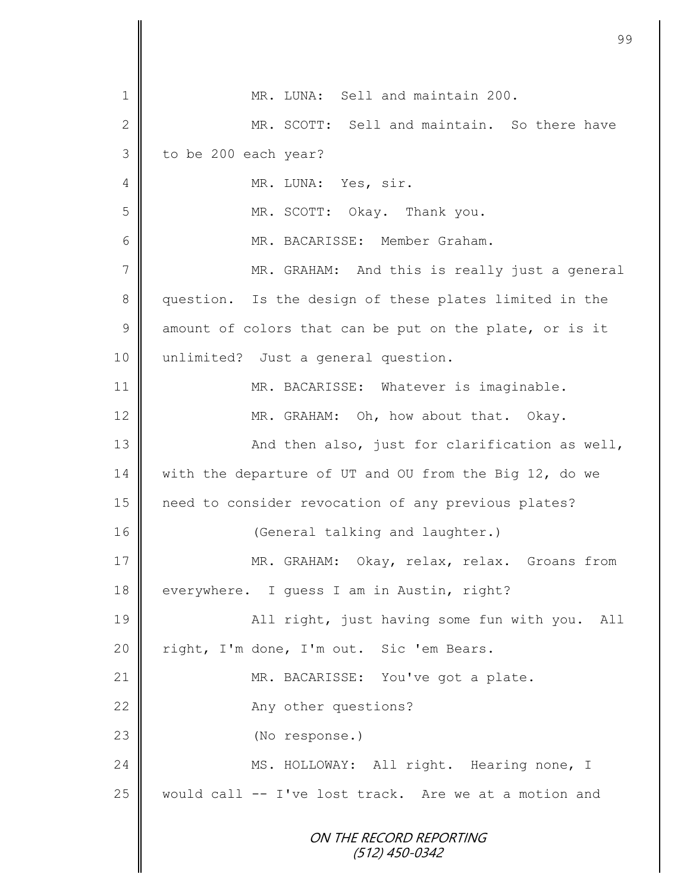1 MR. LUNA: Sell and maintain 200.

2 MR. SCOTT: Sell and maintain. So there have

3 to be 200 each year?

4 MR. LUNA: Yes, sir.

5 MR. SCOTT: Okay. Thank you.

6 MR. BACARISSE: Member Graham.

7 MR. GRAHAM: And this is really just a general

8 question. Is the design of these plates limited in the

9 amount of colors that can be put on the plate, or is it

10 unlimited? Just a general question.

11 MR. BACARISSE: Whatever is imaginable.

12 MR. GRAHAM: Oh, how about that. Okay.

13 And then also, just for clarification as well,

14 with the departure of UT and OU from the Big 12, do we

15 need to consider revocation of any previous plates?

16 (General talking and laughter.)

17 MR. GRAHAM: Okay, relax, relax. Groans from

18 everywhere. I guess I am in Austin, right?

19 All right, just having some fun with you. All

20 right, I'm done, I'm out. Sic 'em Bears.

21 MR. BACARISSE: You've got a plate.

22 Any other questions?

23 (No response.)

24 MS. HOLLOWAY: All right. Hearing none, I

25 would call -- I've lost track. Are we at a motion and

ON THE RECORD REPORTING
(512) 450-0342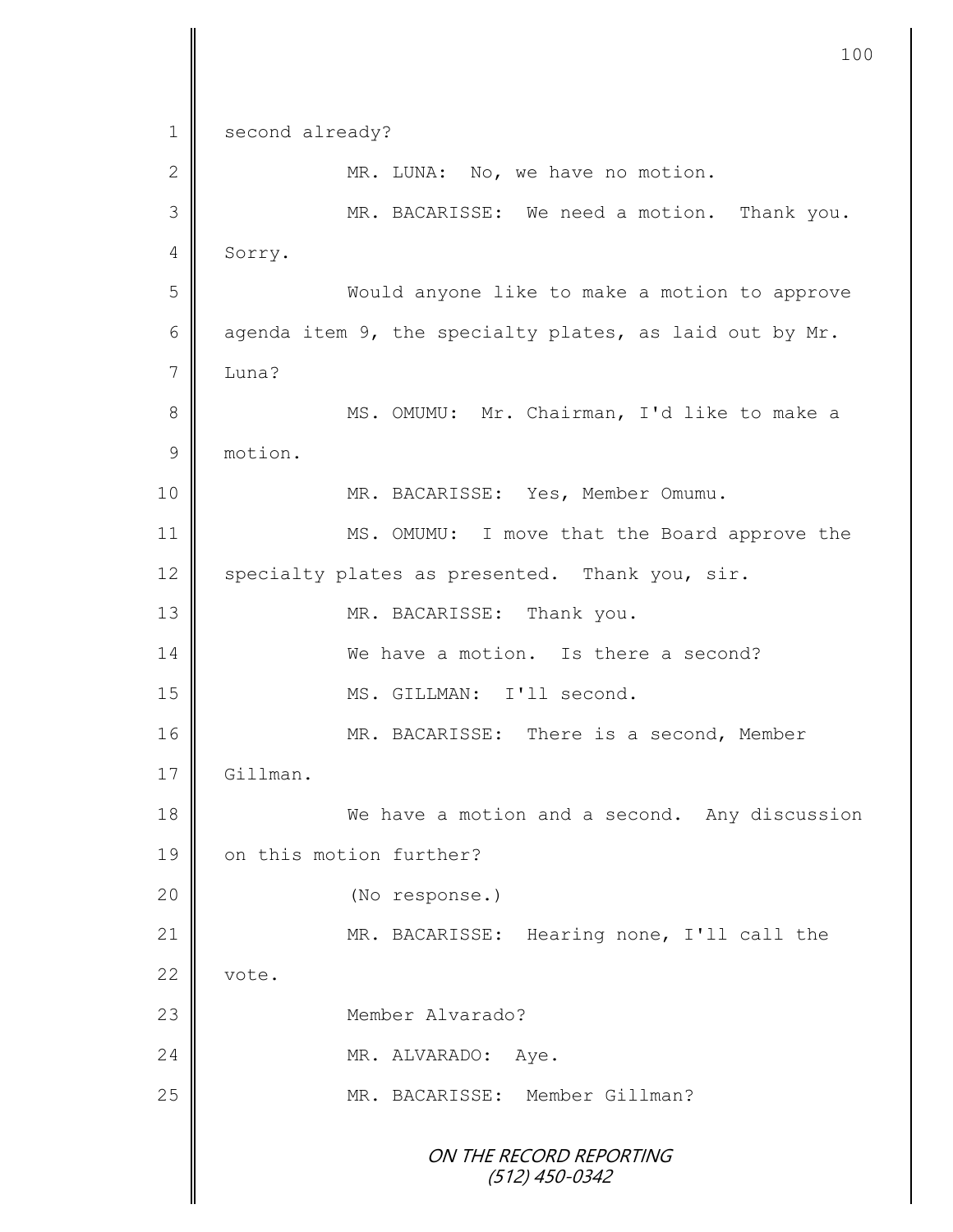second already?

MR. LUNA: No, we have no motion.

MR. BACARISSE: We need a motion. Thank you. Sorry.

Would anyone like to make a motion to approve agenda item 9, the specialty plates, as laid out by Mr. Luna?

MS. OMUMU: Mr. Chairman, I'd like to make a motion.

MR. BACARISSE: Yes, Member Omumu.

MS. OMUMU: I move that the Board approve the specialty plates as presented. Thank you, sir.

MR. BACARISSE: Thank you.

We have a motion. Is there a second?

MS. GILLMAN: I'll second.

MR. BACARISSE: There is a second, Member Gillman.

We have a motion and a second. Any discussion on this motion further?

(No response.)

MR. BACARISSE: Hearing none, I'll call the vote.

Member Alvarado?

MR. ALVARADO: Aye.

MR. BACARISSE: Member Gillman?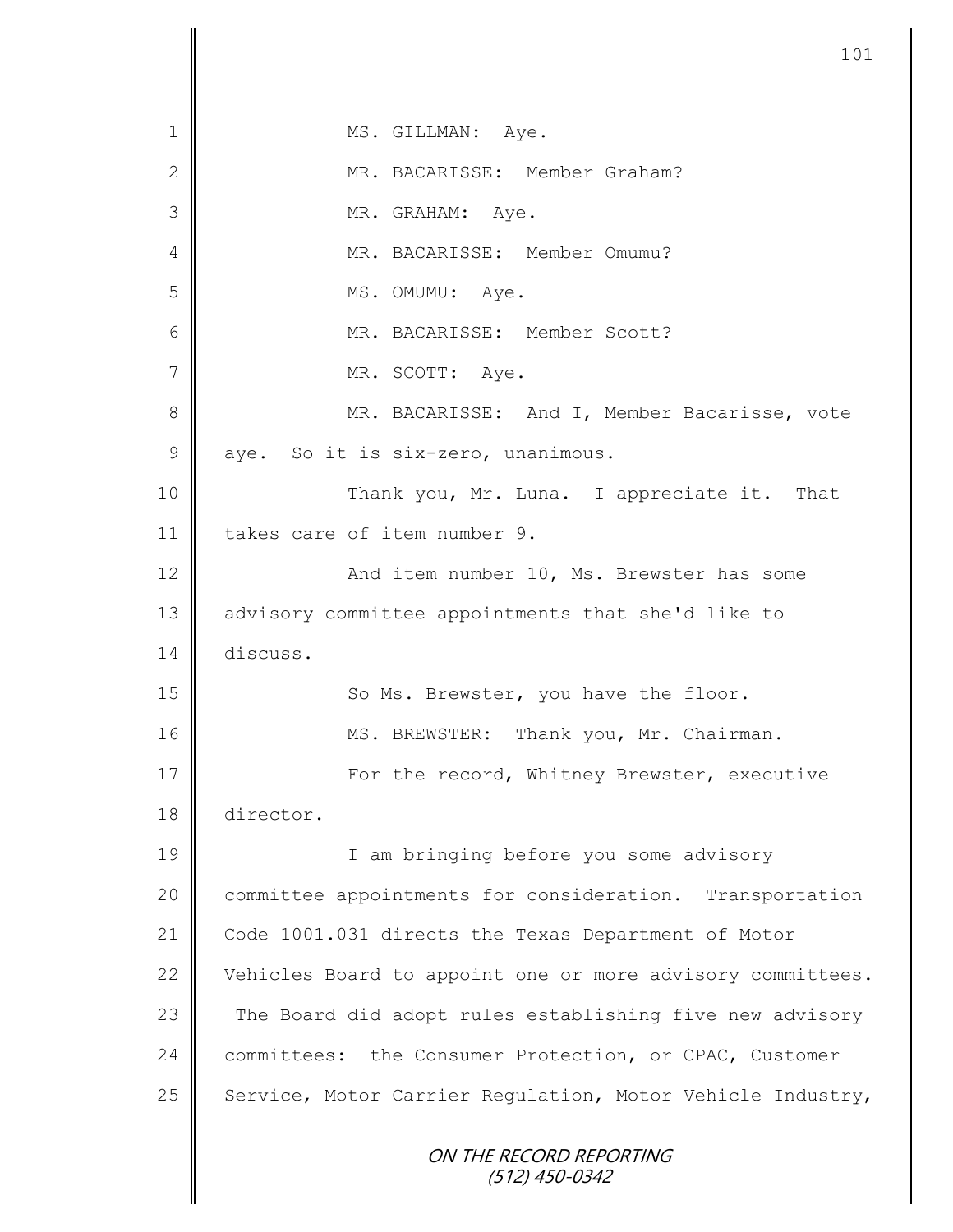MS. GILLMAN: Aye.

MR. BACARISSE: Member Graham?

MR. GRAHAM: Aye.

MR. BACARISSE: Member Omumu?

MS. OMUMU: Aye.

MR. BACARISSE: Member Scott?

MR. SCOTT: Aye.

MR. BACARISSE: And I, Member Bacarisse, vote aye. So it is six-zero, unanimous.

Thank you, Mr. Luna. I appreciate it. That takes care of item number 9.

And item number 10, Ms. Brewster has some advisory committee appointments that she'd like to discuss.

So Ms. Brewster, you have the floor.

MS. BREWSTER: Thank you, Mr. Chairman.

For the record, Whitney Brewster, executive director.

I am bringing before you some advisory committee appointments for consideration. Transportation Code 1001.031 directs the Texas Department of Motor Vehicles Board to appoint one or more advisory committees. The Board did adopt rules establishing five new advisory committees: the Consumer Protection, or CPAC, Customer Service, Motor Carrier Regulation, Motor Vehicle Industry,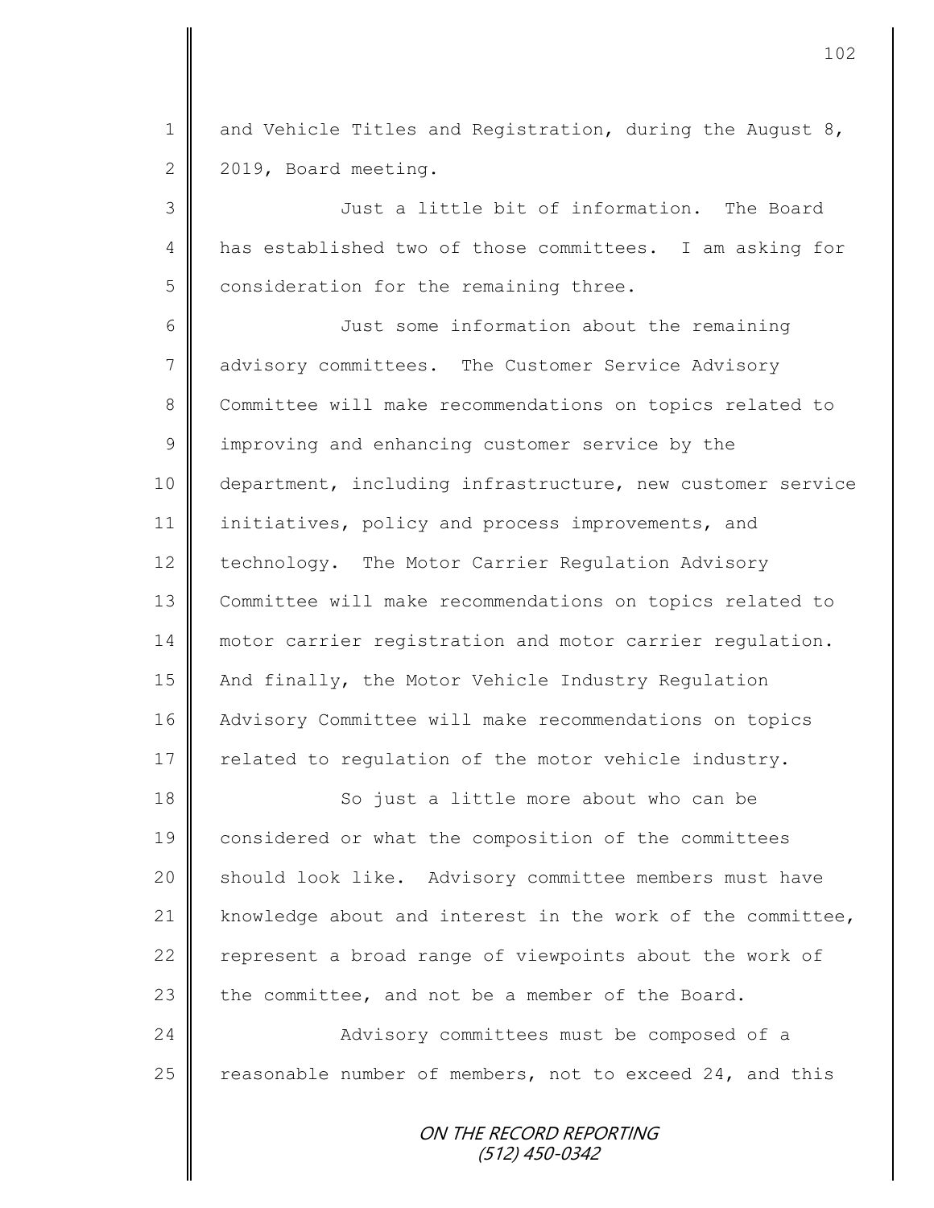and Vehicle Titles and Registration, during the August 8, 2019, Board meeting.

Just a little bit of information. The Board has established two of those committees. I am asking for consideration for the remaining three.

Just some information about the remaining advisory committees. The Customer Service Advisory Committee will make recommendations on topics related to improving and enhancing customer service by the department, including infrastructure, new customer service initiatives, policy and process improvements, and technology. The Motor Carrier Regulation Advisory Committee will make recommendations on topics related to motor carrier registration and motor carrier regulation. And finally, the Motor Vehicle Industry Regulation Advisory Committee will make recommendations on topics related to regulation of the motor vehicle industry.

So just a little more about who can be considered or what the composition of the committees should look like. Advisory committee members must have knowledge about and interest in the work of the committee, represent a broad range of viewpoints about the work of the committee, and not be a member of the Board.

Advisory committees must be composed of a reasonable number of members, not to exceed 24, and this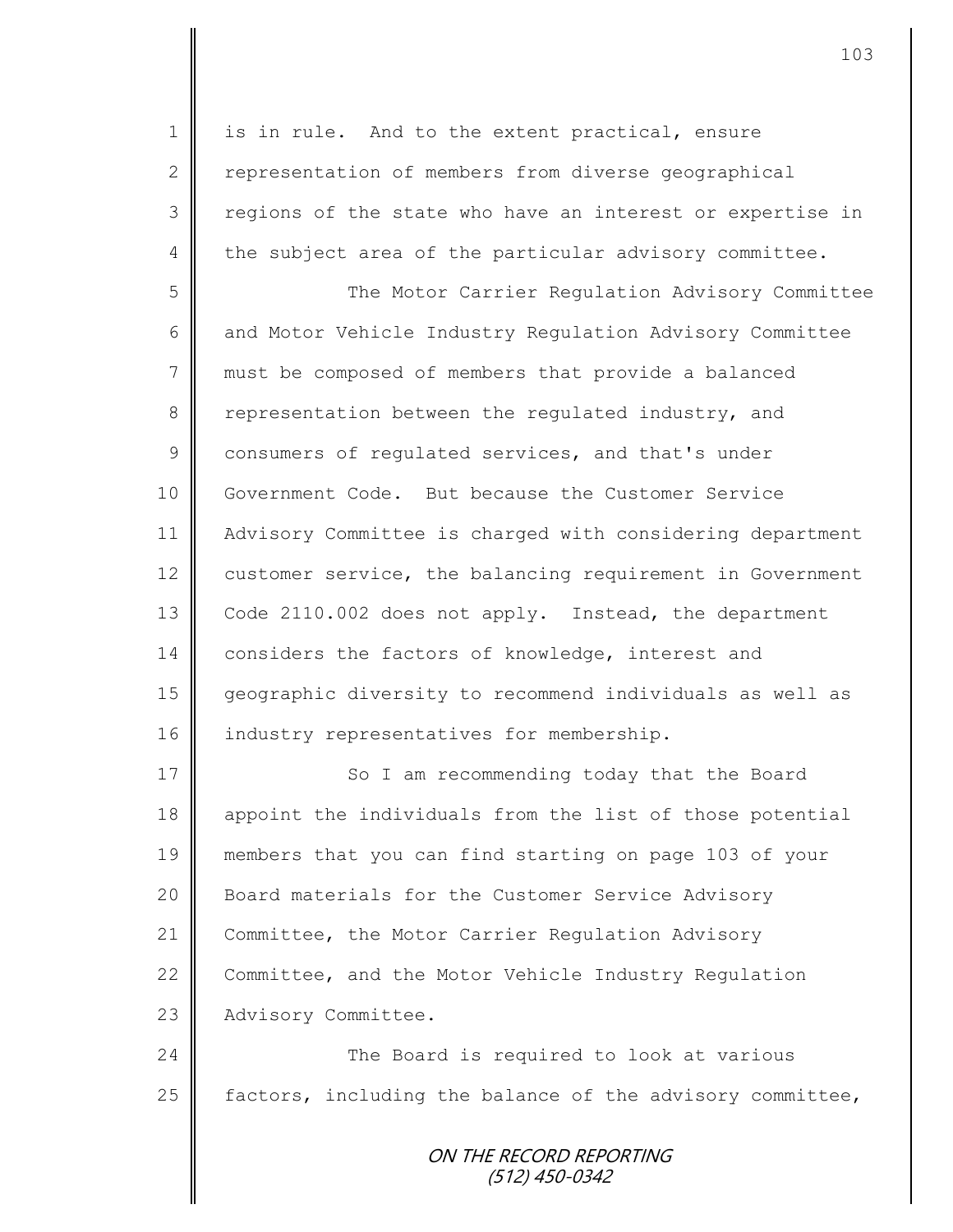is in rule. And to the extent practical, ensure representation of members from diverse geographical regions of the state who have an interest or expertise in the subject area of the particular advisory committee.

The Motor Carrier Regulation Advisory Committee and Motor Vehicle Industry Regulation Advisory Committee must be composed of members that provide a balanced representation between the regulated industry, and consumers of regulated services, and that's under Government Code. But because the Customer Service Advisory Committee is charged with considering department customer service, the balancing requirement in Government Code 2110.002 does not apply. Instead, the department considers the factors of knowledge, interest and geographic diversity to recommend individuals as well as industry representatives for membership.

So I am recommending today that the Board appoint the individuals from the list of those potential members that you can find starting on page 103 of your Board materials for the Customer Service Advisory Committee, the Motor Carrier Regulation Advisory Committee, and the Motor Vehicle Industry Regulation Advisory Committee.

The Board is required to look at various factors, including the balance of the advisory committee,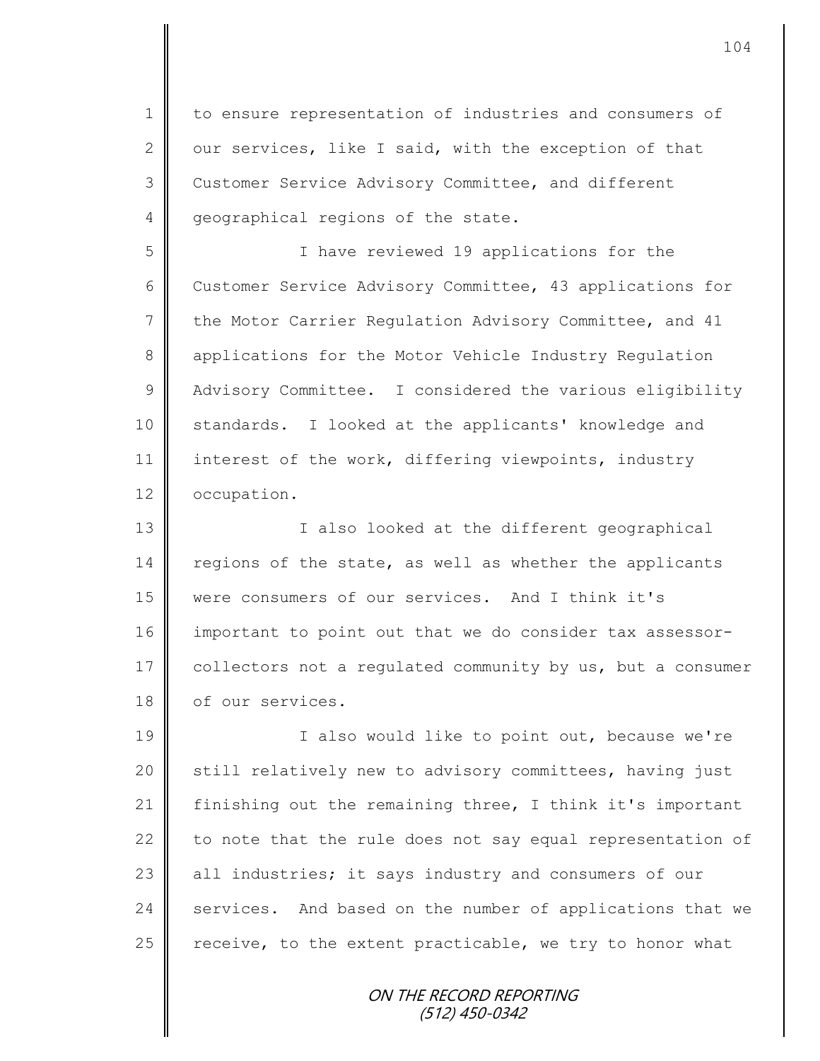to ensure representation of industries and consumers of our services, like I said, with the exception of that Customer Service Advisory Committee, and different geographical regions of the state.

I have reviewed 19 applications for the Customer Service Advisory Committee, 43 applications for the Motor Carrier Regulation Advisory Committee, and 41 applications for the Motor Vehicle Industry Regulation Advisory Committee. I considered the various eligibility standards. I looked at the applicants' knowledge and interest of the work, differing viewpoints, industry occupation.

I also looked at the different geographical regions of the state, as well as whether the applicants were consumers of our services. And I think it's important to point out that we do consider tax assessor-collectors not a regulated community by us, but a consumer of our services.

I also would like to point out, because we're still relatively new to advisory committees, having just finishing out the remaining three, I think it's important to note that the rule does not say equal representation of all industries; it says industry and consumers of our services. And based on the number of applications that we receive, to the extent practicable, we try to honor what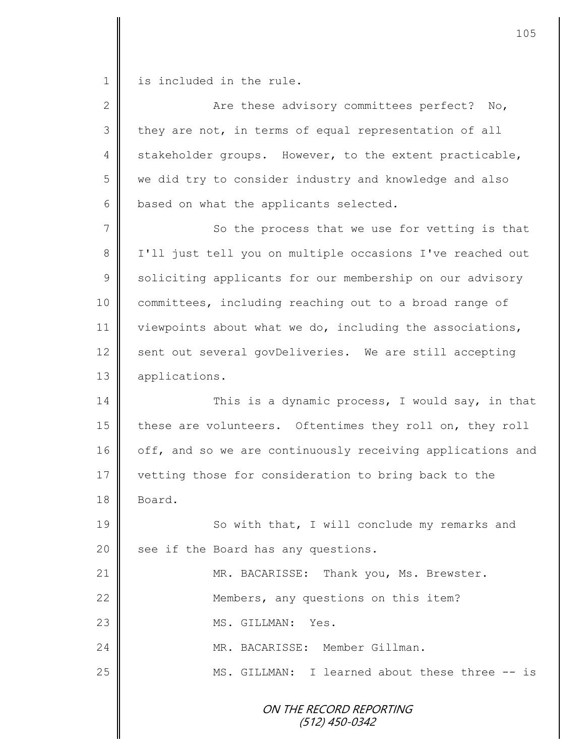is included in the rule.

Are these advisory committees perfect? No, they are not, in terms of equal representation of all stakeholder groups. However, to the extent practicable, we did try to consider industry and knowledge and also based on what the applicants selected.

So the process that we use for vetting is that I'll just tell you on multiple occasions I've reached out soliciting applicants for our membership on our advisory committees, including reaching out to a broad range of viewpoints about what we do, including the associations, sent out several govDeliveries. We are still accepting applications.

This is a dynamic process, I would say, in that these are volunteers. Oftentimes they roll on, they roll off, and so we are continuously receiving applications and vetting those for consideration to bring back to the Board.

So with that, I will conclude my remarks and see if the Board has any questions.

MR. BACARISSE: Thank you, Ms. Brewster.

Members, any questions on this item?

MS. GILLMAN: Yes.

MR. BACARISSE: Member Gillman.

MS. GILLMAN: I learned about these three -- is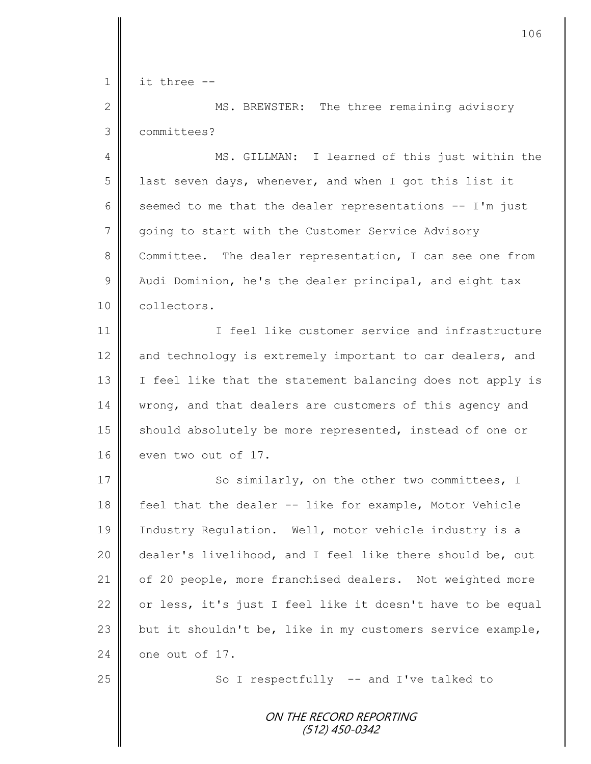it three --

MS. BREWSTER: The three remaining advisory committees?

MS. GILLMAN: I learned of this just within the last seven days, whenever, and when I got this list it seemed to me that the dealer representations -- I'm just going to start with the Customer Service Advisory Committee. The dealer representation, I can see one from Audi Dominion, he's the dealer principal, and eight tax collectors.

I feel like customer service and infrastructure and technology is extremely important to car dealers, and I feel like that the statement balancing does not apply is wrong, and that dealers are customers of this agency and should absolutely be more represented, instead of one or even two out of 17.

So similarly, on the other two committees, I feel that the dealer -- like for example, Motor Vehicle Industry Regulation. Well, motor vehicle industry is a dealer's livelihood, and I feel like there should be, out of 20 people, more franchised dealers. Not weighted more or less, it's just I feel like it doesn't have to be equal but it shouldn't be, like in my customers service example, one out of 17.

So I respectfully -- and I've talked to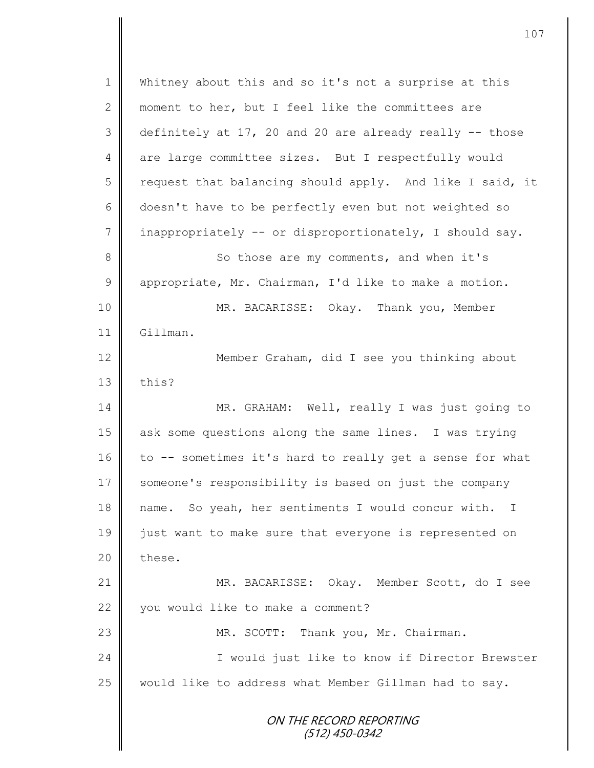Whitney about this and so it's not a surprise at this moment to her, but I feel like the committees are definitely at 17, 20 and 20 are already really -- those are large committee sizes. But I respectfully would request that balancing should apply. And like I said, it doesn't have to be perfectly even but not weighted so inappropriately -- or disproportionately, I should say.

So those are my comments, and when it's appropriate, Mr. Chairman, I'd like to make a motion.

MR. BACARISSE: Okay. Thank you, Member Gillman.

Member Graham, did I see you thinking about this?

MR. GRAHAM: Well, really I was just going to ask some questions along the same lines. I was trying to -- sometimes it's hard to really get a sense for what someone's responsibility is based on just the company name. So yeah, her sentiments I would concur with. I just want to make sure that everyone is represented on these.

MR. BACARISSE: Okay. Member Scott, do I see you would like to make a comment?

MR. SCOTT: Thank you, Mr. Chairman.

I would just like to know if Director Brewster would like to address what Member Gillman had to say.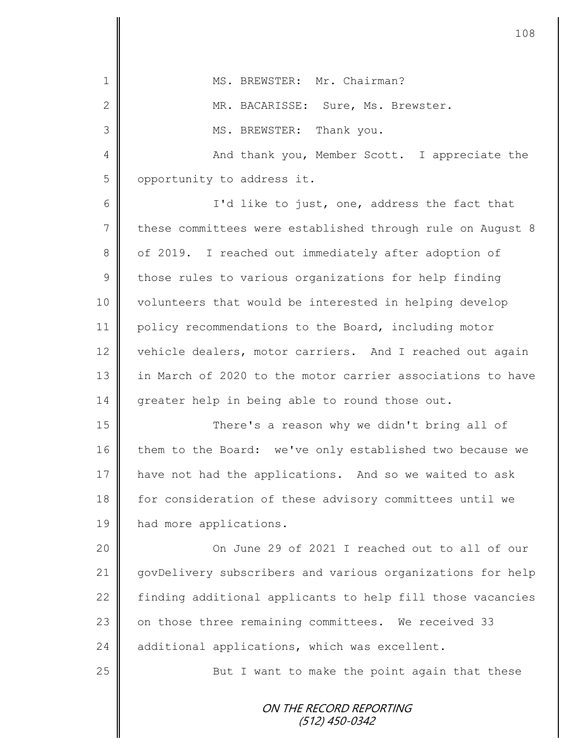MS. BREWSTER: Mr. Chairman?

MR. BACARISSE: Sure, Ms. Brewster.

MS. BREWSTER: Thank you.

And thank you, Member Scott. I appreciate the opportunity to address it.

I'd like to just, one, address the fact that these committees were established through rule on August 8 of 2019. I reached out immediately after adoption of those rules to various organizations for help finding volunteers that would be interested in helping develop policy recommendations to the Board, including motor vehicle dealers, motor carriers. And I reached out again in March of 2020 to the motor carrier associations to have greater help in being able to round those out.

There's a reason why we didn't bring all of them to the Board: we've only established two because we have not had the applications. And so we waited to ask for consideration of these advisory committees until we had more applications.

On June 29 of 2021 I reached out to all of our govDelivery subscribers and various organizations for help finding additional applicants to help fill those vacancies on those three remaining committees. We received 33 additional applications, which was excellent.

But I want to make the point again that these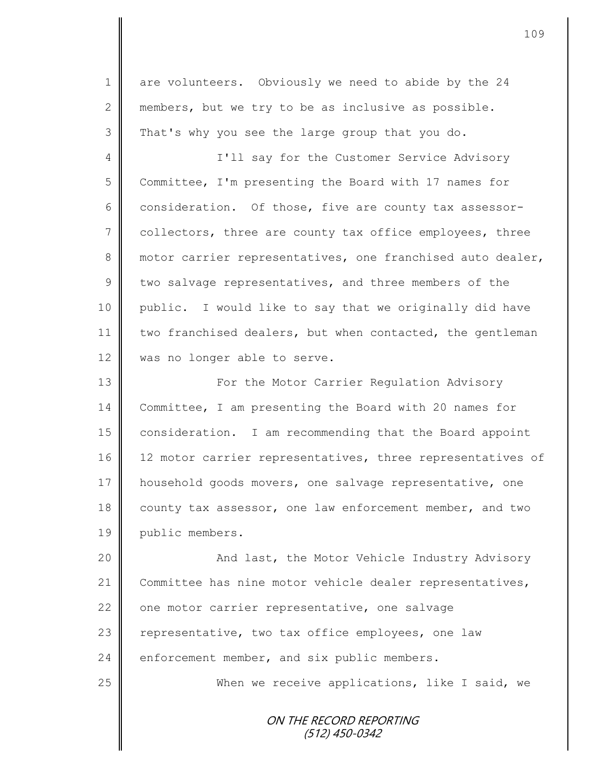are volunteers. Obviously we need to abide by the 24 members, but we try to be as inclusive as possible. That's why you see the large group that you do.

I'll say for the Customer Service Advisory Committee, I'm presenting the Board with 17 names for consideration. Of those, five are county tax assessor-collectors, three are county tax office employees, three motor carrier representatives, one franchised auto dealer, two salvage representatives, and three members of the public. I would like to say that we originally did have two franchised dealers, but when contacted, the gentleman was no longer able to serve.

For the Motor Carrier Regulation Advisory Committee, I am presenting the Board with 20 names for consideration. I am recommending that the Board appoint 12 motor carrier representatives, three representatives of household goods movers, one salvage representative, one county tax assessor, one law enforcement member, and two public members.

And last, the Motor Vehicle Industry Advisory Committee has nine motor vehicle dealer representatives, one motor carrier representative, one salvage representative, two tax office employees, one law enforcement member, and six public members.

When we receive applications, like I said, we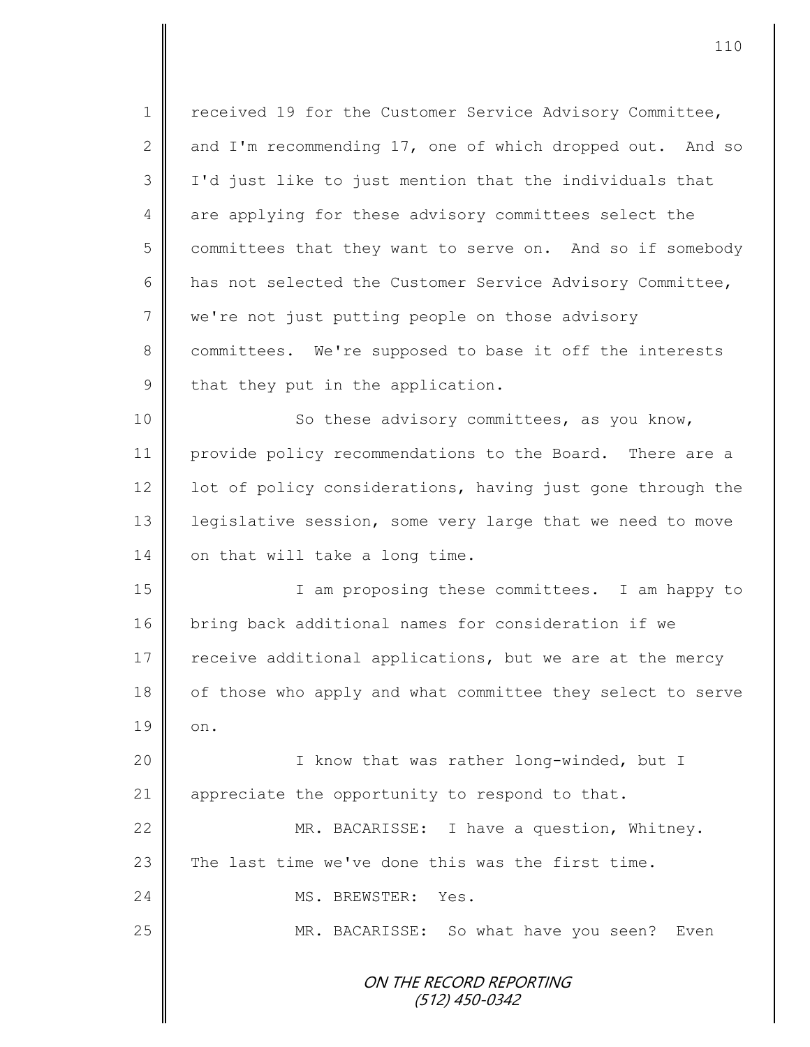received 19 for the Customer Service Advisory Committee, and I'm recommending 17, one of which dropped out. And so I'd just like to just mention that the individuals that are applying for these advisory committees select the committees that they want to serve on. And so if somebody has not selected the Customer Service Advisory Committee, we're not just putting people on those advisory committees. We're supposed to base it off the interests that they put in the application.

So these advisory committees, as you know, provide policy recommendations to the Board. There are a lot of policy considerations, having just gone through the legislative session, some very large that we need to move on that will take a long time.

I am proposing these committees. I am happy to bring back additional names for consideration if we receive additional applications, but we are at the mercy of those who apply and what committee they select to serve on.

I know that was rather long-winded, but I appreciate the opportunity to respond to that.

MR. BACARISSE: I have a question, Whitney. The last time we've done this was the first time.

MS. BREWSTER: Yes.

MR. BACARISSE: So what have you seen? Even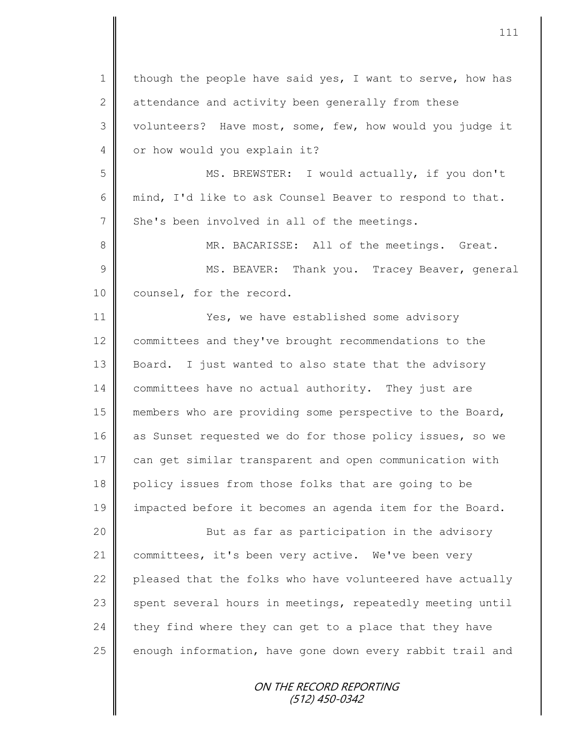though the people have said yes, I want to serve, how has attendance and activity been generally from these volunteers? Have most, some, few, how would you judge it or how would you explain it?

MS. BREWSTER: I would actually, if you don't mind, I'd like to ask Counsel Beaver to respond to that. She's been involved in all of the meetings.

MR. BACARISSE: All of the meetings. Great.

MS. BEAVER: Thank you. Tracey Beaver, general counsel, for the record.

Yes, we have established some advisory committees and they've brought recommendations to the Board. I just wanted to also state that the advisory committees have no actual authority. They just are members who are providing some perspective to the Board, as Sunset requested we do for those policy issues, so we can get similar transparent and open communication with policy issues from those folks that are going to be impacted before it becomes an agenda item for the Board.

But as far as participation in the advisory committees, it's been very active. We've been very pleased that the folks who have volunteered have actually spent several hours in meetings, repeatedly meeting until they find where they can get to a place that they have enough information, have gone down every rabbit trail and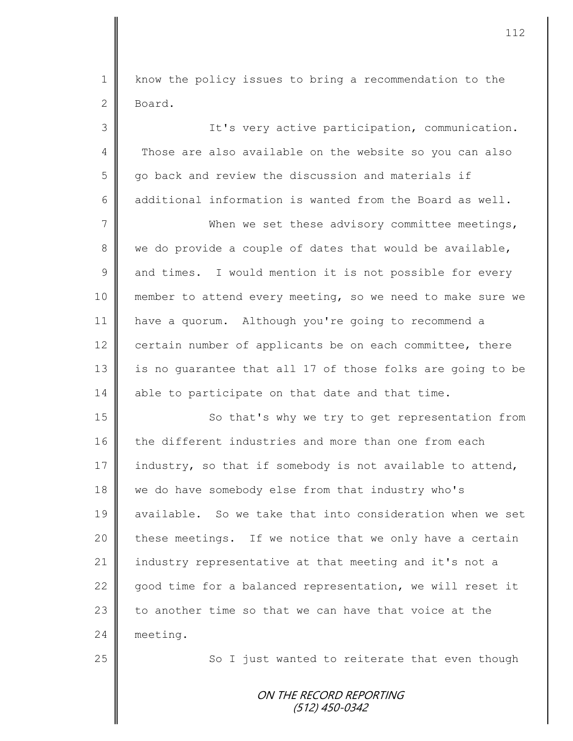know the policy issues to bring a recommendation to the Board.

It's very active participation, communication. Those are also available on the website so you can also go back and review the discussion and materials if additional information is wanted from the Board as well.

When we set these advisory committee meetings, we do provide a couple of dates that would be available, and times. I would mention it is not possible for every member to attend every meeting, so we need to make sure we have a quorum. Although you're going to recommend a certain number of applicants be on each committee, there is no guarantee that all 17 of those folks are going to be able to participate on that date and that time.

So that's why we try to get representation from the different industries and more than one from each industry, so that if somebody is not available to attend, we do have somebody else from that industry who's available. So we take that into consideration when we set these meetings. If we notice that we only have a certain industry representative at that meeting and it's not a good time for a balanced representation, we will reset it to another time so that we can have that voice at the meeting.

So I just wanted to reiterate that even though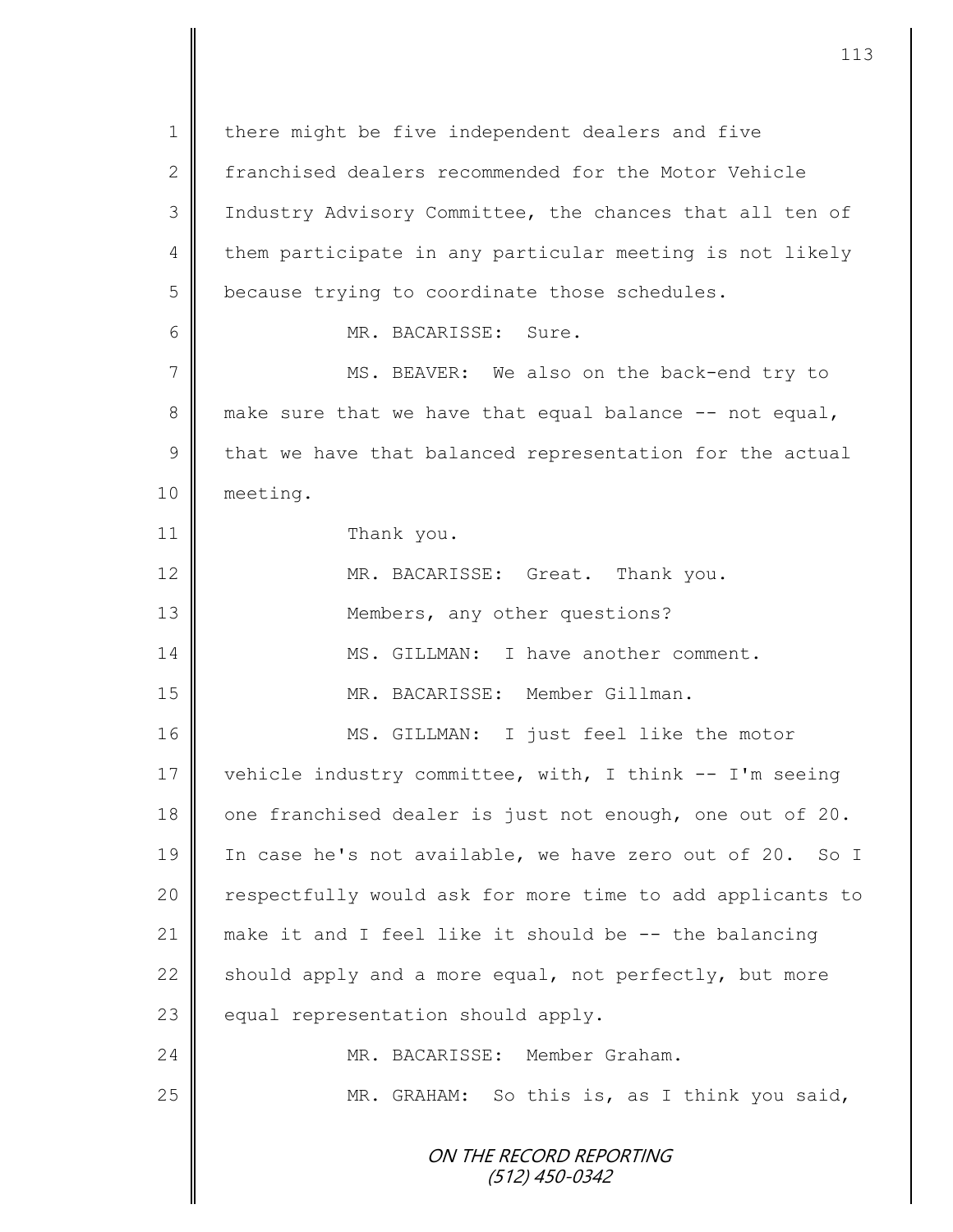there might be five independent dealers and five franchised dealers recommended for the Motor Vehicle Industry Advisory Committee, the chances that all ten of them participate in any particular meeting is not likely because trying to coordinate those schedules.

MR. BACARISSE: Sure.

MS. BEAVER: We also on the back-end try to make sure that we have that equal balance -- not equal, that we have that balanced representation for the actual meeting.

Thank you.

MR. BACARISSE: Great. Thank you.

Members, any other questions?

MS. GILLMAN: I have another comment.

MR. BACARISSE: Member Gillman.

MS. GILLMAN: I just feel like the motor vehicle industry committee, with, I think -- I'm seeing one franchised dealer is just not enough, one out of 20. In case he's not available, we have zero out of 20. So I respectfully would ask for more time to add applicants to make it and I feel like it should be -- the balancing should apply and a more equal, not perfectly, but more equal representation should apply.

MR. BACARISSE: Member Graham.

MR. GRAHAM: So this is, as I think you said,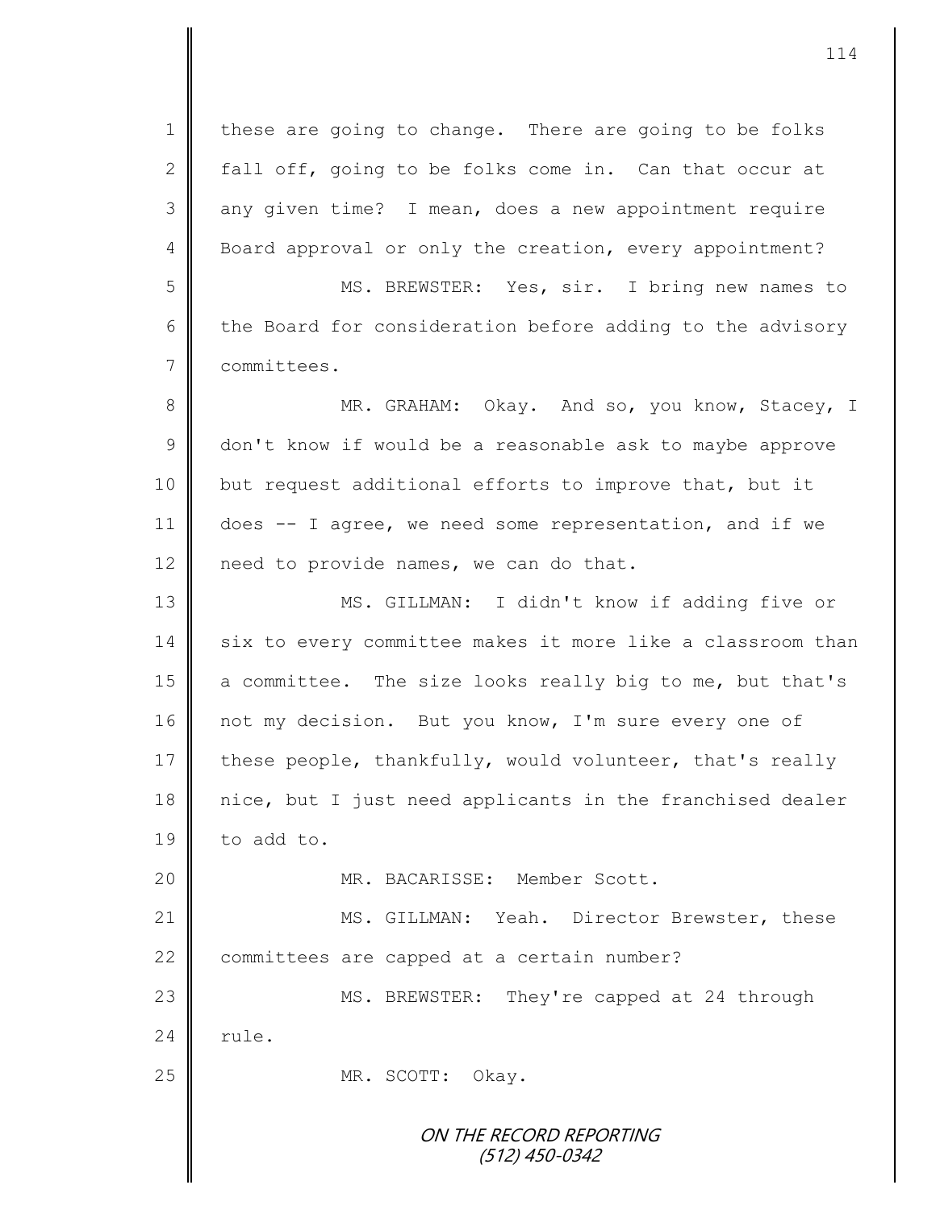these are going to change. There are going to be folks fall off, going to be folks come in. Can that occur at any given time? I mean, does a new appointment require Board approval or only the creation, every appointment?

MS. BREWSTER: Yes, sir. I bring new names to the Board for consideration before adding to the advisory committees.

MR. GRAHAM: Okay. And so, you know, Stacey, I don't know if would be a reasonable ask to maybe approve but request additional efforts to improve that, but it does -- I agree, we need some representation, and if we need to provide names, we can do that.

MS. GILLMAN: I didn't know if adding five or six to every committee makes it more like a classroom than a committee. The size looks really big to me, but that's not my decision. But you know, I'm sure every one of these people, thankfully, would volunteer, that's really nice, but I just need applicants in the franchised dealer to add to.

MR. BACARISSE: Member Scott.

MS. GILLMAN: Yeah. Director Brewster, these committees are capped at a certain number?

MS. BREWSTER: They're capped at 24 through rule.

MR. SCOTT: Okay.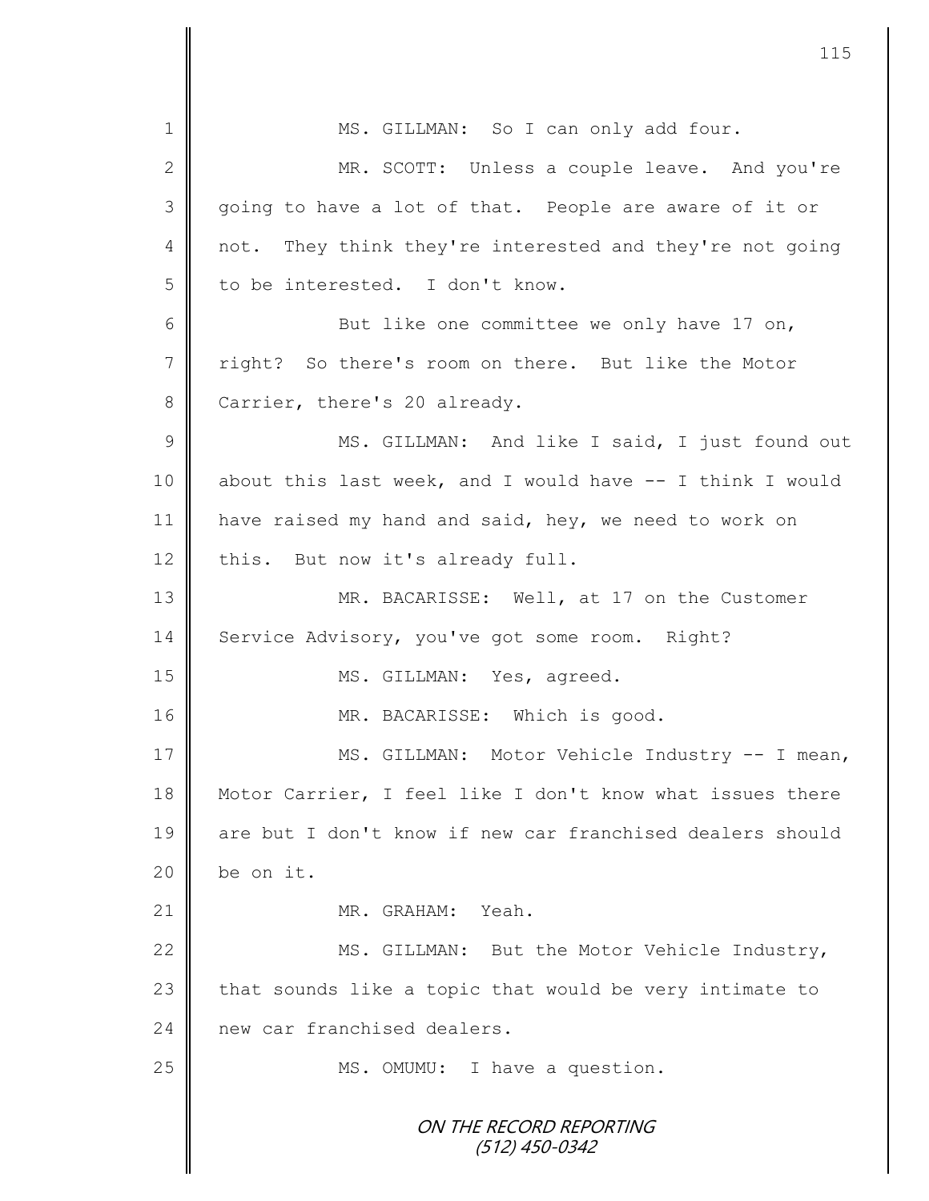MS. GILLMAN: So I can only add four.

MR. SCOTT: Unless a couple leave. And you're going to have a lot of that. People are aware of it or not. They think they're interested and they're not going to be interested. I don't know.

But like one committee we only have 17 on, right? So there's room on there. But like the Motor Carrier, there's 20 already.

MS. GILLMAN: And like I said, I just found out about this last week, and I would have -- I think I would have raised my hand and said, hey, we need to work on this. But now it's already full.

MR. BACARISSE: Well, at 17 on the Customer Service Advisory, you've got some room. Right?

MS. GILLMAN: Yes, agreed.

MR. BACARISSE: Which is good.

MS. GILLMAN: Motor Vehicle Industry -- I mean, Motor Carrier, I feel like I don't know what issues there are but I don't know if new car franchised dealers should be on it.

MR. GRAHAM: Yeah.

MS. GILLMAN: But the Motor Vehicle Industry, that sounds like a topic that would be very intimate to new car franchised dealers.

MS. OMUMU: I have a question.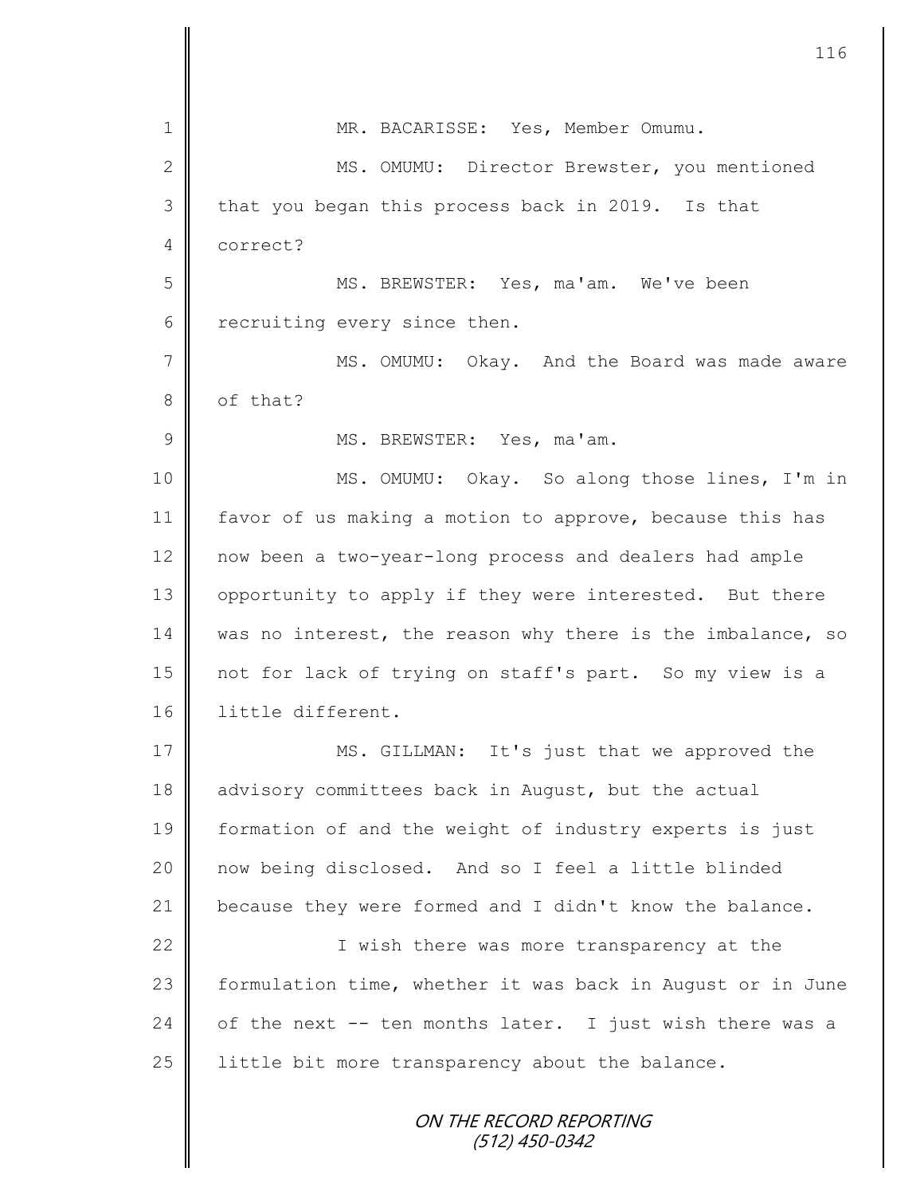MR. BACARISSE: Yes, Member Omumu.

MS. OMUMU: Director Brewster, you mentioned that you began this process back in 2019. Is that correct?

MS. BREWSTER: Yes, ma'am. We've been recruiting every since then.

MS. OMUMU: Okay. And the Board was made aware of that?

MS. BREWSTER: Yes, ma'am.

MS. OMUMU: Okay. So along those lines, I'm in favor of us making a motion to approve, because this has now been a two-year-long process and dealers had ample opportunity to apply if they were interested. But there was no interest, the reason why there is the imbalance, so not for lack of trying on staff's part. So my view is a little different.

MS. GILLMAN: It's just that we approved the advisory committees back in August, but the actual formation of and the weight of industry experts is just now being disclosed. And so I feel a little blinded because they were formed and I didn't know the balance.

I wish there was more transparency at the formulation time, whether it was back in August or in June of the next -- ten months later. I just wish there was a little bit more transparency about the balance.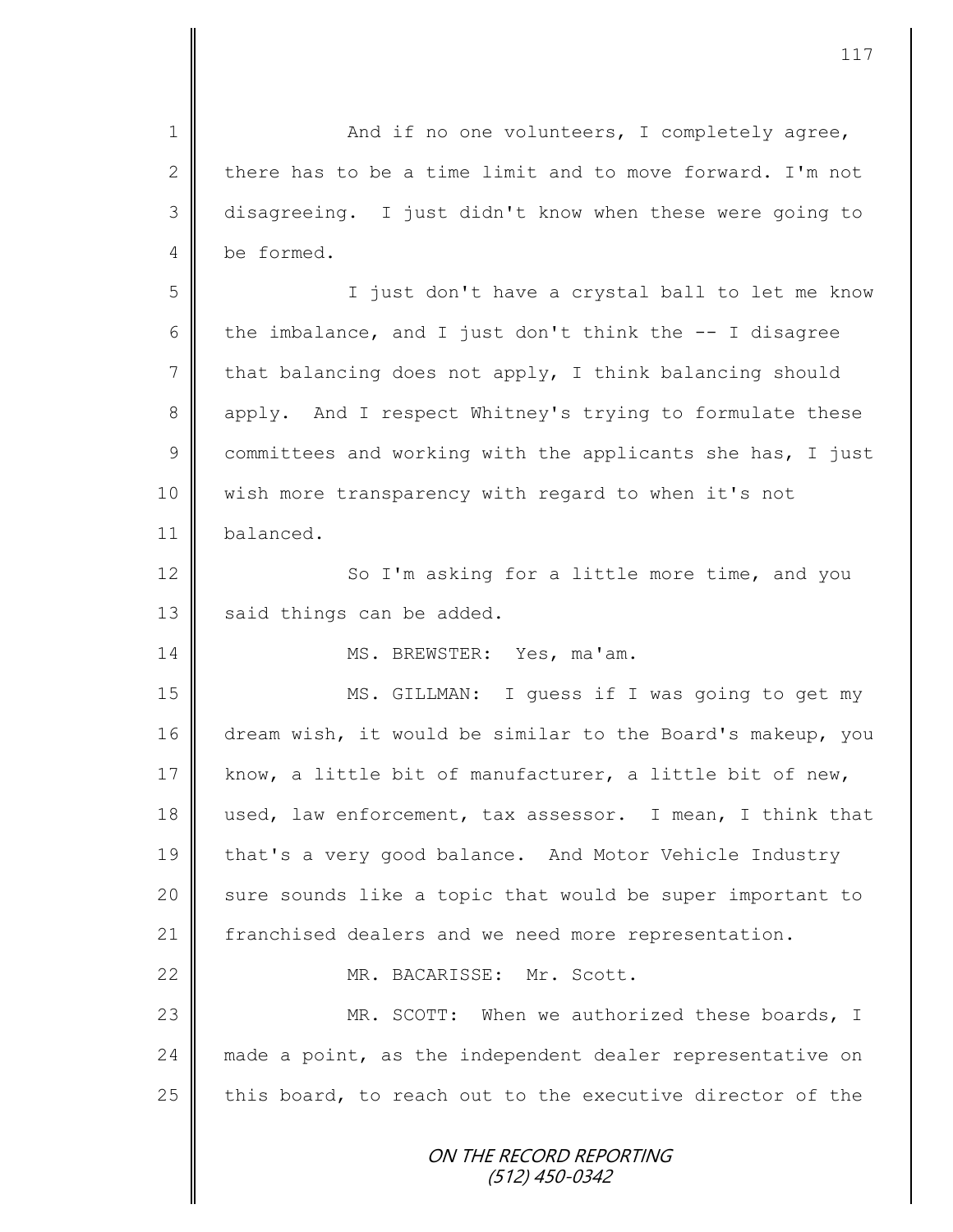And if no one volunteers, I completely agree, there has to be a time limit and to move forward. I'm not disagreeing. I just didn't know when these were going to be formed.

I just don't have a crystal ball to let me know the imbalance, and I just don't think the -- I disagree that balancing does not apply, I think balancing should apply. And I respect Whitney's trying to formulate these committees and working with the applicants she has, I just wish more transparency with regard to when it's not balanced.

So I'm asking for a little more time, and you said things can be added.

MS. BREWSTER: Yes, ma'am.

MS. GILLMAN: I guess if I was going to get my dream wish, it would be similar to the Board's makeup, you know, a little bit of manufacturer, a little bit of new, used, law enforcement, tax assessor. I mean, I think that that's a very good balance. And Motor Vehicle Industry sure sounds like a topic that would be super important to franchised dealers and we need more representation.

MR. BACARISSE: Mr. Scott.

MR. SCOTT: When we authorized these boards, I made a point, as the independent dealer representative on this board, to reach out to the executive director of the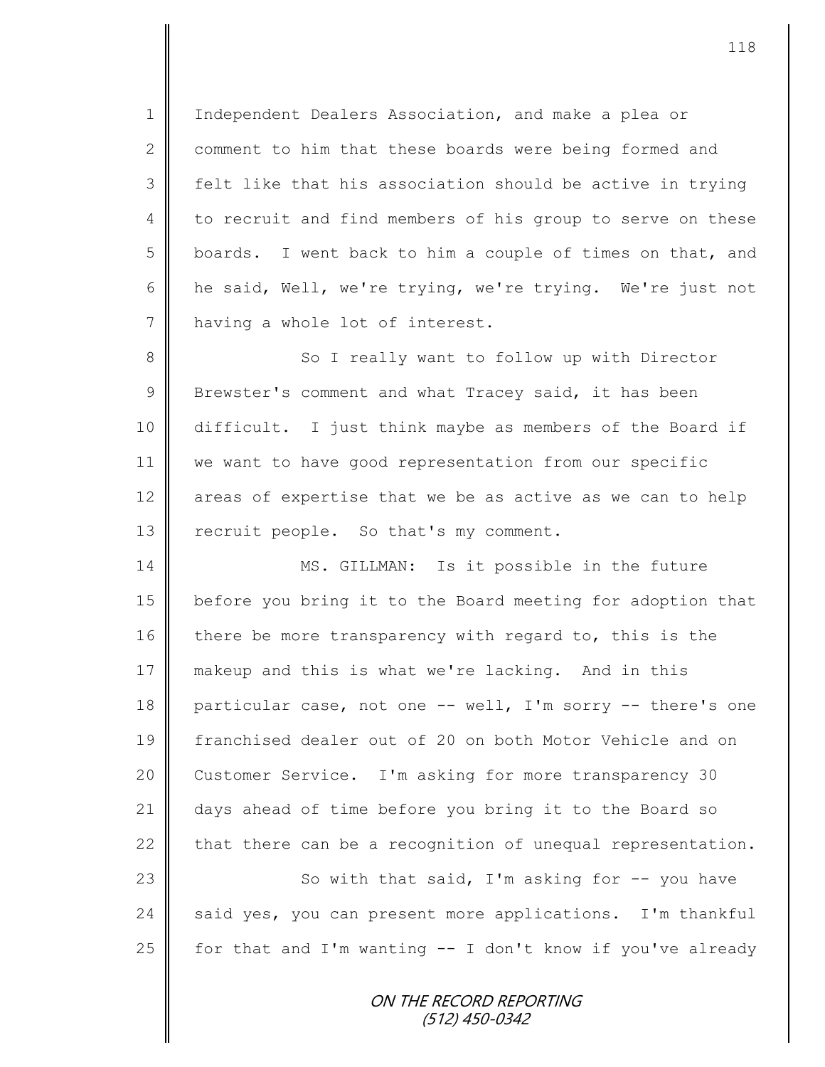Independent Dealers Association, and make a plea or comment to him that these boards were being formed and felt like that his association should be active in trying to recruit and find members of his group to serve on these boards. I went back to him a couple of times on that, and he said, Well, we're trying, we're trying. We're just not having a whole lot of interest.

So I really want to follow up with Director Brewster's comment and what Tracey said, it has been difficult. I just think maybe as members of the Board if we want to have good representation from our specific areas of expertise that we be as active as we can to help recruit people. So that's my comment.

MS. GILLMAN: Is it possible in the future before you bring it to the Board meeting for adoption that there be more transparency with regard to, this is the makeup and this is what we're lacking. And in this particular case, not one -- well, I'm sorry -- there's one franchised dealer out of 20 on both Motor Vehicle and on Customer Service. I'm asking for more transparency 30 days ahead of time before you bring it to the Board so that there can be a recognition of unequal representation.

So with that said, I'm asking for -- you have said yes, you can present more applications. I'm thankful for that and I'm wanting -- I don't know if you've already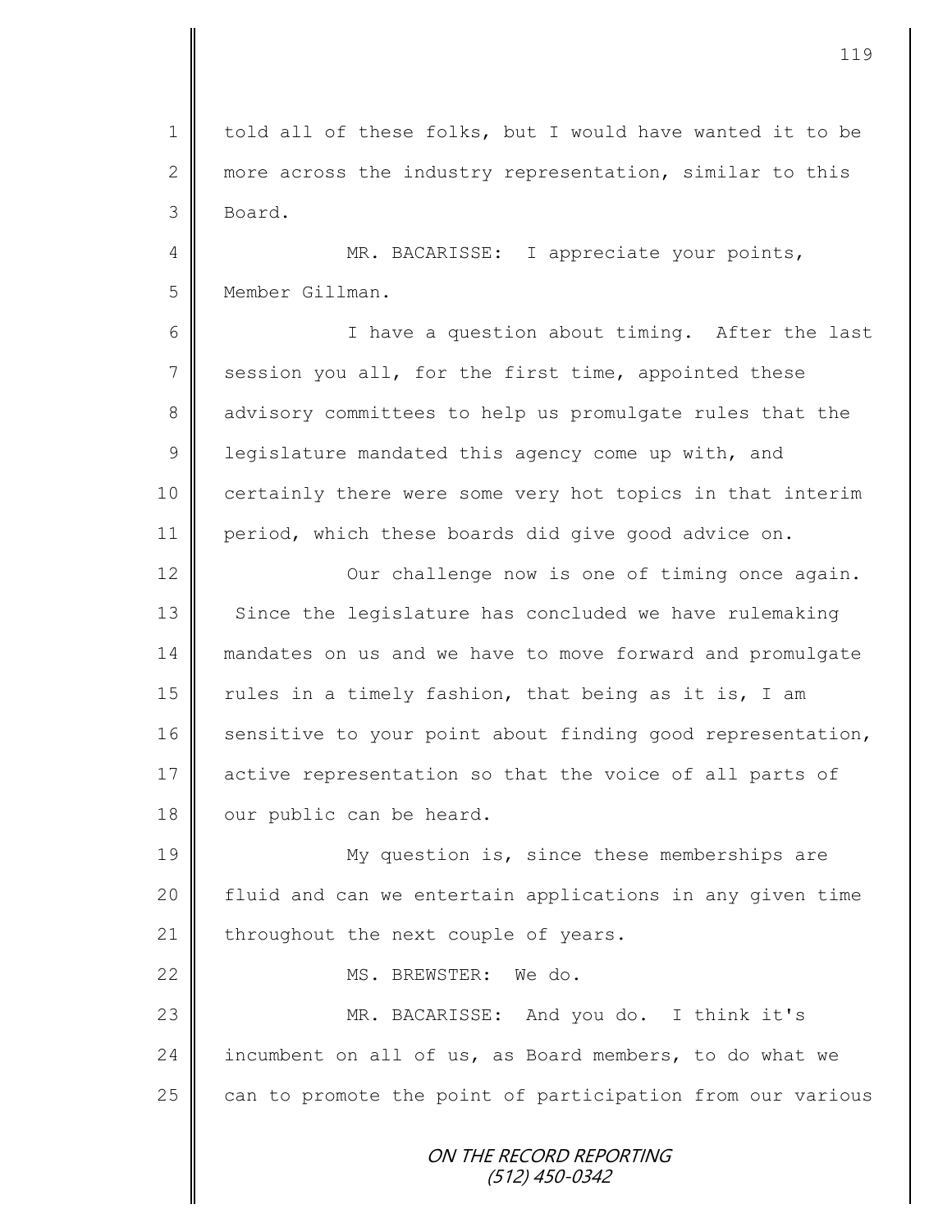told all of these folks, but I would have wanted it to be more across the industry representation, similar to this Board.

MR. BACARISSE: I appreciate your points, Member Gillman.

I have a question about timing. After the last session you all, for the first time, appointed these advisory committees to help us promulgate rules that the legislature mandated this agency come up with, and certainly there were some very hot topics in that interim period, which these boards did give good advice on.

Our challenge now is one of timing once again. Since the legislature has concluded we have rulemaking mandates on us and we have to move forward and promulgate rules in a timely fashion, that being as it is, I am sensitive to your point about finding good representation, active representation so that the voice of all parts of our public can be heard.

My question is, since these memberships are fluid and can we entertain applications in any given time throughout the next couple of years.

MS. BREWSTER: We do.

MR. BACARISSE: And you do. I think it's incumbent on all of us, as Board members, to do what we can to promote the point of participation from our various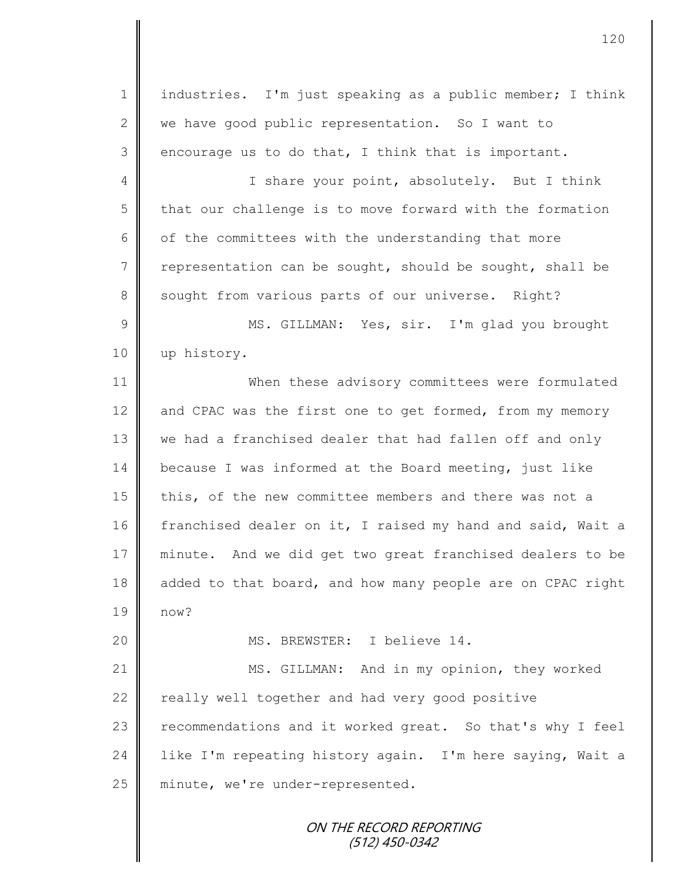industries. I'm just speaking as a public member; I think we have good public representation. So I want to encourage us to do that, I think that is important.

I share your point, absolutely. But I think that our challenge is to move forward with the formation of the committees with the understanding that more representation can be sought, should be sought, shall be sought from various parts of our universe. Right?

MS. GILLMAN: Yes, sir. I'm glad you brought up history.

When these advisory committees were formulated and CPAC was the first one to get formed, from my memory we had a franchised dealer that had fallen off and only because I was informed at the Board meeting, just like this, of the new committee members and there was not a franchised dealer on it, I raised my hand and said, Wait a minute. And we did get two great franchised dealers to be added to that board, and how many people are on CPAC right now?

MS. BREWSTER: I believe 14.

MS. GILLMAN: And in my opinion, they worked really well together and had very good positive recommendations and it worked great. So that's why I feel like I'm repeating history again. I'm here saying, Wait a minute, we're under-represented.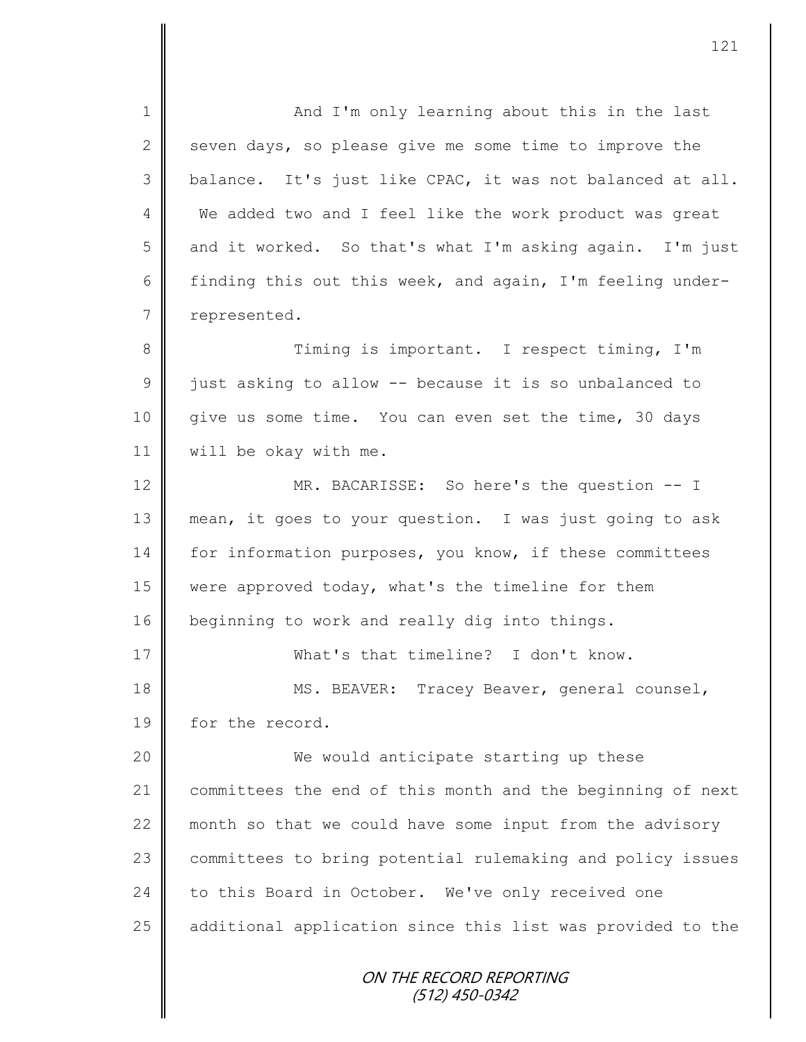And I'm only learning about this in the last seven days, so please give me some time to improve the balance. It's just like CPAC, it was not balanced at all. We added two and I feel like the work product was great and it worked. So that's what I'm asking again. I'm just finding this out this week, and again, I'm feeling under-represented.

Timing is important. I respect timing, I'm just asking to allow -- because it is so unbalanced to give us some time. You can even set the time, 30 days will be okay with me.

MR. BACARISSE: So here's the question -- I mean, it goes to your question. I was just going to ask for information purposes, you know, if these committees were approved today, what's the timeline for them beginning to work and really dig into things.

What's that timeline? I don't know.

MS. BEAVER: Tracey Beaver, general counsel, for the record.

We would anticipate starting up these committees the end of this month and the beginning of next month so that we could have some input from the advisory committees to bring potential rulemaking and policy issues to this Board in October. We've only received one additional application since this list was provided to the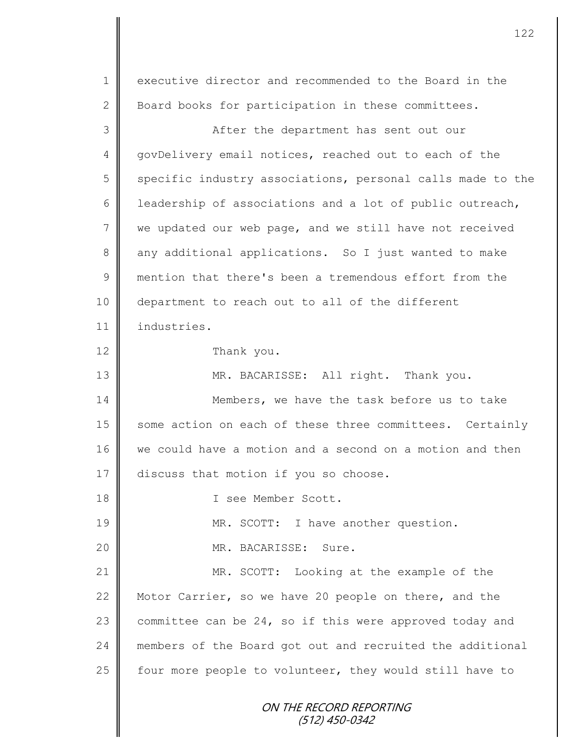executive director and recommended to the Board in the Board books for participation in these committees.

After the department has sent out our govDelivery email notices, reached out to each of the specific industry associations, personal calls made to the leadership of associations and a lot of public outreach, we updated our web page, and we still have not received any additional applications. So I just wanted to make mention that there's been a tremendous effort from the department to reach out to all of the different industries.

Thank you.

MR. BACARISSE: All right. Thank you.

Members, we have the task before us to take some action on each of these three committees. Certainly we could have a motion and a second on a motion and then discuss that motion if you so choose.

I see Member Scott.

MR. SCOTT: I have another question.

MR. BACARISSE: Sure.

MR. SCOTT: Looking at the example of the Motor Carrier, so we have 20 people on there, and the committee can be 24, so if this were approved today and members of the Board got out and recruited the additional four more people to volunteer, they would still have to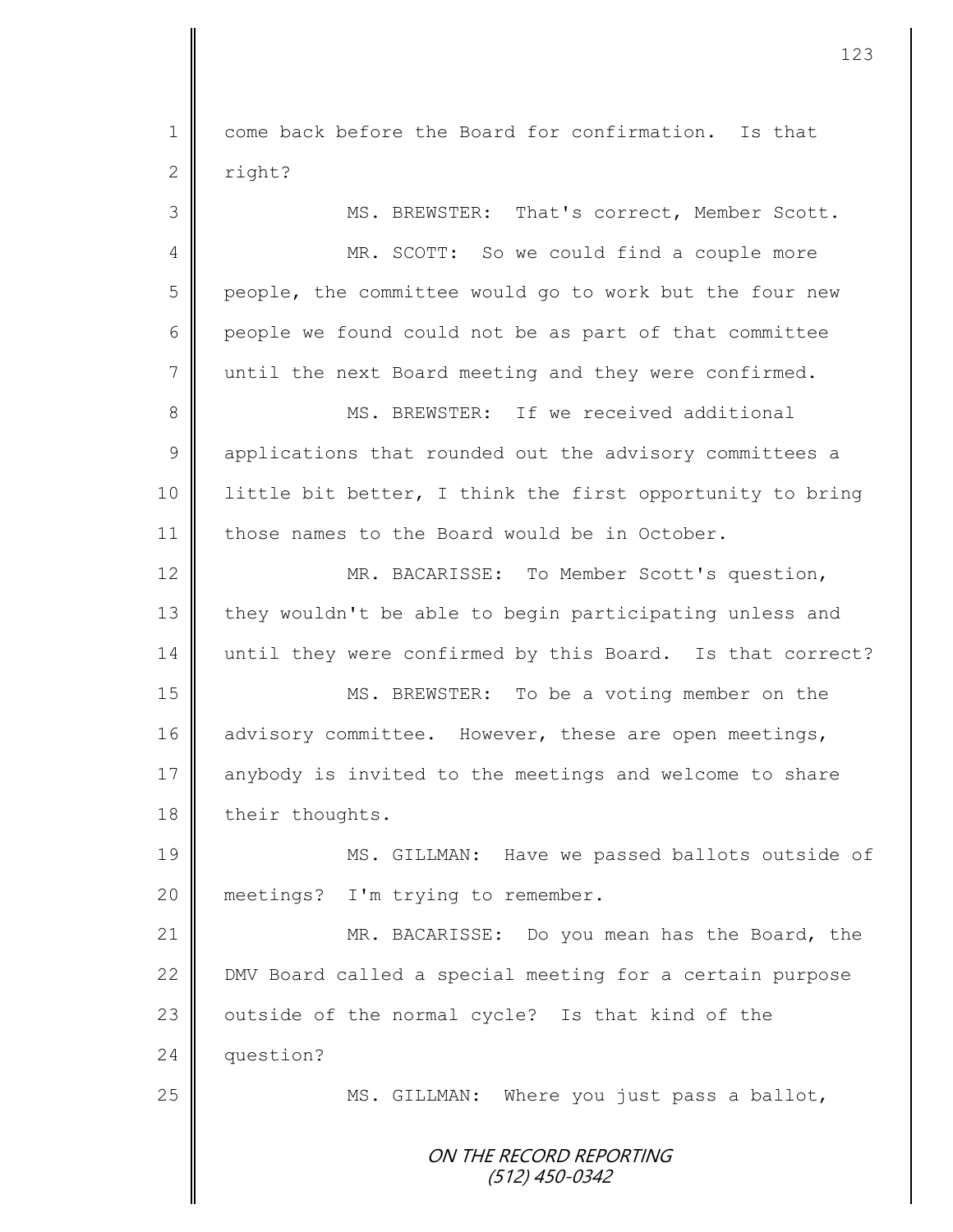come back before the Board for confirmation. Is that right?

MS. BREWSTER: That's correct, Member Scott.

MR. SCOTT: So we could find a couple more people, the committee would go to work but the four new people we found could not be as part of that committee until the next Board meeting and they were confirmed.

MS. BREWSTER: If we received additional applications that rounded out the advisory committees a little bit better, I think the first opportunity to bring those names to the Board would be in October.

MR. BACARISSE: To Member Scott's question, they wouldn't be able to begin participating unless and until they were confirmed by this Board. Is that correct?

MS. BREWSTER: To be a voting member on the advisory committee. However, these are open meetings, anybody is invited to the meetings and welcome to share their thoughts.

MS. GILLMAN: Have we passed ballots outside of meetings? I'm trying to remember.

MR. BACARISSE: Do you mean has the Board, the DMV Board called a special meeting for a certain purpose outside of the normal cycle? Is that kind of the question?

MS. GILLMAN: Where you just pass a ballot,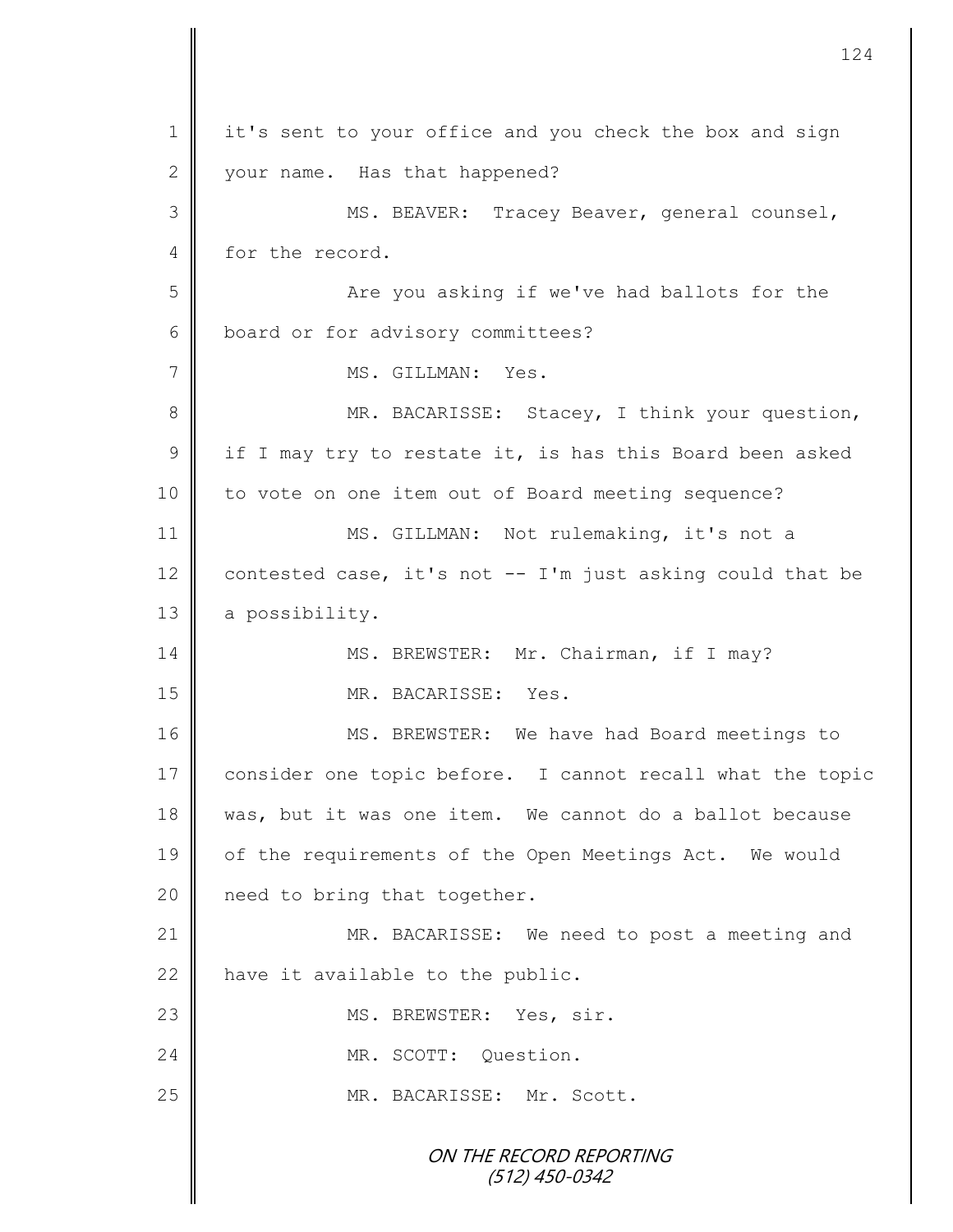1 it's sent to your office and you check the box and sign
2 your name. Has that happened?
3 MS. BEAVER: Tracey Beaver, general counsel,
4 for the record.
5 Are you asking if we've had ballots for the
6 board or for advisory committees?
7 MS. GILLMAN: Yes.
8 MR. BACARISSE: Stacey, I think your question,
9 if I may try to restate it, is has this Board been asked
10 to vote on one item out of Board meeting sequence?
11 MS. GILLMAN: Not rulemaking, it's not a
12 contested case, it's not -- I'm just asking could that be
13 a possibility.
14 MS. BREWSTER: Mr. Chairman, if I may?
15 MR. BACARISSE: Yes.
16 MS. BREWSTER: We have had Board meetings to
17 consider one topic before. I cannot recall what the topic
18 was, but it was one item. We cannot do a ballot because
19 of the requirements of the Open Meetings Act. We would
20 need to bring that together.
21 MR. BACARISSE: We need to post a meeting and
22 have it available to the public.
23 MS. BREWSTER: Yes, sir.
24 MR. SCOTT: Question.
25 MR. BACARISSE: Mr. Scott.

ON THE RECORD REPORTING
(512) 450-0342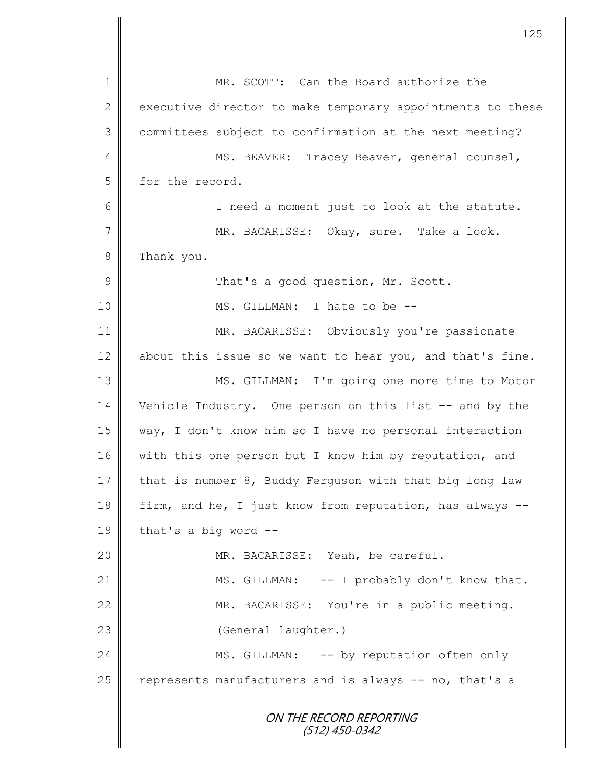MR. SCOTT: Can the Board authorize the executive director to make temporary appointments to these committees subject to confirmation at the next meeting?

MS. BEAVER: Tracey Beaver, general counsel, for the record.

I need a moment just to look at the statute.

MR. BACARISSE: Okay, sure. Take a look. Thank you.

That's a good question, Mr. Scott.

MS. GILLMAN: I hate to be --

MR. BACARISSE: Obviously you're passionate about this issue so we want to hear you, and that's fine.

MS. GILLMAN: I'm going one more time to Motor Vehicle Industry. One person on this list -- and by the way, I don't know him so I have no personal interaction with this one person but I know him by reputation, and that is number 8, Buddy Ferguson with that big long law firm, and he, I just know from reputation, has always -- that's a big word --

MR. BACARISSE: Yeah, be careful.

MS. GILLMAN: -- I probably don't know that.

MR. BACARISSE: You're in a public meeting.

(General laughter.)

MS. GILLMAN: -- by reputation often only represents manufacturers and is always -- no, that's a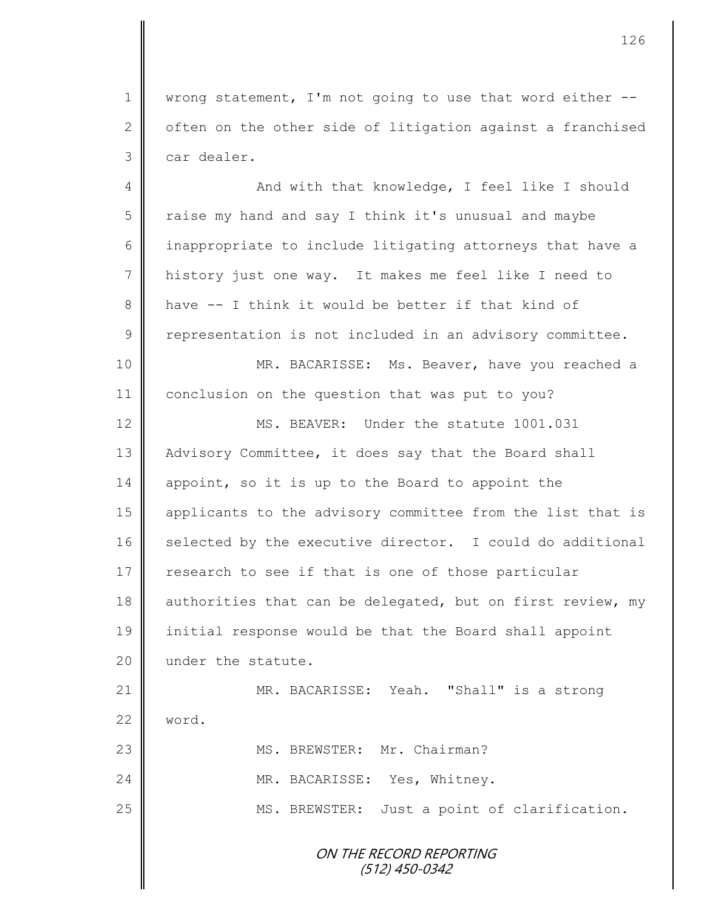wrong statement, I'm not going to use that word either -- often on the other side of litigation against a franchised car dealer.

And with that knowledge, I feel like I should raise my hand and say I think it's unusual and maybe inappropriate to include litigating attorneys that have a history just one way. It makes me feel like I need to have -- I think it would be better if that kind of representation is not included in an advisory committee.

MR. BACARISSE: Ms. Beaver, have you reached a conclusion on the question that was put to you?

MS. BEAVER: Under the statute 1001.031 Advisory Committee, it does say that the Board shall appoint, so it is up to the Board to appoint the applicants to the advisory committee from the list that is selected by the executive director. I could do additional research to see if that is one of those particular authorities that can be delegated, but on first review, my initial response would be that the Board shall appoint under the statute.

MR. BACARISSE: Yeah. "Shall" is a strong word.

MS. BREWSTER: Mr. Chairman?

MR. BACARISSE: Yes, Whitney.

MS. BREWSTER: Just a point of clarification.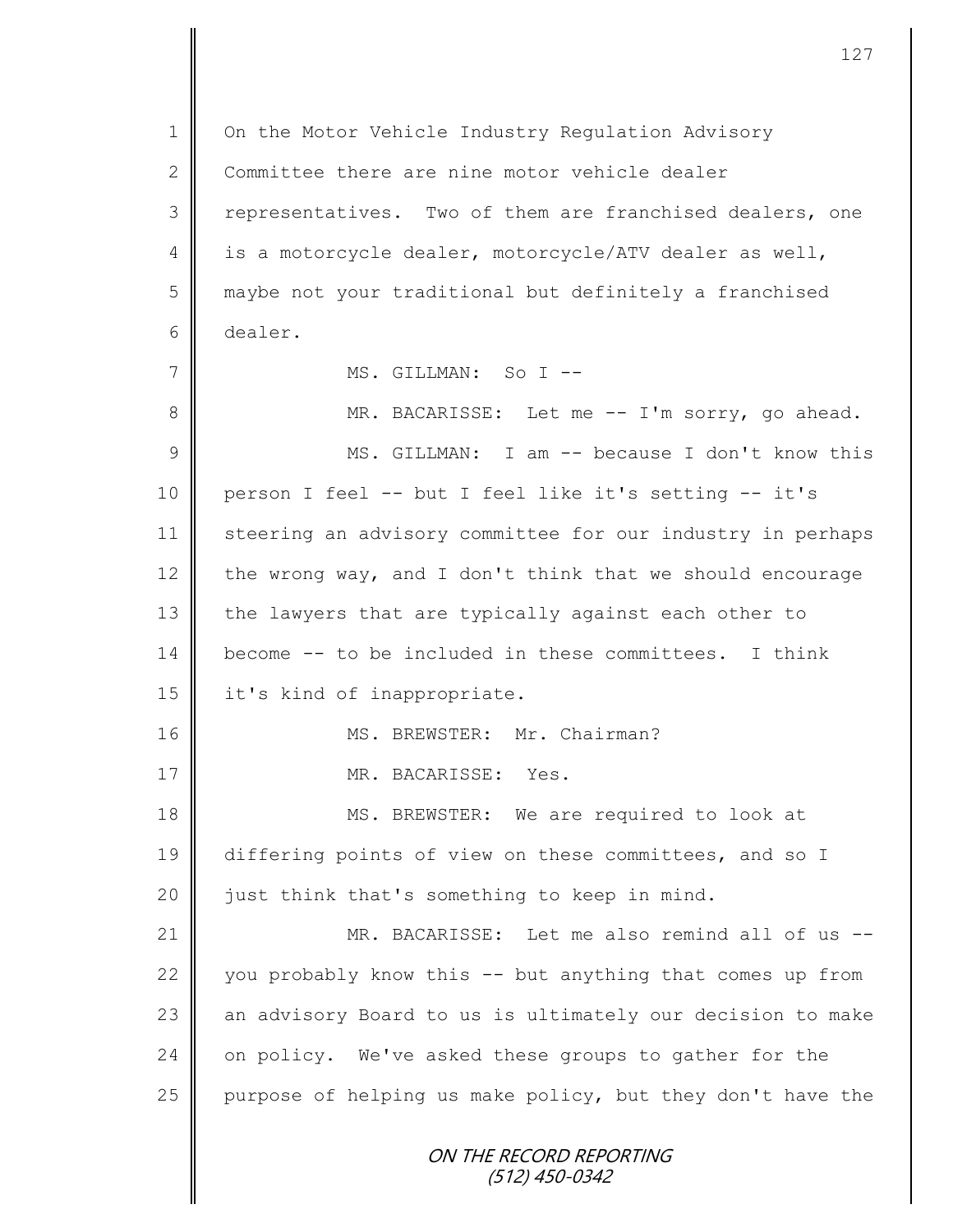On the Motor Vehicle Industry Regulation Advisory Committee there are nine motor vehicle dealer representatives. Two of them are franchised dealers, one is a motorcycle dealer, motorcycle/ATV dealer as well, maybe not your traditional but definitely a franchised dealer.

MS. GILLMAN: So I --

MR. BACARISSE: Let me -- I'm sorry, go ahead.

MS. GILLMAN: I am -- because I don't know this person I feel -- but I feel like it's setting -- it's steering an advisory committee for our industry in perhaps the wrong way, and I don't think that we should encourage the lawyers that are typically against each other to become -- to be included in these committees. I think it's kind of inappropriate.

MS. BREWSTER: Mr. Chairman?

MR. BACARISSE: Yes.

MS. BREWSTER: We are required to look at differing points of view on these committees, and so I just think that's something to keep in mind.

MR. BACARISSE: Let me also remind all of us -- you probably know this -- but anything that comes up from an advisory Board to us is ultimately our decision to make on policy. We've asked these groups to gather for the purpose of helping us make policy, but they don't have the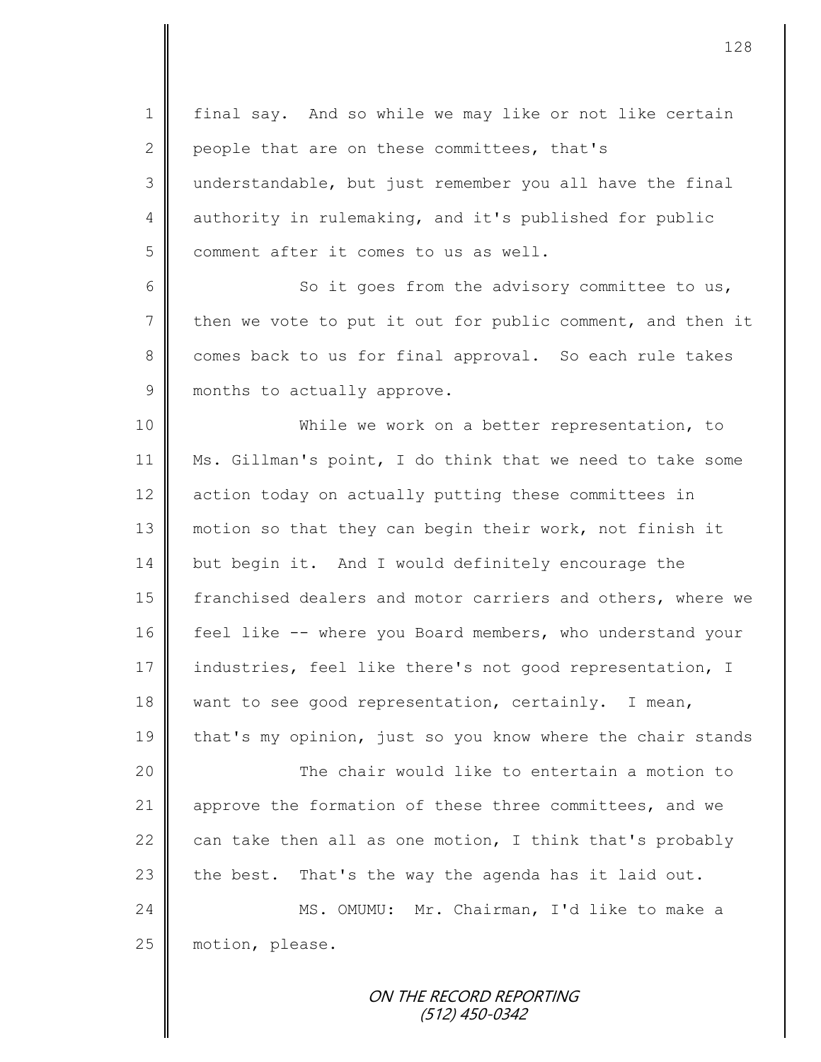final say. And so while we may like or not like certain people that are on these committees, that's understandable, but just remember you all have the final authority in rulemaking, and it's published for public comment after it comes to us as well.

So it goes from the advisory committee to us, then we vote to put it out for public comment, and then it comes back to us for final approval. So each rule takes months to actually approve.

While we work on a better representation, to Ms. Gillman's point, I do think that we need to take some action today on actually putting these committees in motion so that they can begin their work, not finish it but begin it. And I would definitely encourage the franchised dealers and motor carriers and others, where we feel like -- where you Board members, who understand your industries, feel like there's not good representation, I want to see good representation, certainly. I mean, that's my opinion, just so you know where the chair stands

The chair would like to entertain a motion to approve the formation of these three committees, and we can take then all as one motion, I think that's probably the best. That's the way the agenda has it laid out.

MS. OMUMU: Mr. Chairman, I'd like to make a motion, please.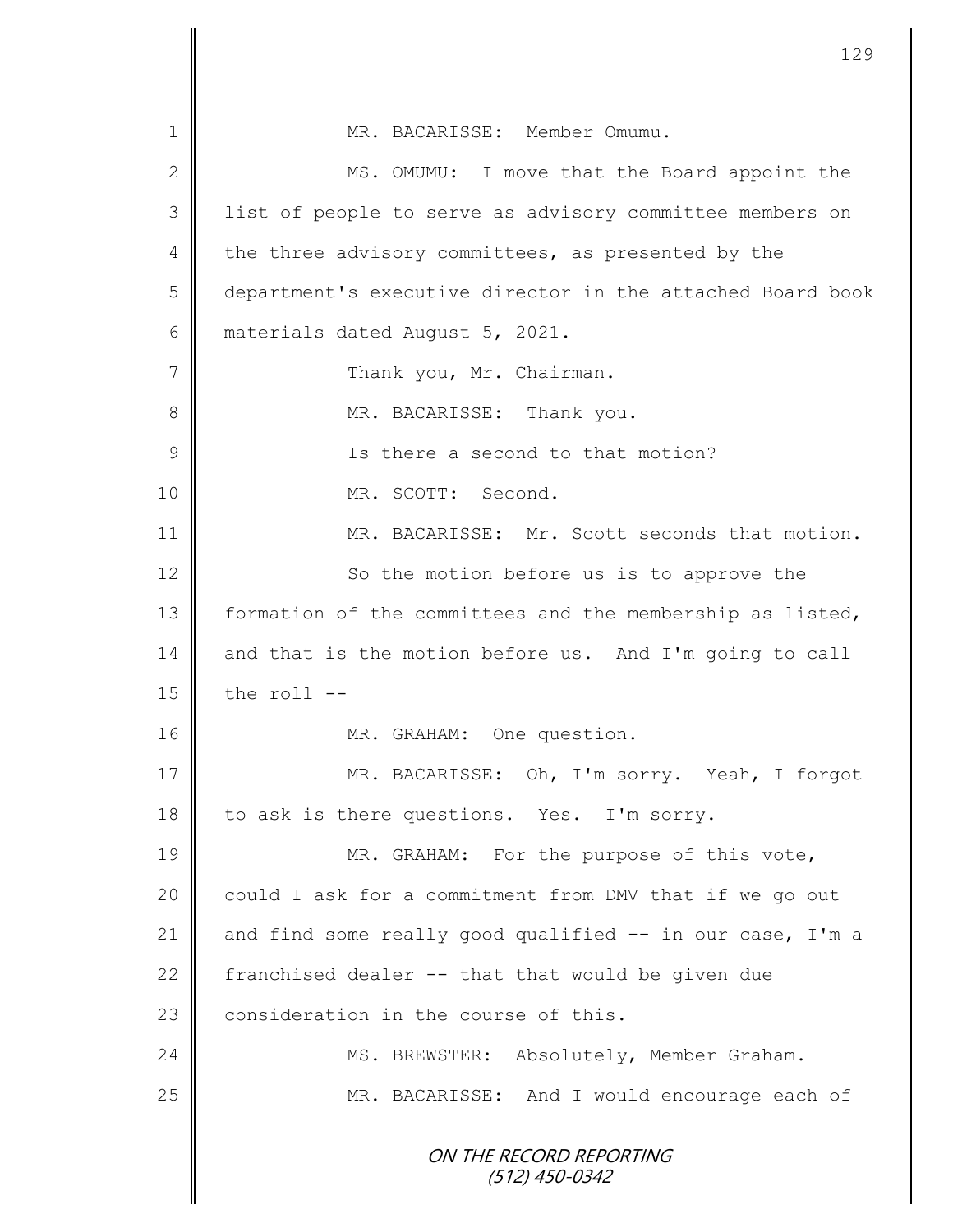MR. BACARISSE: Member Omumu.

MS. OMUMU: I move that the Board appoint the list of people to serve as advisory committee members on the three advisory committees, as presented by the department's executive director in the attached Board book materials dated August 5, 2021.

Thank you, Mr. Chairman.

MR. BACARISSE: Thank you.

Is there a second to that motion?

MR. SCOTT: Second.

MR. BACARISSE: Mr. Scott seconds that motion.

So the motion before us is to approve the formation of the committees and the membership as listed, and that is the motion before us. And I'm going to call the roll --

MR. GRAHAM: One question.

MR. BACARISSE: Oh, I'm sorry. Yeah, I forgot to ask is there questions. Yes. I'm sorry.

MR. GRAHAM: For the purpose of this vote, could I ask for a commitment from DMV that if we go out and find some really good qualified -- in our case, I'm a franchised dealer -- that that would be given due consideration in the course of this.

MS. BREWSTER: Absolutely, Member Graham.

MR. BACARISSE: And I would encourage each of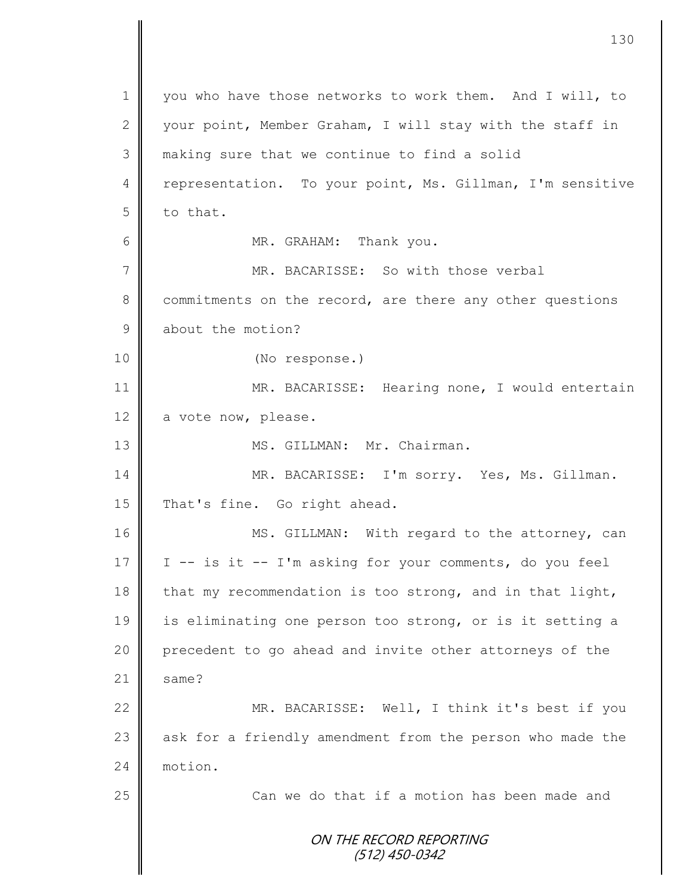1 you who have those networks to work them. And I will, to
2 your point, Member Graham, I will stay with the staff in
3 making sure that we continue to find a solid
4 representation. To your point, Ms. Gillman, I'm sensitive
5 to that.

6 MR. GRAHAM: Thank you.

7 MR. BACARISSE: So with those verbal
8 commitments on the record, are there any other questions
9 about the motion?

10 (No response.)

11 MR. BACARISSE: Hearing none, I would entertain
12 a vote now, please.

13 MS. GILLMAN: Mr. Chairman.

14 MR. BACARISSE: I'm sorry. Yes, Ms. Gillman.
15 That's fine. Go right ahead.

16 MS. GILLMAN: With regard to the attorney, can
17 I -- is it -- I'm asking for your comments, do you feel
18 that my recommendation is too strong, and in that light,
19 is eliminating one person too strong, or is it setting a
20 precedent to go ahead and invite other attorneys of the
21 same?

22 MR. BACARISSE: Well, I think it's best if you
23 ask for a friendly amendment from the person who made the
24 motion.

25 Can we do that if a motion has been made and

ON THE RECORD REPORTING
(512) 450-0342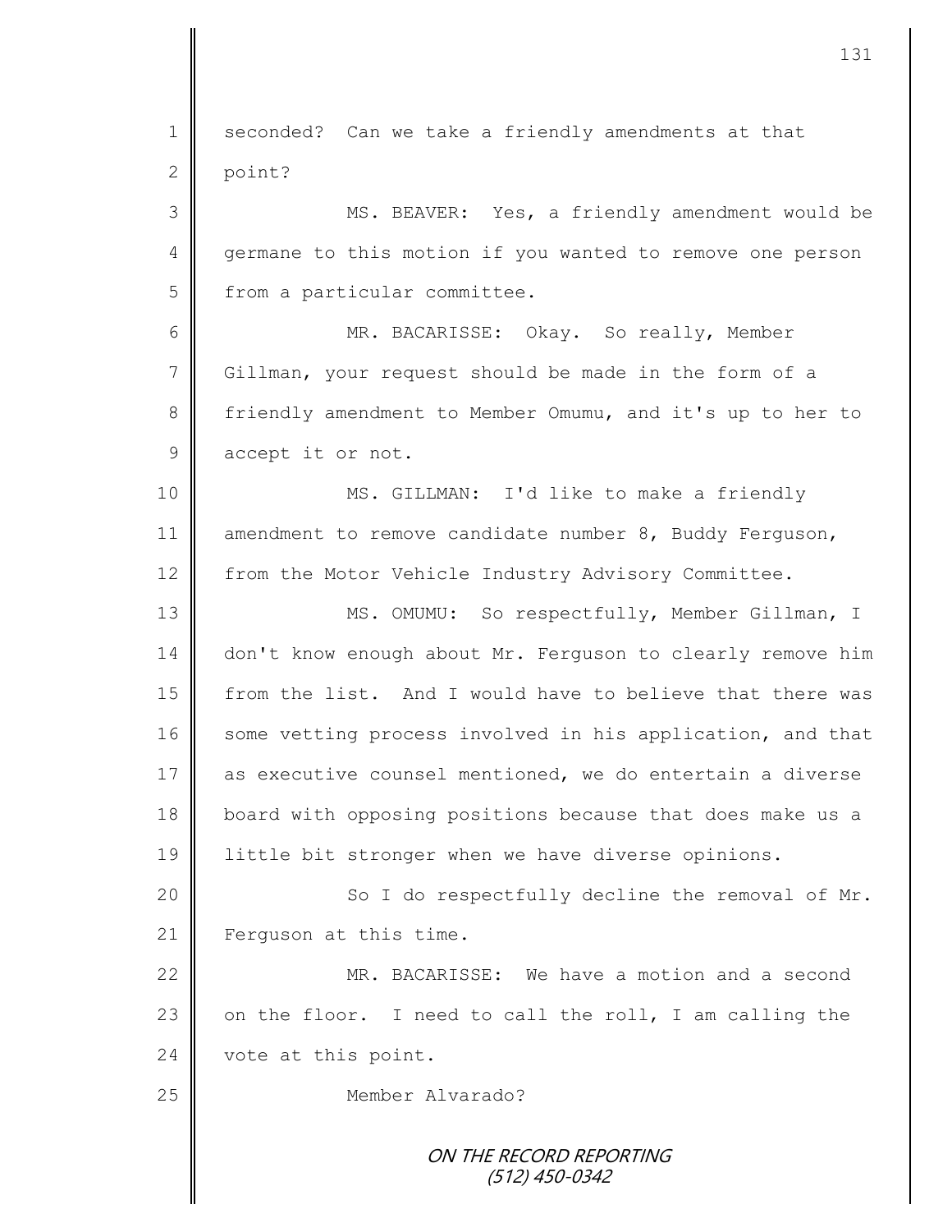seconded? Can we take a friendly amendments at that point?

MS. BEAVER: Yes, a friendly amendment would be germane to this motion if you wanted to remove one person from a particular committee.

MR. BACARISSE: Okay. So really, Member Gillman, your request should be made in the form of a friendly amendment to Member Omumu, and it's up to her to accept it or not.

MS. GILLMAN: I'd like to make a friendly amendment to remove candidate number 8, Buddy Ferguson, from the Motor Vehicle Industry Advisory Committee.

MS. OMUMU: So respectfully, Member Gillman, I don't know enough about Mr. Ferguson to clearly remove him from the list. And I would have to believe that there was some vetting process involved in his application, and that as executive counsel mentioned, we do entertain a diverse board with opposing positions because that does make us a little bit stronger when we have diverse opinions.

So I do respectfully decline the removal of Mr. Ferguson at this time.

MR. BACARISSE: We have a motion and a second on the floor. I need to call the roll, I am calling the vote at this point.

Member Alvarado?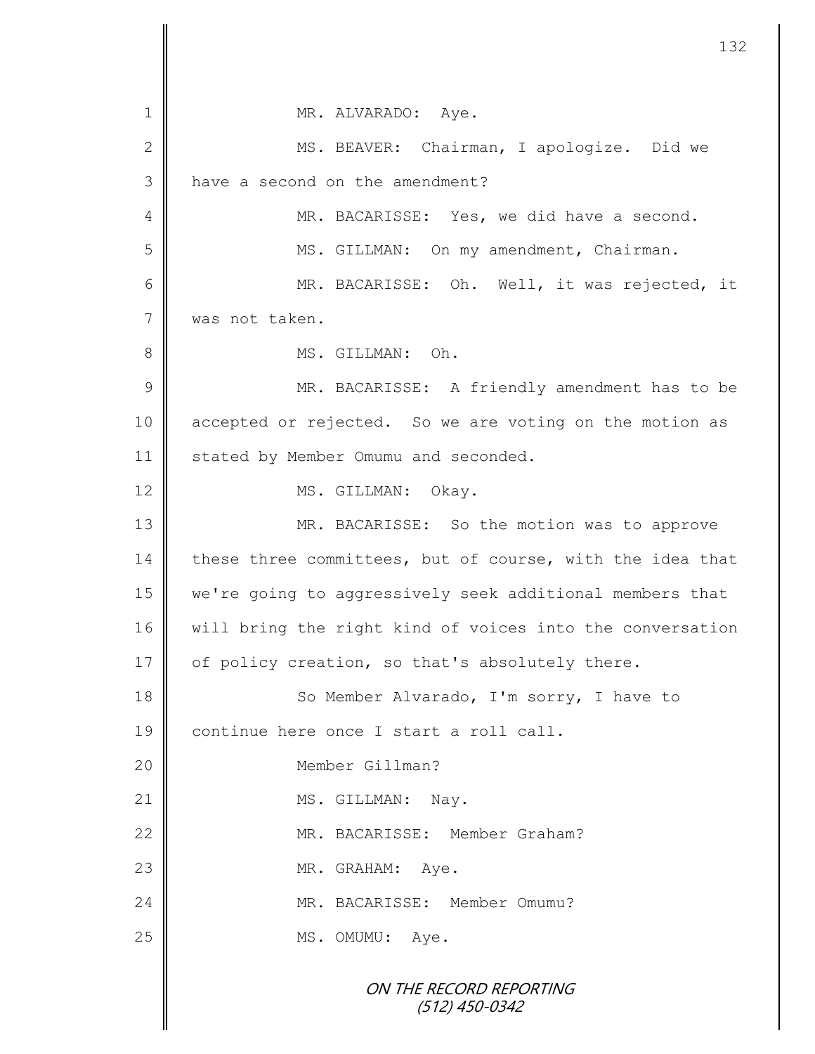MR. ALVARADO: Aye.

MS. BEAVER: Chairman, I apologize. Did we have a second on the amendment?

MR. BACARISSE: Yes, we did have a second.

MS. GILLMAN: On my amendment, Chairman.

MR. BACARISSE: Oh. Well, it was rejected, it was not taken.

MS. GILLMAN: Oh.

MR. BACARISSE: A friendly amendment has to be accepted or rejected. So we are voting on the motion as stated by Member Omumu and seconded.

MS. GILLMAN: Okay.

MR. BACARISSE: So the motion was to approve these three committees, but of course, with the idea that we're going to aggressively seek additional members that will bring the right kind of voices into the conversation of policy creation, so that's absolutely there.

So Member Alvarado, I'm sorry, I have to continue here once I start a roll call.

Member Gillman?

MS. GILLMAN: Nay.

MR. BACARISSE: Member Graham?

MR. GRAHAM: Aye.

MR. BACARISSE: Member Omumu?

MS. OMUMU: Aye.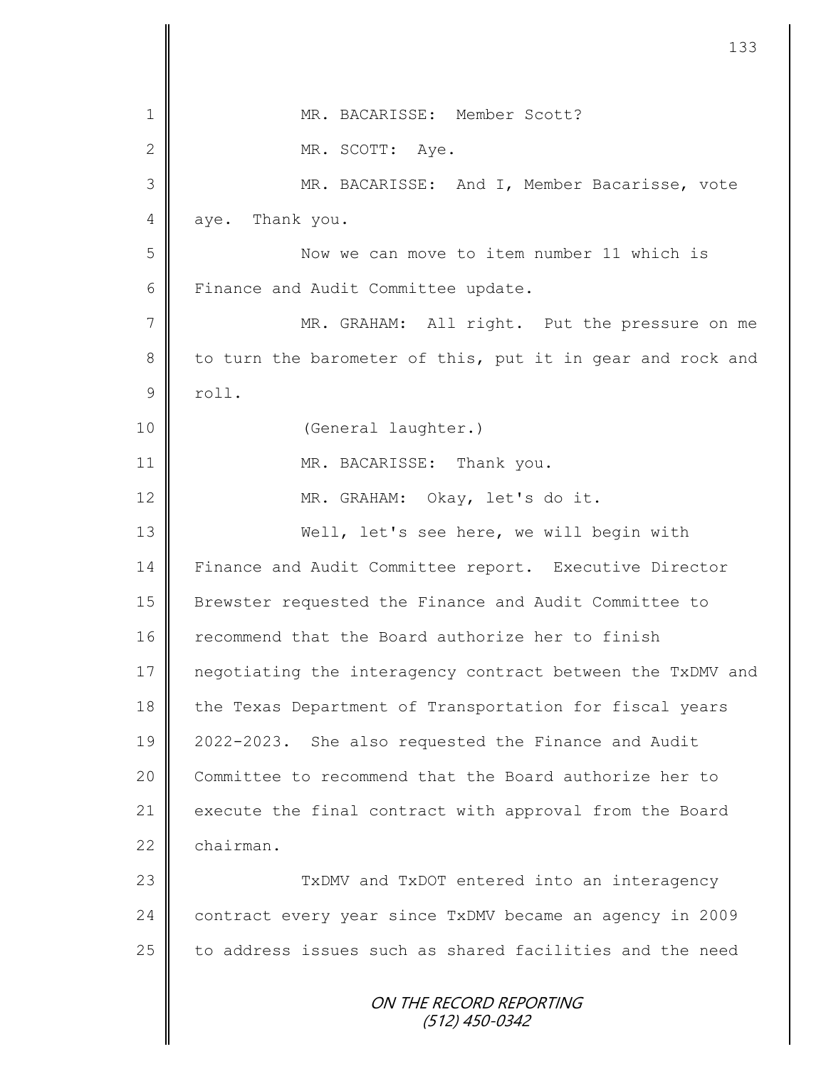MR. BACARISSE: Member Scott?

MR. SCOTT: Aye.

MR. BACARISSE: And I, Member Bacarisse, vote aye. Thank you.

Now we can move to item number 11 which is Finance and Audit Committee update.

MR. GRAHAM: All right. Put the pressure on me to turn the barometer of this, put it in gear and rock and roll.

(General laughter.)

MR. BACARISSE: Thank you.

MR. GRAHAM: Okay, let's do it.

Well, let's see here, we will begin with Finance and Audit Committee report. Executive Director Brewster requested the Finance and Audit Committee to recommend that the Board authorize her to finish negotiating the interagency contract between the TxDMV and the Texas Department of Transportation for fiscal years 2022-2023. She also requested the Finance and Audit Committee to recommend that the Board authorize her to execute the final contract with approval from the Board chairman.

TxDMV and TxDOT entered into an interagency contract every year since TxDMV became an agency in 2009 to address issues such as shared facilities and the need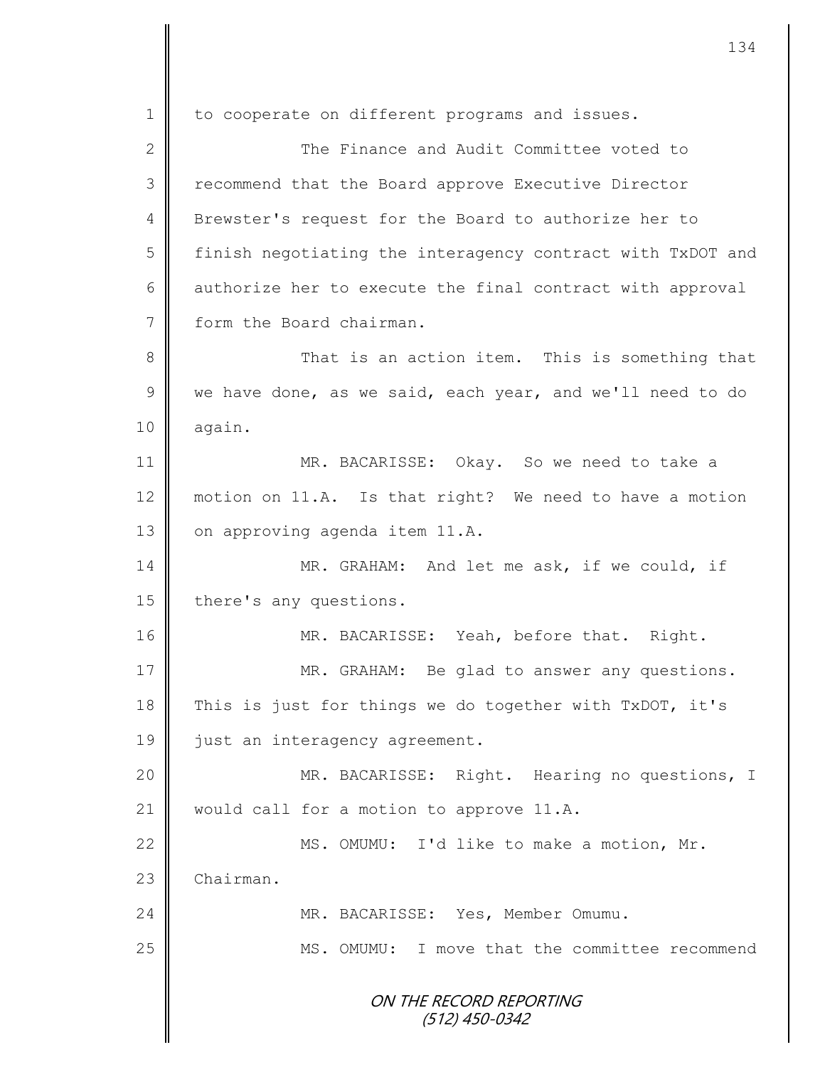to cooperate on different programs and issues.

The Finance and Audit Committee voted to recommend that the Board approve Executive Director Brewster's request for the Board to authorize her to finish negotiating the interagency contract with TxDOT and authorize her to execute the final contract with approval form the Board chairman.

That is an action item. This is something that we have done, as we said, each year, and we'll need to do again.

MR. BACARISSE: Okay. So we need to take a motion on 11.A. Is that right? We need to have a motion on approving agenda item 11.A.

MR. GRAHAM: And let me ask, if we could, if there's any questions.

MR. BACARISSE: Yeah, before that. Right.

MR. GRAHAM: Be glad to answer any questions. This is just for things we do together with TxDOT, it's just an interagency agreement.

MR. BACARISSE: Right. Hearing no questions, I would call for a motion to approve 11.A.

MS. OMUMU: I'd like to make a motion, Mr. Chairman.

MR. BACARISSE: Yes, Member Omumu.

MS. OMUMU: I move that the committee recommend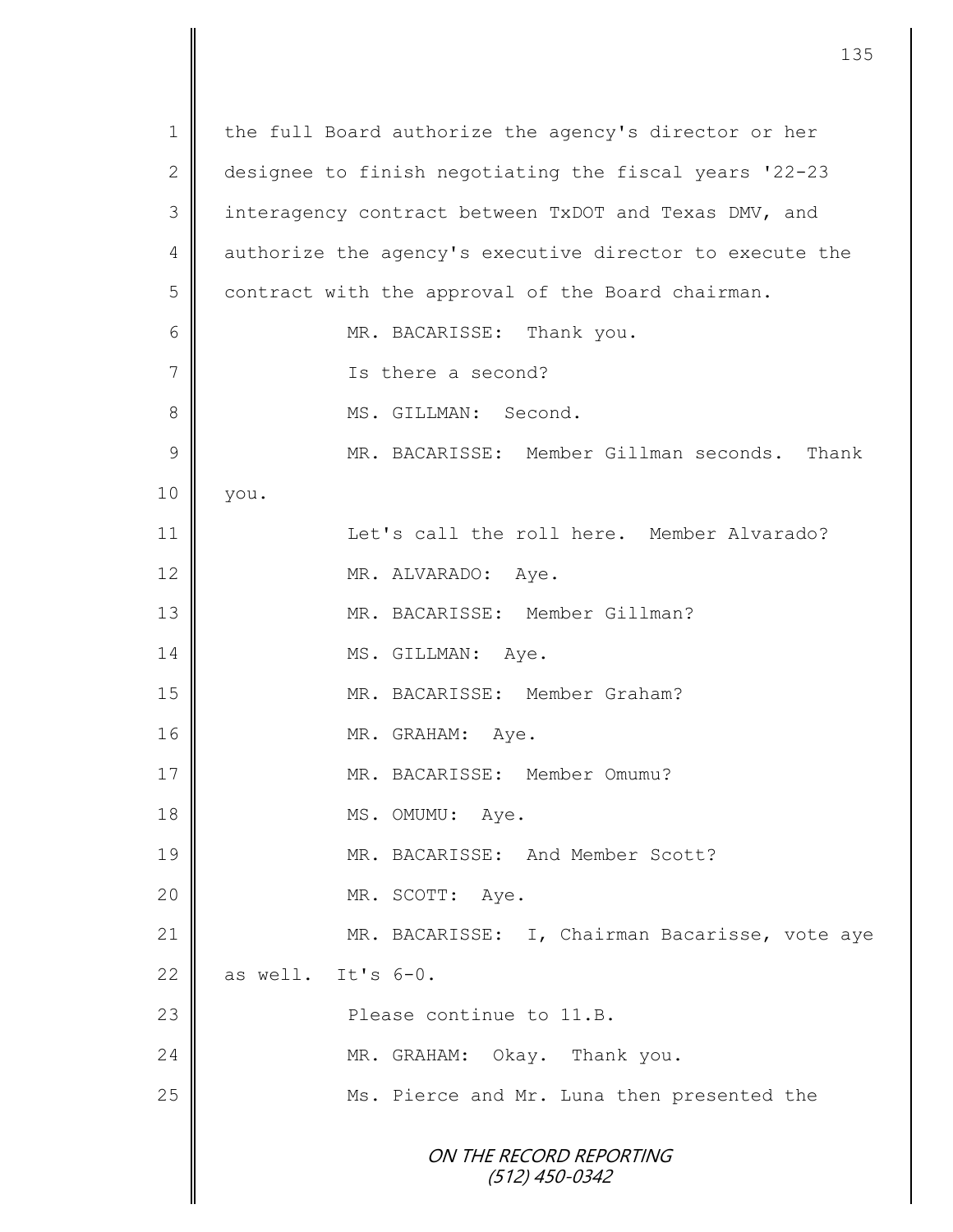the full Board authorize the agency's director or her designee to finish negotiating the fiscal years '22-23 interagency contract between TxDOT and Texas DMV, and authorize the agency's executive director to execute the contract with the approval of the Board chairman.

MR. BACARISSE: Thank you.

Is there a second?

MS. GILLMAN: Second.

MR. BACARISSE: Member Gillman seconds. Thank you.

Let's call the roll here. Member Alvarado?

MR. ALVARADO: Aye.

MR. BACARISSE: Member Gillman?

MS. GILLMAN: Aye.

MR. BACARISSE: Member Graham?

MR. GRAHAM: Aye.

MR. BACARISSE: Member Omumu?

MS. OMUMU: Aye.

MR. BACARISSE: And Member Scott?

MR. SCOTT: Aye.

MR. BACARISSE: I, Chairman Bacarisse, vote aye as well. It's 6-0.

Please continue to 11.B.

MR. GRAHAM: Okay. Thank you.

Ms. Pierce and Mr. Luna then presented the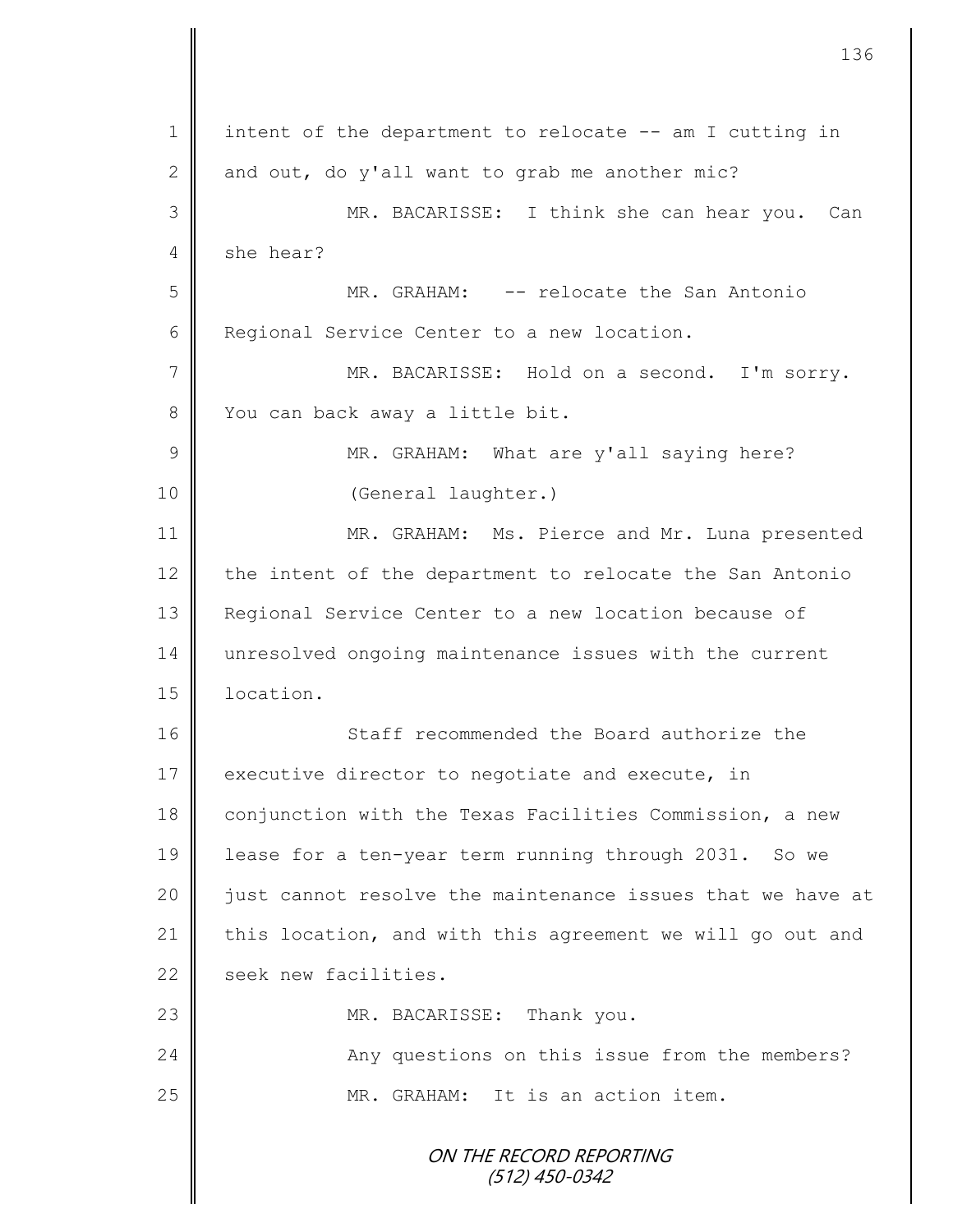intent of the department to relocate -- am I cutting in and out, do y'all want to grab me another mic?

MR. BACARISSE: I think she can hear you. Can she hear?

MR. GRAHAM: -- relocate the San Antonio Regional Service Center to a new location.

MR. BACARISSE: Hold on a second. I'm sorry. You can back away a little bit.

MR. GRAHAM: What are y'all saying here?

(General laughter.)

MR. GRAHAM: Ms. Pierce and Mr. Luna presented the intent of the department to relocate the San Antonio Regional Service Center to a new location because of unresolved ongoing maintenance issues with the current location.

Staff recommended the Board authorize the executive director to negotiate and execute, in conjunction with the Texas Facilities Commission, a new lease for a ten-year term running through 2031. So we just cannot resolve the maintenance issues that we have at this location, and with this agreement we will go out and seek new facilities.

MR. BACARISSE: Thank you.

Any questions on this issue from the members?

MR. GRAHAM: It is an action item.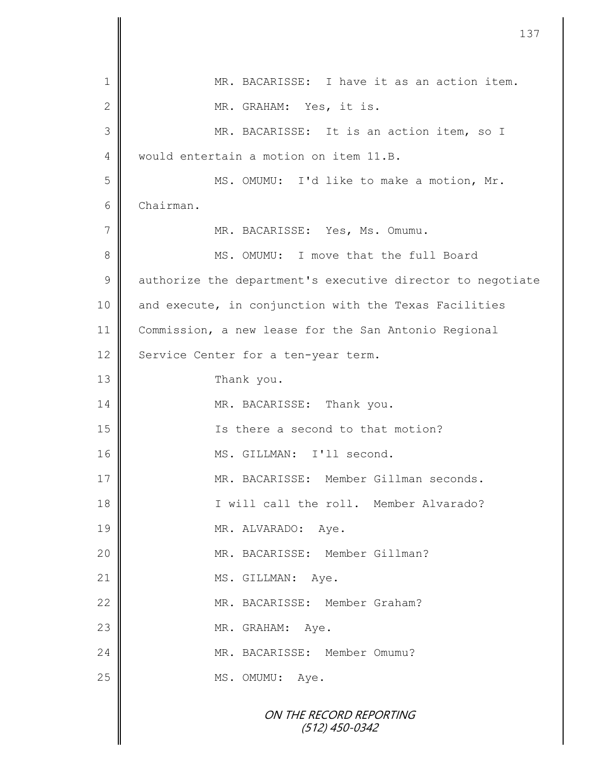1 MR. BACARISSE: I have it as an action item.

2 MR. GRAHAM: Yes, it is.

3 MR. BACARISSE: It is an action item, so I

4 would entertain a motion on item 11.B.

5 MS. OMUMU: I'd like to make a motion, Mr.

6 Chairman.

7 MR. BACARISSE: Yes, Ms. Omumu.

8 MS. OMUMU: I move that the full Board

9 authorize the department's executive director to negotiate

10 and execute, in conjunction with the Texas Facilities

11 Commission, a new lease for the San Antonio Regional

12 Service Center for a ten-year term.

13 Thank you.

14 MR. BACARISSE: Thank you.

15 Is there a second to that motion?

16 MS. GILLMAN: I'll second.

17 MR. BACARISSE: Member Gillman seconds.

18 I will call the roll. Member Alvarado?

19 MR. ALVARADO: Aye.

20 MR. BACARISSE: Member Gillman?

21 MS. GILLMAN: Aye.

22 MR. BACARISSE: Member Graham?

23 MR. GRAHAM: Aye.

24 MR. BACARISSE: Member Omumu?

25 MS. OMUMU: Aye.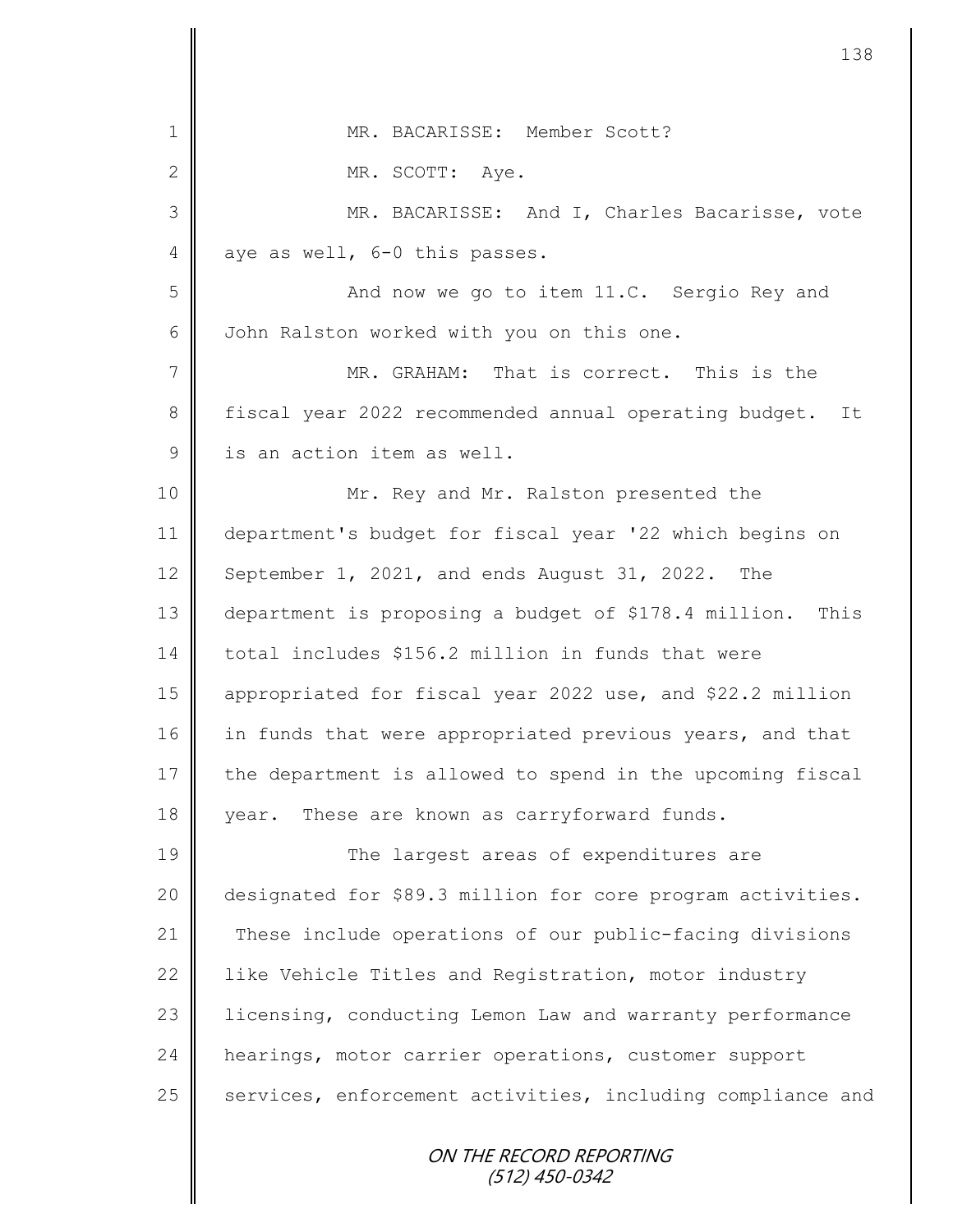MR. BACARISSE: Member Scott?

MR. SCOTT: Aye.

MR. BACARISSE: And I, Charles Bacarisse, vote aye as well, 6-0 this passes.

And now we go to item 11.C. Sergio Rey and John Ralston worked with you on this one.

MR. GRAHAM: That is correct. This is the fiscal year 2022 recommended annual operating budget. It is an action item as well.

Mr. Rey and Mr. Ralston presented the department's budget for fiscal year '22 which begins on September 1, 2021, and ends August 31, 2022. The department is proposing a budget of $178.4 million. This total includes $156.2 million in funds that were appropriated for fiscal year 2022 use, and $22.2 million in funds that were appropriated previous years, and that the department is allowed to spend in the upcoming fiscal year. These are known as carryforward funds.

The largest areas of expenditures are designated for $89.3 million for core program activities. These include operations of our public-facing divisions like Vehicle Titles and Registration, motor industry licensing, conducting Lemon Law and warranty performance hearings, motor carrier operations, customer support services, enforcement activities, including compliance and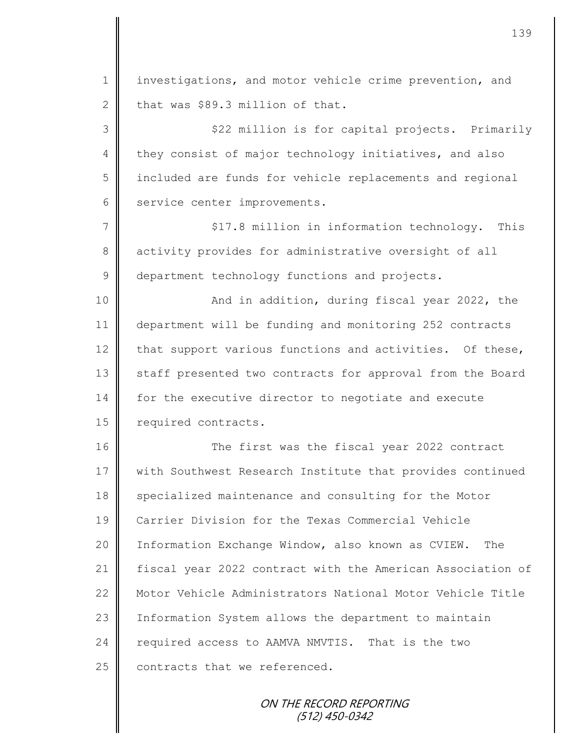investigations, and motor vehicle crime prevention, and that was $89.3 million of that.

$22 million is for capital projects. Primarily they consist of major technology initiatives, and also included are funds for vehicle replacements and regional service center improvements.

$17.8 million in information technology. This activity provides for administrative oversight of all department technology functions and projects.

And in addition, during fiscal year 2022, the department will be funding and monitoring 252 contracts that support various functions and activities. Of these, staff presented two contracts for approval from the Board for the executive director to negotiate and execute required contracts.

The first was the fiscal year 2022 contract with Southwest Research Institute that provides continued specialized maintenance and consulting for the Motor Carrier Division for the Texas Commercial Vehicle Information Exchange Window, also known as CVIEW. The fiscal year 2022 contract with the American Association of Motor Vehicle Administrators National Motor Vehicle Title Information System allows the department to maintain required access to AAMVA NMVTIS. That is the two contracts that we referenced.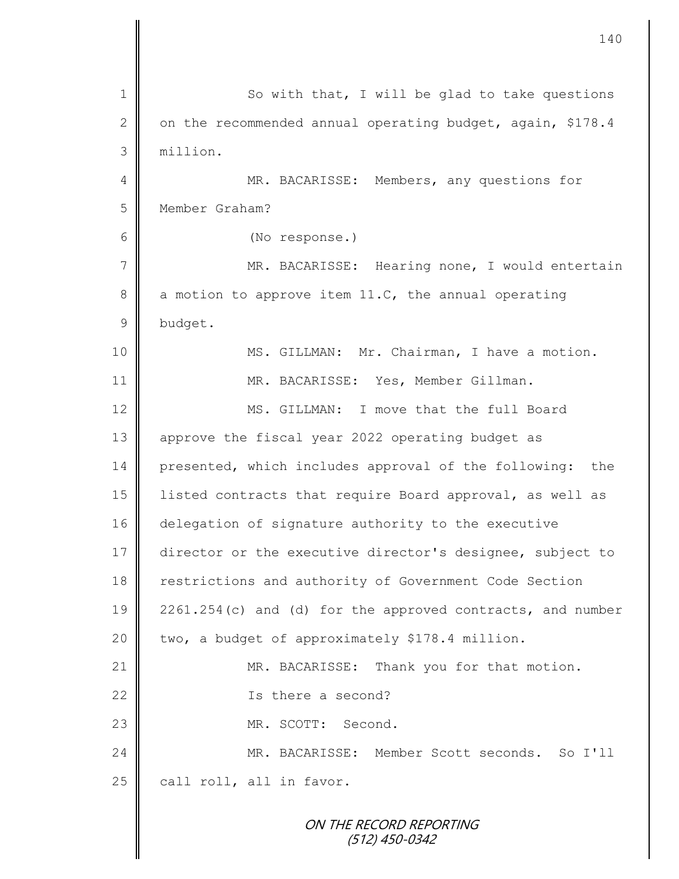So with that, I will be glad to take questions on the recommended annual operating budget, again, $178.4 million.

MR. BACARISSE: Members, any questions for Member Graham?

(No response.)

MR. BACARISSE: Hearing none, I would entertain a motion to approve item 11.C, the annual operating budget.

MS. GILLMAN: Mr. Chairman, I have a motion.

MR. BACARISSE: Yes, Member Gillman.

MS. GILLMAN: I move that the full Board approve the fiscal year 2022 operating budget as presented, which includes approval of the following: the listed contracts that require Board approval, as well as delegation of signature authority to the executive director or the executive director's designee, subject to restrictions and authority of Government Code Section 2261.254(c) and (d) for the approved contracts, and number two, a budget of approximately $178.4 million.

MR. BACARISSE: Thank you for that motion.

Is there a second?

MR. SCOTT: Second.

MR. BACARISSE: Member Scott seconds. So I'll call roll, all in favor.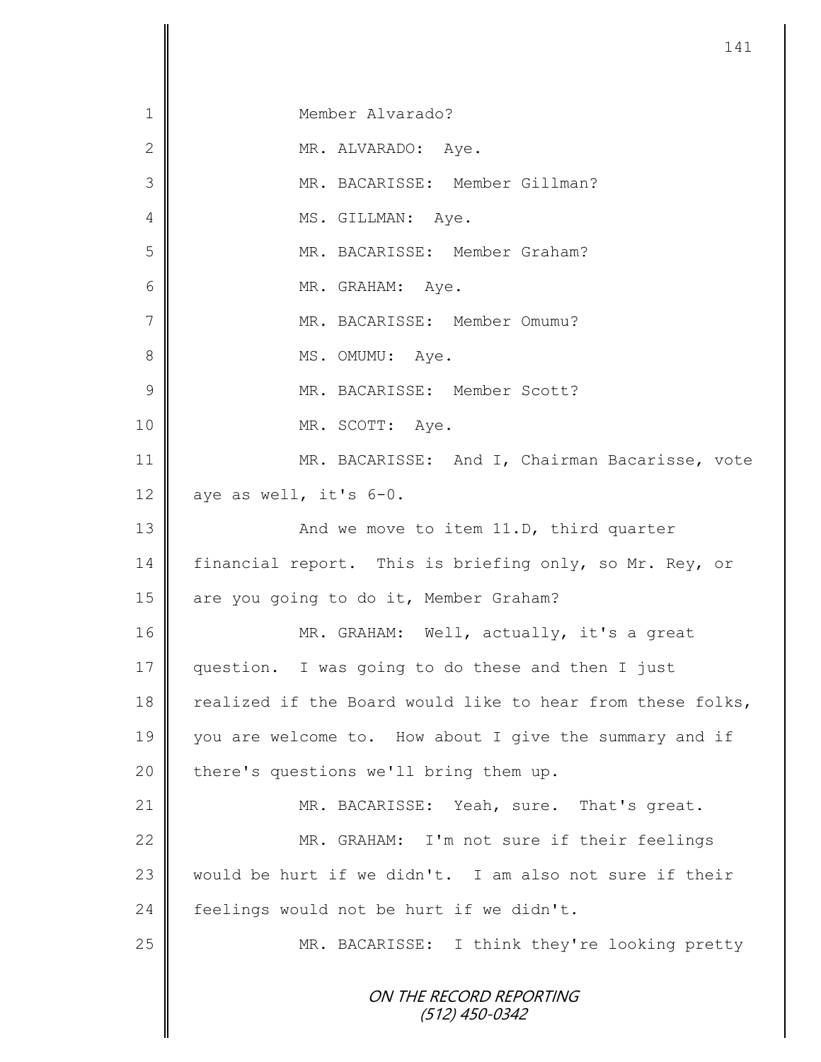Member Alvarado?

MR. ALVARADO: Aye.

MR. BACARISSE: Member Gillman?

MS. GILLMAN: Aye.

MR. BACARISSE: Member Graham?

MR. GRAHAM: Aye.

MR. BACARISSE: Member Omumu?

MS. OMUMU: Aye.

MR. BACARISSE: Member Scott?

MR. SCOTT: Aye.

MR. BACARISSE: And I, Chairman Bacarisse, vote aye as well, it's 6-0.

And we move to item 11.D, third quarter financial report. This is briefing only, so Mr. Rey, or are you going to do it, Member Graham?

MR. GRAHAM: Well, actually, it's a great question. I was going to do these and then I just realized if the Board would like to hear from these folks, you are welcome to. How about I give the summary and if there's questions we'll bring them up.

MR. BACARISSE: Yeah, sure. That's great.

MR. GRAHAM: I'm not sure if their feelings would be hurt if we didn't. I am also not sure if their feelings would not be hurt if we didn't.

MR. BACARISSE: I think they're looking pretty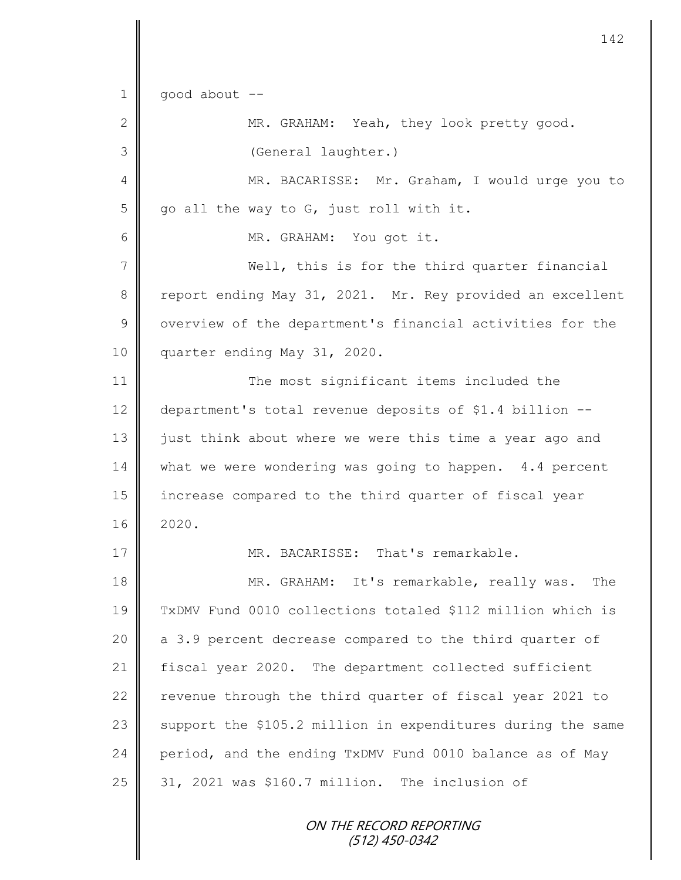good about --

MR. GRAHAM: Yeah, they look pretty good.

(General laughter.)

MR. BACARISSE: Mr. Graham, I would urge you to go all the way to G, just roll with it.

MR. GRAHAM: You got it.

Well, this is for the third quarter financial report ending May 31, 2021. Mr. Rey provided an excellent overview of the department's financial activities for the quarter ending May 31, 2020.

The most significant items included the department's total revenue deposits of $1.4 billion -- just think about where we were this time a year ago and what we were wondering was going to happen. 4.4 percent increase compared to the third quarter of fiscal year 2020.

MR. BACARISSE: That's remarkable.

MR. GRAHAM: It's remarkable, really was. The TxDMV Fund 0010 collections totaled $112 million which is a 3.9 percent decrease compared to the third quarter of fiscal year 2020. The department collected sufficient revenue through the third quarter of fiscal year 2021 to support the $105.2 million in expenditures during the same period, and the ending TxDMV Fund 0010 balance as of May 31, 2021 was $160.7 million. The inclusion of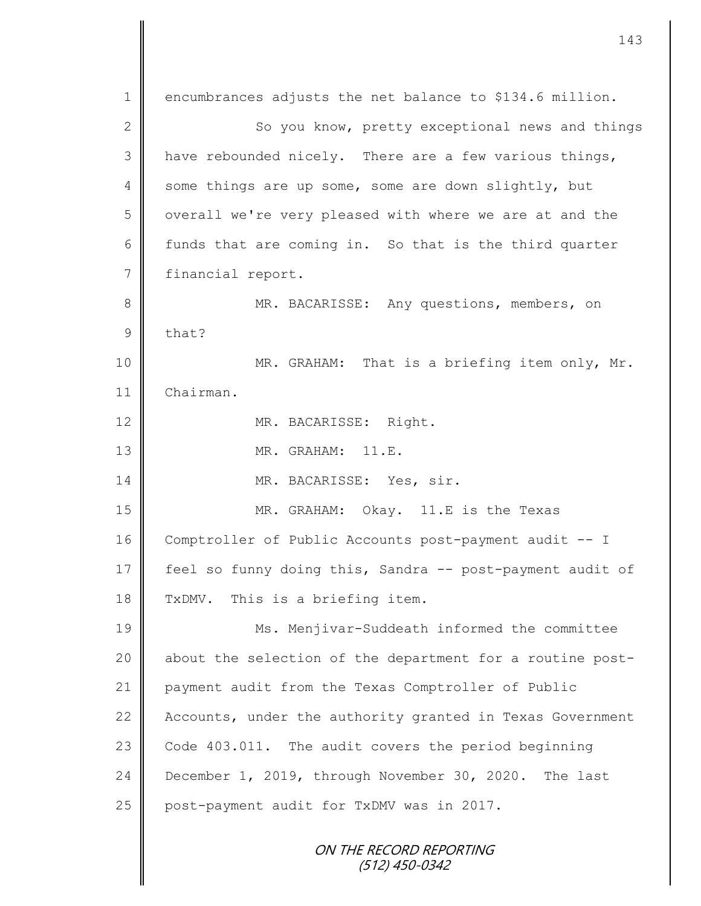encumbrances adjusts the net balance to $134.6 million.

So you know, pretty exceptional news and things have rebounded nicely. There are a few various things, some things are up some, some are down slightly, but overall we're very pleased with where we are at and the funds that are coming in. So that is the third quarter financial report.

MR. BACARISSE: Any questions, members, on that?

MR. GRAHAM: That is a briefing item only, Mr. Chairman.

MR. BACARISSE: Right.

MR. GRAHAM: 11.E.

MR. BACARISSE: Yes, sir.

MR. GRAHAM: Okay. 11.E is the Texas Comptroller of Public Accounts post-payment audit -- I feel so funny doing this, Sandra -- post-payment audit of TxDMV. This is a briefing item.

Ms. Menjivar-Suddeath informed the committee about the selection of the department for a routine post-payment audit from the Texas Comptroller of Public Accounts, under the authority granted in Texas Government Code 403.011. The audit covers the period beginning December 1, 2019, through November 30, 2020. The last post-payment audit for TxDMV was in 2017.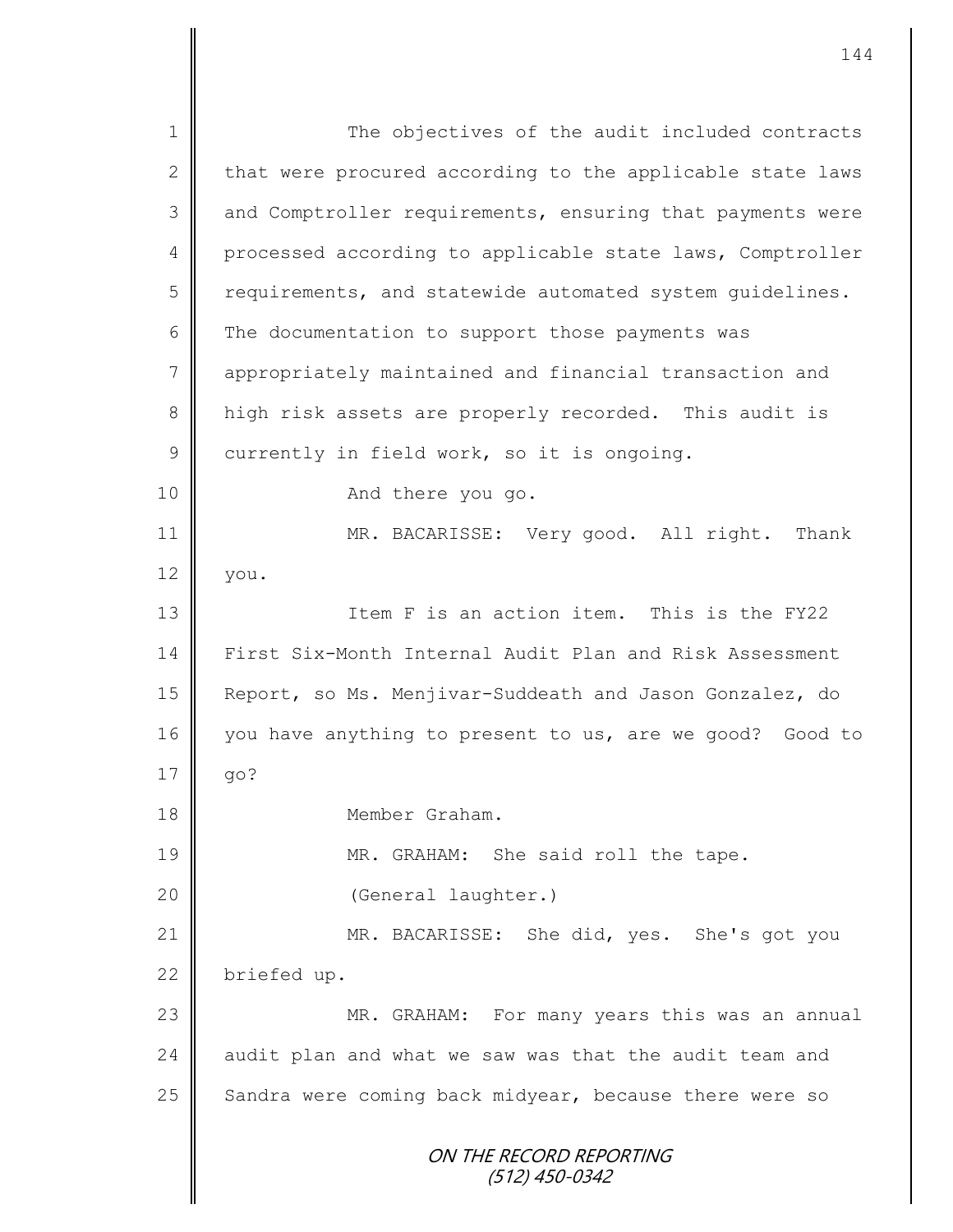The objectives of the audit included contracts that were procured according to the applicable state laws and Comptroller requirements, ensuring that payments were processed according to applicable state laws, Comptroller requirements, and statewide automated system guidelines. The documentation to support those payments was appropriately maintained and financial transaction and high risk assets are properly recorded. This audit is currently in field work, so it is ongoing.

And there you go.

MR. BACARISSE: Very good. All right. Thank you.

Item F is an action item. This is the FY22 First Six-Month Internal Audit Plan and Risk Assessment Report, so Ms. Menjivar-Suddeath and Jason Gonzalez, do you have anything to present to us, are we good? Good to go?

Member Graham.

MR. GRAHAM: She said roll the tape.

(General laughter.)

MR. BACARISSE: She did, yes. She's got you briefed up.

MR. GRAHAM: For many years this was an annual audit plan and what we saw was that the audit team and Sandra were coming back midyear, because there were so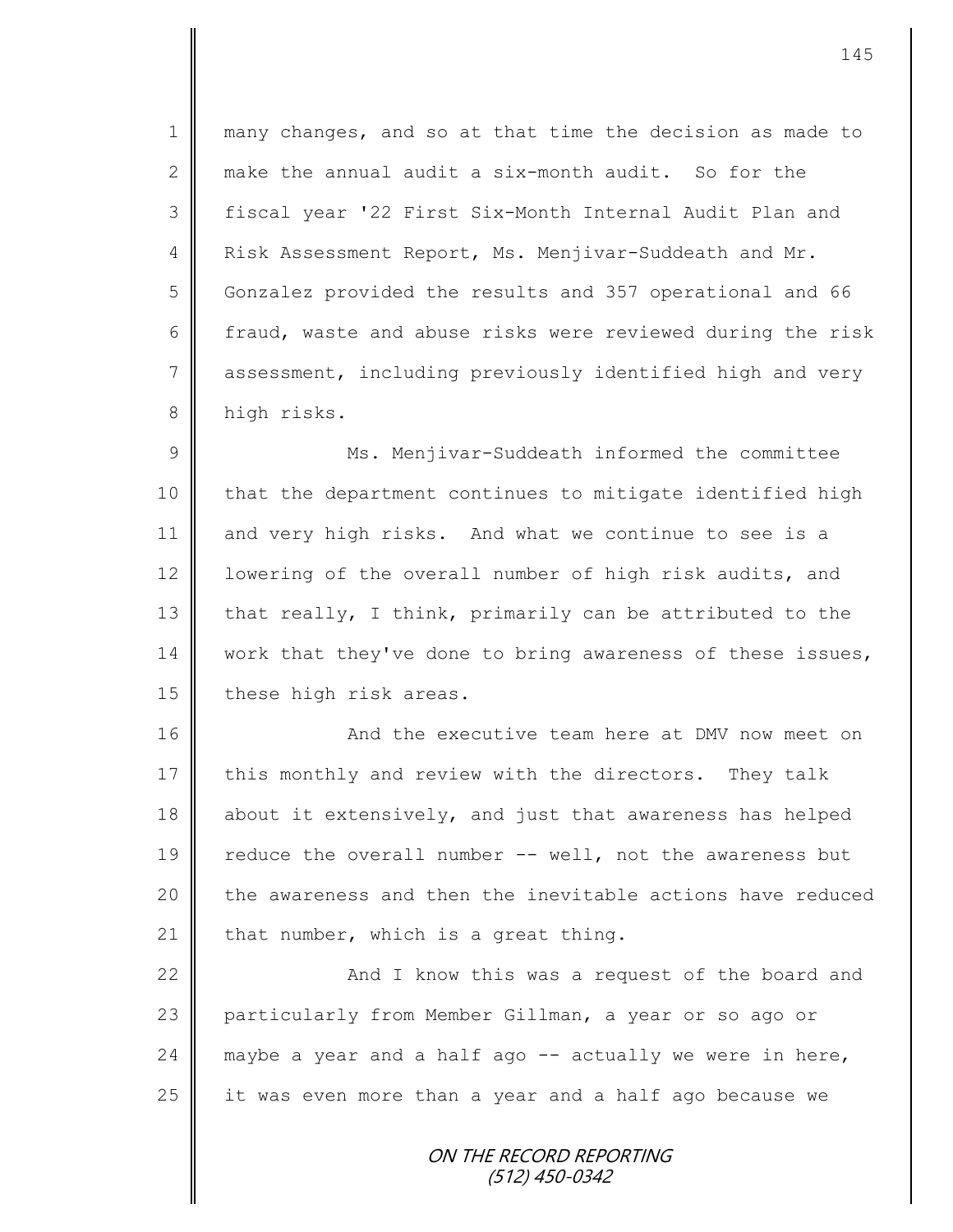many changes, and so at that time the decision as made to make the annual audit a six-month audit. So for the fiscal year '22 First Six-Month Internal Audit Plan and Risk Assessment Report, Ms. Menjivar-Suddeath and Mr. Gonzalez provided the results and 357 operational and 66 fraud, waste and abuse risks were reviewed during the risk assessment, including previously identified high and very high risks.

Ms. Menjivar-Suddeath informed the committee that the department continues to mitigate identified high and very high risks. And what we continue to see is a lowering of the overall number of high risk audits, and that really, I think, primarily can be attributed to the work that they've done to bring awareness of these issues, these high risk areas.

And the executive team here at DMV now meet on this monthly and review with the directors. They talk about it extensively, and just that awareness has helped reduce the overall number -- well, not the awareness but the awareness and then the inevitable actions have reduced that number, which is a great thing.

And I know this was a request of the board and particularly from Member Gillman, a year or so ago or maybe a year and a half ago -- actually we were in here, it was even more than a year and a half ago because we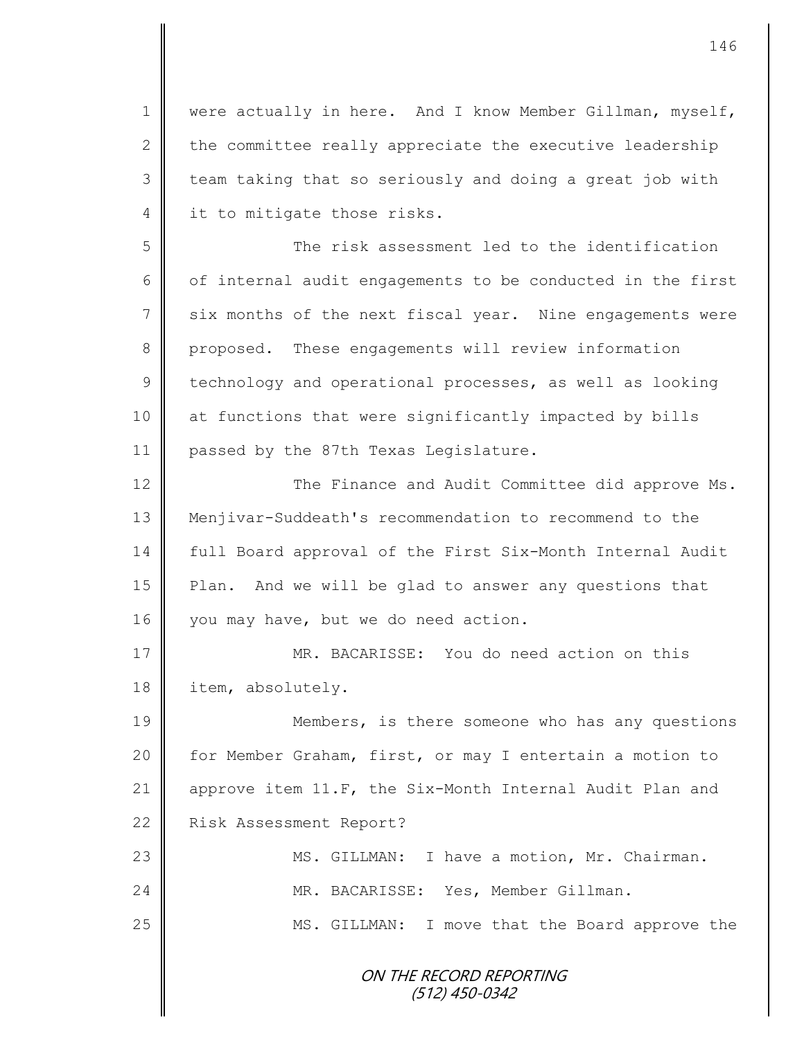were actually in here. And I know Member Gillman, myself, the committee really appreciate the executive leadership team taking that so seriously and doing a great job with it to mitigate those risks.

The risk assessment led to the identification of internal audit engagements to be conducted in the first six months of the next fiscal year. Nine engagements were proposed. These engagements will review information technology and operational processes, as well as looking at functions that were significantly impacted by bills passed by the 87th Texas Legislature.

The Finance and Audit Committee did approve Ms. Menjivar-Suddeath's recommendation to recommend to the full Board approval of the First Six-Month Internal Audit Plan. And we will be glad to answer any questions that you may have, but we do need action.

MR. BACARISSE: You do need action on this item, absolutely.

Members, is there someone who has any questions for Member Graham, first, or may I entertain a motion to approve item 11.F, the Six-Month Internal Audit Plan and Risk Assessment Report?

MS. GILLMAN: I have a motion, Mr. Chairman.

MR. BACARISSE: Yes, Member Gillman.

MS. GILLMAN: I move that the Board approve the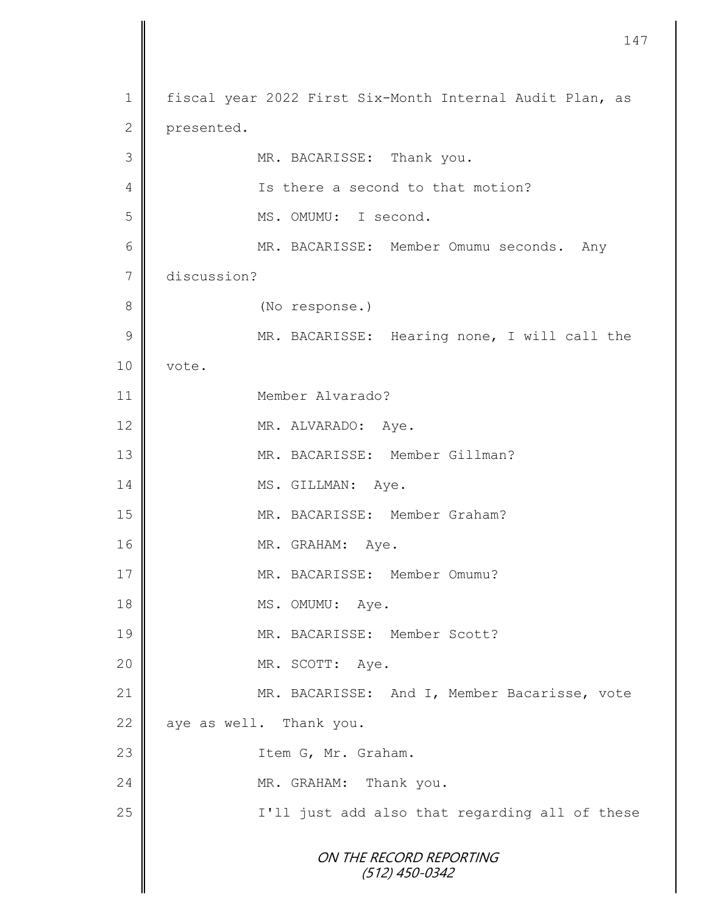fiscal year 2022 First Six-Month Internal Audit Plan, as presented.

MR. BACARISSE: Thank you.

Is there a second to that motion?

MS. OMUMU: I second.

MR. BACARISSE: Member Omumu seconds. Any discussion?

(No response.)

MR. BACARISSE: Hearing none, I will call the vote.

Member Alvarado?

MR. ALVARADO: Aye.

MR. BACARISSE: Member Gillman?

MS. GILLMAN: Aye.

MR. BACARISSE: Member Graham?

MR. GRAHAM: Aye.

MR. BACARISSE: Member Omumu?

MS. OMUMU: Aye.

MR. BACARISSE: Member Scott?

MR. SCOTT: Aye.

MR. BACARISSE: And I, Member Bacarisse, vote aye as well. Thank you.

Item G, Mr. Graham.

MR. GRAHAM: Thank you.

I'll just add also that regarding all of these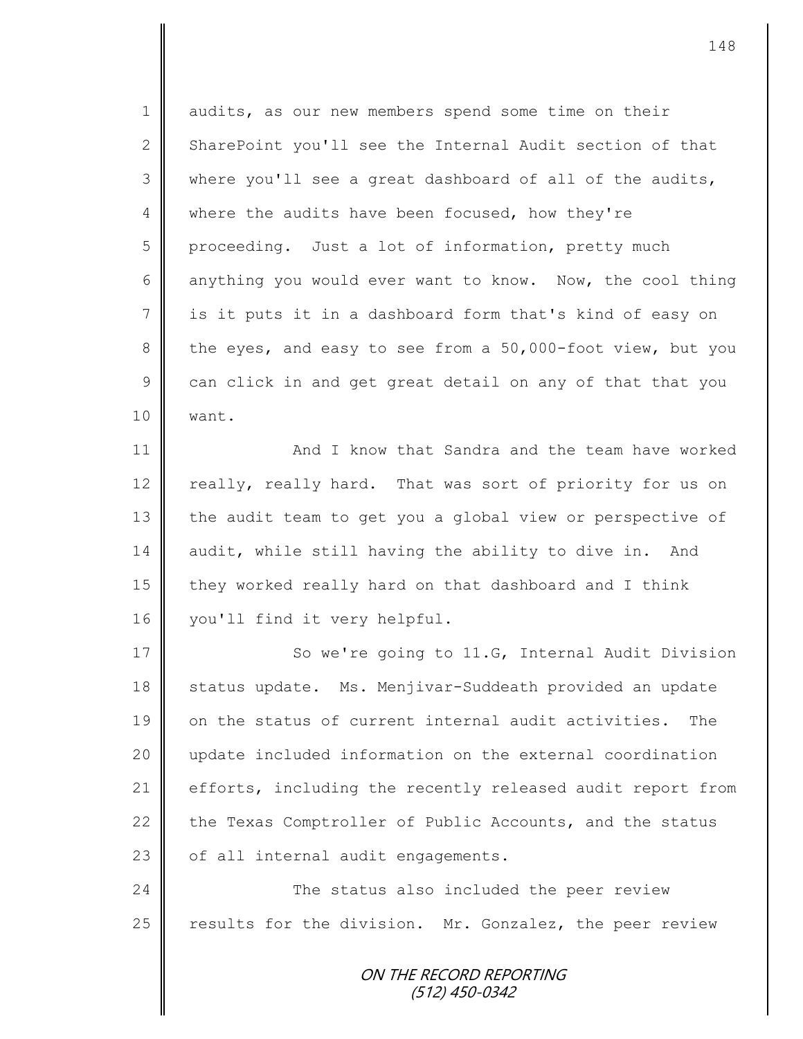audits, as our new members spend some time on their SharePoint you'll see the Internal Audit section of that where you'll see a great dashboard of all of the audits, where the audits have been focused, how they're proceeding. Just a lot of information, pretty much anything you would ever want to know. Now, the cool thing is it puts it in a dashboard form that's kind of easy on the eyes, and easy to see from a 50,000-foot view, but you can click in and get great detail on any of that that you want.

And I know that Sandra and the team have worked really, really hard. That was sort of priority for us on the audit team to get you a global view or perspective of audit, while still having the ability to dive in. And they worked really hard on that dashboard and I think you'll find it very helpful.

So we're going to 11.G, Internal Audit Division status update. Ms. Menjivar-Suddeath provided an update on the status of current internal audit activities. The update included information on the external coordination efforts, including the recently released audit report from the Texas Comptroller of Public Accounts, and the status of all internal audit engagements.

The status also included the peer review results for the division. Mr. Gonzalez, the peer review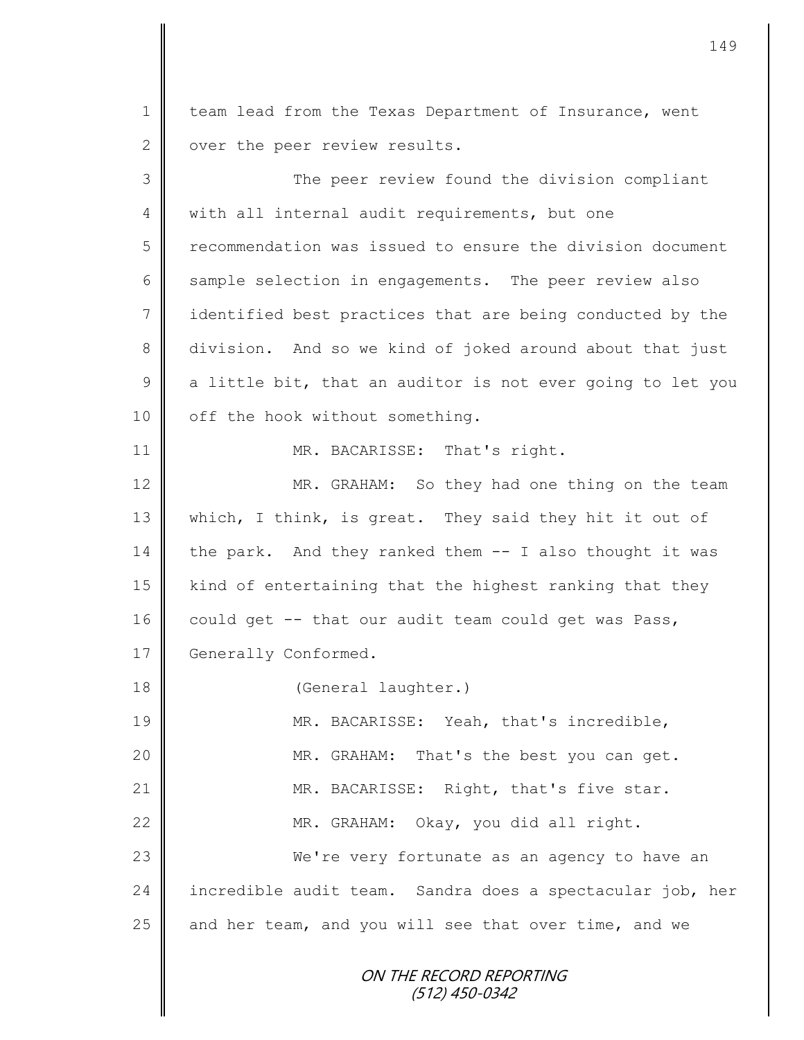team lead from the Texas Department of Insurance, went over the peer review results.

The peer review found the division compliant with all internal audit requirements, but one recommendation was issued to ensure the division document sample selection in engagements. The peer review also identified best practices that are being conducted by the division. And so we kind of joked around about that just a little bit, that an auditor is not ever going to let you off the hook without something.

MR. BACARISSE: That's right.

MR. GRAHAM: So they had one thing on the team which, I think, is great. They said they hit it out of the park. And they ranked them -- I also thought it was kind of entertaining that the highest ranking that they could get -- that our audit team could get was Pass, Generally Conformed.

(General laughter.)

MR. BACARISSE: Yeah, that's incredible,

MR. GRAHAM: That's the best you can get.

MR. BACARISSE: Right, that's five star.

MR. GRAHAM: Okay, you did all right.

We're very fortunate as an agency to have an incredible audit team. Sandra does a spectacular job, her and her team, and you will see that over time, and we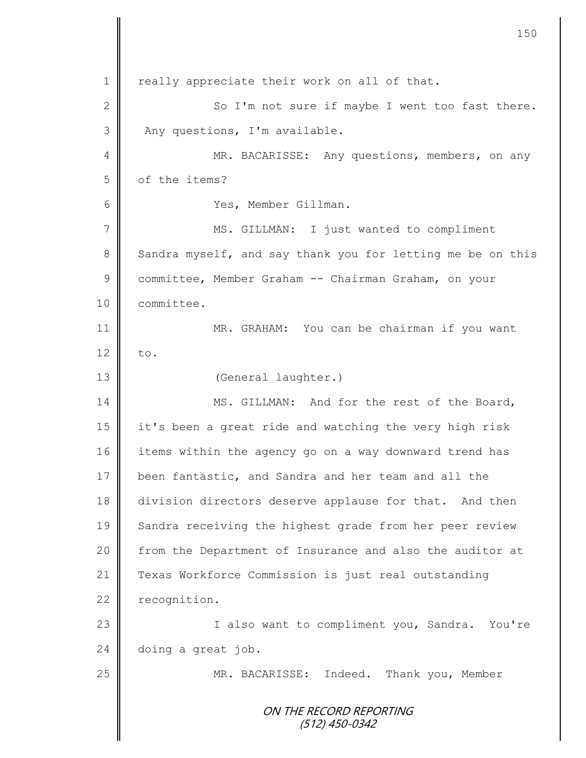really appreciate their work on all of that.

So I'm not sure if maybe I went too fast there. Any questions, I'm available.

MR. BACARISSE: Any questions, members, on any of the items?

Yes, Member Gillman.

MS. GILLMAN: I just wanted to compliment Sandra myself, and say thank you for letting me be on this committee, Member Graham -- Chairman Graham, on your committee.

MR. GRAHAM: You can be chairman if you want to.

(General laughter.)

MS. GILLMAN: And for the rest of the Board, it's been a great ride and watching the very high risk items within the agency go on a way downward trend has been fantastic, and Sandra and her team and all the division directors deserve applause for that. And then Sandra receiving the highest grade from her peer review from the Department of Insurance and also the auditor at Texas Workforce Commission is just real outstanding recognition.

I also want to compliment you, Sandra. You're doing a great job.

MR. BACARISSE: Indeed. Thank you, Member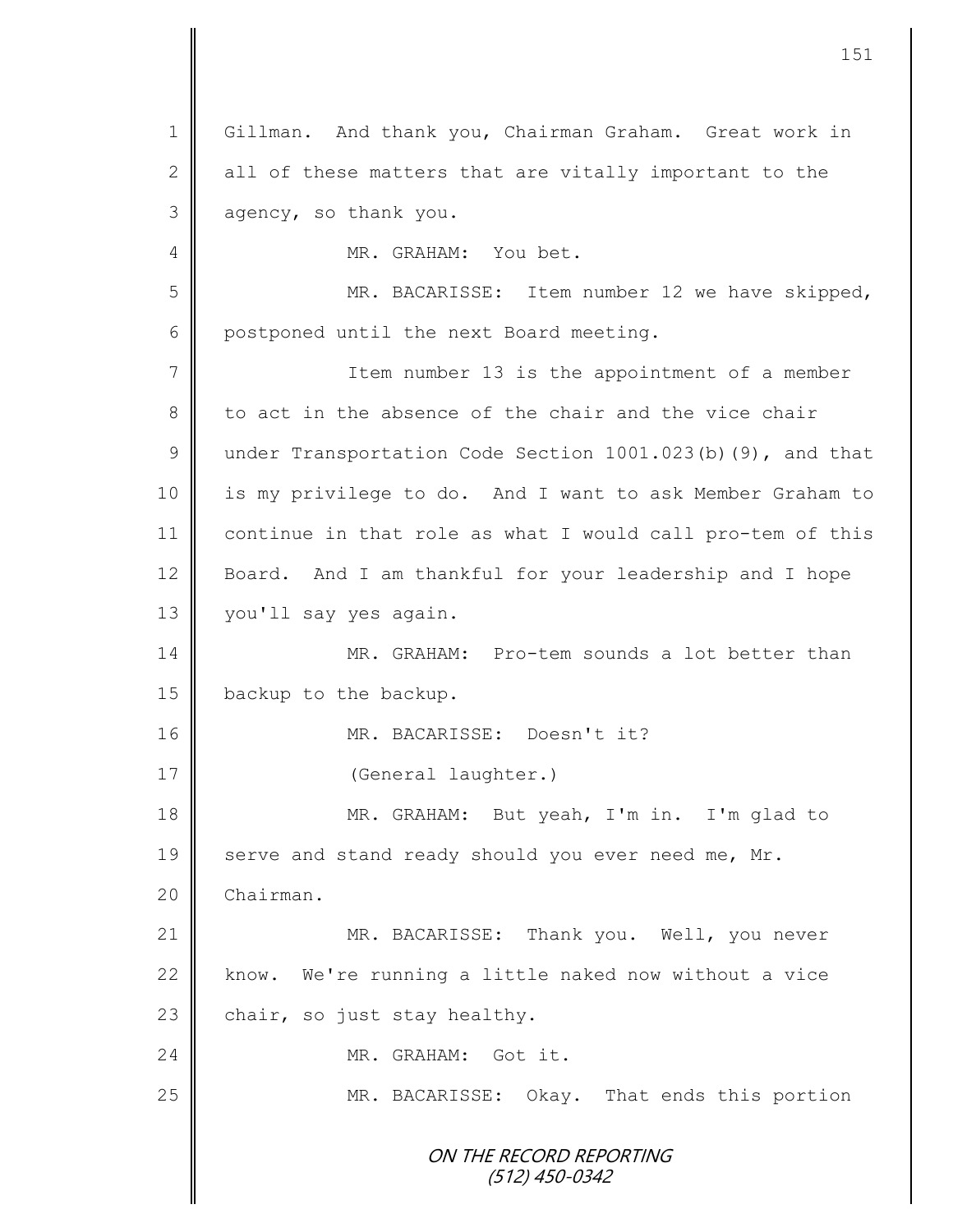Gillman. And thank you, Chairman Graham. Great work in all of these matters that are vitally important to the agency, so thank you.

MR. GRAHAM: You bet.

MR. BACARISSE: Item number 12 we have skipped, postponed until the next Board meeting.

Item number 13 is the appointment of a member to act in the absence of the chair and the vice chair under Transportation Code Section 1001.023(b)(9), and that is my privilege to do. And I want to ask Member Graham to continue in that role as what I would call pro-tem of this Board. And I am thankful for your leadership and I hope you'll say yes again.

MR. GRAHAM: Pro-tem sounds a lot better than backup to the backup.

MR. BACARISSE: Doesn't it?

(General laughter.)

MR. GRAHAM: But yeah, I'm in. I'm glad to serve and stand ready should you ever need me, Mr. Chairman.

MR. BACARISSE: Thank you. Well, you never know. We're running a little naked now without a vice chair, so just stay healthy.

MR. GRAHAM: Got it.

MR. BACARISSE: Okay. That ends this portion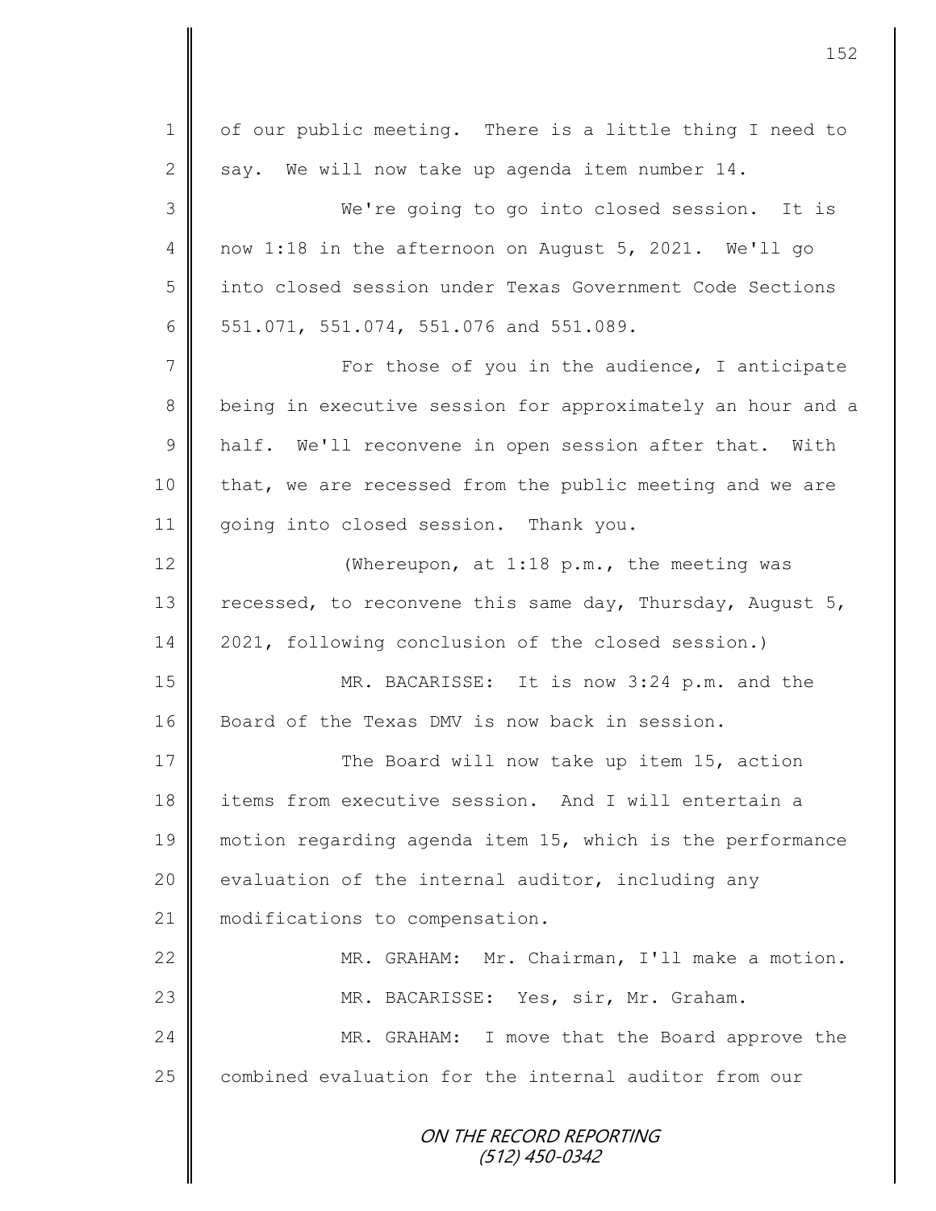of our public meeting. There is a little thing I need to say. We will now take up agenda item number 14.

We're going to go into closed session. It is now 1:18 in the afternoon on August 5, 2021. We'll go into closed session under Texas Government Code Sections 551.071, 551.074, 551.076 and 551.089.

For those of you in the audience, I anticipate being in executive session for approximately an hour and a half. We'll reconvene in open session after that. With that, we are recessed from the public meeting and we are going into closed session. Thank you.

(Whereupon, at 1:18 p.m., the meeting was recessed, to reconvene this same day, Thursday, August 5, 2021, following conclusion of the closed session.)

MR. BACARISSE: It is now 3:24 p.m. and the Board of the Texas DMV is now back in session.

The Board will now take up item 15, action items from executive session. And I will entertain a motion regarding agenda item 15, which is the performance evaluation of the internal auditor, including any modifications to compensation.

MR. GRAHAM: Mr. Chairman, I'll make a motion.

MR. BACARISSE: Yes, sir, Mr. Graham.

MR. GRAHAM: I move that the Board approve the combined evaluation for the internal auditor from our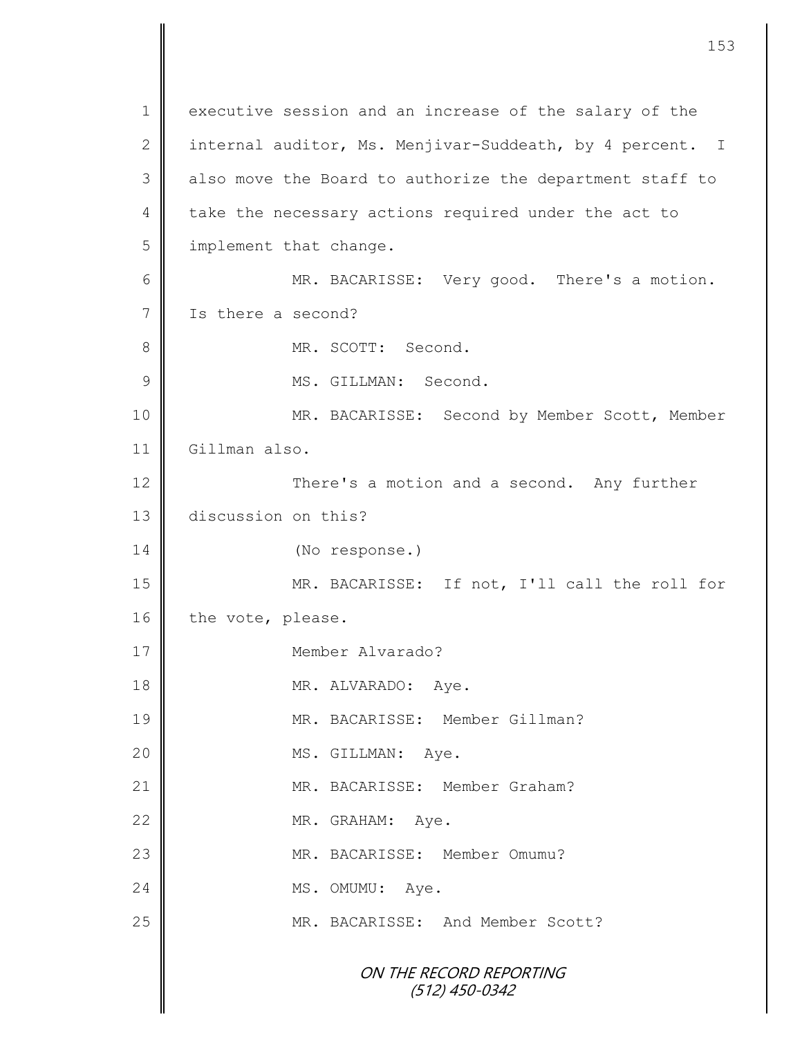executive session and an increase of the salary of the internal auditor, Ms. Menjivar-Suddeath, by 4 percent. I also move the Board to authorize the department staff to take the necessary actions required under the act to implement that change.

MR. BACARISSE: Very good. There's a motion. Is there a second?

MR. SCOTT: Second.

MS. GILLMAN: Second.

MR. BACARISSE: Second by Member Scott, Member Gillman also.

There's a motion and a second. Any further discussion on this?

(No response.)

MR. BACARISSE: If not, I'll call the roll for the vote, please.

Member Alvarado?

MR. ALVARADO: Aye.

MR. BACARISSE: Member Gillman?

MS. GILLMAN: Aye.

MR. BACARISSE: Member Graham?

MR. GRAHAM: Aye.

MR. BACARISSE: Member Omumu?

MS. OMUMU: Aye.

MR. BACARISSE: And Member Scott?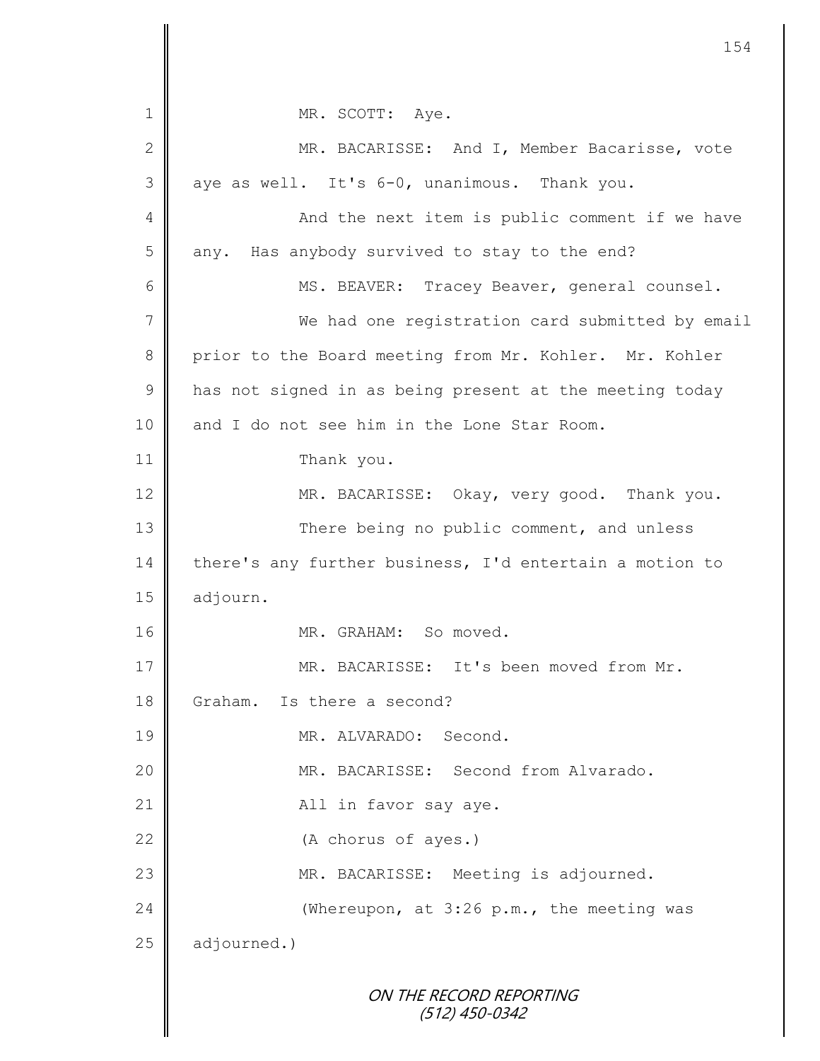MR. SCOTT: Aye.

MR. BACARISSE: And I, Member Bacarisse, vote aye as well. It's 6-0, unanimous. Thank you.

And the next item is public comment if we have any. Has anybody survived to stay to the end?

MS. BEAVER: Tracey Beaver, general counsel.

We had one registration card submitted by email prior to the Board meeting from Mr. Kohler. Mr. Kohler has not signed in as being present at the meeting today and I do not see him in the Lone Star Room.

Thank you.

MR. BACARISSE: Okay, very good. Thank you.

There being no public comment, and unless there's any further business, I'd entertain a motion to adjourn.

MR. GRAHAM: So moved.

MR. BACARISSE: It's been moved from Mr. Graham. Is there a second?

MR. ALVARADO: Second.

MR. BACARISSE: Second from Alvarado.

All in favor say aye.

(A chorus of ayes.)

MR. BACARISSE: Meeting is adjourned.

(Whereupon, at 3:26 p.m., the meeting was adjourned.)

ON THE RECORD REPORTING
(512) 450-0342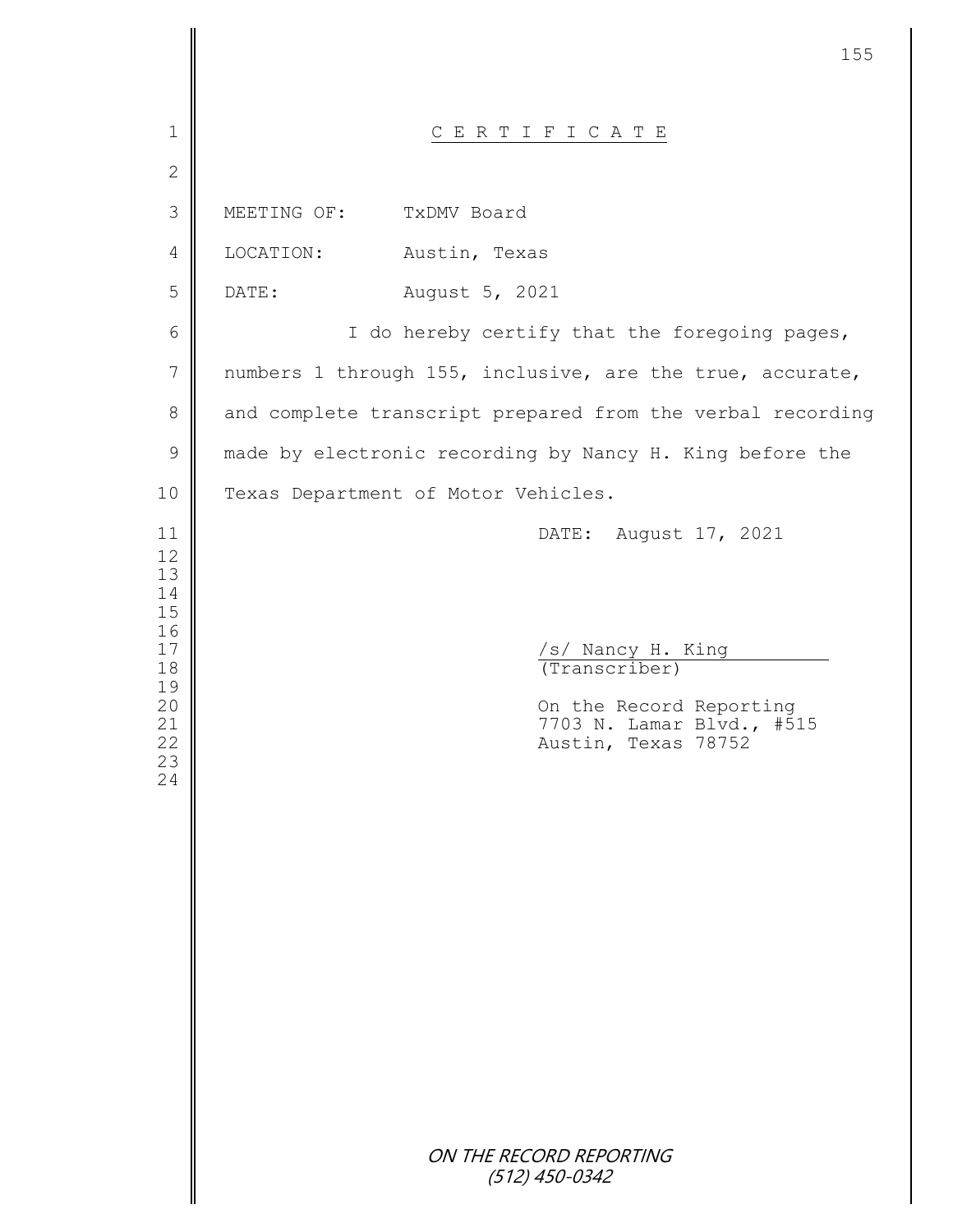# C E R T I F I C A T E

MEETING OF: TxDMV Board

LOCATION: Austin, Texas

DATE: August 5, 2021

I do hereby certify that the foregoing pages, numbers 1 through 155, inclusive, are the true, accurate, and complete transcript prepared from the verbal recording made by electronic recording by Nancy H. King before the Texas Department of Motor Vehicles.

DATE: August 17, 2021

/s/ Nancy H. King
(Transcriber)

On the Record Reporting
7703 N. Lamar Blvd., #515
Austin, Texas 78752